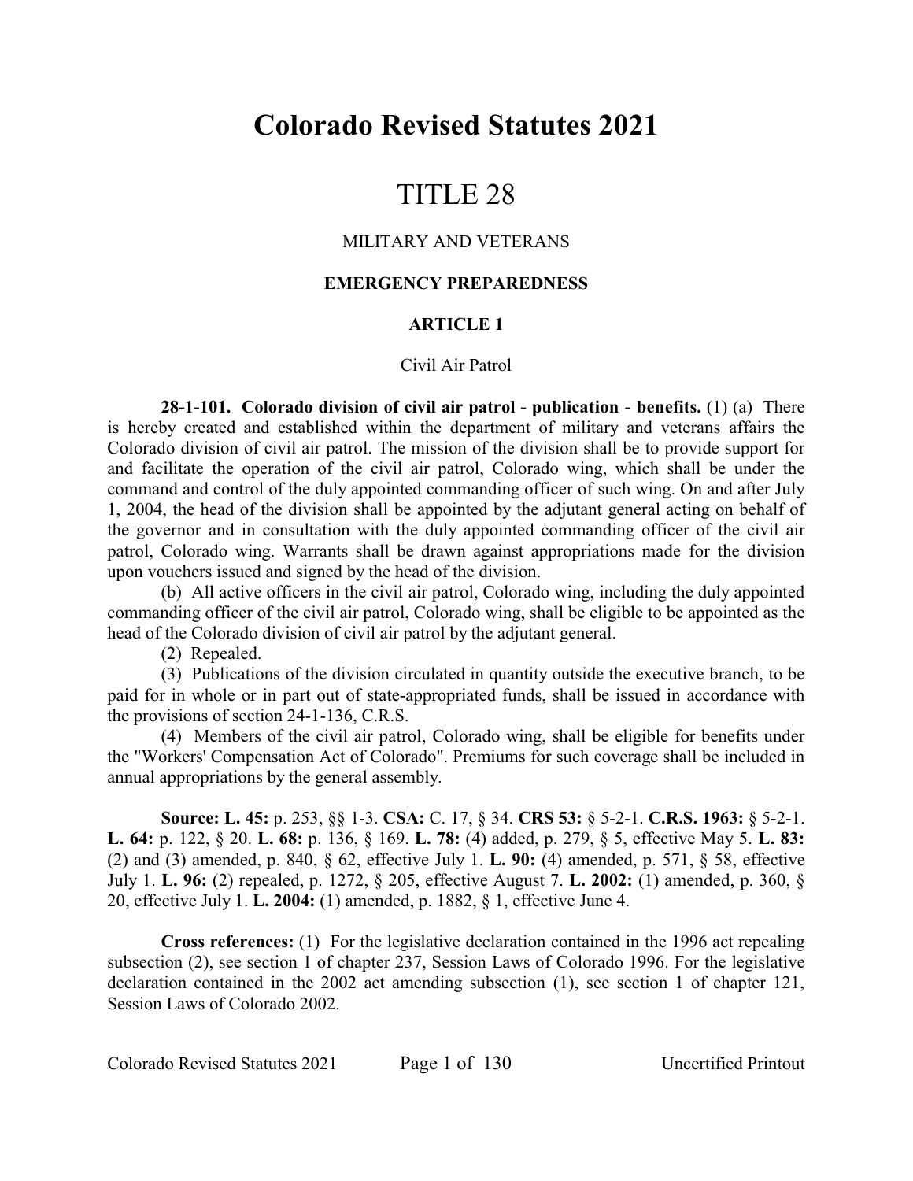# Colorado Revised Statutes 2021

# TITLE 28

## MILITARY AND VETERANS

### EMERGENCY PREPAREDNESS

### ARTICLE 1

#### Civil Air Patrol

**28-1-101. Colorado division of civil air patrol - publication - benefits.** (1) (a) There is hereby created and established within the department of military and veterans affairs the Colorado division of civil air patrol. The mission of the division shall be to provide support for and facilitate the operation of the civil air patrol, Colorado wing, which shall be under the command and control of the duly appointed commanding officer of such wing. On and after July 1, 2004, the head of the division shall be appointed by the adjutant general acting on behalf of the governor and in consultation with the duly appointed commanding officer of the civil air patrol, Colorado wing. Warrants shall be drawn against appropriations made for the division upon vouchers issued and signed by the head of the division.

(b) All active officers in the civil air patrol, Colorado wing, including the duly appointed commanding officer of the civil air patrol, Colorado wing, shall be eligible to be appointed as the head of the Colorado division of civil air patrol by the adjutant general.

(2) Repealed.

(3) Publications of the division circulated in quantity outside the executive branch, to be paid for in whole or in part out of state-appropriated funds, shall be issued in accordance with the provisions of section 24-1-136, C.R.S.

(4) Members of the civil air patrol, Colorado wing, shall be eligible for benefits under the "Workers' Compensation Act of Colorado". Premiums for such coverage shall be included in annual appropriations by the general assembly.

**Source: L. 45:** p. 253, §§ 1-3. **CSA:** C. 17, § 34. **CRS 53:** § 5-2-1. **C.R.S. 1963:** § 5-2-1. **L. 64:** p. 122, § 20. **L. 68:** p. 136, § 169. **L. 78:** (4) added, p. 279, § 5, effective May 5. **L. 83:** (2) and (3) amended, p. 840, § 62, effective July 1. **L. 90:** (4) amended, p. 571, § 58, effective July 1. **L. 96:** (2) repealed, p. 1272, § 205, effective August 7. **L. 2002:** (1) amended, p. 360, § 20, effective July 1. **L. 2004:** (1) amended, p. 1882, § 1, effective June 4.

**Cross references:** (1) For the legislative declaration contained in the 1996 act repealing subsection (2), see section 1 of chapter 237, Session Laws of Colorado 1996. For the legislative declaration contained in the 2002 act amending subsection (1), see section 1 of chapter 121, Session Laws of Colorado 2002.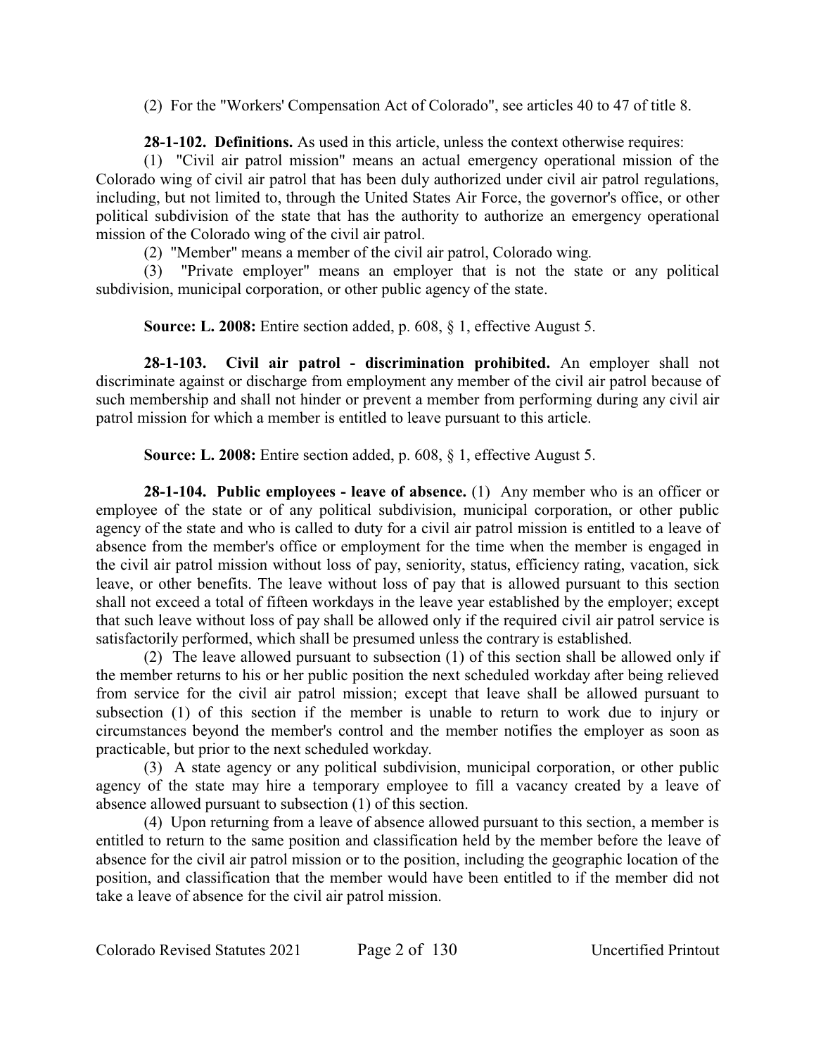(2) For the "Workers' Compensation Act of Colorado", see articles 40 to 47 of title 8.

**28-1-102. Definitions.** As used in this article, unless the context otherwise requires:

(1) "Civil air patrol mission" means an actual emergency operational mission of the Colorado wing of civil air patrol that has been duly authorized under civil air patrol regulations, including, but not limited to, through the United States Air Force, the governor's office, or other political subdivision of the state that has the authority to authorize an emergency operational mission of the Colorado wing of the civil air patrol.

(2) "Member" means a member of the civil air patrol, Colorado wing.

(3) "Private employer" means an employer that is not the state or any political subdivision, municipal corporation, or other public agency of the state.

**Source: L. 2008:** Entire section added, p. 608, § 1, effective August 5.

**28-1-103. Civil air patrol - discrimination prohibited.** An employer shall not discriminate against or discharge from employment any member of the civil air patrol because of such membership and shall not hinder or prevent a member from performing during any civil air patrol mission for which a member is entitled to leave pursuant to this article.

**Source: L. 2008:** Entire section added, p. 608, § 1, effective August 5.

**28-1-104. Public employees - leave of absence.** (1) Any member who is an officer or employee of the state or of any political subdivision, municipal corporation, or other public agency of the state and who is called to duty for a civil air patrol mission is entitled to a leave of absence from the member's office or employment for the time when the member is engaged in the civil air patrol mission without loss of pay, seniority, status, efficiency rating, vacation, sick leave, or other benefits. The leave without loss of pay that is allowed pursuant to this section shall not exceed a total of fifteen workdays in the leave year established by the employer; except that such leave without loss of pay shall be allowed only if the required civil air patrol service is satisfactorily performed, which shall be presumed unless the contrary is established.

(2) The leave allowed pursuant to subsection (1) of this section shall be allowed only if the member returns to his or her public position the next scheduled workday after being relieved from service for the civil air patrol mission; except that leave shall be allowed pursuant to subsection (1) of this section if the member is unable to return to work due to injury or circumstances beyond the member's control and the member notifies the employer as soon as practicable, but prior to the next scheduled workday.

(3) A state agency or any political subdivision, municipal corporation, or other public agency of the state may hire a temporary employee to fill a vacancy created by a leave of absence allowed pursuant to subsection (1) of this section.

(4) Upon returning from a leave of absence allowed pursuant to this section, a member is entitled to return to the same position and classification held by the member before the leave of absence for the civil air patrol mission or to the position, including the geographic location of the position, and classification that the member would have been entitled to if the member did not take a leave of absence for the civil air patrol mission.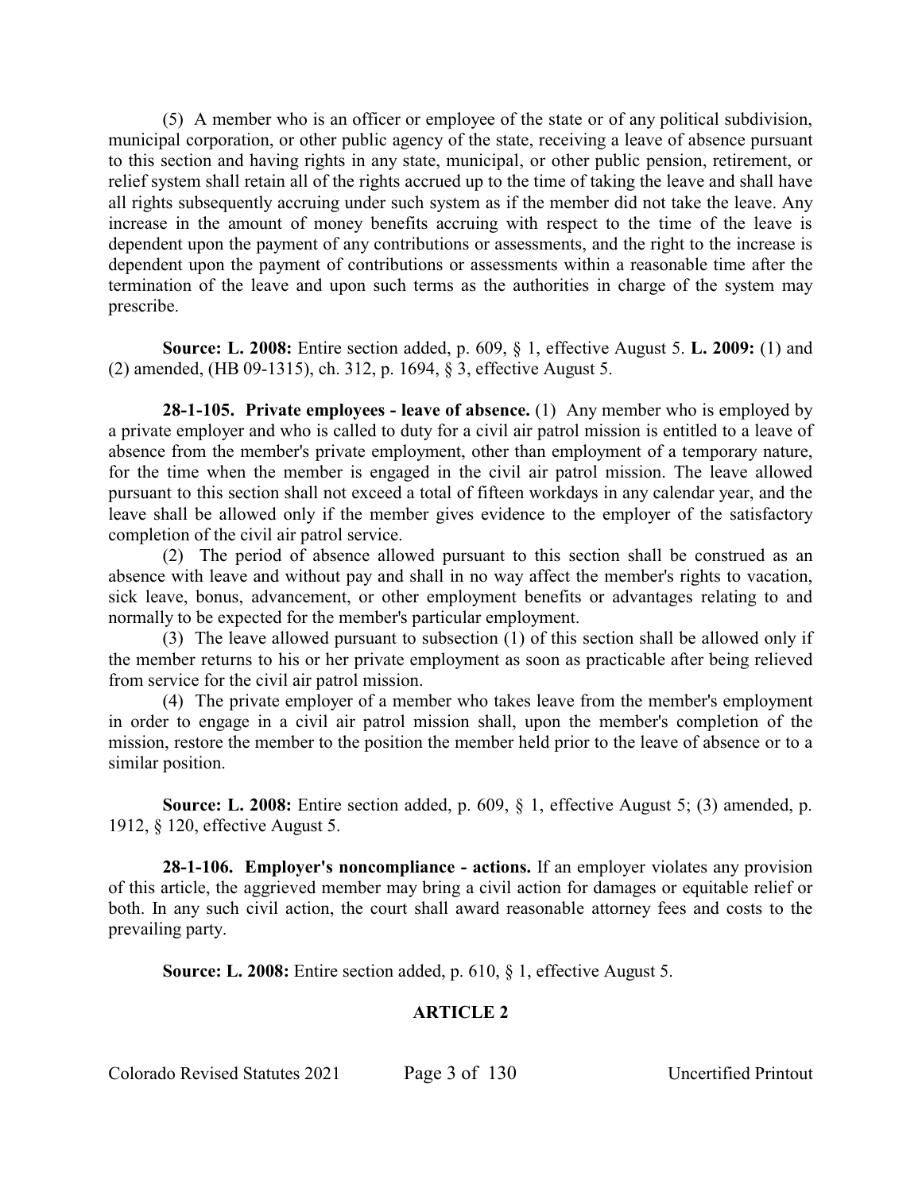(5) A member who is an officer or employee of the state or of any political subdivision, municipal corporation, or other public agency of the state, receiving a leave of absence pursuant to this section and having rights in any state, municipal, or other public pension, retirement, or relief system shall retain all of the rights accrued up to the time of taking the leave and shall have all rights subsequently accruing under such system as if the member did not take the leave. Any increase in the amount of money benefits accruing with respect to the time of the leave is dependent upon the payment of any contributions or assessments, and the right to the increase is dependent upon the payment of contributions or assessments within a reasonable time after the termination of the leave and upon such terms as the authorities in charge of the system may prescribe.

**Source: L. 2008:** Entire section added, p. 609, § 1, effective August 5. **L. 2009:** (1) and (2) amended, (HB 09-1315), ch. 312, p. 1694, § 3, effective August 5.

**28-1-105. Private employees - leave of absence.** (1) Any member who is employed by a private employer and who is called to duty for a civil air patrol mission is entitled to a leave of absence from the member's private employment, other than employment of a temporary nature, for the time when the member is engaged in the civil air patrol mission. The leave allowed pursuant to this section shall not exceed a total of fifteen workdays in any calendar year, and the leave shall be allowed only if the member gives evidence to the employer of the satisfactory completion of the civil air patrol service.

(2) The period of absence allowed pursuant to this section shall be construed as an absence with leave and without pay and shall in no way affect the member's rights to vacation, sick leave, bonus, advancement, or other employment benefits or advantages relating to and normally to be expected for the member's particular employment.

(3) The leave allowed pursuant to subsection (1) of this section shall be allowed only if the member returns to his or her private employment as soon as practicable after being relieved from service for the civil air patrol mission.

(4) The private employer of a member who takes leave from the member's employment in order to engage in a civil air patrol mission shall, upon the member's completion of the mission, restore the member to the position the member held prior to the leave of absence or to a similar position.

**Source: L. 2008:** Entire section added, p. 609, § 1, effective August 5; (3) amended, p. 1912, § 120, effective August 5.

**28-1-106. Employer's noncompliance - actions.** If an employer violates any provision of this article, the aggrieved member may bring a civil action for damages or equitable relief or both. In any such civil action, the court shall award reasonable attorney fees and costs to the prevailing party.

**Source: L. 2008:** Entire section added, p. 610, § 1, effective August 5.

## ARTICLE 2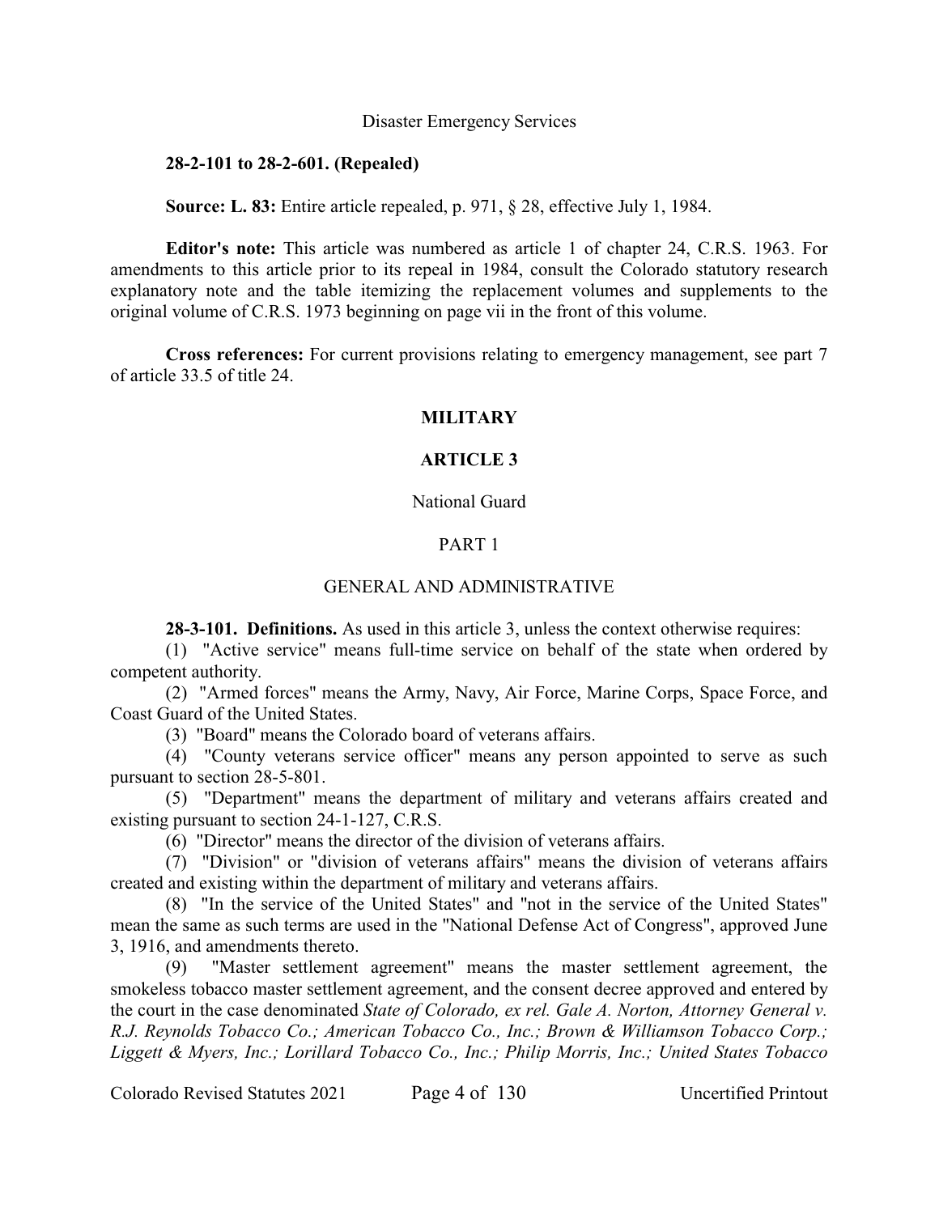Disaster Emergency Services

**28-2-101 to 28-2-601. (Repealed)**

**Source: L. 83:** Entire article repealed, p. 971, § 28, effective July 1, 1984.

**Editor's note:** This article was numbered as article 1 of chapter 24, C.R.S. 1963. For amendments to this article prior to its repeal in 1984, consult the Colorado statutory research explanatory note and the table itemizing the replacement volumes and supplements to the original volume of C.R.S. 1973 beginning on page vii in the front of this volume.

**Cross references:** For current provisions relating to emergency management, see part 7 of article 33.5 of title 24.

## MILITARY

## ARTICLE 3

National Guard

### PART 1

### GENERAL AND ADMINISTRATIVE

**28-3-101. Definitions.** As used in this article 3, unless the context otherwise requires:

(1) "Active service" means full-time service on behalf of the state when ordered by competent authority.

(2) "Armed forces" means the Army, Navy, Air Force, Marine Corps, Space Force, and Coast Guard of the United States.

(3) "Board" means the Colorado board of veterans affairs.

(4) "County veterans service officer" means any person appointed to serve as such pursuant to section 28-5-801.

(5) "Department" means the department of military and veterans affairs created and existing pursuant to section 24-1-127, C.R.S.

(6) "Director" means the director of the division of veterans affairs.

(7) "Division" or "division of veterans affairs" means the division of veterans affairs created and existing within the department of military and veterans affairs.

(8) "In the service of the United States" and "not in the service of the United States" mean the same as such terms are used in the "National Defense Act of Congress", approved June 3, 1916, and amendments thereto.

(9) "Master settlement agreement" means the master settlement agreement, the smokeless tobacco master settlement agreement, and the consent decree approved and entered by the court in the case denominated *State of Colorado, ex rel. Gale A. Norton, Attorney General v. R.J. Reynolds Tobacco Co.; American Tobacco Co., Inc.; Brown & Williamson Tobacco Corp.; Liggett & Myers, Inc.; Lorillard Tobacco Co., Inc.; Philip Morris, Inc.; United States Tobacco*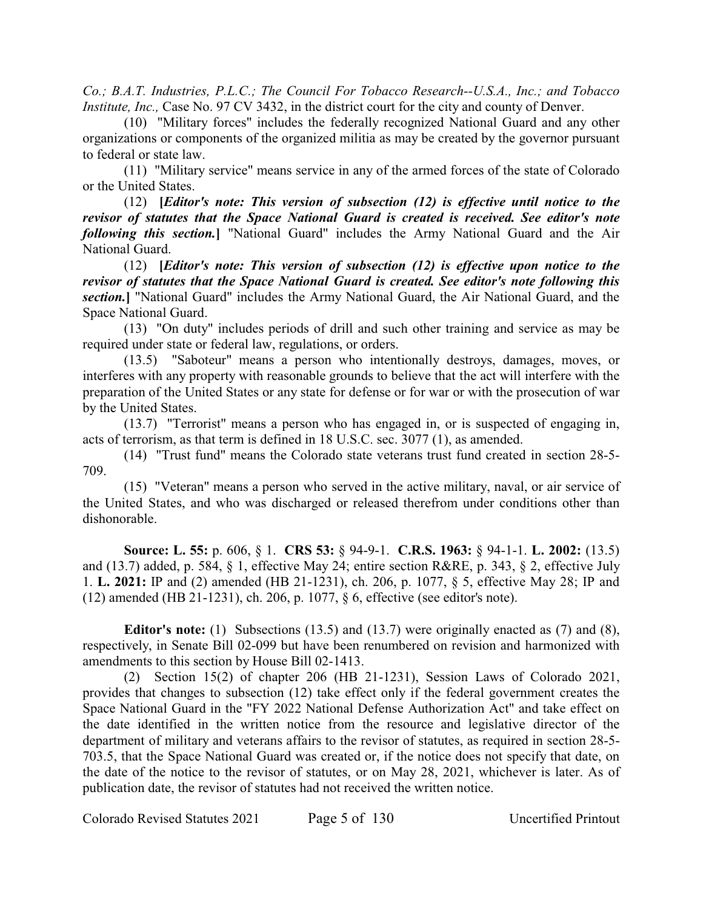*Co.; B.A.T. Industries, P.L.C.; The Council For Tobacco Research--U.S.A., Inc.; and Tobacco Institute, Inc.,* Case No. 97 CV 3432, in the district court for the city and county of Denver.

(10) "Military forces" includes the federally recognized National Guard and any other organizations or components of the organized militia as may be created by the governor pursuant to federal or state law.

(11) "Military service" means service in any of the armed forces of the state of Colorado or the United States.

(12) **[*Editor's note: This version of subsection (12) is effective until notice to the revisor of statutes that the Space National Guard is created is received. See editor's note following this section.*]** "National Guard" includes the Army National Guard and the Air National Guard.

(12) **[*Editor's note: This version of subsection (12) is effective upon notice to the revisor of statutes that the Space National Guard is created. See editor's note following this section.*]** "National Guard" includes the Army National Guard, the Air National Guard, and the Space National Guard.

(13) "On duty" includes periods of drill and such other training and service as may be required under state or federal law, regulations, or orders.

(13.5) "Saboteur" means a person who intentionally destroys, damages, moves, or interferes with any property with reasonable grounds to believe that the act will interfere with the preparation of the United States or any state for defense or for war or with the prosecution of war by the United States.

(13.7) "Terrorist" means a person who has engaged in, or is suspected of engaging in, acts of terrorism, as that term is defined in 18 U.S.C. sec. 3077 (1), as amended.

(14) "Trust fund" means the Colorado state veterans trust fund created in section 28-5-709.

(15) "Veteran" means a person who served in the active military, naval, or air service of the United States, and who was discharged or released therefrom under conditions other than dishonorable.

**Source: L. 55:** p. 606, § 1. **CRS 53:** § 94-9-1. **C.R.S. 1963:** § 94-1-1. **L. 2002:** (13.5) and (13.7) added, p. 584, § 1, effective May 24; entire section R&RE, p. 343, § 2, effective July 1. **L. 2021:** IP and (2) amended (HB 21-1231), ch. 206, p. 1077, § 5, effective May 28; IP and (12) amended (HB 21-1231), ch. 206, p. 1077, § 6, effective (see editor's note).

**Editor's note:** (1) Subsections (13.5) and (13.7) were originally enacted as (7) and (8), respectively, in Senate Bill 02-099 but have been renumbered on revision and harmonized with amendments to this section by House Bill 02-1413.

(2) Section 15(2) of chapter 206 (HB 21-1231), Session Laws of Colorado 2021, provides that changes to subsection (12) take effect only if the federal government creates the Space National Guard in the "FY 2022 National Defense Authorization Act" and take effect on the date identified in the written notice from the resource and legislative director of the department of military and veterans affairs to the revisor of statutes, as required in section 28-5-703.5, that the Space National Guard was created or, if the notice does not specify that date, on the date of the notice to the revisor of statutes, or on May 28, 2021, whichever is later. As of publication date, the revisor of statutes had not received the written notice.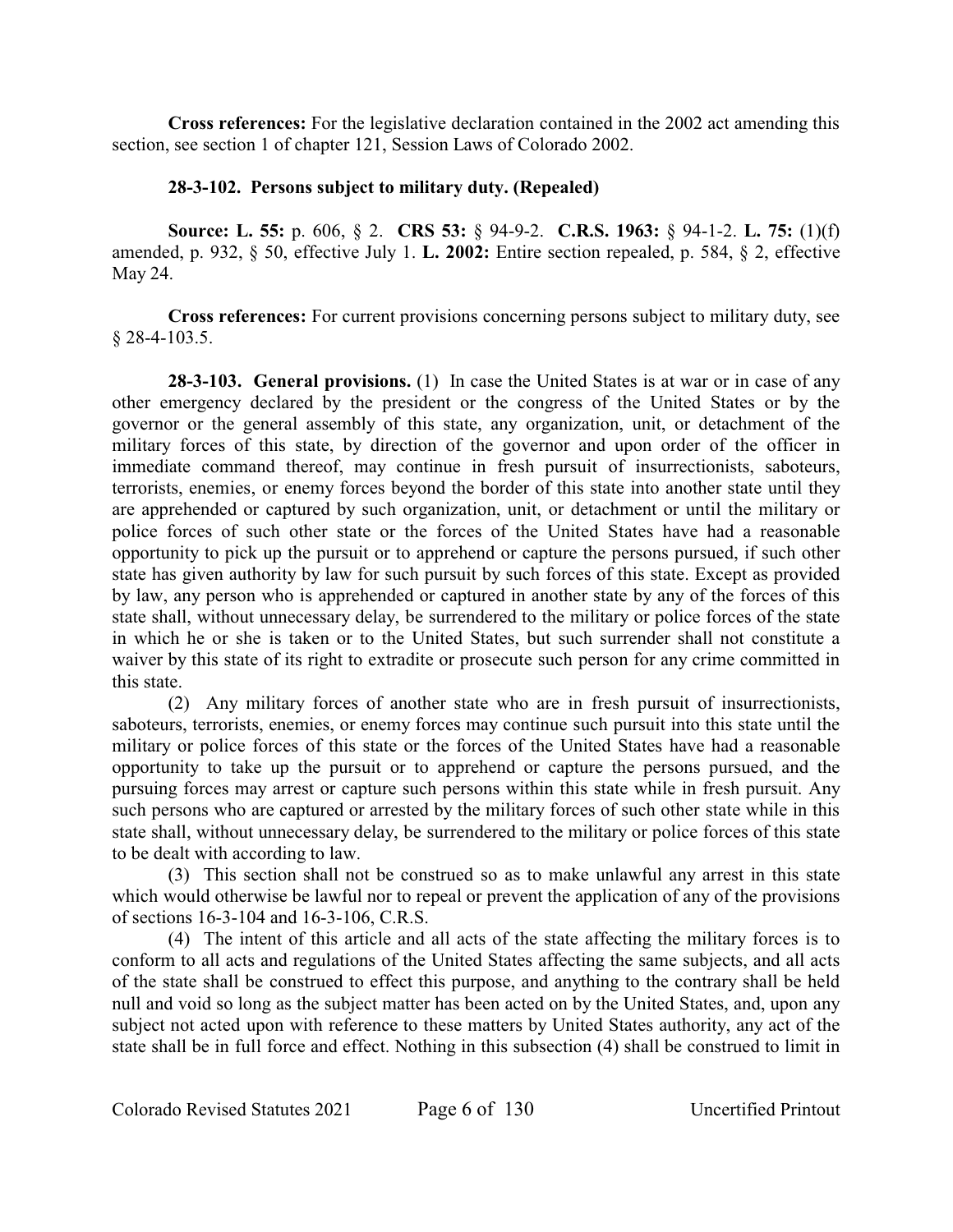**Cross references:** For the legislative declaration contained in the 2002 act amending this section, see section 1 of chapter 121, Session Laws of Colorado 2002.

**28-3-102. Persons subject to military duty. (Repealed)**

**Source: L. 55:** p. 606, § 2. **CRS 53:** § 94-9-2. **C.R.S. 1963:** § 94-1-2. **L. 75:** (1)(f) amended, p. 932, § 50, effective July 1. **L. 2002:** Entire section repealed, p. 584, § 2, effective May 24.

**Cross references:** For current provisions concerning persons subject to military duty, see § 28-4-103.5.

**28-3-103. General provisions.** (1) In case the United States is at war or in case of any other emergency declared by the president or the congress of the United States or by the governor or the general assembly of this state, any organization, unit, or detachment of the military forces of this state, by direction of the governor and upon order of the officer in immediate command thereof, may continue in fresh pursuit of insurrectionists, saboteurs, terrorists, enemies, or enemy forces beyond the border of this state into another state until they are apprehended or captured by such organization, unit, or detachment or until the military or police forces of such other state or the forces of the United States have had a reasonable opportunity to pick up the pursuit or to apprehend or capture the persons pursued, if such other state has given authority by law for such pursuit by such forces of this state. Except as provided by law, any person who is apprehended or captured in another state by any of the forces of this state shall, without unnecessary delay, be surrendered to the military or police forces of the state in which he or she is taken or to the United States, but such surrender shall not constitute a waiver by this state of its right to extradite or prosecute such person for any crime committed in this state.

(2) Any military forces of another state who are in fresh pursuit of insurrectionists, saboteurs, terrorists, enemies, or enemy forces may continue such pursuit into this state until the military or police forces of this state or the forces of the United States have had a reasonable opportunity to take up the pursuit or to apprehend or capture the persons pursued, and the pursuing forces may arrest or capture such persons within this state while in fresh pursuit. Any such persons who are captured or arrested by the military forces of such other state while in this state shall, without unnecessary delay, be surrendered to the military or police forces of this state to be dealt with according to law.

(3) This section shall not be construed so as to make unlawful any arrest in this state which would otherwise be lawful nor to repeal or prevent the application of any of the provisions of sections 16-3-104 and 16-3-106, C.R.S.

(4) The intent of this article and all acts of the state affecting the military forces is to conform to all acts and regulations of the United States affecting the same subjects, and all acts of the state shall be construed to effect this purpose, and anything to the contrary shall be held null and void so long as the subject matter has been acted on by the United States, and, upon any subject not acted upon with reference to these matters by United States authority, any act of the state shall be in full force and effect. Nothing in this subsection (4) shall be construed to limit in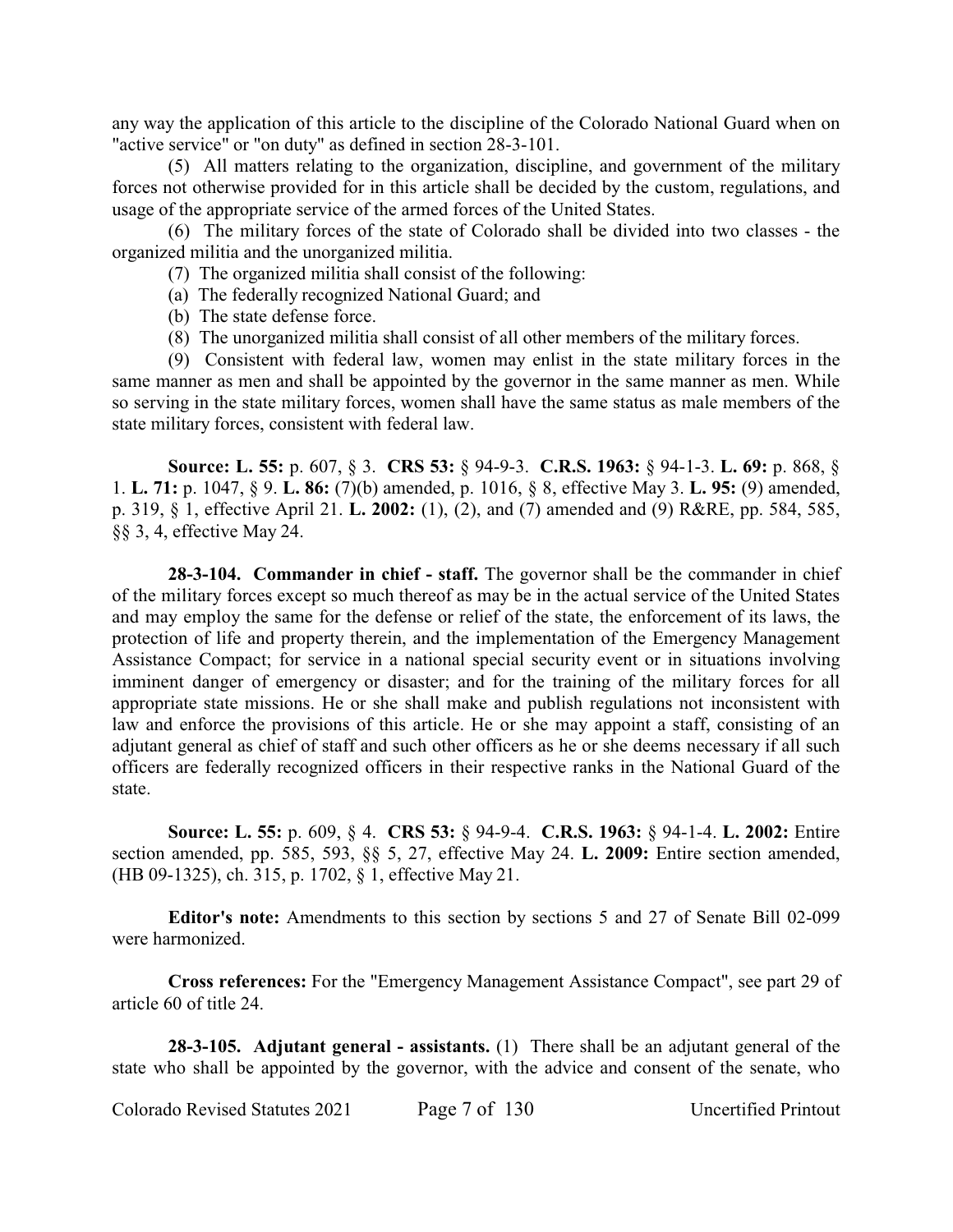any way the application of this article to the discipline of the Colorado National Guard when on "active service" or "on duty" as defined in section 28-3-101.

(5) All matters relating to the organization, discipline, and government of the military forces not otherwise provided for in this article shall be decided by the custom, regulations, and usage of the appropriate service of the armed forces of the United States.

(6) The military forces of the state of Colorado shall be divided into two classes - the organized militia and the unorganized militia.

(7) The organized militia shall consist of the following:

(a) The federally recognized National Guard; and

(b) The state defense force.

(8) The unorganized militia shall consist of all other members of the military forces.

(9) Consistent with federal law, women may enlist in the state military forces in the same manner as men and shall be appointed by the governor in the same manner as men. While so serving in the state military forces, women shall have the same status as male members of the state military forces, consistent with federal law.

**Source: L. 55:** p. 607, § 3. **CRS 53:** § 94-9-3. **C.R.S. 1963:** § 94-1-3. **L. 69:** p. 868, § 1. **L. 71:** p. 1047, § 9. **L. 86:** (7)(b) amended, p. 1016, § 8, effective May 3. **L. 95:** (9) amended, p. 319, § 1, effective April 21. **L. 2002:** (1), (2), and (7) amended and (9) R&RE, pp. 584, 585, §§ 3, 4, effective May 24.

**28-3-104. Commander in chief - staff.** The governor shall be the commander in chief of the military forces except so much thereof as may be in the actual service of the United States and may employ the same for the defense or relief of the state, the enforcement of its laws, the protection of life and property therein, and the implementation of the Emergency Management Assistance Compact; for service in a national special security event or in situations involving imminent danger of emergency or disaster; and for the training of the military forces for all appropriate state missions. He or she shall make and publish regulations not inconsistent with law and enforce the provisions of this article. He or she may appoint a staff, consisting of an adjutant general as chief of staff and such other officers as he or she deems necessary if all such officers are federally recognized officers in their respective ranks in the National Guard of the state.

**Source: L. 55:** p. 609, § 4. **CRS 53:** § 94-9-4. **C.R.S. 1963:** § 94-1-4. **L. 2002:** Entire section amended, pp. 585, 593, §§ 5, 27, effective May 24. **L. 2009:** Entire section amended, (HB 09-1325), ch. 315, p. 1702, § 1, effective May 21.

**Editor's note:** Amendments to this section by sections 5 and 27 of Senate Bill 02-099 were harmonized.

**Cross references:** For the "Emergency Management Assistance Compact", see part 29 of article 60 of title 24.

**28-3-105. Adjutant general - assistants.** (1) There shall be an adjutant general of the state who shall be appointed by the governor, with the advice and consent of the senate, who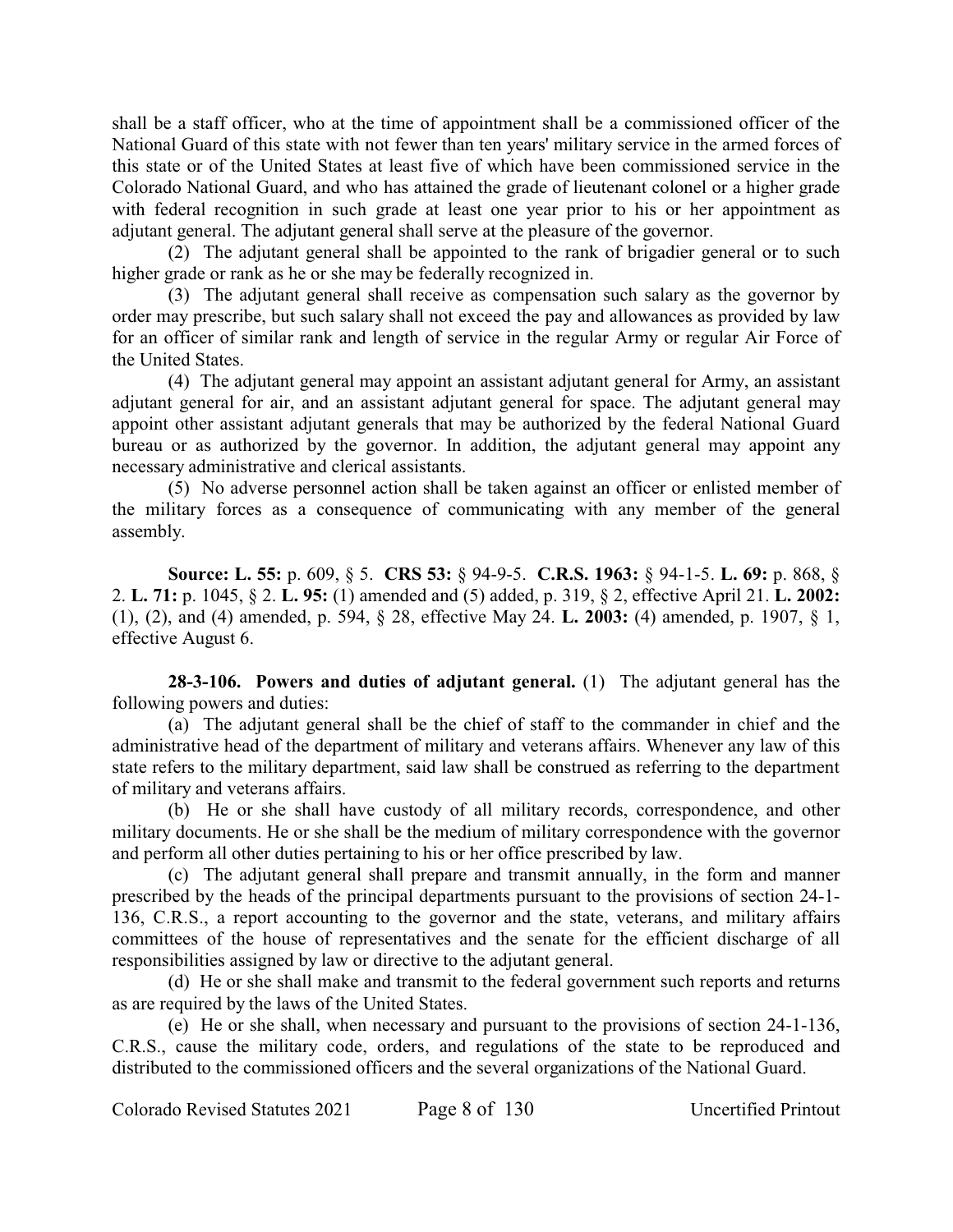shall be a staff officer, who at the time of appointment shall be a commissioned officer of the National Guard of this state with not fewer than ten years' military service in the armed forces of this state or of the United States at least five of which have been commissioned service in the Colorado National Guard, and who has attained the grade of lieutenant colonel or a higher grade with federal recognition in such grade at least one year prior to his or her appointment as adjutant general. The adjutant general shall serve at the pleasure of the governor.

(2) The adjutant general shall be appointed to the rank of brigadier general or to such higher grade or rank as he or she may be federally recognized in.

(3) The adjutant general shall receive as compensation such salary as the governor by order may prescribe, but such salary shall not exceed the pay and allowances as provided by law for an officer of similar rank and length of service in the regular Army or regular Air Force of the United States.

(4) The adjutant general may appoint an assistant adjutant general for Army, an assistant adjutant general for air, and an assistant adjutant general for space. The adjutant general may appoint other assistant adjutant generals that may be authorized by the federal National Guard bureau or as authorized by the governor. In addition, the adjutant general may appoint any necessary administrative and clerical assistants.

(5) No adverse personnel action shall be taken against an officer or enlisted member of the military forces as a consequence of communicating with any member of the general assembly.

**Source: L. 55:** p. 609, § 5. **CRS 53:** § 94-9-5. **C.R.S. 1963:** § 94-1-5. **L. 69:** p. 868, § 2. **L. 71:** p. 1045, § 2. **L. 95:** (1) amended and (5) added, p. 319, § 2, effective April 21. **L. 2002:** (1), (2), and (4) amended, p. 594, § 28, effective May 24. **L. 2003:** (4) amended, p. 1907, § 1, effective August 6.

**28-3-106. Powers and duties of adjutant general.** (1) The adjutant general has the following powers and duties:

(a) The adjutant general shall be the chief of staff to the commander in chief and the administrative head of the department of military and veterans affairs. Whenever any law of this state refers to the military department, said law shall be construed as referring to the department of military and veterans affairs.

(b) He or she shall have custody of all military records, correspondence, and other military documents. He or she shall be the medium of military correspondence with the governor and perform all other duties pertaining to his or her office prescribed by law.

(c) The adjutant general shall prepare and transmit annually, in the form and manner prescribed by the heads of the principal departments pursuant to the provisions of section 24-1-136, C.R.S., a report accounting to the governor and the state, veterans, and military affairs committees of the house of representatives and the senate for the efficient discharge of all responsibilities assigned by law or directive to the adjutant general.

(d) He or she shall make and transmit to the federal government such reports and returns as are required by the laws of the United States.

(e) He or she shall, when necessary and pursuant to the provisions of section 24-1-136, C.R.S., cause the military code, orders, and regulations of the state to be reproduced and distributed to the commissioned officers and the several organizations of the National Guard.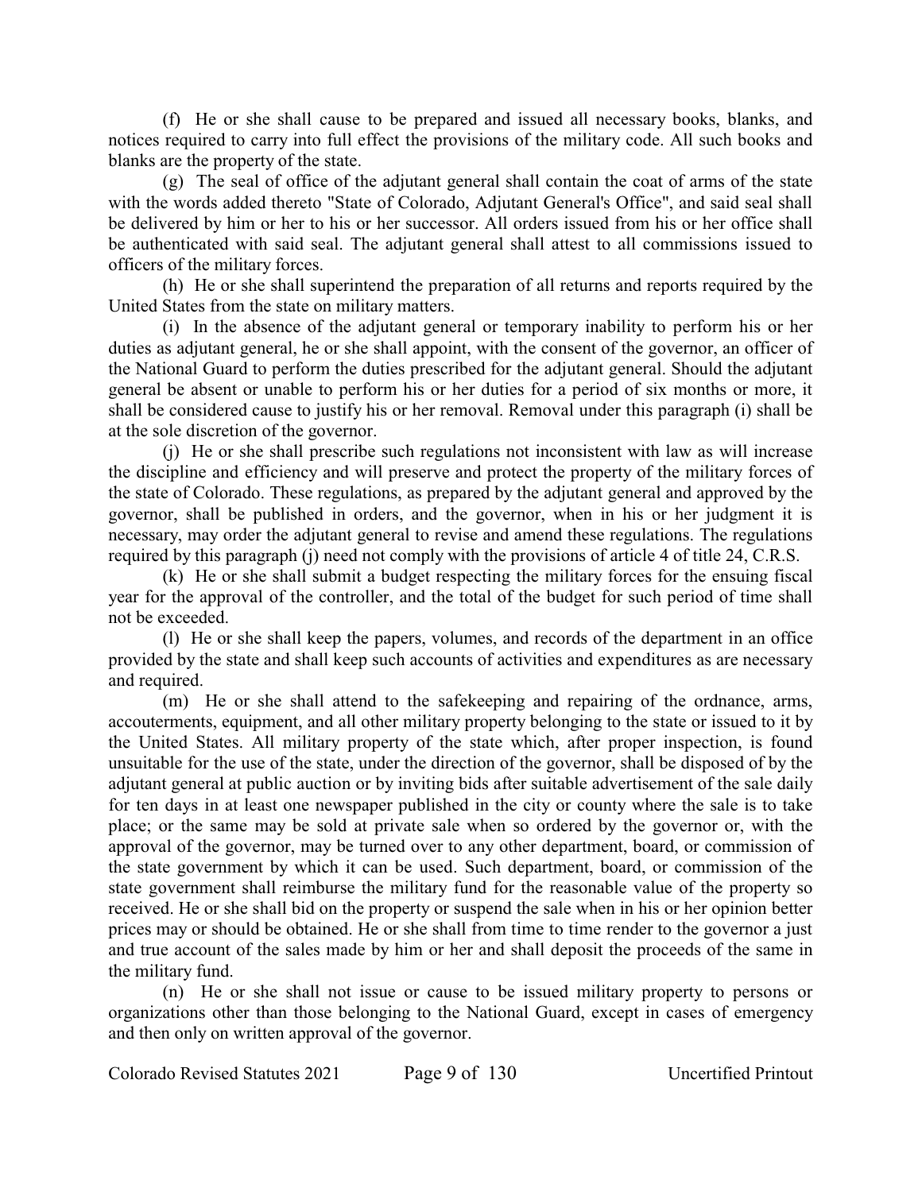(f) He or she shall cause to be prepared and issued all necessary books, blanks, and notices required to carry into full effect the provisions of the military code. All such books and blanks are the property of the state.

(g) The seal of office of the adjutant general shall contain the coat of arms of the state with the words added thereto "State of Colorado, Adjutant General's Office", and said seal shall be delivered by him or her to his or her successor. All orders issued from his or her office shall be authenticated with said seal. The adjutant general shall attest to all commissions issued to officers of the military forces.

(h) He or she shall superintend the preparation of all returns and reports required by the United States from the state on military matters.

(i) In the absence of the adjutant general or temporary inability to perform his or her duties as adjutant general, he or she shall appoint, with the consent of the governor, an officer of the National Guard to perform the duties prescribed for the adjutant general. Should the adjutant general be absent or unable to perform his or her duties for a period of six months or more, it shall be considered cause to justify his or her removal. Removal under this paragraph (i) shall be at the sole discretion of the governor.

(j) He or she shall prescribe such regulations not inconsistent with law as will increase the discipline and efficiency and will preserve and protect the property of the military forces of the state of Colorado. These regulations, as prepared by the adjutant general and approved by the governor, shall be published in orders, and the governor, when in his or her judgment it is necessary, may order the adjutant general to revise and amend these regulations. The regulations required by this paragraph (j) need not comply with the provisions of article 4 of title 24, C.R.S.

(k) He or she shall submit a budget respecting the military forces for the ensuing fiscal year for the approval of the controller, and the total of the budget for such period of time shall not be exceeded.

(l) He or she shall keep the papers, volumes, and records of the department in an office provided by the state and shall keep such accounts of activities and expenditures as are necessary and required.

(m) He or she shall attend to the safekeeping and repairing of the ordnance, arms, accouterments, equipment, and all other military property belonging to the state or issued to it by the United States. All military property of the state which, after proper inspection, is found unsuitable for the use of the state, under the direction of the governor, shall be disposed of by the adjutant general at public auction or by inviting bids after suitable advertisement of the sale daily for ten days in at least one newspaper published in the city or county where the sale is to take place; or the same may be sold at private sale when so ordered by the governor or, with the approval of the governor, may be turned over to any other department, board, or commission of the state government by which it can be used. Such department, board, or commission of the state government shall reimburse the military fund for the reasonable value of the property so received. He or she shall bid on the property or suspend the sale when in his or her opinion better prices may or should be obtained. He or she shall from time to time render to the governor a just and true account of the sales made by him or her and shall deposit the proceeds of the same in the military fund.

(n) He or she shall not issue or cause to be issued military property to persons or organizations other than those belonging to the National Guard, except in cases of emergency and then only on written approval of the governor.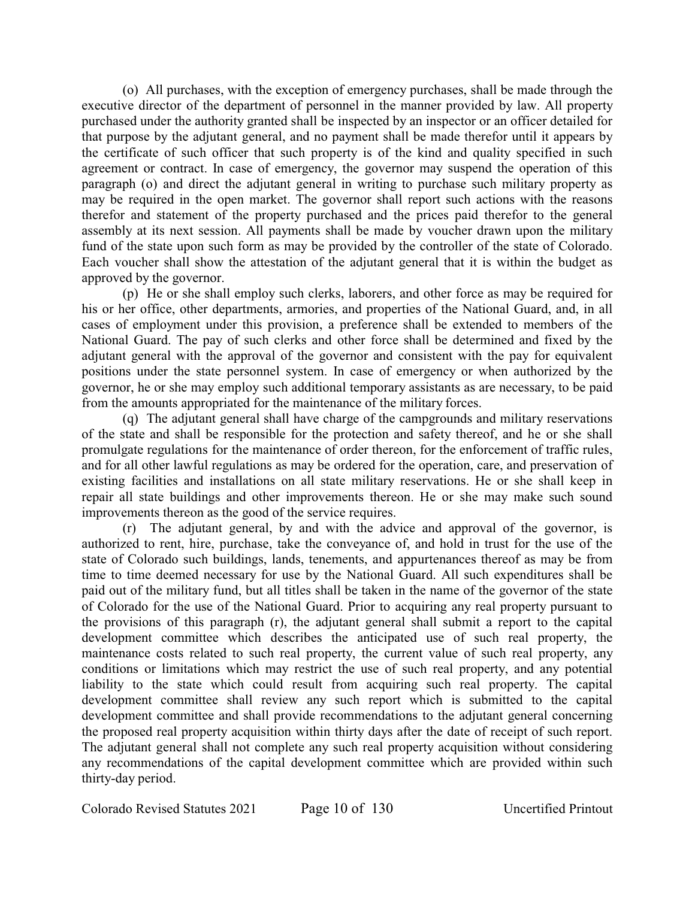(o) All purchases, with the exception of emergency purchases, shall be made through the executive director of the department of personnel in the manner provided by law. All property purchased under the authority granted shall be inspected by an inspector or an officer detailed for that purpose by the adjutant general, and no payment shall be made therefor until it appears by the certificate of such officer that such property is of the kind and quality specified in such agreement or contract. In case of emergency, the governor may suspend the operation of this paragraph (o) and direct the adjutant general in writing to purchase such military property as may be required in the open market. The governor shall report such actions with the reasons therefor and statement of the property purchased and the prices paid therefor to the general assembly at its next session. All payments shall be made by voucher drawn upon the military fund of the state upon such form as may be provided by the controller of the state of Colorado. Each voucher shall show the attestation of the adjutant general that it is within the budget as approved by the governor.

(p) He or she shall employ such clerks, laborers, and other force as may be required for his or her office, other departments, armories, and properties of the National Guard, and, in all cases of employment under this provision, a preference shall be extended to members of the National Guard. The pay of such clerks and other force shall be determined and fixed by the adjutant general with the approval of the governor and consistent with the pay for equivalent positions under the state personnel system. In case of emergency or when authorized by the governor, he or she may employ such additional temporary assistants as are necessary, to be paid from the amounts appropriated for the maintenance of the military forces.

(q) The adjutant general shall have charge of the campgrounds and military reservations of the state and shall be responsible for the protection and safety thereof, and he or she shall promulgate regulations for the maintenance of order thereon, for the enforcement of traffic rules, and for all other lawful regulations as may be ordered for the operation, care, and preservation of existing facilities and installations on all state military reservations. He or she shall keep in repair all state buildings and other improvements thereon. He or she may make such sound improvements thereon as the good of the service requires.

(r) The adjutant general, by and with the advice and approval of the governor, is authorized to rent, hire, purchase, take the conveyance of, and hold in trust for the use of the state of Colorado such buildings, lands, tenements, and appurtenances thereof as may be from time to time deemed necessary for use by the National Guard. All such expenditures shall be paid out of the military fund, but all titles shall be taken in the name of the governor of the state of Colorado for the use of the National Guard. Prior to acquiring any real property pursuant to the provisions of this paragraph (r), the adjutant general shall submit a report to the capital development committee which describes the anticipated use of such real property, the maintenance costs related to such real property, the current value of such real property, any conditions or limitations which may restrict the use of such real property, and any potential liability to the state which could result from acquiring such real property. The capital development committee shall review any such report which is submitted to the capital development committee and shall provide recommendations to the adjutant general concerning the proposed real property acquisition within thirty days after the date of receipt of such report. The adjutant general shall not complete any such real property acquisition without considering any recommendations of the capital development committee which are provided within such thirty-day period.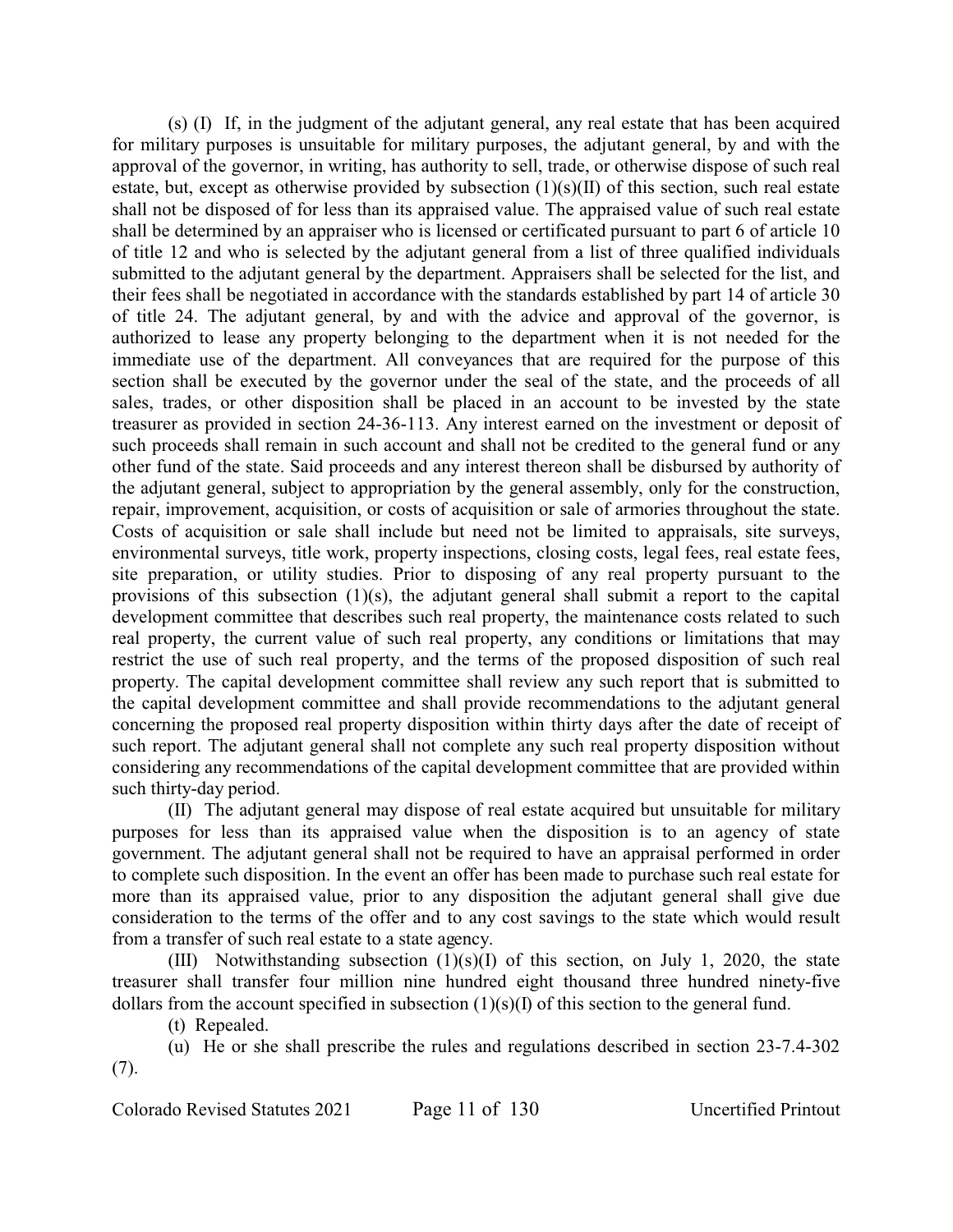(s) (I) If, in the judgment of the adjutant general, any real estate that has been acquired for military purposes is unsuitable for military purposes, the adjutant general, by and with the approval of the governor, in writing, has authority to sell, trade, or otherwise dispose of such real estate, but, except as otherwise provided by subsection (1)(s)(II) of this section, such real estate shall not be disposed of for less than its appraised value. The appraised value of such real estate shall be determined by an appraiser who is licensed or certificated pursuant to part 6 of article 10 of title 12 and who is selected by the adjutant general from a list of three qualified individuals submitted to the adjutant general by the department. Appraisers shall be selected for the list, and their fees shall be negotiated in accordance with the standards established by part 14 of article 30 of title 24. The adjutant general, by and with the advice and approval of the governor, is authorized to lease any property belonging to the department when it is not needed for the immediate use of the department. All conveyances that are required for the purpose of this section shall be executed by the governor under the seal of the state, and the proceeds of all sales, trades, or other disposition shall be placed in an account to be invested by the state treasurer as provided in section 24-36-113. Any interest earned on the investment or deposit of such proceeds shall remain in such account and shall not be credited to the general fund or any other fund of the state. Said proceeds and any interest thereon shall be disbursed by authority of the adjutant general, subject to appropriation by the general assembly, only for the construction, repair, improvement, acquisition, or costs of acquisition or sale of armories throughout the state. Costs of acquisition or sale shall include but need not be limited to appraisals, site surveys, environmental surveys, title work, property inspections, closing costs, legal fees, real estate fees, site preparation, or utility studies. Prior to disposing of any real property pursuant to the provisions of this subsection (1)(s), the adjutant general shall submit a report to the capital development committee that describes such real property, the maintenance costs related to such real property, the current value of such real property, any conditions or limitations that may restrict the use of such real property, and the terms of the proposed disposition of such real property. The capital development committee shall review any such report that is submitted to the capital development committee and shall provide recommendations to the adjutant general concerning the proposed real property disposition within thirty days after the date of receipt of such report. The adjutant general shall not complete any such real property disposition without considering any recommendations of the capital development committee that are provided within such thirty-day period.

(II) The adjutant general may dispose of real estate acquired but unsuitable for military purposes for less than its appraised value when the disposition is to an agency of state government. The adjutant general shall not be required to have an appraisal performed in order to complete such disposition. In the event an offer has been made to purchase such real estate for more than its appraised value, prior to any disposition the adjutant general shall give due consideration to the terms of the offer and to any cost savings to the state which would result from a transfer of such real estate to a state agency.

(III) Notwithstanding subsection (1)(s)(I) of this section, on July 1, 2020, the state treasurer shall transfer four million nine hundred eight thousand three hundred ninety-five dollars from the account specified in subsection (1)(s)(I) of this section to the general fund.

(t) Repealed.

(u) He or she shall prescribe the rules and regulations described in section 23-7.4-302 (7).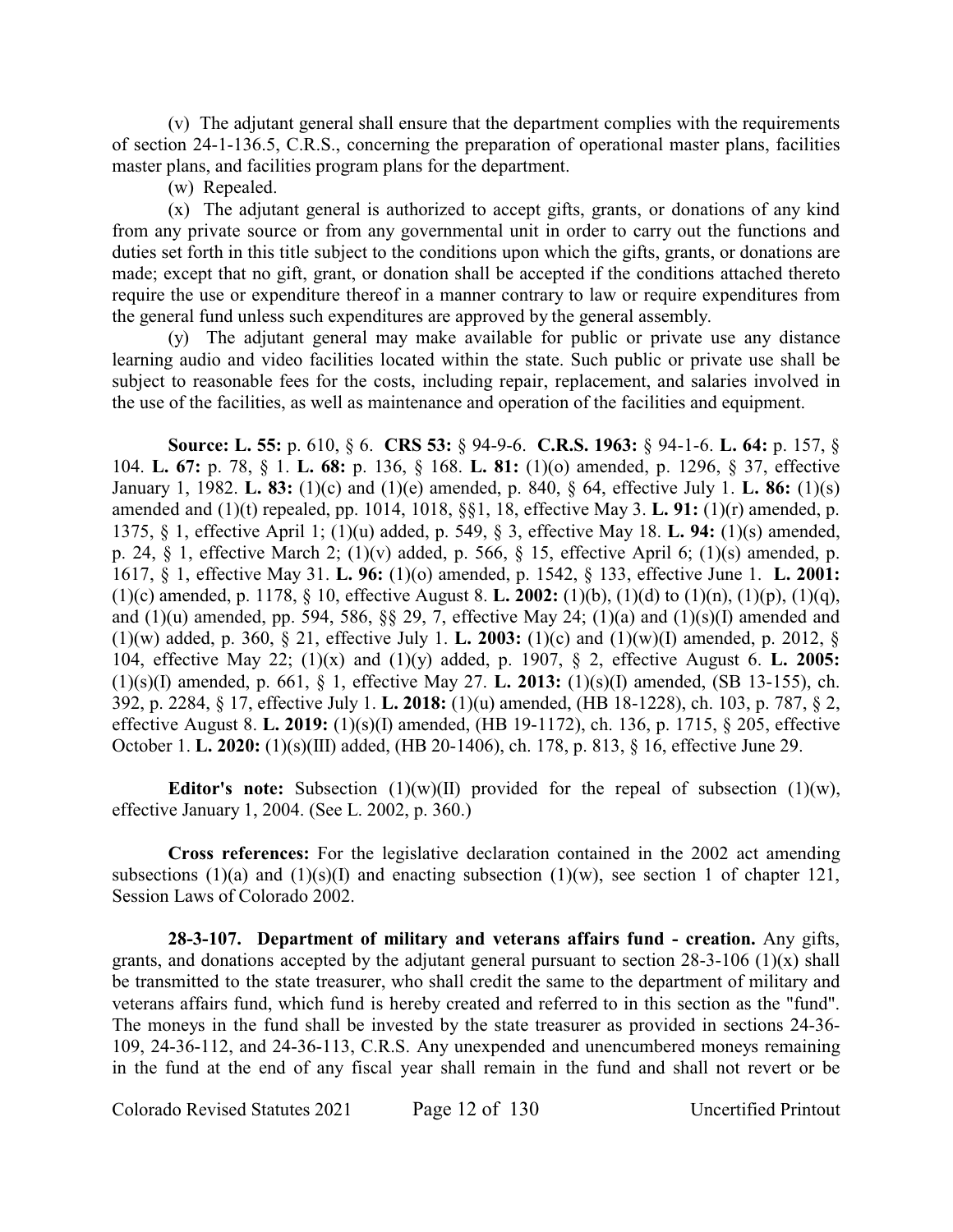(v) The adjutant general shall ensure that the department complies with the requirements of section 24-1-136.5, C.R.S., concerning the preparation of operational master plans, facilities master plans, and facilities program plans for the department.

(w) Repealed.

(x) The adjutant general is authorized to accept gifts, grants, or donations of any kind from any private source or from any governmental unit in order to carry out the functions and duties set forth in this title subject to the conditions upon which the gifts, grants, or donations are made; except that no gift, grant, or donation shall be accepted if the conditions attached thereto require the use or expenditure thereof in a manner contrary to law or require expenditures from the general fund unless such expenditures are approved by the general assembly.

(y) The adjutant general may make available for public or private use any distance learning audio and video facilities located within the state. Such public or private use shall be subject to reasonable fees for the costs, including repair, replacement, and salaries involved in the use of the facilities, as well as maintenance and operation of the facilities and equipment.

**Source: L. 55:** p. 610, § 6. **CRS 53:** § 94-9-6. **C.R.S. 1963:** § 94-1-6. **L. 64:** p. 157, § 104. **L. 67:** p. 78, § 1. **L. 68:** p. 136, § 168. **L. 81:** (1)(o) amended, p. 1296, § 37, effective January 1, 1982. **L. 83:** (1)(c) and (1)(e) amended, p. 840, § 64, effective July 1. **L. 86:** (1)(s) amended and (1)(t) repealed, pp. 1014, 1018, §§1, 18, effective May 3. **L. 91:** (1)(r) amended, p. 1375, § 1, effective April 1; (1)(u) added, p. 549, § 3, effective May 18. **L. 94:** (1)(s) amended, p. 24, § 1, effective March 2; (1)(v) added, p. 566, § 15, effective April 6; (1)(s) amended, p. 1617, § 1, effective May 31. **L. 96:** (1)(o) amended, p. 1542, § 133, effective June 1. **L. 2001:** (1)(c) amended, p. 1178, § 10, effective August 8. **L. 2002:** (1)(b), (1)(d) to (1)(n), (1)(p), (1)(q), and (1)(u) amended, pp. 594, 586, §§ 29, 7, effective May 24; (1)(a) and (1)(s)(I) amended and (1)(w) added, p. 360, § 21, effective July 1. **L. 2003:** (1)(c) and (1)(w)(I) amended, p. 2012, § 104, effective May 22; (1)(x) and (1)(y) added, p. 1907, § 2, effective August 6. **L. 2005:** (1)(s)(I) amended, p. 661, § 1, effective May 27. **L. 2013:** (1)(s)(I) amended, (SB 13-155), ch. 392, p. 2284, § 17, effective July 1. **L. 2018:** (1)(u) amended, (HB 18-1228), ch. 103, p. 787, § 2, effective August 8. **L. 2019:** (1)(s)(I) amended, (HB 19-1172), ch. 136, p. 1715, § 205, effective October 1. **L. 2020:** (1)(s)(III) added, (HB 20-1406), ch. 178, p. 813, § 16, effective June 29.

**Editor's note:** Subsection (1)(w)(II) provided for the repeal of subsection (1)(w), effective January 1, 2004. (See L. 2002, p. 360.)

**Cross references:** For the legislative declaration contained in the 2002 act amending subsections (1)(a) and (1)(s)(I) and enacting subsection (1)(w), see section 1 of chapter 121, Session Laws of Colorado 2002.

**28-3-107. Department of military and veterans affairs fund - creation.** Any gifts, grants, and donations accepted by the adjutant general pursuant to section 28-3-106 (1)(x) shall be transmitted to the state treasurer, who shall credit the same to the department of military and veterans affairs fund, which fund is hereby created and referred to in this section as the "fund". The moneys in the fund shall be invested by the state treasurer as provided in sections 24-36-109, 24-36-112, and 24-36-113, C.R.S. Any unexpended and unencumbered moneys remaining in the fund at the end of any fiscal year shall remain in the fund and shall not revert or be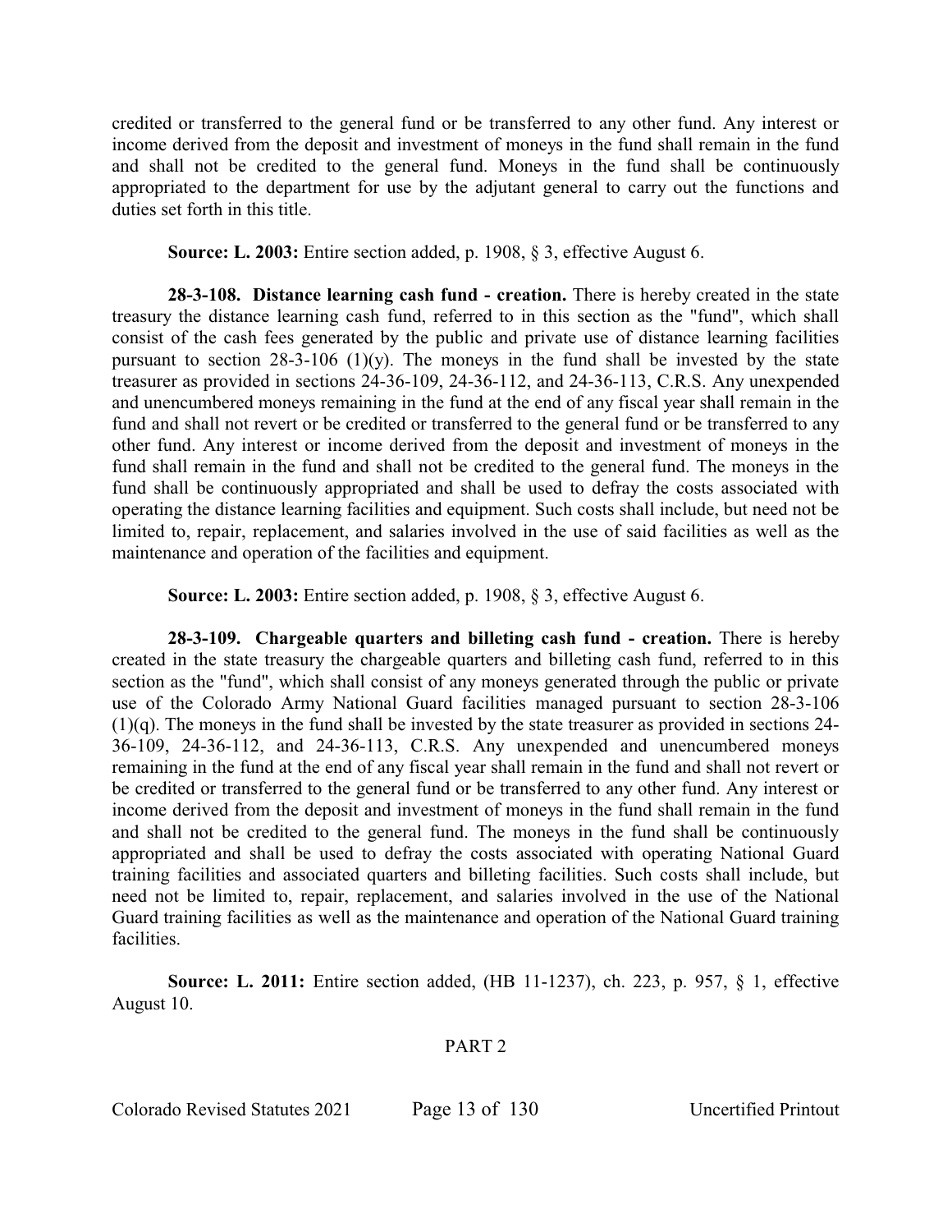credited or transferred to the general fund or be transferred to any other fund. Any interest or income derived from the deposit and investment of moneys in the fund shall remain in the fund and shall not be credited to the general fund. Moneys in the fund shall be continuously appropriated to the department for use by the adjutant general to carry out the functions and duties set forth in this title.

**Source: L. 2003:** Entire section added, p. 1908, § 3, effective August 6.

**28-3-108. Distance learning cash fund - creation.** There is hereby created in the state treasury the distance learning cash fund, referred to in this section as the "fund", which shall consist of the cash fees generated by the public and private use of distance learning facilities pursuant to section 28-3-106 (1)(y). The moneys in the fund shall be invested by the state treasurer as provided in sections 24-36-109, 24-36-112, and 24-36-113, C.R.S. Any unexpended and unencumbered moneys remaining in the fund at the end of any fiscal year shall remain in the fund and shall not revert or be credited or transferred to the general fund or be transferred to any other fund. Any interest or income derived from the deposit and investment of moneys in the fund shall remain in the fund and shall not be credited to the general fund. The moneys in the fund shall be continuously appropriated and shall be used to defray the costs associated with operating the distance learning facilities and equipment. Such costs shall include, but need not be limited to, repair, replacement, and salaries involved in the use of said facilities as well as the maintenance and operation of the facilities and equipment.

**Source: L. 2003:** Entire section added, p. 1908, § 3, effective August 6.

**28-3-109. Chargeable quarters and billeting cash fund - creation.** There is hereby created in the state treasury the chargeable quarters and billeting cash fund, referred to in this section as the "fund", which shall consist of any moneys generated through the public or private use of the Colorado Army National Guard facilities managed pursuant to section 28-3-106 (1)(q). The moneys in the fund shall be invested by the state treasurer as provided in sections 24-36-109, 24-36-112, and 24-36-113, C.R.S. Any unexpended and unencumbered moneys remaining in the fund at the end of any fiscal year shall remain in the fund and shall not revert or be credited or transferred to the general fund or be transferred to any other fund. Any interest or income derived from the deposit and investment of moneys in the fund shall remain in the fund and shall not be credited to the general fund. The moneys in the fund shall be continuously appropriated and shall be used to defray the costs associated with operating National Guard training facilities and associated quarters and billeting facilities. Such costs shall include, but need not be limited to, repair, replacement, and salaries involved in the use of the National Guard training facilities as well as the maintenance and operation of the National Guard training facilities.

**Source: L. 2011:** Entire section added, (HB 11-1237), ch. 223, p. 957, § 1, effective August 10.

PART 2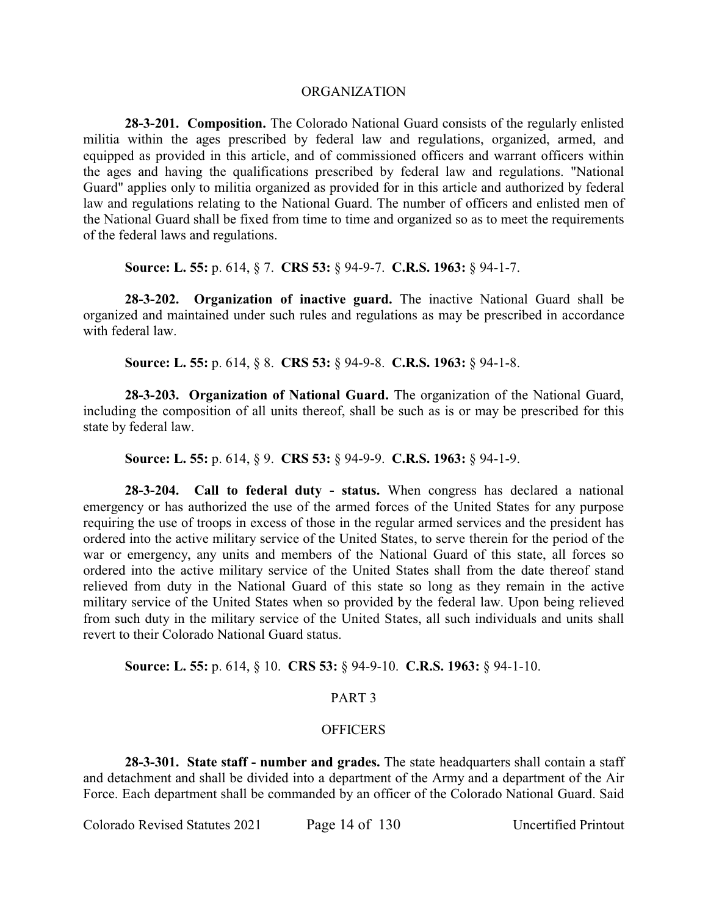## ORGANIZATION

**28-3-201. Composition.** The Colorado National Guard consists of the regularly enlisted militia within the ages prescribed by federal law and regulations, organized, armed, and equipped as provided in this article, and of commissioned officers and warrant officers within the ages and having the qualifications prescribed by federal law and regulations. "National Guard" applies only to militia organized as provided for in this article and authorized by federal law and regulations relating to the National Guard. The number of officers and enlisted men of the National Guard shall be fixed from time to time and organized so as to meet the requirements of the federal laws and regulations.

**Source: L. 55:** p. 614, § 7. **CRS 53:** § 94-9-7. **C.R.S. 1963:** § 94-1-7.

**28-3-202. Organization of inactive guard.** The inactive National Guard shall be organized and maintained under such rules and regulations as may be prescribed in accordance with federal law.

**Source: L. 55:** p. 614, § 8. **CRS 53:** § 94-9-8. **C.R.S. 1963:** § 94-1-8.

**28-3-203. Organization of National Guard.** The organization of the National Guard, including the composition of all units thereof, shall be such as is or may be prescribed for this state by federal law.

**Source: L. 55:** p. 614, § 9. **CRS 53:** § 94-9-9. **C.R.S. 1963:** § 94-1-9.

**28-3-204. Call to federal duty - status.** When congress has declared a national emergency or has authorized the use of the armed forces of the United States for any purpose requiring the use of troops in excess of those in the regular armed services and the president has ordered into the active military service of the United States, to serve therein for the period of the war or emergency, any units and members of the National Guard of this state, all forces so ordered into the active military service of the United States shall from the date thereof stand relieved from duty in the National Guard of this state so long as they remain in the active military service of the United States when so provided by the federal law. Upon being relieved from such duty in the military service of the United States, all such individuals and units shall revert to their Colorado National Guard status.

**Source: L. 55:** p. 614, § 10. **CRS 53:** § 94-9-10. **C.R.S. 1963:** § 94-1-10.

## PART 3

## OFFICERS

**28-3-301. State staff - number and grades.** The state headquarters shall contain a staff and detachment and shall be divided into a department of the Army and a department of the Air Force. Each department shall be commanded by an officer of the Colorado National Guard. Said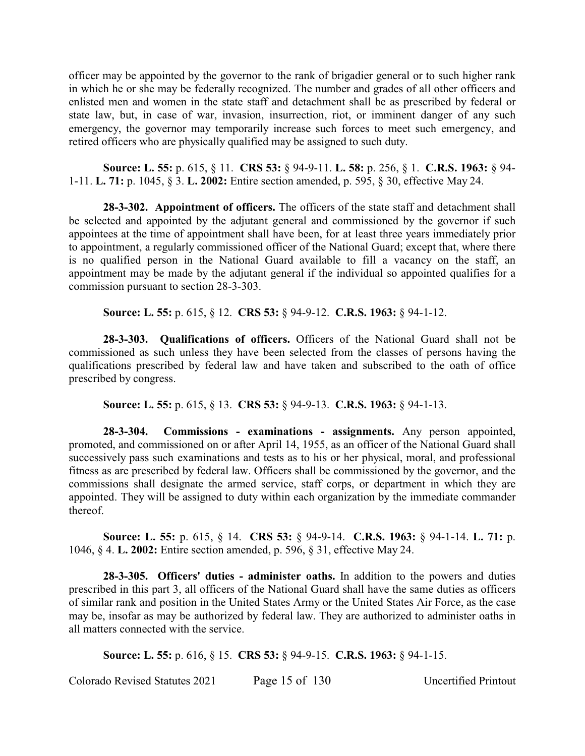officer may be appointed by the governor to the rank of brigadier general or to such higher rank in which he or she may be federally recognized. The number and grades of all other officers and enlisted men and women in the state staff and detachment shall be as prescribed by federal or state law, but, in case of war, invasion, insurrection, riot, or imminent danger of any such emergency, the governor may temporarily increase such forces to meet such emergency, and retired officers who are physically qualified may be assigned to such duty.

**Source: L. 55:** p. 615, § 11. **CRS 53:** § 94-9-11. **L. 58:** p. 256, § 1. **C.R.S. 1963:** § 94-1-11. **L. 71:** p. 1045, § 3. **L. 2002:** Entire section amended, p. 595, § 30, effective May 24.

**28-3-302. Appointment of officers.** The officers of the state staff and detachment shall be selected and appointed by the adjutant general and commissioned by the governor if such appointees at the time of appointment shall have been, for at least three years immediately prior to appointment, a regularly commissioned officer of the National Guard; except that, where there is no qualified person in the National Guard available to fill a vacancy on the staff, an appointment may be made by the adjutant general if the individual so appointed qualifies for a commission pursuant to section 28-3-303.

**Source: L. 55:** p. 615, § 12. **CRS 53:** § 94-9-12. **C.R.S. 1963:** § 94-1-12.

**28-3-303. Qualifications of officers.** Officers of the National Guard shall not be commissioned as such unless they have been selected from the classes of persons having the qualifications prescribed by federal law and have taken and subscribed to the oath of office prescribed by congress.

**Source: L. 55:** p. 615, § 13. **CRS 53:** § 94-9-13. **C.R.S. 1963:** § 94-1-13.

**28-3-304. Commissions - examinations - assignments.** Any person appointed, promoted, and commissioned on or after April 14, 1955, as an officer of the National Guard shall successively pass such examinations and tests as to his or her physical, moral, and professional fitness as are prescribed by federal law. Officers shall be commissioned by the governor, and the commissions shall designate the armed service, staff corps, or department in which they are appointed. They will be assigned to duty within each organization by the immediate commander thereof.

**Source: L. 55:** p. 615, § 14. **CRS 53:** § 94-9-14. **C.R.S. 1963:** § 94-1-14. **L. 71:** p. 1046, § 4. **L. 2002:** Entire section amended, p. 596, § 31, effective May 24.

**28-3-305. Officers' duties - administer oaths.** In addition to the powers and duties prescribed in this part 3, all officers of the National Guard shall have the same duties as officers of similar rank and position in the United States Army or the United States Air Force, as the case may be, insofar as may be authorized by federal law. They are authorized to administer oaths in all matters connected with the service.

**Source: L. 55:** p. 616, § 15. **CRS 53:** § 94-9-15. **C.R.S. 1963:** § 94-1-15.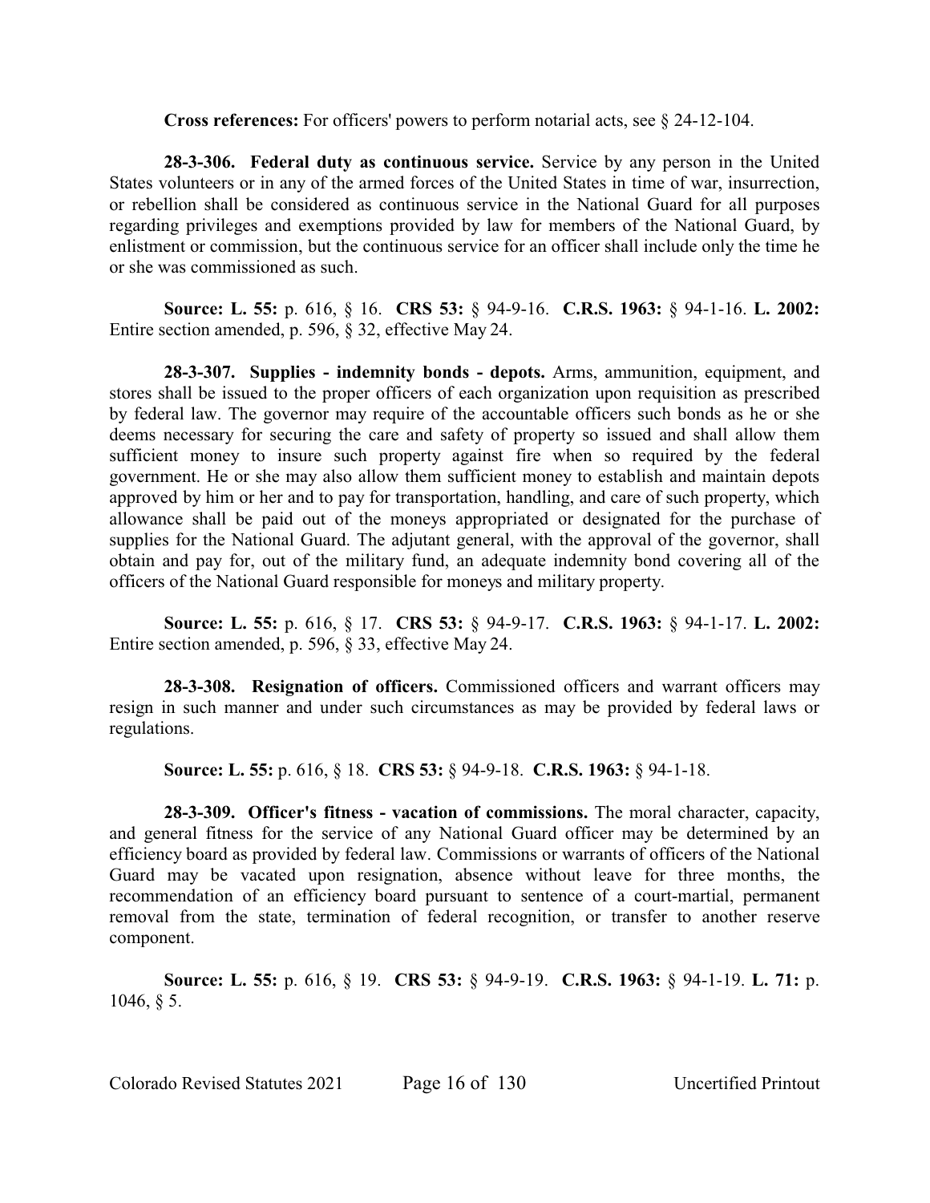**Cross references:** For officers' powers to perform notarial acts, see § 24-12-104.

**28-3-306. Federal duty as continuous service.** Service by any person in the United States volunteers or in any of the armed forces of the United States in time of war, insurrection, or rebellion shall be considered as continuous service in the National Guard for all purposes regarding privileges and exemptions provided by law for members of the National Guard, by enlistment or commission, but the continuous service for an officer shall include only the time he or she was commissioned as such.

**Source: L. 55:** p. 616, § 16. **CRS 53:** § 94-9-16. **C.R.S. 1963:** § 94-1-16. **L. 2002:** Entire section amended, p. 596, § 32, effective May 24.

**28-3-307. Supplies - indemnity bonds - depots.** Arms, ammunition, equipment, and stores shall be issued to the proper officers of each organization upon requisition as prescribed by federal law. The governor may require of the accountable officers such bonds as he or she deems necessary for securing the care and safety of property so issued and shall allow them sufficient money to insure such property against fire when so required by the federal government. He or she may also allow them sufficient money to establish and maintain depots approved by him or her and to pay for transportation, handling, and care of such property, which allowance shall be paid out of the moneys appropriated or designated for the purchase of supplies for the National Guard. The adjutant general, with the approval of the governor, shall obtain and pay for, out of the military fund, an adequate indemnity bond covering all of the officers of the National Guard responsible for moneys and military property.

**Source: L. 55:** p. 616, § 17. **CRS 53:** § 94-9-17. **C.R.S. 1963:** § 94-1-17. **L. 2002:** Entire section amended, p. 596, § 33, effective May 24.

**28-3-308. Resignation of officers.** Commissioned officers and warrant officers may resign in such manner and under such circumstances as may be provided by federal laws or regulations.

**Source: L. 55:** p. 616, § 18. **CRS 53:** § 94-9-18. **C.R.S. 1963:** § 94-1-18.

**28-3-309. Officer's fitness - vacation of commissions.** The moral character, capacity, and general fitness for the service of any National Guard officer may be determined by an efficiency board as provided by federal law. Commissions or warrants of officers of the National Guard may be vacated upon resignation, absence without leave for three months, the recommendation of an efficiency board pursuant to sentence of a court-martial, permanent removal from the state, termination of federal recognition, or transfer to another reserve component.

**Source: L. 55:** p. 616, § 19. **CRS 53:** § 94-9-19. **C.R.S. 1963:** § 94-1-19. **L. 71:** p. 1046, § 5.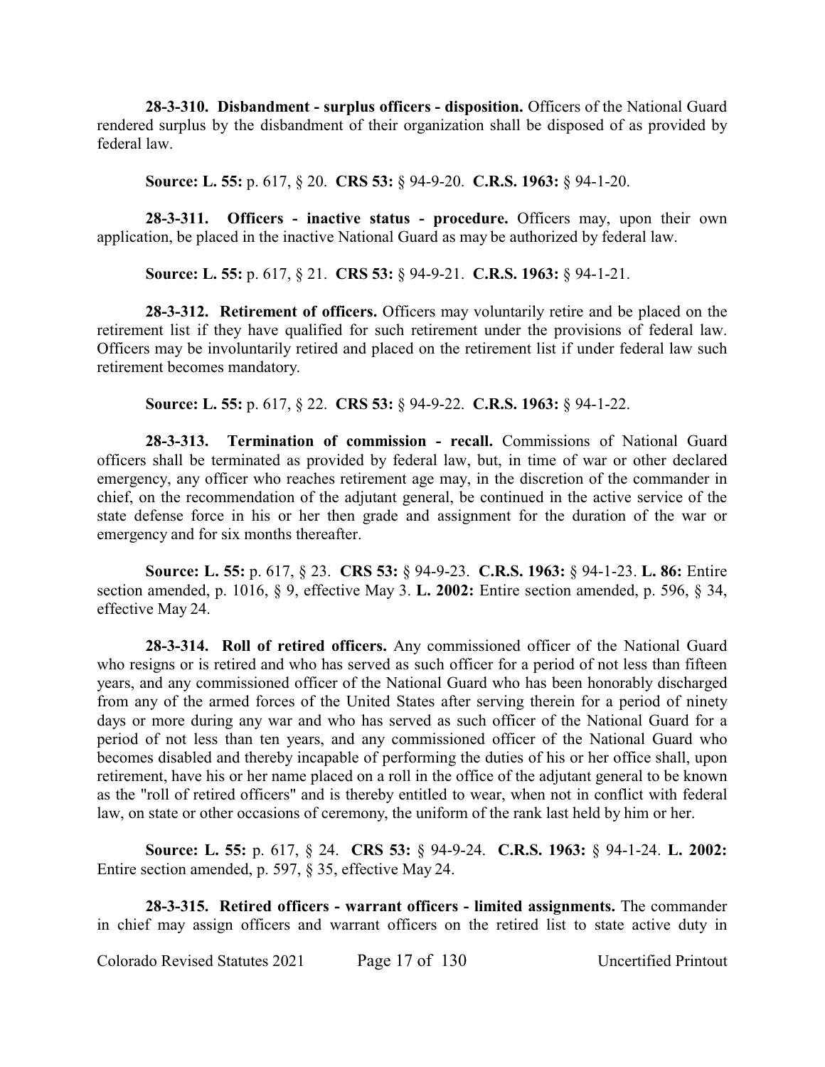**28-3-310. Disbandment - surplus officers - disposition.** Officers of the National Guard rendered surplus by the disbandment of their organization shall be disposed of as provided by federal law.

**Source: L. 55:** p. 617, § 20. **CRS 53:** § 94-9-20. **C.R.S. 1963:** § 94-1-20.

**28-3-311. Officers - inactive status - procedure.** Officers may, upon their own application, be placed in the inactive National Guard as may be authorized by federal law.

**Source: L. 55:** p. 617, § 21. **CRS 53:** § 94-9-21. **C.R.S. 1963:** § 94-1-21.

**28-3-312. Retirement of officers.** Officers may voluntarily retire and be placed on the retirement list if they have qualified for such retirement under the provisions of federal law. Officers may be involuntarily retired and placed on the retirement list if under federal law such retirement becomes mandatory.

**Source: L. 55:** p. 617, § 22. **CRS 53:** § 94-9-22. **C.R.S. 1963:** § 94-1-22.

**28-3-313. Termination of commission - recall.** Commissions of National Guard officers shall be terminated as provided by federal law, but, in time of war or other declared emergency, any officer who reaches retirement age may, in the discretion of the commander in chief, on the recommendation of the adjutant general, be continued in the active service of the state defense force in his or her then grade and assignment for the duration of the war or emergency and for six months thereafter.

**Source: L. 55:** p. 617, § 23. **CRS 53:** § 94-9-23. **C.R.S. 1963:** § 94-1-23. **L. 86:** Entire section amended, p. 1016, § 9, effective May 3. **L. 2002:** Entire section amended, p. 596, § 34, effective May 24.

**28-3-314. Roll of retired officers.** Any commissioned officer of the National Guard who resigns or is retired and who has served as such officer for a period of not less than fifteen years, and any commissioned officer of the National Guard who has been honorably discharged from any of the armed forces of the United States after serving therein for a period of ninety days or more during any war and who has served as such officer of the National Guard for a period of not less than ten years, and any commissioned officer of the National Guard who becomes disabled and thereby incapable of performing the duties of his or her office shall, upon retirement, have his or her name placed on a roll in the office of the adjutant general to be known as the "roll of retired officers" and is thereby entitled to wear, when not in conflict with federal law, on state or other occasions of ceremony, the uniform of the rank last held by him or her.

**Source: L. 55:** p. 617, § 24. **CRS 53:** § 94-9-24. **C.R.S. 1963:** § 94-1-24. **L. 2002:** Entire section amended, p. 597, § 35, effective May 24.

**28-3-315. Retired officers - warrant officers - limited assignments.** The commander in chief may assign officers and warrant officers on the retired list to state active duty in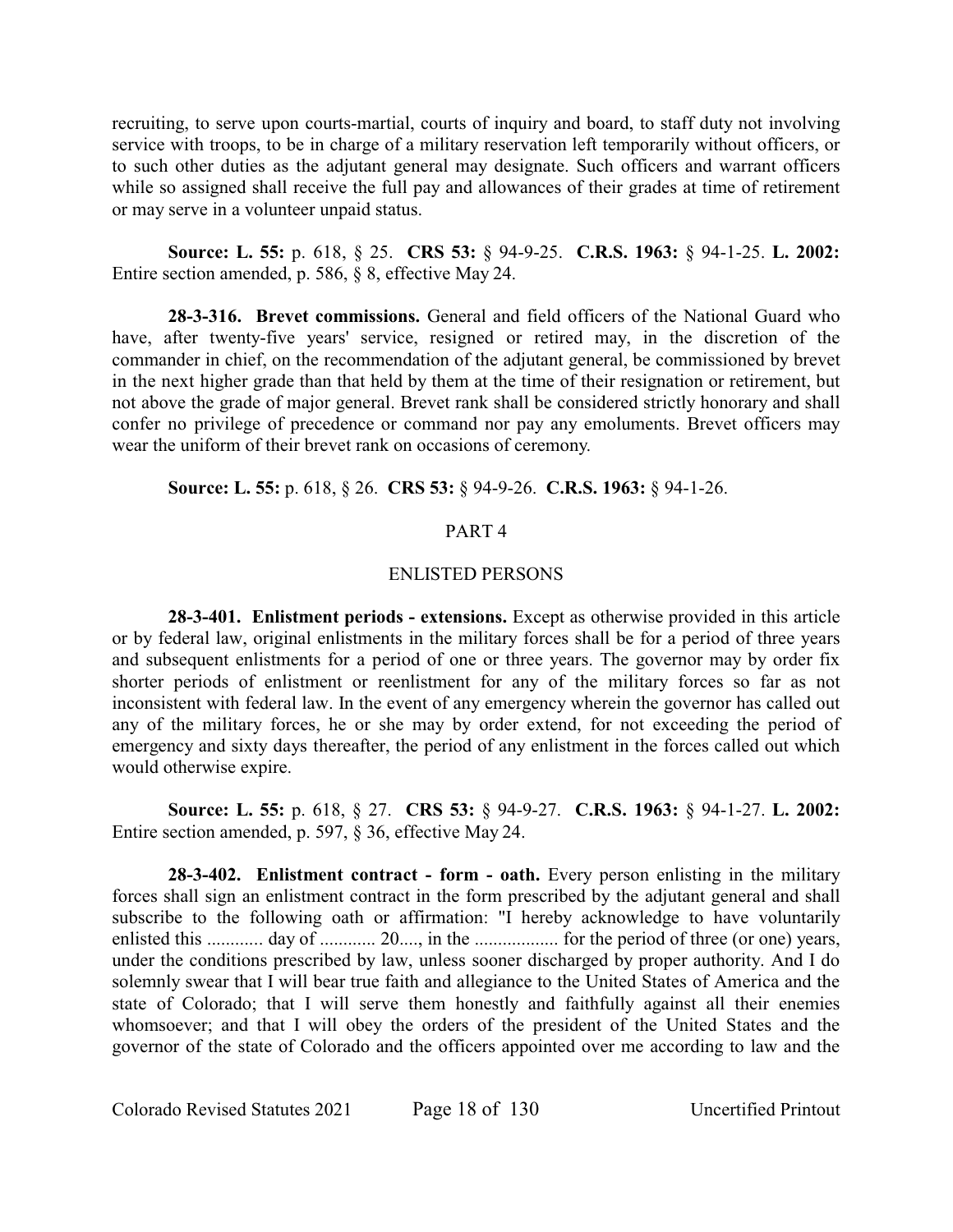recruiting, to serve upon courts-martial, courts of inquiry and board, to staff duty not involving service with troops, to be in charge of a military reservation left temporarily without officers, or to such other duties as the adjutant general may designate. Such officers and warrant officers while so assigned shall receive the full pay and allowances of their grades at time of retirement or may serve in a volunteer unpaid status.

**Source: L. 55:** p. 618, § 25. **CRS 53:** § 94-9-25. **C.R.S. 1963:** § 94-1-25. **L. 2002:** Entire section amended, p. 586, § 8, effective May 24.

**28-3-316. Brevet commissions.** General and field officers of the National Guard who have, after twenty-five years' service, resigned or retired may, in the discretion of the commander in chief, on the recommendation of the adjutant general, be commissioned by brevet in the next higher grade than that held by them at the time of their resignation or retirement, but not above the grade of major general. Brevet rank shall be considered strictly honorary and shall confer no privilege of precedence or command nor pay any emoluments. Brevet officers may wear the uniform of their brevet rank on occasions of ceremony.

**Source: L. 55:** p. 618, § 26. **CRS 53:** § 94-9-26. **C.R.S. 1963:** § 94-1-26.

## PART 4

## ENLISTED PERSONS

**28-3-401. Enlistment periods - extensions.** Except as otherwise provided in this article or by federal law, original enlistments in the military forces shall be for a period of three years and subsequent enlistments for a period of one or three years. The governor may by order fix shorter periods of enlistment or reenlistment for any of the military forces so far as not inconsistent with federal law. In the event of any emergency wherein the governor has called out any of the military forces, he or she may by order extend, for not exceeding the period of emergency and sixty days thereafter, the period of any enlistment in the forces called out which would otherwise expire.

**Source: L. 55:** p. 618, § 27. **CRS 53:** § 94-9-27. **C.R.S. 1963:** § 94-1-27. **L. 2002:** Entire section amended, p. 597, § 36, effective May 24.

**28-3-402. Enlistment contract - form - oath.** Every person enlisting in the military forces shall sign an enlistment contract in the form prescribed by the adjutant general and shall subscribe to the following oath or affirmation: "I hereby acknowledge to have voluntarily enlisted this ............ day of ............ 20...., in the .................. for the period of three (or one) years, under the conditions prescribed by law, unless sooner discharged by proper authority. And I do solemnly swear that I will bear true faith and allegiance to the United States of America and the state of Colorado; that I will serve them honestly and faithfully against all their enemies whomsoever; and that I will obey the orders of the president of the United States and the governor of the state of Colorado and the officers appointed over me according to law and the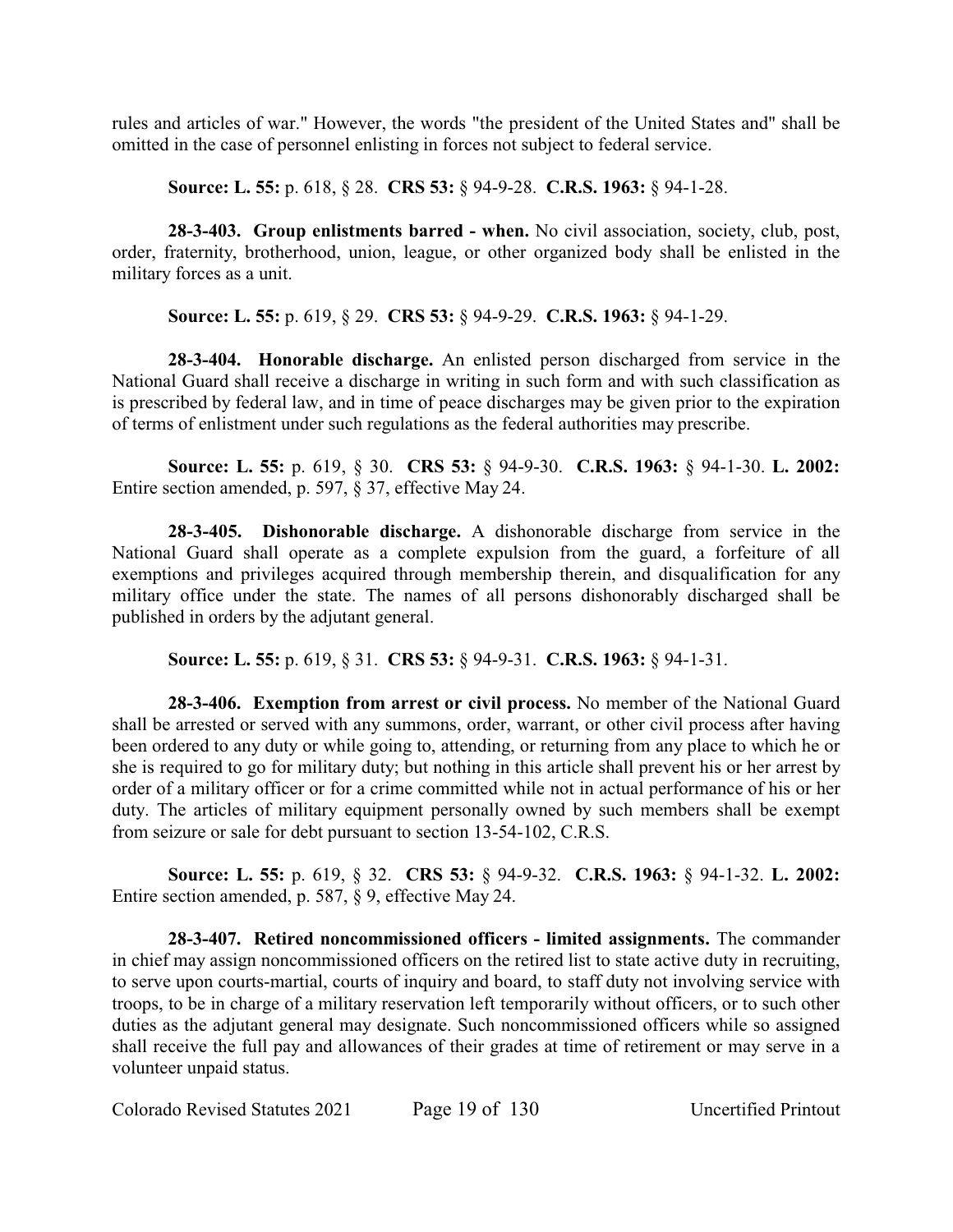rules and articles of war." However, the words "the president of the United States and" shall be omitted in the case of personnel enlisting in forces not subject to federal service.

**Source: L. 55:** p. 618, § 28. **CRS 53:** § 94-9-28. **C.R.S. 1963:** § 94-1-28.

**28-3-403. Group enlistments barred - when.** No civil association, society, club, post, order, fraternity, brotherhood, union, league, or other organized body shall be enlisted in the military forces as a unit.

**Source: L. 55:** p. 619, § 29. **CRS 53:** § 94-9-29. **C.R.S. 1963:** § 94-1-29.

**28-3-404. Honorable discharge.** An enlisted person discharged from service in the National Guard shall receive a discharge in writing in such form and with such classification as is prescribed by federal law, and in time of peace discharges may be given prior to the expiration of terms of enlistment under such regulations as the federal authorities may prescribe.

**Source: L. 55:** p. 619, § 30. **CRS 53:** § 94-9-30. **C.R.S. 1963:** § 94-1-30. **L. 2002:** Entire section amended, p. 597, § 37, effective May 24.

**28-3-405. Dishonorable discharge.** A dishonorable discharge from service in the National Guard shall operate as a complete expulsion from the guard, a forfeiture of all exemptions and privileges acquired through membership therein, and disqualification for any military office under the state. The names of all persons dishonorably discharged shall be published in orders by the adjutant general.

**Source: L. 55:** p. 619, § 31. **CRS 53:** § 94-9-31. **C.R.S. 1963:** § 94-1-31.

**28-3-406. Exemption from arrest or civil process.** No member of the National Guard shall be arrested or served with any summons, order, warrant, or other civil process after having been ordered to any duty or while going to, attending, or returning from any place to which he or she is required to go for military duty; but nothing in this article shall prevent his or her arrest by order of a military officer or for a crime committed while not in actual performance of his or her duty. The articles of military equipment personally owned by such members shall be exempt from seizure or sale for debt pursuant to section 13-54-102, C.R.S.

**Source: L. 55:** p. 619, § 32. **CRS 53:** § 94-9-32. **C.R.S. 1963:** § 94-1-32. **L. 2002:** Entire section amended, p. 587, § 9, effective May 24.

**28-3-407. Retired noncommissioned officers - limited assignments.** The commander in chief may assign noncommissioned officers on the retired list to state active duty in recruiting, to serve upon courts-martial, courts of inquiry and board, to staff duty not involving service with troops, to be in charge of a military reservation left temporarily without officers, or to such other duties as the adjutant general may designate. Such noncommissioned officers while so assigned shall receive the full pay and allowances of their grades at time of retirement or may serve in a volunteer unpaid status.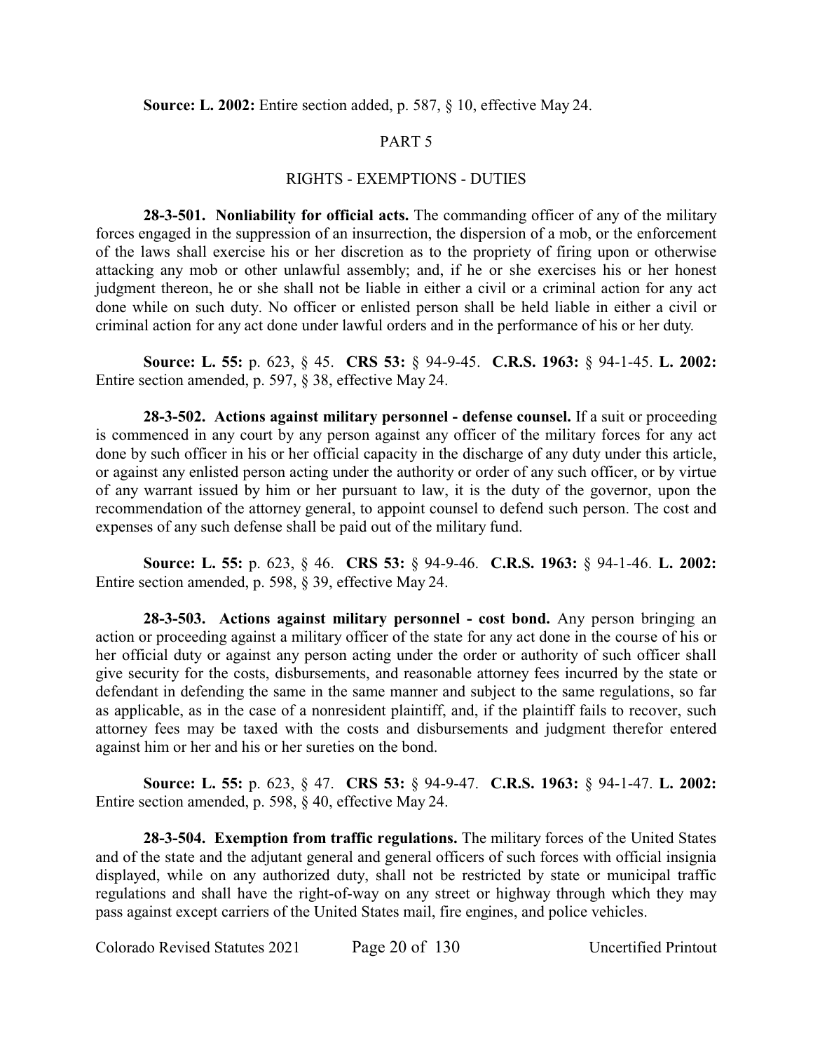**Source: L. 2002:** Entire section added, p. 587, § 10, effective May 24.

## PART 5

## RIGHTS - EXEMPTIONS - DUTIES

**28-3-501. Nonliability for official acts.** The commanding officer of any of the military forces engaged in the suppression of an insurrection, the dispersion of a mob, or the enforcement of the laws shall exercise his or her discretion as to the propriety of firing upon or otherwise attacking any mob or other unlawful assembly; and, if he or she exercises his or her honest judgment thereon, he or she shall not be liable in either a civil or a criminal action for any act done while on such duty. No officer or enlisted person shall be held liable in either a civil or criminal action for any act done under lawful orders and in the performance of his or her duty.

**Source: L. 55:** p. 623, § 45. **CRS 53:** § 94-9-45. **C.R.S. 1963:** § 94-1-45. **L. 2002:** Entire section amended, p. 597, § 38, effective May 24.

**28-3-502. Actions against military personnel - defense counsel.** If a suit or proceeding is commenced in any court by any person against any officer of the military forces for any act done by such officer in his or her official capacity in the discharge of any duty under this article, or against any enlisted person acting under the authority or order of any such officer, or by virtue of any warrant issued by him or her pursuant to law, it is the duty of the governor, upon the recommendation of the attorney general, to appoint counsel to defend such person. The cost and expenses of any such defense shall be paid out of the military fund.

**Source: L. 55:** p. 623, § 46. **CRS 53:** § 94-9-46. **C.R.S. 1963:** § 94-1-46. **L. 2002:** Entire section amended, p. 598, § 39, effective May 24.

**28-3-503. Actions against military personnel - cost bond.** Any person bringing an action or proceeding against a military officer of the state for any act done in the course of his or her official duty or against any person acting under the order or authority of such officer shall give security for the costs, disbursements, and reasonable attorney fees incurred by the state or defendant in defending the same in the same manner and subject to the same regulations, so far as applicable, as in the case of a nonresident plaintiff, and, if the plaintiff fails to recover, such attorney fees may be taxed with the costs and disbursements and judgment therefor entered against him or her and his or her sureties on the bond.

**Source: L. 55:** p. 623, § 47. **CRS 53:** § 94-9-47. **C.R.S. 1963:** § 94-1-47. **L. 2002:** Entire section amended, p. 598, § 40, effective May 24.

**28-3-504. Exemption from traffic regulations.** The military forces of the United States and of the state and the adjutant general and general officers of such forces with official insignia displayed, while on any authorized duty, shall not be restricted by state or municipal traffic regulations and shall have the right-of-way on any street or highway through which they may pass against except carriers of the United States mail, fire engines, and police vehicles.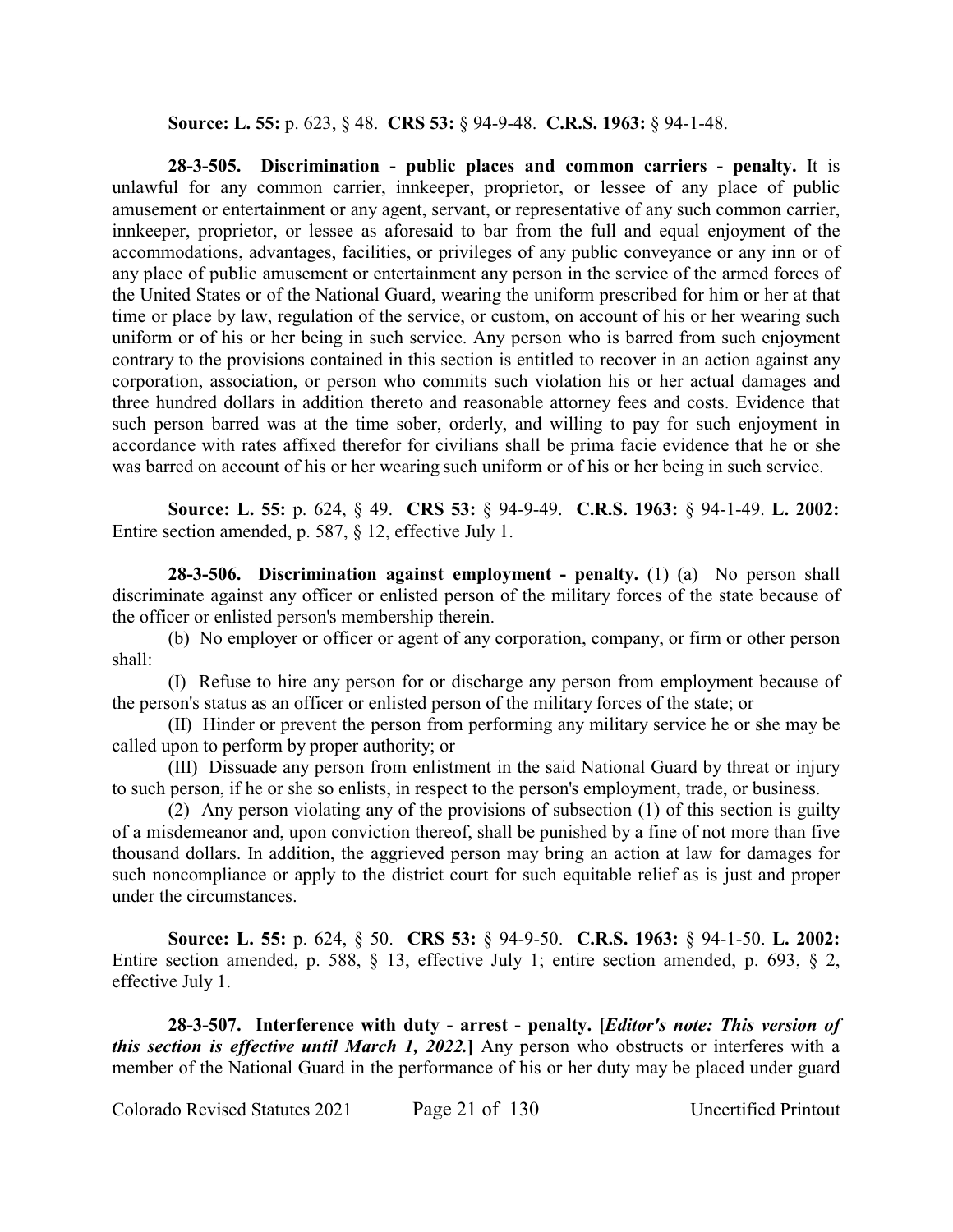**Source: L. 55:** p. 623, § 48. **CRS 53:** § 94-9-48. **C.R.S. 1963:** § 94-1-48.

**28-3-505. Discrimination - public places and common carriers - penalty.** It is unlawful for any common carrier, innkeeper, proprietor, or lessee of any place of public amusement or entertainment or any agent, servant, or representative of any such common carrier, innkeeper, proprietor, or lessee as aforesaid to bar from the full and equal enjoyment of the accommodations, advantages, facilities, or privileges of any public conveyance or any inn or of any place of public amusement or entertainment any person in the service of the armed forces of the United States or of the National Guard, wearing the uniform prescribed for him or her at that time or place by law, regulation of the service, or custom, on account of his or her wearing such uniform or of his or her being in such service. Any person who is barred from such enjoyment contrary to the provisions contained in this section is entitled to recover in an action against any corporation, association, or person who commits such violation his or her actual damages and three hundred dollars in addition thereto and reasonable attorney fees and costs. Evidence that such person barred was at the time sober, orderly, and willing to pay for such enjoyment in accordance with rates affixed therefor for civilians shall be prima facie evidence that he or she was barred on account of his or her wearing such uniform or of his or her being in such service.

**Source: L. 55:** p. 624, § 49. **CRS 53:** § 94-9-49. **C.R.S. 1963:** § 94-1-49. **L. 2002:** Entire section amended, p. 587, § 12, effective July 1.

**28-3-506. Discrimination against employment - penalty.** (1) (a) No person shall discriminate against any officer or enlisted person of the military forces of the state because of the officer or enlisted person's membership therein.

(b) No employer or officer or agent of any corporation, company, or firm or other person shall:

(I) Refuse to hire any person for or discharge any person from employment because of the person's status as an officer or enlisted person of the military forces of the state; or

(II) Hinder or prevent the person from performing any military service he or she may be called upon to perform by proper authority; or

(III) Dissuade any person from enlistment in the said National Guard by threat or injury to such person, if he or she so enlists, in respect to the person's employment, trade, or business.

(2) Any person violating any of the provisions of subsection (1) of this section is guilty of a misdemeanor and, upon conviction thereof, shall be punished by a fine of not more than five thousand dollars. In addition, the aggrieved person may bring an action at law for damages for such noncompliance or apply to the district court for such equitable relief as is just and proper under the circumstances.

**Source: L. 55:** p. 624, § 50. **CRS 53:** § 94-9-50. **C.R.S. 1963:** § 94-1-50. **L. 2002:** Entire section amended, p. 588, § 13, effective July 1; entire section amended, p. 693, § 2, effective July 1.

**28-3-507. Interference with duty - arrest - penalty. [*Editor's note: This version of this section is effective until March 1, 2022.*]** Any person who obstructs or interferes with a member of the National Guard in the performance of his or her duty may be placed under guard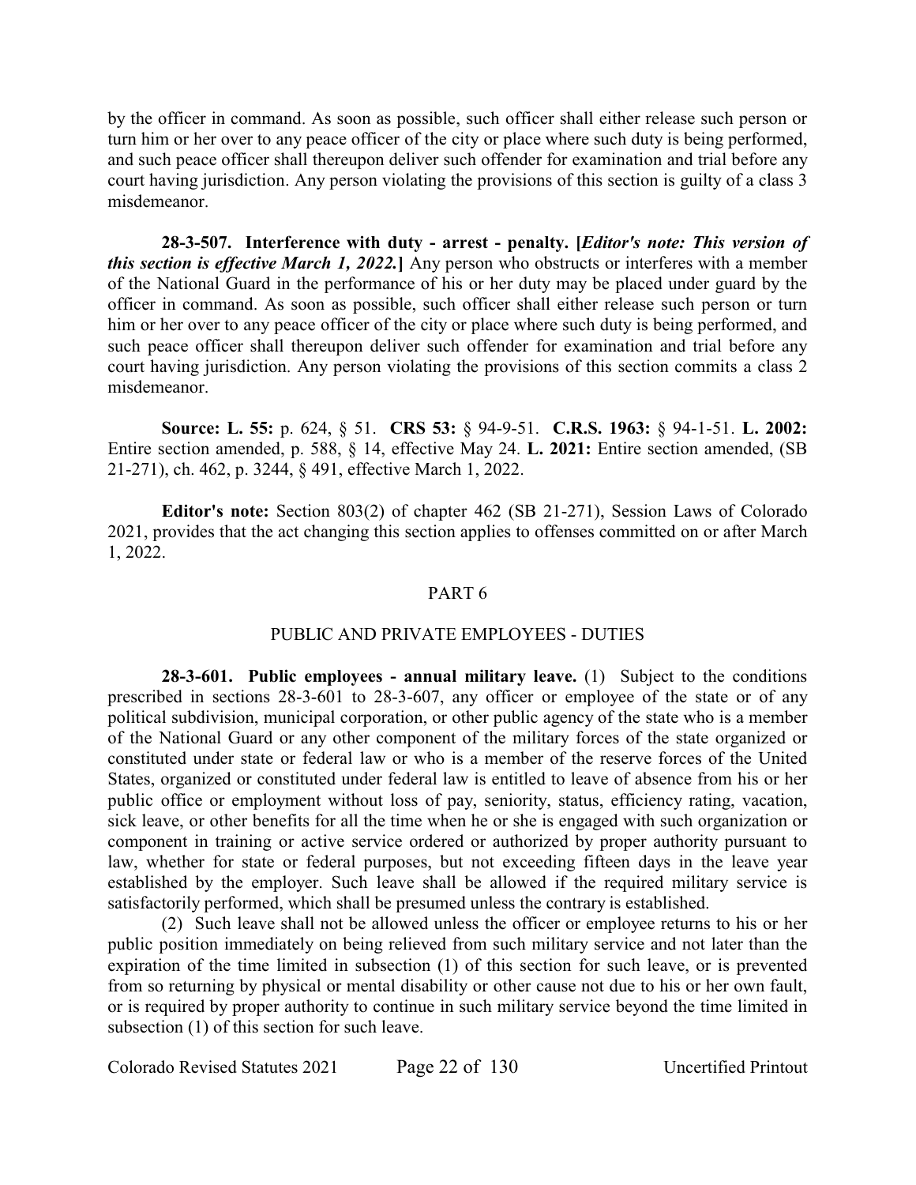by the officer in command. As soon as possible, such officer shall either release such person or turn him or her over to any peace officer of the city or place where such duty is being performed, and such peace officer shall thereupon deliver such offender for examination and trial before any court having jurisdiction. Any person violating the provisions of this section is guilty of a class 3 misdemeanor.

**28-3-507. Interference with duty - arrest - penalty. [*Editor's note: This version of this section is effective March 1, 2022.*]** Any person who obstructs or interferes with a member of the National Guard in the performance of his or her duty may be placed under guard by the officer in command. As soon as possible, such officer shall either release such person or turn him or her over to any peace officer of the city or place where such duty is being performed, and such peace officer shall thereupon deliver such offender for examination and trial before any court having jurisdiction. Any person violating the provisions of this section commits a class 2 misdemeanor.

**Source: L. 55:** p. 624, § 51. **CRS 53:** § 94-9-51. **C.R.S. 1963:** § 94-1-51. **L. 2002:** Entire section amended, p. 588, § 14, effective May 24. **L. 2021:** Entire section amended, (SB 21-271), ch. 462, p. 3244, § 491, effective March 1, 2022.

**Editor's note:** Section 803(2) of chapter 462 (SB 21-271), Session Laws of Colorado 2021, provides that the act changing this section applies to offenses committed on or after March 1, 2022.

## PART 6

## PUBLIC AND PRIVATE EMPLOYEES - DUTIES

**28-3-601. Public employees - annual military leave.** (1) Subject to the conditions prescribed in sections 28-3-601 to 28-3-607, any officer or employee of the state or of any political subdivision, municipal corporation, or other public agency of the state who is a member of the National Guard or any other component of the military forces of the state organized or constituted under state or federal law or who is a member of the reserve forces of the United States, organized or constituted under federal law is entitled to leave of absence from his or her public office or employment without loss of pay, seniority, status, efficiency rating, vacation, sick leave, or other benefits for all the time when he or she is engaged with such organization or component in training or active service ordered or authorized by proper authority pursuant to law, whether for state or federal purposes, but not exceeding fifteen days in the leave year established by the employer. Such leave shall be allowed if the required military service is satisfactorily performed, which shall be presumed unless the contrary is established.

(2) Such leave shall not be allowed unless the officer or employee returns to his or her public position immediately on being relieved from such military service and not later than the expiration of the time limited in subsection (1) of this section for such leave, or is prevented from so returning by physical or mental disability or other cause not due to his or her own fault, or is required by proper authority to continue in such military service beyond the time limited in subsection (1) of this section for such leave.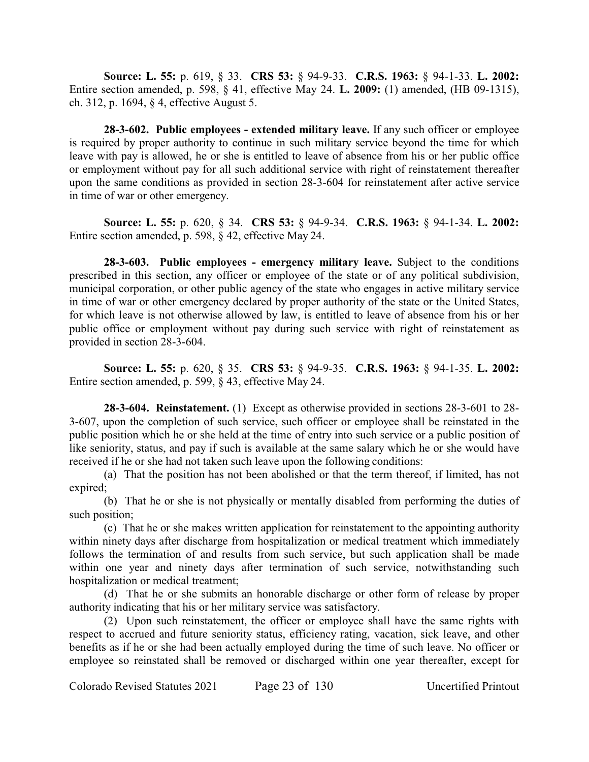**Source: L. 55:** p. 619, § 33. **CRS 53:** § 94-9-33. **C.R.S. 1963:** § 94-1-33. **L. 2002:** Entire section amended, p. 598, § 41, effective May 24. **L. 2009:** (1) amended, (HB 09-1315), ch. 312, p. 1694, § 4, effective August 5.

**28-3-602. Public employees - extended military leave.** If any such officer or employee is required by proper authority to continue in such military service beyond the time for which leave with pay is allowed, he or she is entitled to leave of absence from his or her public office or employment without pay for all such additional service with right of reinstatement thereafter upon the same conditions as provided in section 28-3-604 for reinstatement after active service in time of war or other emergency.

**Source: L. 55:** p. 620, § 34. **CRS 53:** § 94-9-34. **C.R.S. 1963:** § 94-1-34. **L. 2002:** Entire section amended, p. 598, § 42, effective May 24.

**28-3-603. Public employees - emergency military leave.** Subject to the conditions prescribed in this section, any officer or employee of the state or of any political subdivision, municipal corporation, or other public agency of the state who engages in active military service in time of war or other emergency declared by proper authority of the state or the United States, for which leave is not otherwise allowed by law, is entitled to leave of absence from his or her public office or employment without pay during such service with right of reinstatement as provided in section 28-3-604.

**Source: L. 55:** p. 620, § 35. **CRS 53:** § 94-9-35. **C.R.S. 1963:** § 94-1-35. **L. 2002:** Entire section amended, p. 599, § 43, effective May 24.

**28-3-604. Reinstatement.** (1) Except as otherwise provided in sections 28-3-601 to 28-3-607, upon the completion of such service, such officer or employee shall be reinstated in the public position which he or she held at the time of entry into such service or a public position of like seniority, status, and pay if such is available at the same salary which he or she would have received if he or she had not taken such leave upon the following conditions:

(a) That the position has not been abolished or that the term thereof, if limited, has not expired;

(b) That he or she is not physically or mentally disabled from performing the duties of such position;

(c) That he or she makes written application for reinstatement to the appointing authority within ninety days after discharge from hospitalization or medical treatment which immediately follows the termination of and results from such service, but such application shall be made within one year and ninety days after termination of such service, notwithstanding such hospitalization or medical treatment;

(d) That he or she submits an honorable discharge or other form of release by proper authority indicating that his or her military service was satisfactory.

(2) Upon such reinstatement, the officer or employee shall have the same rights with respect to accrued and future seniority status, efficiency rating, vacation, sick leave, and other benefits as if he or she had been actually employed during the time of such leave. No officer or employee so reinstated shall be removed or discharged within one year thereafter, except for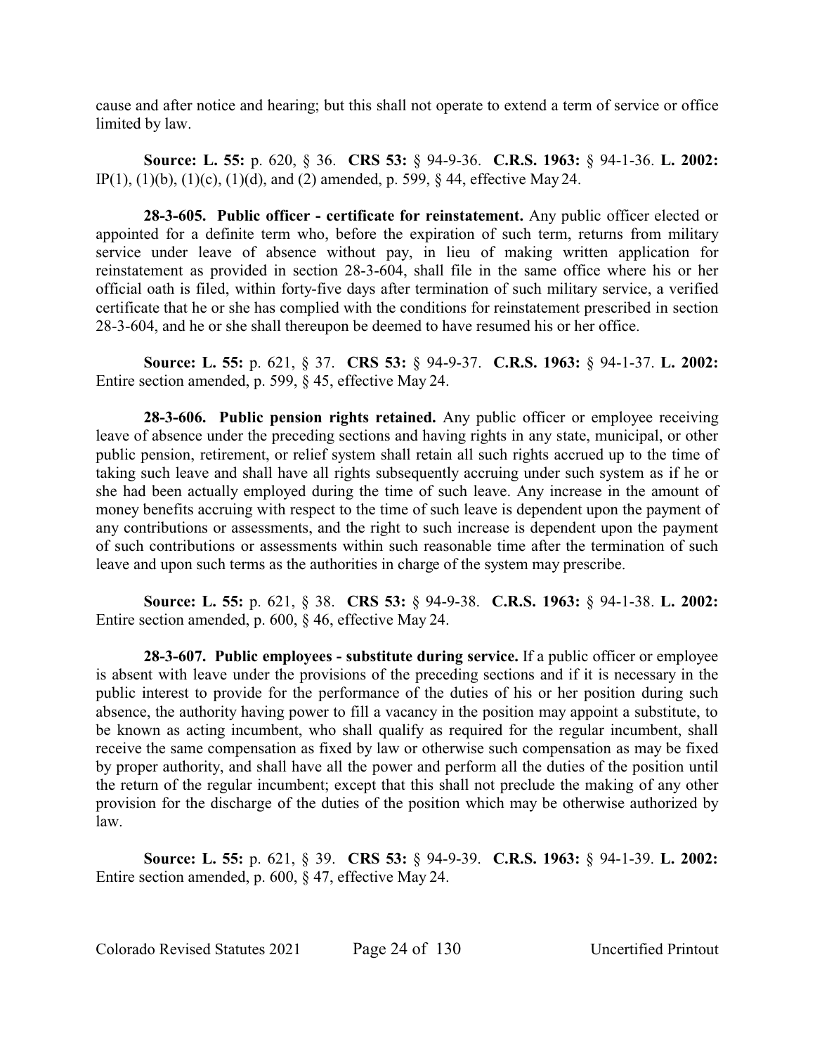cause and after notice and hearing; but this shall not operate to extend a term of service or office limited by law.

**Source: L. 55:** p. 620, § 36. **CRS 53:** § 94-9-36. **C.R.S. 1963:** § 94-1-36. **L. 2002:** IP(1), (1)(b), (1)(c), (1)(d), and (2) amended, p. 599, § 44, effective May 24.

**28-3-605. Public officer - certificate for reinstatement.** Any public officer elected or appointed for a definite term who, before the expiration of such term, returns from military service under leave of absence without pay, in lieu of making written application for reinstatement as provided in section 28-3-604, shall file in the same office where his or her official oath is filed, within forty-five days after termination of such military service, a verified certificate that he or she has complied with the conditions for reinstatement prescribed in section 28-3-604, and he or she shall thereupon be deemed to have resumed his or her office.

**Source: L. 55:** p. 621, § 37. **CRS 53:** § 94-9-37. **C.R.S. 1963:** § 94-1-37. **L. 2002:** Entire section amended, p. 599, § 45, effective May 24.

**28-3-606. Public pension rights retained.** Any public officer or employee receiving leave of absence under the preceding sections and having rights in any state, municipal, or other public pension, retirement, or relief system shall retain all such rights accrued up to the time of taking such leave and shall have all rights subsequently accruing under such system as if he or she had been actually employed during the time of such leave. Any increase in the amount of money benefits accruing with respect to the time of such leave is dependent upon the payment of any contributions or assessments, and the right to such increase is dependent upon the payment of such contributions or assessments within such reasonable time after the termination of such leave and upon such terms as the authorities in charge of the system may prescribe.

**Source: L. 55:** p. 621, § 38. **CRS 53:** § 94-9-38. **C.R.S. 1963:** § 94-1-38. **L. 2002:** Entire section amended, p. 600, § 46, effective May 24.

**28-3-607. Public employees - substitute during service.** If a public officer or employee is absent with leave under the provisions of the preceding sections and if it is necessary in the public interest to provide for the performance of the duties of his or her position during such absence, the authority having power to fill a vacancy in the position may appoint a substitute, to be known as acting incumbent, who shall qualify as required for the regular incumbent, shall receive the same compensation as fixed by law or otherwise such compensation as may be fixed by proper authority, and shall have all the power and perform all the duties of the position until the return of the regular incumbent; except that this shall not preclude the making of any other provision for the discharge of the duties of the position which may be otherwise authorized by law.

**Source: L. 55:** p. 621, § 39. **CRS 53:** § 94-9-39. **C.R.S. 1963:** § 94-1-39. **L. 2002:** Entire section amended, p. 600, § 47, effective May 24.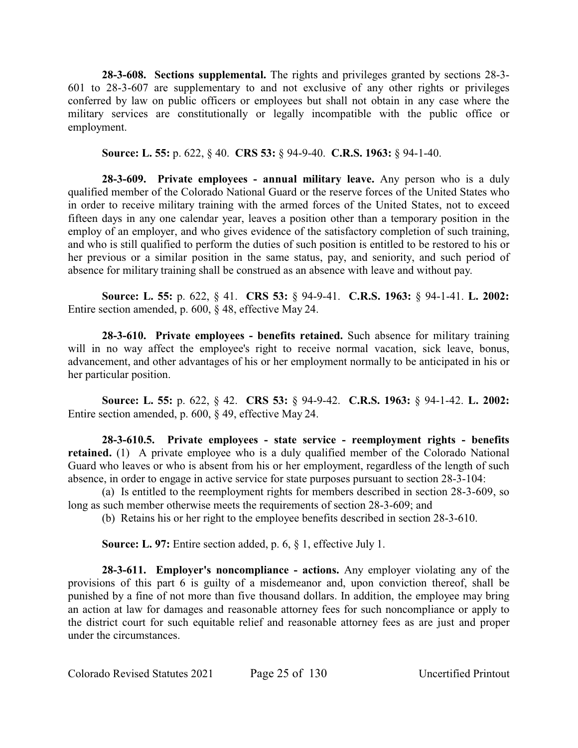**28-3-608. Sections supplemental.** The rights and privileges granted by sections 28-3-601 to 28-3-607 are supplementary to and not exclusive of any other rights or privileges conferred by law on public officers or employees but shall not obtain in any case where the military services are constitutionally or legally incompatible with the public office or employment.

**Source: L. 55:** p. 622, § 40. **CRS 53:** § 94-9-40. **C.R.S. 1963:** § 94-1-40.

**28-3-609. Private employees - annual military leave.** Any person who is a duly qualified member of the Colorado National Guard or the reserve forces of the United States who in order to receive military training with the armed forces of the United States, not to exceed fifteen days in any one calendar year, leaves a position other than a temporary position in the employ of an employer, and who gives evidence of the satisfactory completion of such training, and who is still qualified to perform the duties of such position is entitled to be restored to his or her previous or a similar position in the same status, pay, and seniority, and such period of absence for military training shall be construed as an absence with leave and without pay.

**Source: L. 55:** p. 622, § 41. **CRS 53:** § 94-9-41. **C.R.S. 1963:** § 94-1-41. **L. 2002:** Entire section amended, p. 600, § 48, effective May 24.

**28-3-610. Private employees - benefits retained.** Such absence for military training will in no way affect the employee's right to receive normal vacation, sick leave, bonus, advancement, and other advantages of his or her employment normally to be anticipated in his or her particular position.

**Source: L. 55:** p. 622, § 42. **CRS 53:** § 94-9-42. **C.R.S. 1963:** § 94-1-42. **L. 2002:** Entire section amended, p. 600, § 49, effective May 24.

**28-3-610.5. Private employees - state service - reemployment rights - benefits retained.** (1) A private employee who is a duly qualified member of the Colorado National Guard who leaves or who is absent from his or her employment, regardless of the length of such absence, in order to engage in active service for state purposes pursuant to section 28-3-104:

(a) Is entitled to the reemployment rights for members described in section 28-3-609, so long as such member otherwise meets the requirements of section 28-3-609; and

(b) Retains his or her right to the employee benefits described in section 28-3-610.

**Source: L. 97:** Entire section added, p. 6, § 1, effective July 1.

**28-3-611. Employer's noncompliance - actions.** Any employer violating any of the provisions of this part 6 is guilty of a misdemeanor and, upon conviction thereof, shall be punished by a fine of not more than five thousand dollars. In addition, the employee may bring an action at law for damages and reasonable attorney fees for such noncompliance or apply to the district court for such equitable relief and reasonable attorney fees as are just and proper under the circumstances.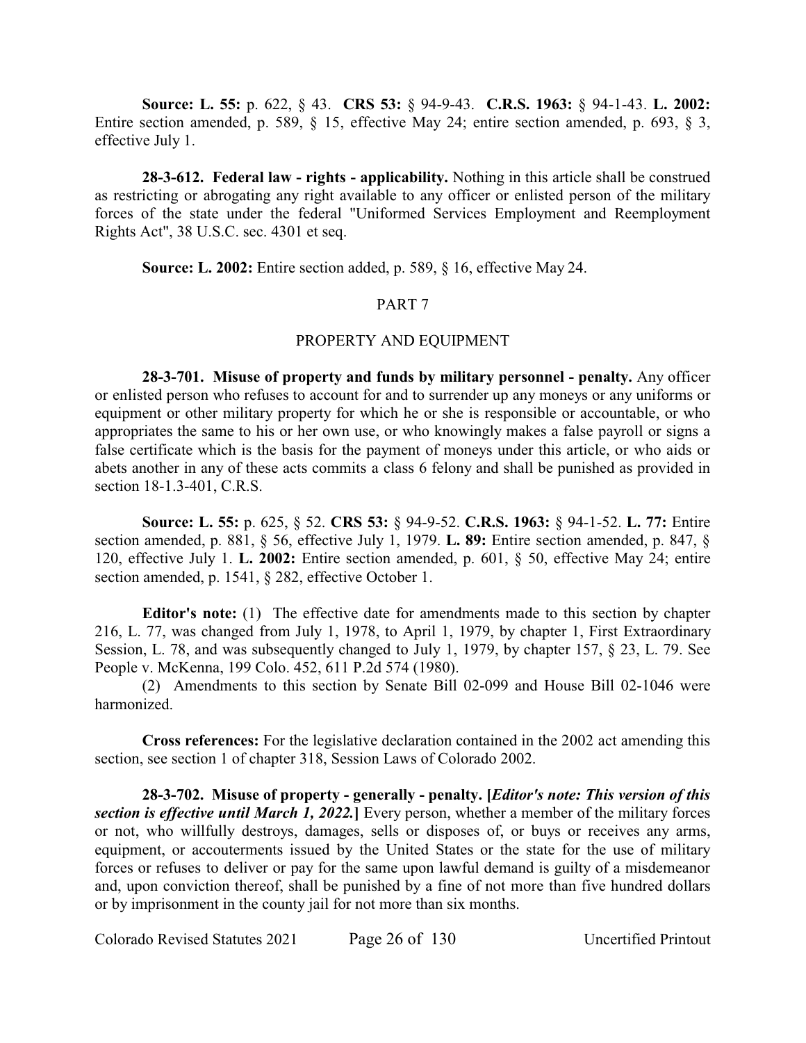**Source: L. 55:** p. 622, § 43. **CRS 53:** § 94-9-43. **C.R.S. 1963:** § 94-1-43. **L. 2002:** Entire section amended, p. 589, § 15, effective May 24; entire section amended, p. 693, § 3, effective July 1.

**28-3-612. Federal law - rights - applicability.** Nothing in this article shall be construed as restricting or abrogating any right available to any officer or enlisted person of the military forces of the state under the federal "Uniformed Services Employment and Reemployment Rights Act", 38 U.S.C. sec. 4301 et seq.

**Source: L. 2002:** Entire section added, p. 589, § 16, effective May 24.

## PART 7

## PROPERTY AND EQUIPMENT

**28-3-701. Misuse of property and funds by military personnel - penalty.** Any officer or enlisted person who refuses to account for and to surrender up any moneys or any uniforms or equipment or other military property for which he or she is responsible or accountable, or who appropriates the same to his or her own use, or who knowingly makes a false payroll or signs a false certificate which is the basis for the payment of moneys under this article, or who aids or abets another in any of these acts commits a class 6 felony and shall be punished as provided in section 18-1.3-401, C.R.S.

**Source: L. 55:** p. 625, § 52. **CRS 53:** § 94-9-52. **C.R.S. 1963:** § 94-1-52. **L. 77:** Entire section amended, p. 881, § 56, effective July 1, 1979. **L. 89:** Entire section amended, p. 847, § 120, effective July 1. **L. 2002:** Entire section amended, p. 601, § 50, effective May 24; entire section amended, p. 1541, § 282, effective October 1.

**Editor's note:** (1) The effective date for amendments made to this section by chapter 216, L. 77, was changed from July 1, 1978, to April 1, 1979, by chapter 1, First Extraordinary Session, L. 78, and was subsequently changed to July 1, 1979, by chapter 157, § 23, L. 79. See People v. McKenna, 199 Colo. 452, 611 P.2d 574 (1980).

(2) Amendments to this section by Senate Bill 02-099 and House Bill 02-1046 were harmonized.

**Cross references:** For the legislative declaration contained in the 2002 act amending this section, see section 1 of chapter 318, Session Laws of Colorado 2002.

**28-3-702. Misuse of property - generally - penalty. [*Editor's note: This version of this section is effective until March 1, 2022.*]** Every person, whether a member of the military forces or not, who willfully destroys, damages, sells or disposes of, or buys or receives any arms, equipment, or accouterments issued by the United States or the state for the use of military forces or refuses to deliver or pay for the same upon lawful demand is guilty of a misdemeanor and, upon conviction thereof, shall be punished by a fine of not more than five hundred dollars or by imprisonment in the county jail for not more than six months.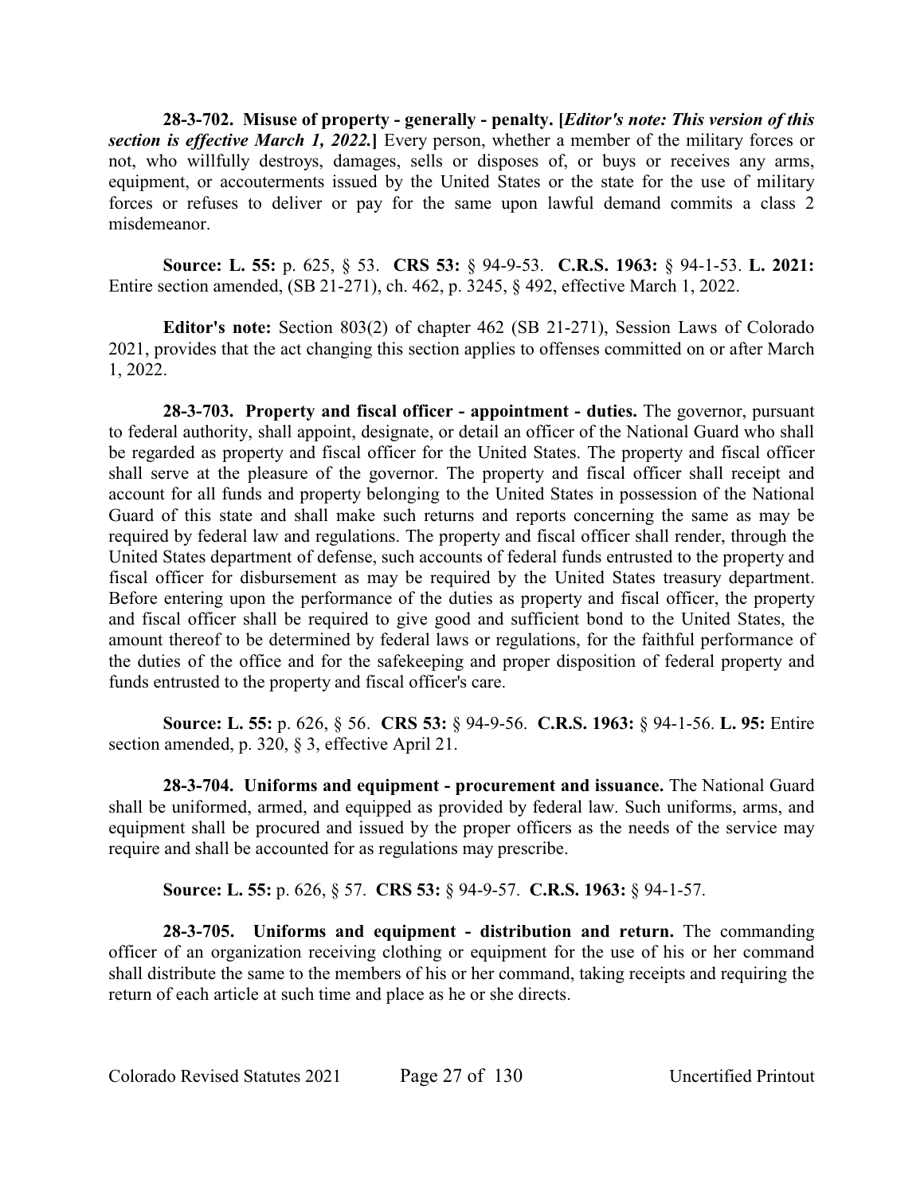**28-3-702. Misuse of property - generally - penalty. [*Editor's note: This version of this section is effective March 1, 2022.*]** Every person, whether a member of the military forces or not, who willfully destroys, damages, sells or disposes of, or buys or receives any arms, equipment, or accouterments issued by the United States or the state for the use of military forces or refuses to deliver or pay for the same upon lawful demand commits a class 2 misdemeanor.

**Source: L. 55:** p. 625, § 53. **CRS 53:** § 94-9-53. **C.R.S. 1963:** § 94-1-53. **L. 2021:** Entire section amended, (SB 21-271), ch. 462, p. 3245, § 492, effective March 1, 2022.

**Editor's note:** Section 803(2) of chapter 462 (SB 21-271), Session Laws of Colorado 2021, provides that the act changing this section applies to offenses committed on or after March 1, 2022.

**28-3-703. Property and fiscal officer - appointment - duties.** The governor, pursuant to federal authority, shall appoint, designate, or detail an officer of the National Guard who shall be regarded as property and fiscal officer for the United States. The property and fiscal officer shall serve at the pleasure of the governor. The property and fiscal officer shall receipt and account for all funds and property belonging to the United States in possession of the National Guard of this state and shall make such returns and reports concerning the same as may be required by federal law and regulations. The property and fiscal officer shall render, through the United States department of defense, such accounts of federal funds entrusted to the property and fiscal officer for disbursement as may be required by the United States treasury department. Before entering upon the performance of the duties as property and fiscal officer, the property and fiscal officer shall be required to give good and sufficient bond to the United States, the amount thereof to be determined by federal laws or regulations, for the faithful performance of the duties of the office and for the safekeeping and proper disposition of federal property and funds entrusted to the property and fiscal officer's care.

**Source: L. 55:** p. 626, § 56. **CRS 53:** § 94-9-56. **C.R.S. 1963:** § 94-1-56. **L. 95:** Entire section amended, p. 320, § 3, effective April 21.

**28-3-704. Uniforms and equipment - procurement and issuance.** The National Guard shall be uniformed, armed, and equipped as provided by federal law. Such uniforms, arms, and equipment shall be procured and issued by the proper officers as the needs of the service may require and shall be accounted for as regulations may prescribe.

**Source: L. 55:** p. 626, § 57. **CRS 53:** § 94-9-57. **C.R.S. 1963:** § 94-1-57.

**28-3-705. Uniforms and equipment - distribution and return.** The commanding officer of an organization receiving clothing or equipment for the use of his or her command shall distribute the same to the members of his or her command, taking receipts and requiring the return of each article at such time and place as he or she directs.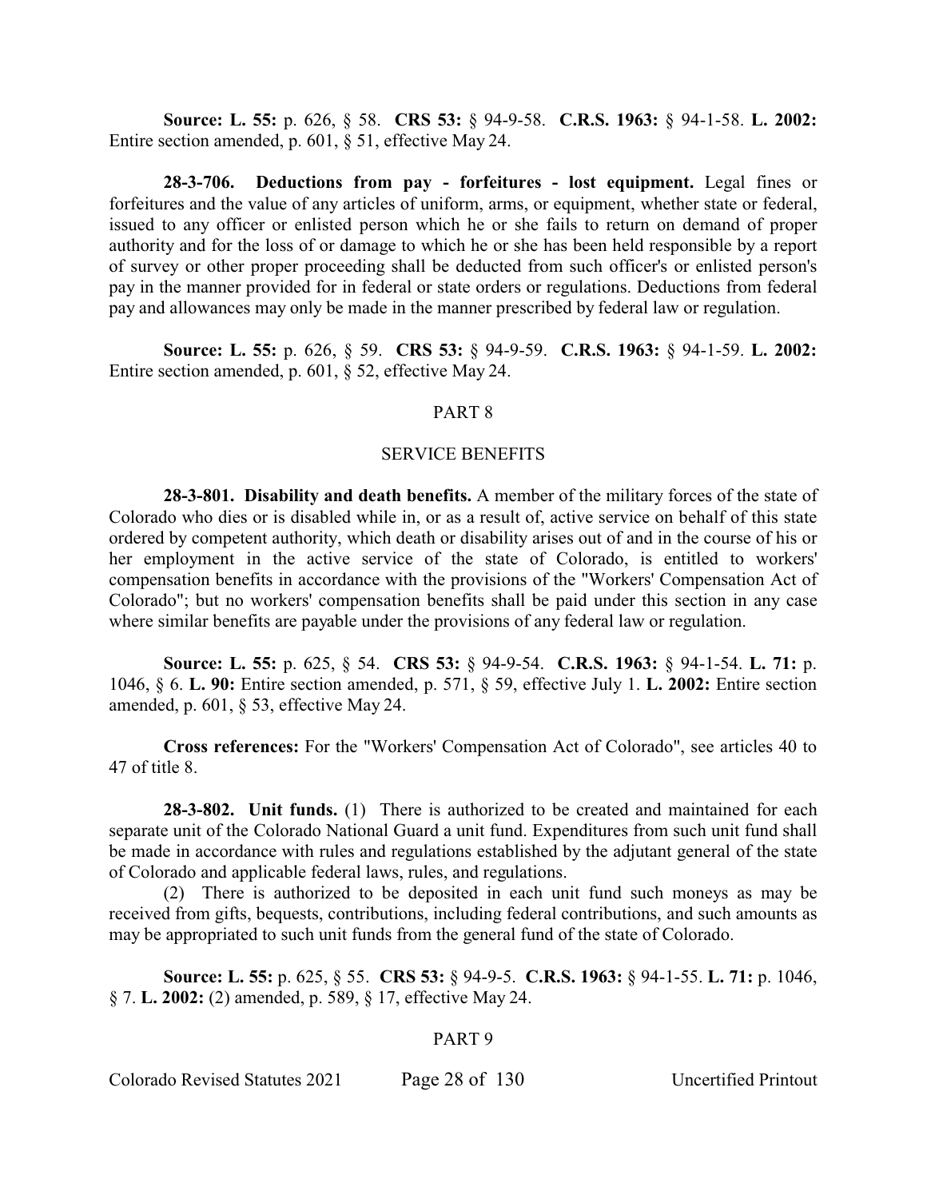**Source: L. 55:** p. 626, § 58. **CRS 53:** § 94-9-58. **C.R.S. 1963:** § 94-1-58. **L. 2002:** Entire section amended, p. 601, § 51, effective May 24.

**28-3-706. Deductions from pay - forfeitures - lost equipment.** Legal fines or forfeitures and the value of any articles of uniform, arms, or equipment, whether state or federal, issued to any officer or enlisted person which he or she fails to return on demand of proper authority and for the loss of or damage to which he or she has been held responsible by a report of survey or other proper proceeding shall be deducted from such officer's or enlisted person's pay in the manner provided for in federal or state orders or regulations. Deductions from federal pay and allowances may only be made in the manner prescribed by federal law or regulation.

**Source: L. 55:** p. 626, § 59. **CRS 53:** § 94-9-59. **C.R.S. 1963:** § 94-1-59. **L. 2002:** Entire section amended, p. 601, § 52, effective May 24.

## PART 8

## SERVICE BENEFITS

**28-3-801. Disability and death benefits.** A member of the military forces of the state of Colorado who dies or is disabled while in, or as a result of, active service on behalf of this state ordered by competent authority, which death or disability arises out of and in the course of his or her employment in the active service of the state of Colorado, is entitled to workers' compensation benefits in accordance with the provisions of the "Workers' Compensation Act of Colorado"; but no workers' compensation benefits shall be paid under this section in any case where similar benefits are payable under the provisions of any federal law or regulation.

**Source: L. 55:** p. 625, § 54. **CRS 53:** § 94-9-54. **C.R.S. 1963:** § 94-1-54. **L. 71:** p. 1046, § 6. **L. 90:** Entire section amended, p. 571, § 59, effective July 1. **L. 2002:** Entire section amended, p. 601, § 53, effective May 24.

**Cross references:** For the "Workers' Compensation Act of Colorado", see articles 40 to 47 of title 8.

**28-3-802. Unit funds.** (1) There is authorized to be created and maintained for each separate unit of the Colorado National Guard a unit fund. Expenditures from such unit fund shall be made in accordance with rules and regulations established by the adjutant general of the state of Colorado and applicable federal laws, rules, and regulations.

(2) There is authorized to be deposited in each unit fund such moneys as may be received from gifts, bequests, contributions, including federal contributions, and such amounts as may be appropriated to such unit funds from the general fund of the state of Colorado.

**Source: L. 55:** p. 625, § 55. **CRS 53:** § 94-9-5. **C.R.S. 1963:** § 94-1-55. **L. 71:** p. 1046, § 7. **L. 2002:** (2) amended, p. 589, § 17, effective May 24.

## PART 9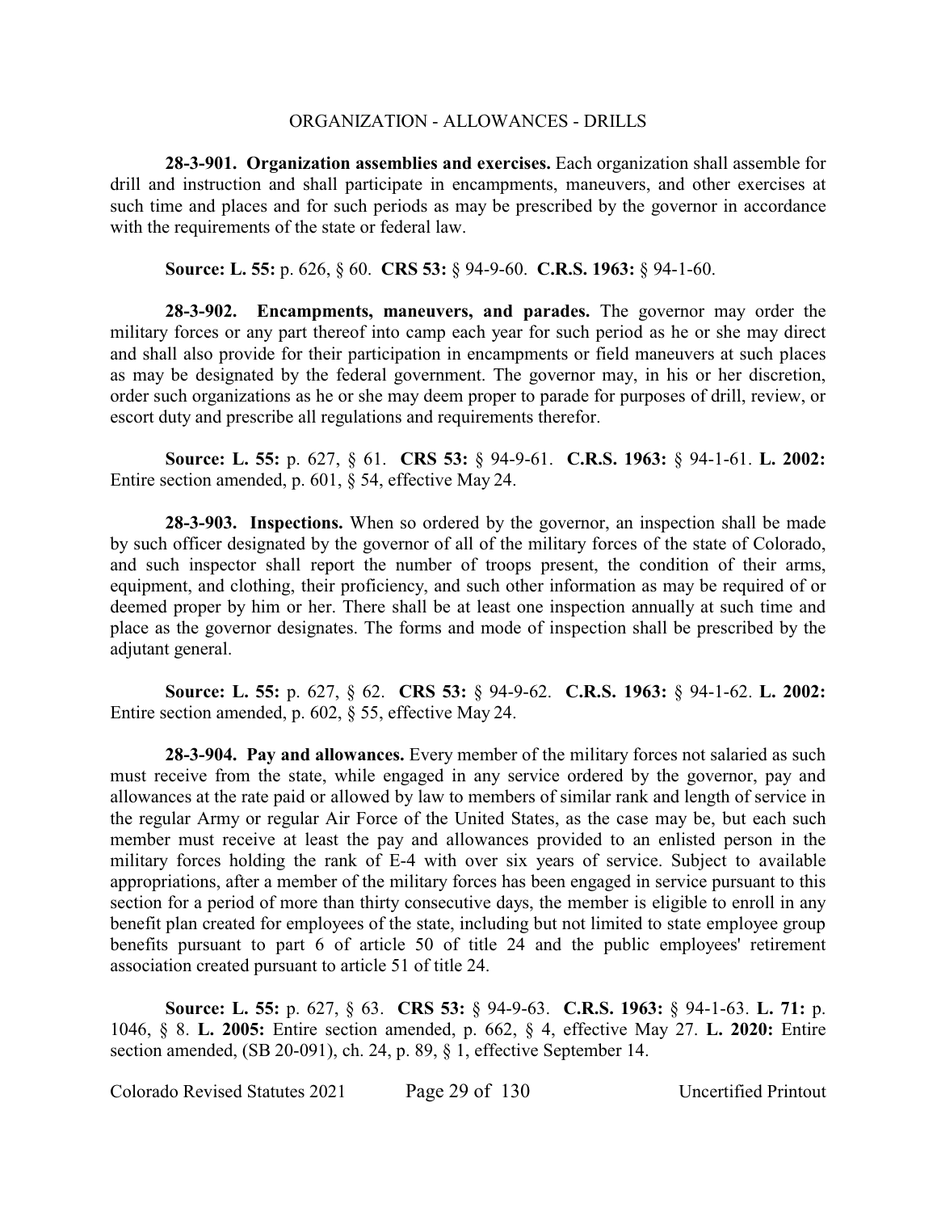## ORGANIZATION - ALLOWANCES - DRILLS

**28-3-901. Organization assemblies and exercises.** Each organization shall assemble for drill and instruction and shall participate in encampments, maneuvers, and other exercises at such time and places and for such periods as may be prescribed by the governor in accordance with the requirements of the state or federal law.

**Source: L. 55:** p. 626, § 60. **CRS 53:** § 94-9-60. **C.R.S. 1963:** § 94-1-60.

**28-3-902. Encampments, maneuvers, and parades.** The governor may order the military forces or any part thereof into camp each year for such period as he or she may direct and shall also provide for their participation in encampments or field maneuvers at such places as may be designated by the federal government. The governor may, in his or her discretion, order such organizations as he or she may deem proper to parade for purposes of drill, review, or escort duty and prescribe all regulations and requirements therefor.

**Source: L. 55:** p. 627, § 61. **CRS 53:** § 94-9-61. **C.R.S. 1963:** § 94-1-61. **L. 2002:** Entire section amended, p. 601, § 54, effective May 24.

**28-3-903. Inspections.** When so ordered by the governor, an inspection shall be made by such officer designated by the governor of all of the military forces of the state of Colorado, and such inspector shall report the number of troops present, the condition of their arms, equipment, and clothing, their proficiency, and such other information as may be required of or deemed proper by him or her. There shall be at least one inspection annually at such time and place as the governor designates. The forms and mode of inspection shall be prescribed by the adjutant general.

**Source: L. 55:** p. 627, § 62. **CRS 53:** § 94-9-62. **C.R.S. 1963:** § 94-1-62. **L. 2002:** Entire section amended, p. 602, § 55, effective May 24.

**28-3-904. Pay and allowances.** Every member of the military forces not salaried as such must receive from the state, while engaged in any service ordered by the governor, pay and allowances at the rate paid or allowed by law to members of similar rank and length of service in the regular Army or regular Air Force of the United States, as the case may be, but each such member must receive at least the pay and allowances provided to an enlisted person in the military forces holding the rank of E-4 with over six years of service. Subject to available appropriations, after a member of the military forces has been engaged in service pursuant to this section for a period of more than thirty consecutive days, the member is eligible to enroll in any benefit plan created for employees of the state, including but not limited to state employee group benefits pursuant to part 6 of article 50 of title 24 and the public employees' retirement association created pursuant to article 51 of title 24.

**Source: L. 55:** p. 627, § 63. **CRS 53:** § 94-9-63. **C.R.S. 1963:** § 94-1-63. **L. 71:** p. 1046, § 8. **L. 2005:** Entire section amended, p. 662, § 4, effective May 27. **L. 2020:** Entire section amended, (SB 20-091), ch. 24, p. 89, § 1, effective September 14.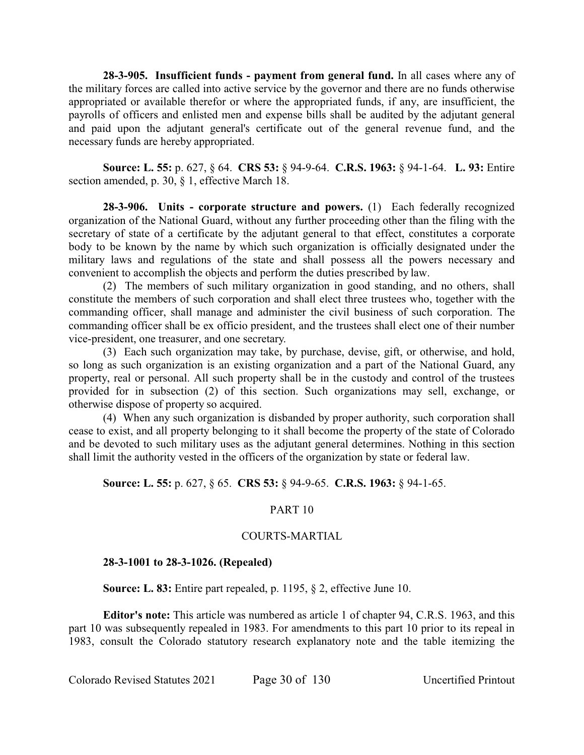**28-3-905. Insufficient funds - payment from general fund.** In all cases where any of the military forces are called into active service by the governor and there are no funds otherwise appropriated or available therefor or where the appropriated funds, if any, are insufficient, the payrolls of officers and enlisted men and expense bills shall be audited by the adjutant general and paid upon the adjutant general's certificate out of the general revenue fund, and the necessary funds are hereby appropriated.

**Source: L. 55:** p. 627, § 64. **CRS 53:** § 94-9-64. **C.R.S. 1963:** § 94-1-64. **L. 93:** Entire section amended, p. 30, § 1, effective March 18.

**28-3-906. Units - corporate structure and powers.** (1) Each federally recognized organization of the National Guard, without any further proceeding other than the filing with the secretary of state of a certificate by the adjutant general to that effect, constitutes a corporate body to be known by the name by which such organization is officially designated under the military laws and regulations of the state and shall possess all the powers necessary and convenient to accomplish the objects and perform the duties prescribed by law.

(2) The members of such military organization in good standing, and no others, shall constitute the members of such corporation and shall elect three trustees who, together with the commanding officer, shall manage and administer the civil business of such corporation. The commanding officer shall be ex officio president, and the trustees shall elect one of their number vice-president, one treasurer, and one secretary.

(3) Each such organization may take, by purchase, devise, gift, or otherwise, and hold, so long as such organization is an existing organization and a part of the National Guard, any property, real or personal. All such property shall be in the custody and control of the trustees provided for in subsection (2) of this section. Such organizations may sell, exchange, or otherwise dispose of property so acquired.

(4) When any such organization is disbanded by proper authority, such corporation shall cease to exist, and all property belonging to it shall become the property of the state of Colorado and be devoted to such military uses as the adjutant general determines. Nothing in this section shall limit the authority vested in the officers of the organization by state or federal law.

**Source: L. 55:** p. 627, § 65. **CRS 53:** § 94-9-65. **C.R.S. 1963:** § 94-1-65.

## PART 10

## COURTS-MARTIAL

**28-3-1001 to 28-3-1026. (Repealed)**

**Source: L. 83:** Entire part repealed, p. 1195, § 2, effective June 10.

**Editor's note:** This article was numbered as article 1 of chapter 94, C.R.S. 1963, and this part 10 was subsequently repealed in 1983. For amendments to this part 10 prior to its repeal in 1983, consult the Colorado statutory research explanatory note and the table itemizing the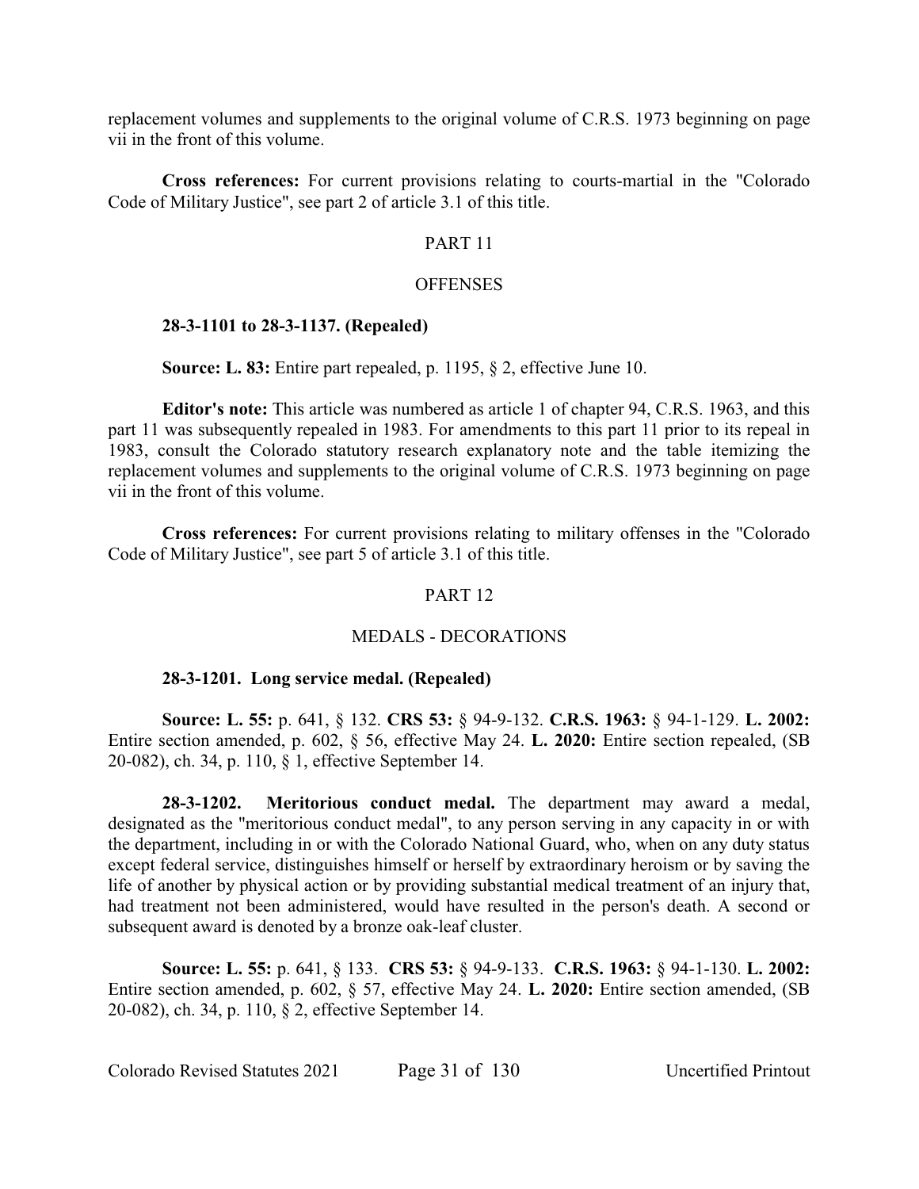replacement volumes and supplements to the original volume of C.R.S. 1973 beginning on page vii in the front of this volume.

**Cross references:** For current provisions relating to courts-martial in the "Colorado Code of Military Justice", see part 2 of article 3.1 of this title.

## PART 11

## OFFENSES

**28-3-1101 to 28-3-1137. (Repealed)**

**Source: L. 83:** Entire part repealed, p. 1195, § 2, effective June 10.

**Editor's note:** This article was numbered as article 1 of chapter 94, C.R.S. 1963, and this part 11 was subsequently repealed in 1983. For amendments to this part 11 prior to its repeal in 1983, consult the Colorado statutory research explanatory note and the table itemizing the replacement volumes and supplements to the original volume of C.R.S. 1973 beginning on page vii in the front of this volume.

**Cross references:** For current provisions relating to military offenses in the "Colorado Code of Military Justice", see part 5 of article 3.1 of this title.

## PART 12

## MEDALS - DECORATIONS

**28-3-1201. Long service medal. (Repealed)**

**Source: L. 55:** p. 641, § 132. **CRS 53:** § 94-9-132. **C.R.S. 1963:** § 94-1-129. **L. 2002:** Entire section amended, p. 602, § 56, effective May 24. **L. 2020:** Entire section repealed, (SB 20-082), ch. 34, p. 110, § 1, effective September 14.

**28-3-1202. Meritorious conduct medal.** The department may award a medal, designated as the "meritorious conduct medal", to any person serving in any capacity in or with the department, including in or with the Colorado National Guard, who, when on any duty status except federal service, distinguishes himself or herself by extraordinary heroism or by saving the life of another by physical action or by providing substantial medical treatment of an injury that, had treatment not been administered, would have resulted in the person's death. A second or subsequent award is denoted by a bronze oak-leaf cluster.

**Source: L. 55:** p. 641, § 133. **CRS 53:** § 94-9-133. **C.R.S. 1963:** § 94-1-130. **L. 2002:** Entire section amended, p. 602, § 57, effective May 24. **L. 2020:** Entire section amended, (SB 20-082), ch. 34, p. 110, § 2, effective September 14.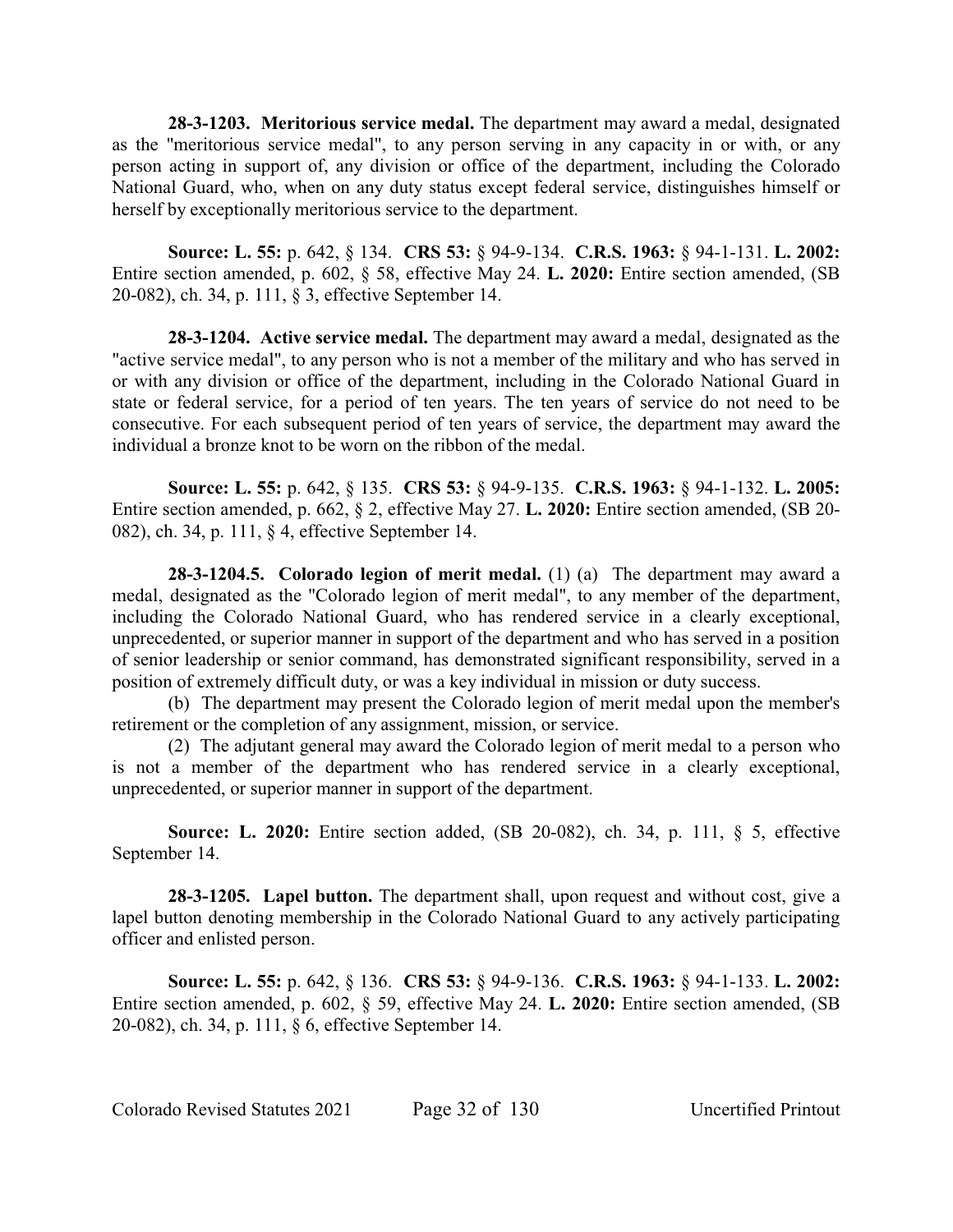**28-3-1203. Meritorious service medal.** The department may award a medal, designated as the "meritorious service medal", to any person serving in any capacity in or with, or any person acting in support of, any division or office of the department, including the Colorado National Guard, who, when on any duty status except federal service, distinguishes himself or herself by exceptionally meritorious service to the department.

**Source: L. 55:** p. 642, § 134. **CRS 53:** § 94-9-134. **C.R.S. 1963:** § 94-1-131. **L. 2002:** Entire section amended, p. 602, § 58, effective May 24. **L. 2020:** Entire section amended, (SB 20-082), ch. 34, p. 111, § 3, effective September 14.

**28-3-1204. Active service medal.** The department may award a medal, designated as the "active service medal", to any person who is not a member of the military and who has served in or with any division or office of the department, including in the Colorado National Guard in state or federal service, for a period of ten years. The ten years of service do not need to be consecutive. For each subsequent period of ten years of service, the department may award the individual a bronze knot to be worn on the ribbon of the medal.

**Source: L. 55:** p. 642, § 135. **CRS 53:** § 94-9-135. **C.R.S. 1963:** § 94-1-132. **L. 2005:** Entire section amended, p. 662, § 2, effective May 27. **L. 2020:** Entire section amended, (SB 20-082), ch. 34, p. 111, § 4, effective September 14.

**28-3-1204.5. Colorado legion of merit medal.** (1) (a) The department may award a medal, designated as the "Colorado legion of merit medal", to any member of the department, including the Colorado National Guard, who has rendered service in a clearly exceptional, unprecedented, or superior manner in support of the department and who has served in a position of senior leadership or senior command, has demonstrated significant responsibility, served in a position of extremely difficult duty, or was a key individual in mission or duty success.

(b) The department may present the Colorado legion of merit medal upon the member's retirement or the completion of any assignment, mission, or service.

(2) The adjutant general may award the Colorado legion of merit medal to a person who is not a member of the department who has rendered service in a clearly exceptional, unprecedented, or superior manner in support of the department.

**Source: L. 2020:** Entire section added, (SB 20-082), ch. 34, p. 111, § 5, effective September 14.

**28-3-1205. Lapel button.** The department shall, upon request and without cost, give a lapel button denoting membership in the Colorado National Guard to any actively participating officer and enlisted person.

**Source: L. 55:** p. 642, § 136. **CRS 53:** § 94-9-136. **C.R.S. 1963:** § 94-1-133. **L. 2002:** Entire section amended, p. 602, § 59, effective May 24. **L. 2020:** Entire section amended, (SB 20-082), ch. 34, p. 111, § 6, effective September 14.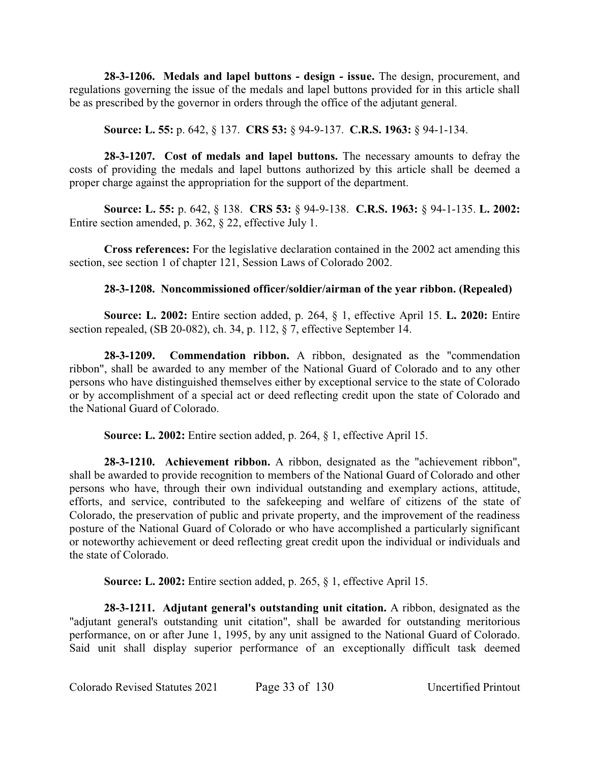**28-3-1206. Medals and lapel buttons - design - issue.** The design, procurement, and regulations governing the issue of the medals and lapel buttons provided for in this article shall be as prescribed by the governor in orders through the office of the adjutant general.

**Source: L. 55:** p. 642, § 137. **CRS 53:** § 94-9-137. **C.R.S. 1963:** § 94-1-134.

**28-3-1207. Cost of medals and lapel buttons.** The necessary amounts to defray the costs of providing the medals and lapel buttons authorized by this article shall be deemed a proper charge against the appropriation for the support of the department.

**Source: L. 55:** p. 642, § 138. **CRS 53:** § 94-9-138. **C.R.S. 1963:** § 94-1-135. **L. 2002:** Entire section amended, p. 362, § 22, effective July 1.

**Cross references:** For the legislative declaration contained in the 2002 act amending this section, see section 1 of chapter 121, Session Laws of Colorado 2002.

**28-3-1208. Noncommissioned officer/soldier/airman of the year ribbon. (Repealed)**

**Source: L. 2002:** Entire section added, p. 264, § 1, effective April 15. **L. 2020:** Entire section repealed, (SB 20-082), ch. 34, p. 112, § 7, effective September 14.

**28-3-1209. Commendation ribbon.** A ribbon, designated as the "commendation ribbon", shall be awarded to any member of the National Guard of Colorado and to any other persons who have distinguished themselves either by exceptional service to the state of Colorado or by accomplishment of a special act or deed reflecting credit upon the state of Colorado and the National Guard of Colorado.

**Source: L. 2002:** Entire section added, p. 264, § 1, effective April 15.

**28-3-1210. Achievement ribbon.** A ribbon, designated as the "achievement ribbon", shall be awarded to provide recognition to members of the National Guard of Colorado and other persons who have, through their own individual outstanding and exemplary actions, attitude, efforts, and service, contributed to the safekeeping and welfare of citizens of the state of Colorado, the preservation of public and private property, and the improvement of the readiness posture of the National Guard of Colorado or who have accomplished a particularly significant or noteworthy achievement or deed reflecting great credit upon the individual or individuals and the state of Colorado.

**Source: L. 2002:** Entire section added, p. 265, § 1, effective April 15.

**28-3-1211. Adjutant general's outstanding unit citation.** A ribbon, designated as the "adjutant general's outstanding unit citation", shall be awarded for outstanding meritorious performance, on or after June 1, 1995, by any unit assigned to the National Guard of Colorado. Said unit shall display superior performance of an exceptionally difficult task deemed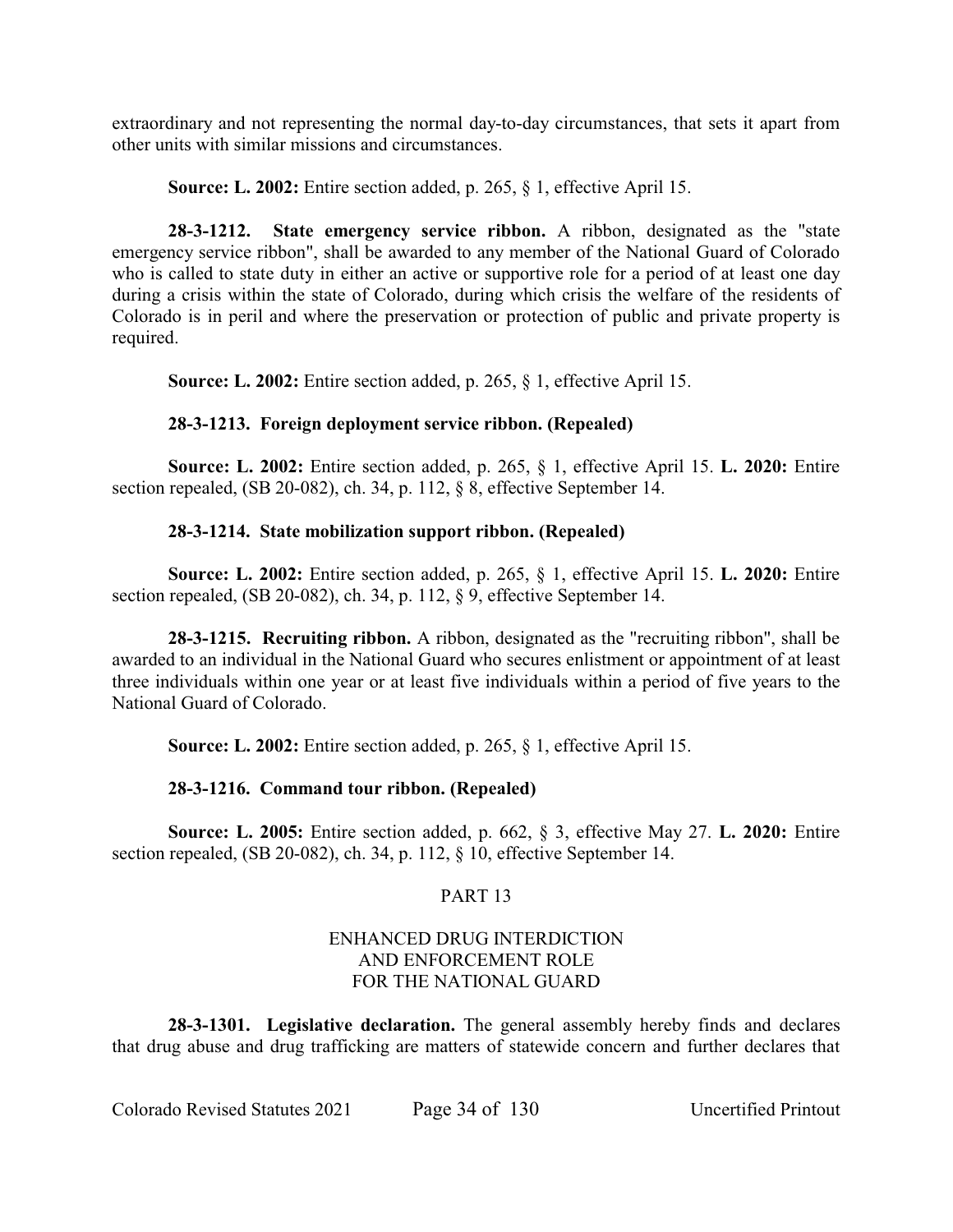extraordinary and not representing the normal day-to-day circumstances, that sets it apart from other units with similar missions and circumstances.

**Source: L. 2002:** Entire section added, p. 265, § 1, effective April 15.

**28-3-1212. State emergency service ribbon.** A ribbon, designated as the "state emergency service ribbon", shall be awarded to any member of the National Guard of Colorado who is called to state duty in either an active or supportive role for a period of at least one day during a crisis within the state of Colorado, during which crisis the welfare of the residents of Colorado is in peril and where the preservation or protection of public and private property is required.

**Source: L. 2002:** Entire section added, p. 265, § 1, effective April 15.

**28-3-1213. Foreign deployment service ribbon. (Repealed)**

**Source: L. 2002:** Entire section added, p. 265, § 1, effective April 15. **L. 2020:** Entire section repealed, (SB 20-082), ch. 34, p. 112, § 8, effective September 14.

**28-3-1214. State mobilization support ribbon. (Repealed)**

**Source: L. 2002:** Entire section added, p. 265, § 1, effective April 15. **L. 2020:** Entire section repealed, (SB 20-082), ch. 34, p. 112, § 9, effective September 14.

**28-3-1215. Recruiting ribbon.** A ribbon, designated as the "recruiting ribbon", shall be awarded to an individual in the National Guard who secures enlistment or appointment of at least three individuals within one year or at least five individuals within a period of five years to the National Guard of Colorado.

**Source: L. 2002:** Entire section added, p. 265, § 1, effective April 15.

**28-3-1216. Command tour ribbon. (Repealed)**

**Source: L. 2005:** Entire section added, p. 662, § 3, effective May 27. **L. 2020:** Entire section repealed, (SB 20-082), ch. 34, p. 112, § 10, effective September 14.

## PART 13

## ENHANCED DRUG INTERDICTION AND ENFORCEMENT ROLE FOR THE NATIONAL GUARD

**28-3-1301. Legislative declaration.** The general assembly hereby finds and declares that drug abuse and drug trafficking are matters of statewide concern and further declares that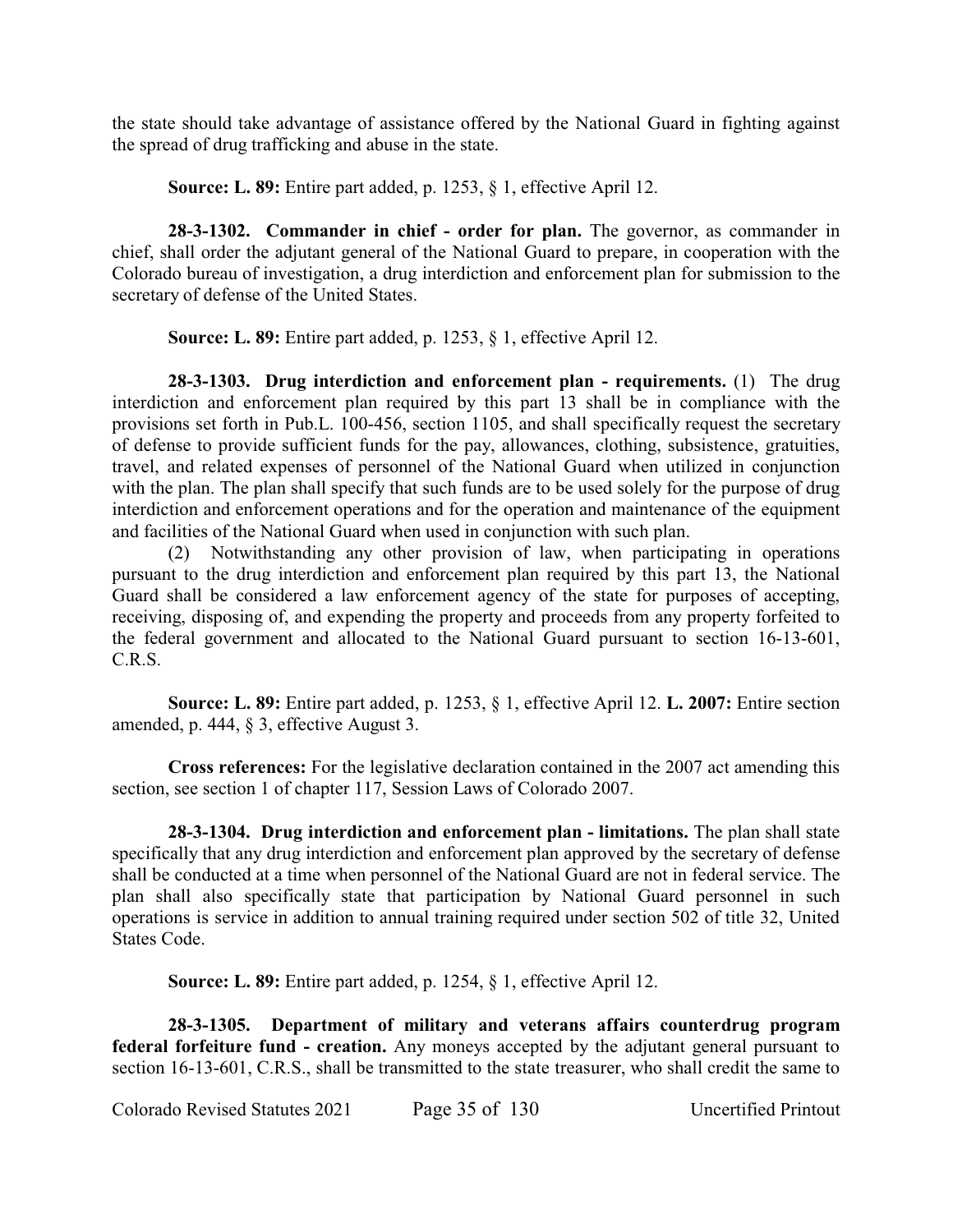the state should take advantage of assistance offered by the National Guard in fighting against the spread of drug trafficking and abuse in the state.

**Source: L. 89:** Entire part added, p. 1253, § 1, effective April 12.

**28-3-1302. Commander in chief - order for plan.** The governor, as commander in chief, shall order the adjutant general of the National Guard to prepare, in cooperation with the Colorado bureau of investigation, a drug interdiction and enforcement plan for submission to the secretary of defense of the United States.

**Source: L. 89:** Entire part added, p. 1253, § 1, effective April 12.

**28-3-1303. Drug interdiction and enforcement plan - requirements.** (1) The drug interdiction and enforcement plan required by this part 13 shall be in compliance with the provisions set forth in Pub.L. 100-456, section 1105, and shall specifically request the secretary of defense to provide sufficient funds for the pay, allowances, clothing, subsistence, gratuities, travel, and related expenses of personnel of the National Guard when utilized in conjunction with the plan. The plan shall specify that such funds are to be used solely for the purpose of drug interdiction and enforcement operations and for the operation and maintenance of the equipment and facilities of the National Guard when used in conjunction with such plan.

(2) Notwithstanding any other provision of law, when participating in operations pursuant to the drug interdiction and enforcement plan required by this part 13, the National Guard shall be considered a law enforcement agency of the state for purposes of accepting, receiving, disposing of, and expending the property and proceeds from any property forfeited to the federal government and allocated to the National Guard pursuant to section 16-13-601, C.R.S.

**Source: L. 89:** Entire part added, p. 1253, § 1, effective April 12. **L. 2007:** Entire section amended, p. 444, § 3, effective August 3.

**Cross references:** For the legislative declaration contained in the 2007 act amending this section, see section 1 of chapter 117, Session Laws of Colorado 2007.

**28-3-1304. Drug interdiction and enforcement plan - limitations.** The plan shall state specifically that any drug interdiction and enforcement plan approved by the secretary of defense shall be conducted at a time when personnel of the National Guard are not in federal service. The plan shall also specifically state that participation by National Guard personnel in such operations is service in addition to annual training required under section 502 of title 32, United States Code.

**Source: L. 89:** Entire part added, p. 1254, § 1, effective April 12.

**28-3-1305. Department of military and veterans affairs counterdrug program federal forfeiture fund - creation.** Any moneys accepted by the adjutant general pursuant to section 16-13-601, C.R.S., shall be transmitted to the state treasurer, who shall credit the same to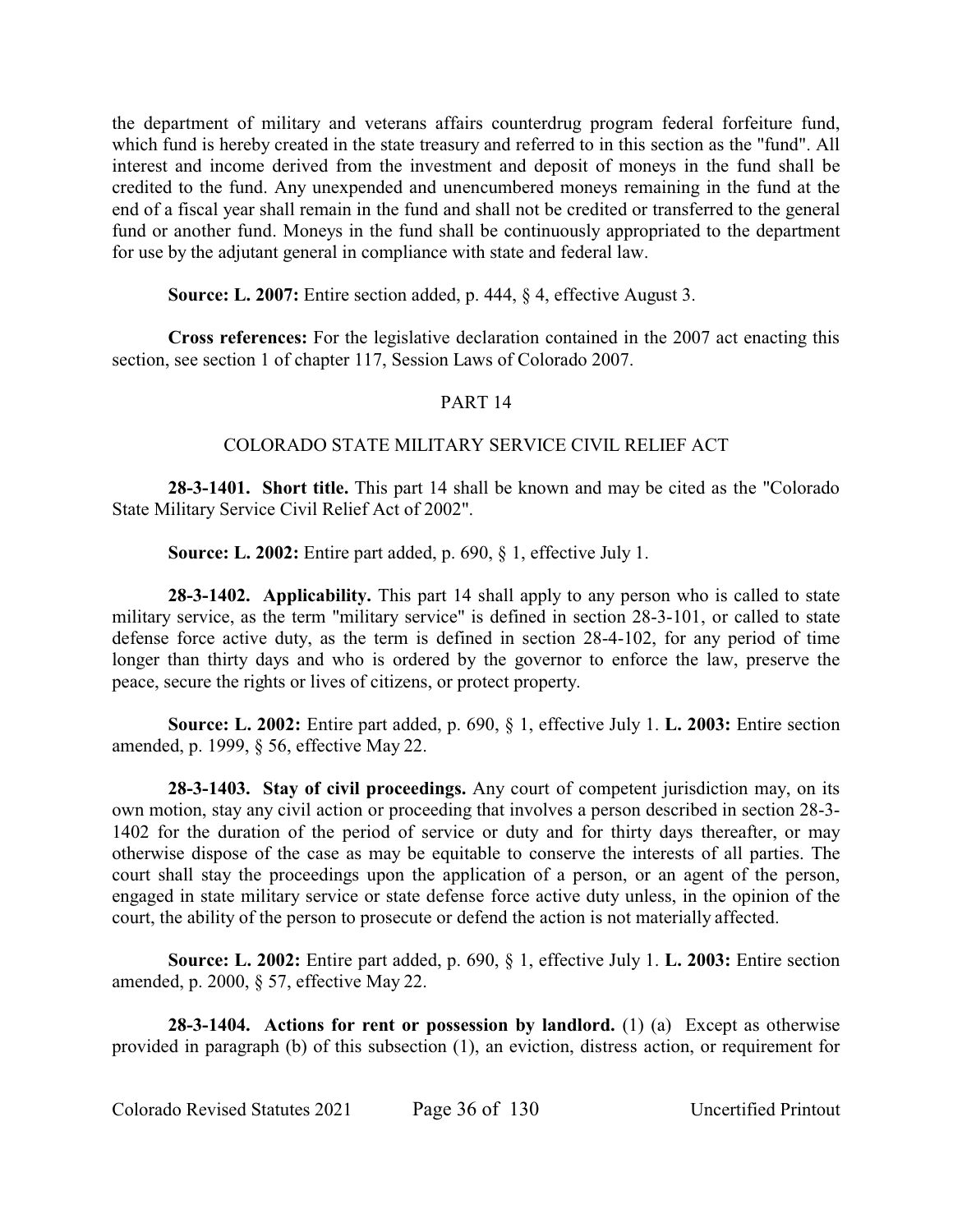the department of military and veterans affairs counterdrug program federal forfeiture fund, which fund is hereby created in the state treasury and referred to in this section as the "fund". All interest and income derived from the investment and deposit of moneys in the fund shall be credited to the fund. Any unexpended and unencumbered moneys remaining in the fund at the end of a fiscal year shall remain in the fund and shall not be credited or transferred to the general fund or another fund. Moneys in the fund shall be continuously appropriated to the department for use by the adjutant general in compliance with state and federal law.

**Source: L. 2007:** Entire section added, p. 444, § 4, effective August 3.

**Cross references:** For the legislative declaration contained in the 2007 act enacting this section, see section 1 of chapter 117, Session Laws of Colorado 2007.

PART 14

COLORADO STATE MILITARY SERVICE CIVIL RELIEF ACT

**28-3-1401. Short title.** This part 14 shall be known and may be cited as the "Colorado State Military Service Civil Relief Act of 2002".

**Source: L. 2002:** Entire part added, p. 690, § 1, effective July 1.

**28-3-1402. Applicability.** This part 14 shall apply to any person who is called to state military service, as the term "military service" is defined in section 28-3-101, or called to state defense force active duty, as the term is defined in section 28-4-102, for any period of time longer than thirty days and who is ordered by the governor to enforce the law, preserve the peace, secure the rights or lives of citizens, or protect property.

**Source: L. 2002:** Entire part added, p. 690, § 1, effective July 1. **L. 2003:** Entire section amended, p. 1999, § 56, effective May 22.

**28-3-1403. Stay of civil proceedings.** Any court of competent jurisdiction may, on its own motion, stay any civil action or proceeding that involves a person described in section 28-3-1402 for the duration of the period of service or duty and for thirty days thereafter, or may otherwise dispose of the case as may be equitable to conserve the interests of all parties. The court shall stay the proceedings upon the application of a person, or an agent of the person, engaged in state military service or state defense force active duty unless, in the opinion of the court, the ability of the person to prosecute or defend the action is not materially affected.

**Source: L. 2002:** Entire part added, p. 690, § 1, effective July 1. **L. 2003:** Entire section amended, p. 2000, § 57, effective May 22.

**28-3-1404. Actions for rent or possession by landlord.** (1) (a) Except as otherwise provided in paragraph (b) of this subsection (1), an eviction, distress action, or requirement for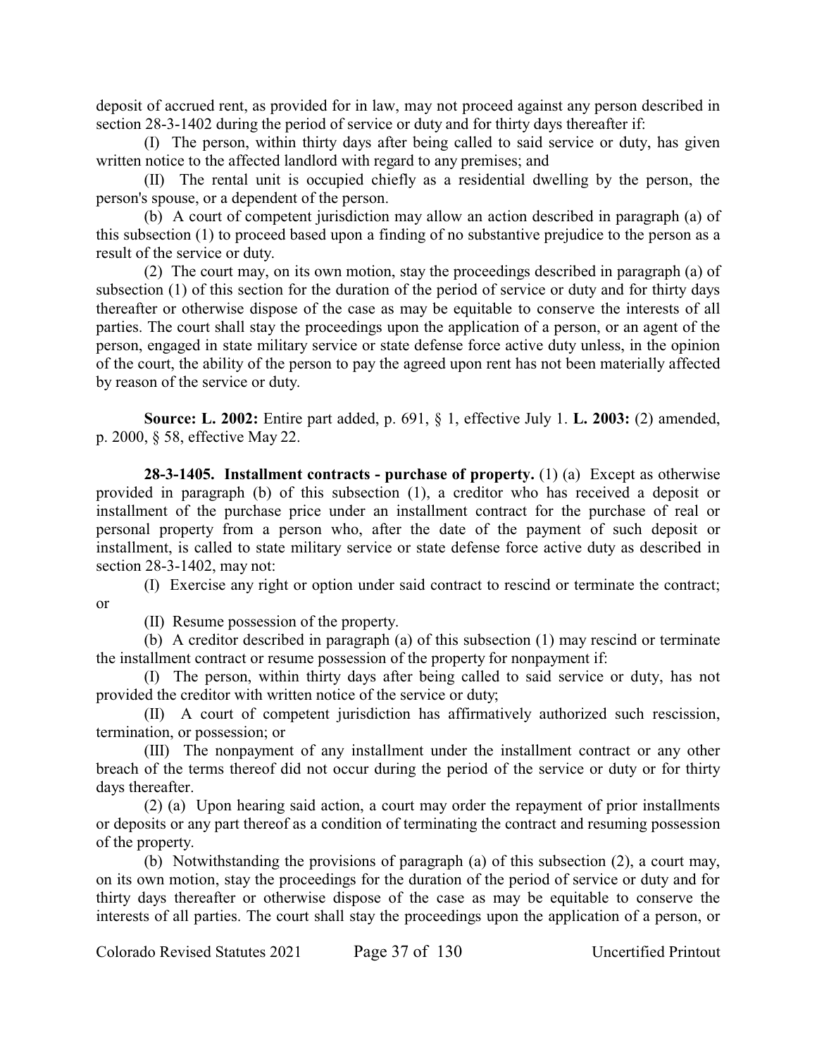deposit of accrued rent, as provided for in law, may not proceed against any person described in section 28-3-1402 during the period of service or duty and for thirty days thereafter if:

(I) The person, within thirty days after being called to said service or duty, has given written notice to the affected landlord with regard to any premises; and

(II) The rental unit is occupied chiefly as a residential dwelling by the person, the person's spouse, or a dependent of the person.

(b) A court of competent jurisdiction may allow an action described in paragraph (a) of this subsection (1) to proceed based upon a finding of no substantive prejudice to the person as a result of the service or duty.

(2) The court may, on its own motion, stay the proceedings described in paragraph (a) of subsection (1) of this section for the duration of the period of service or duty and for thirty days thereafter or otherwise dispose of the case as may be equitable to conserve the interests of all parties. The court shall stay the proceedings upon the application of a person, or an agent of the person, engaged in state military service or state defense force active duty unless, in the opinion of the court, the ability of the person to pay the agreed upon rent has not been materially affected by reason of the service or duty.

**Source: L. 2002:** Entire part added, p. 691, § 1, effective July 1. **L. 2003:** (2) amended, p. 2000, § 58, effective May 22.

**28-3-1405. Installment contracts - purchase of property.** (1) (a) Except as otherwise provided in paragraph (b) of this subsection (1), a creditor who has received a deposit or installment of the purchase price under an installment contract for the purchase of real or personal property from a person who, after the date of the payment of such deposit or installment, is called to state military service or state defense force active duty as described in section 28-3-1402, may not:

(I) Exercise any right or option under said contract to rescind or terminate the contract; or

(II) Resume possession of the property.

(b) A creditor described in paragraph (a) of this subsection (1) may rescind or terminate the installment contract or resume possession of the property for nonpayment if:

(I) The person, within thirty days after being called to said service or duty, has not provided the creditor with written notice of the service or duty;

(II) A court of competent jurisdiction has affirmatively authorized such rescission, termination, or possession; or

(III) The nonpayment of any installment under the installment contract or any other breach of the terms thereof did not occur during the period of the service or duty or for thirty days thereafter.

(2) (a) Upon hearing said action, a court may order the repayment of prior installments or deposits or any part thereof as a condition of terminating the contract and resuming possession of the property.

(b) Notwithstanding the provisions of paragraph (a) of this subsection (2), a court may, on its own motion, stay the proceedings for the duration of the period of service or duty and for thirty days thereafter or otherwise dispose of the case as may be equitable to conserve the interests of all parties. The court shall stay the proceedings upon the application of a person, or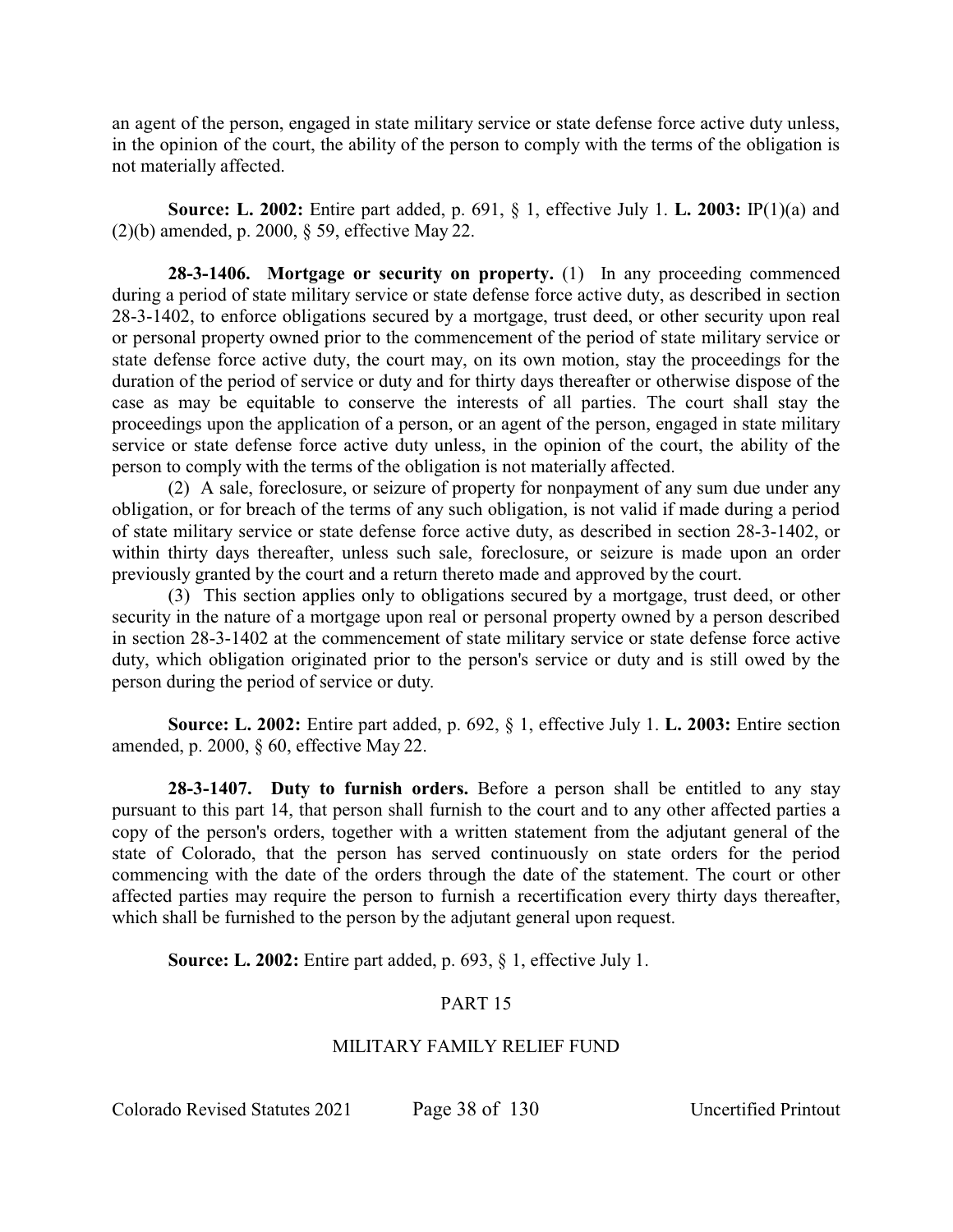an agent of the person, engaged in state military service or state defense force active duty unless, in the opinion of the court, the ability of the person to comply with the terms of the obligation is not materially affected.

**Source: L. 2002:** Entire part added, p. 691, § 1, effective July 1. **L. 2003:** IP(1)(a) and (2)(b) amended, p. 2000, § 59, effective May 22.

**28-3-1406. Mortgage or security on property.** (1) In any proceeding commenced during a period of state military service or state defense force active duty, as described in section 28-3-1402, to enforce obligations secured by a mortgage, trust deed, or other security upon real or personal property owned prior to the commencement of the period of state military service or state defense force active duty, the court may, on its own motion, stay the proceedings for the duration of the period of service or duty and for thirty days thereafter or otherwise dispose of the case as may be equitable to conserve the interests of all parties. The court shall stay the proceedings upon the application of a person, or an agent of the person, engaged in state military service or state defense force active duty unless, in the opinion of the court, the ability of the person to comply with the terms of the obligation is not materially affected.

(2) A sale, foreclosure, or seizure of property for nonpayment of any sum due under any obligation, or for breach of the terms of any such obligation, is not valid if made during a period of state military service or state defense force active duty, as described in section 28-3-1402, or within thirty days thereafter, unless such sale, foreclosure, or seizure is made upon an order previously granted by the court and a return thereto made and approved by the court.

(3) This section applies only to obligations secured by a mortgage, trust deed, or other security in the nature of a mortgage upon real or personal property owned by a person described in section 28-3-1402 at the commencement of state military service or state defense force active duty, which obligation originated prior to the person's service or duty and is still owed by the person during the period of service or duty.

**Source: L. 2002:** Entire part added, p. 692, § 1, effective July 1. **L. 2003:** Entire section amended, p. 2000, § 60, effective May 22.

**28-3-1407. Duty to furnish orders.** Before a person shall be entitled to any stay pursuant to this part 14, that person shall furnish to the court and to any other affected parties a copy of the person's orders, together with a written statement from the adjutant general of the state of Colorado, that the person has served continuously on state orders for the period commencing with the date of the orders through the date of the statement. The court or other affected parties may require the person to furnish a recertification every thirty days thereafter, which shall be furnished to the person by the adjutant general upon request.

**Source: L. 2002:** Entire part added, p. 693, § 1, effective July 1.

## PART 15

## MILITARY FAMILY RELIEF FUND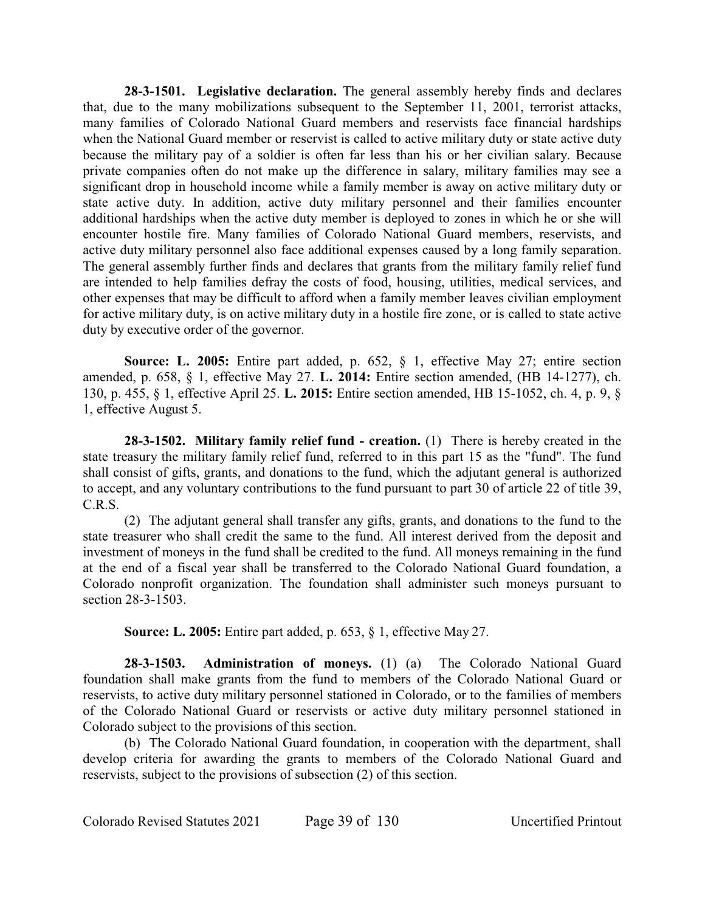**28-3-1501. Legislative declaration.** The general assembly hereby finds and declares that, due to the many mobilizations subsequent to the September 11, 2001, terrorist attacks, many families of Colorado National Guard members and reservists face financial hardships when the National Guard member or reservist is called to active military duty or state active duty because the military pay of a soldier is often far less than his or her civilian salary. Because private companies often do not make up the difference in salary, military families may see a significant drop in household income while a family member is away on active military duty or state active duty. In addition, active duty military personnel and their families encounter additional hardships when the active duty member is deployed to zones in which he or she will encounter hostile fire. Many families of Colorado National Guard members, reservists, and active duty military personnel also face additional expenses caused by a long family separation. The general assembly further finds and declares that grants from the military family relief fund are intended to help families defray the costs of food, housing, utilities, medical services, and other expenses that may be difficult to afford when a family member leaves civilian employment for active military duty, is on active military duty in a hostile fire zone, or is called to state active duty by executive order of the governor.

**Source: L. 2005:** Entire part added, p. 652, § 1, effective May 27; entire section amended, p. 658, § 1, effective May 27. **L. 2014:** Entire section amended, (HB 14-1277), ch. 130, p. 455, § 1, effective April 25. **L. 2015:** Entire section amended, HB 15-1052, ch. 4, p. 9, § 1, effective August 5.

**28-3-1502. Military family relief fund - creation.** (1) There is hereby created in the state treasury the military family relief fund, referred to in this part 15 as the "fund". The fund shall consist of gifts, grants, and donations to the fund, which the adjutant general is authorized to accept, and any voluntary contributions to the fund pursuant to part 30 of article 22 of title 39, C.R.S.

(2) The adjutant general shall transfer any gifts, grants, and donations to the fund to the state treasurer who shall credit the same to the fund. All interest derived from the deposit and investment of moneys in the fund shall be credited to the fund. All moneys remaining in the fund at the end of a fiscal year shall be transferred to the Colorado National Guard foundation, a Colorado nonprofit organization. The foundation shall administer such moneys pursuant to section 28-3-1503.

**Source: L. 2005:** Entire part added, p. 653, § 1, effective May 27.

**28-3-1503. Administration of moneys.** (1) (a) The Colorado National Guard foundation shall make grants from the fund to members of the Colorado National Guard or reservists, to active duty military personnel stationed in Colorado, or to the families of members of the Colorado National Guard or reservists or active duty military personnel stationed in Colorado subject to the provisions of this section.

(b) The Colorado National Guard foundation, in cooperation with the department, shall develop criteria for awarding the grants to members of the Colorado National Guard and reservists, subject to the provisions of subsection (2) of this section.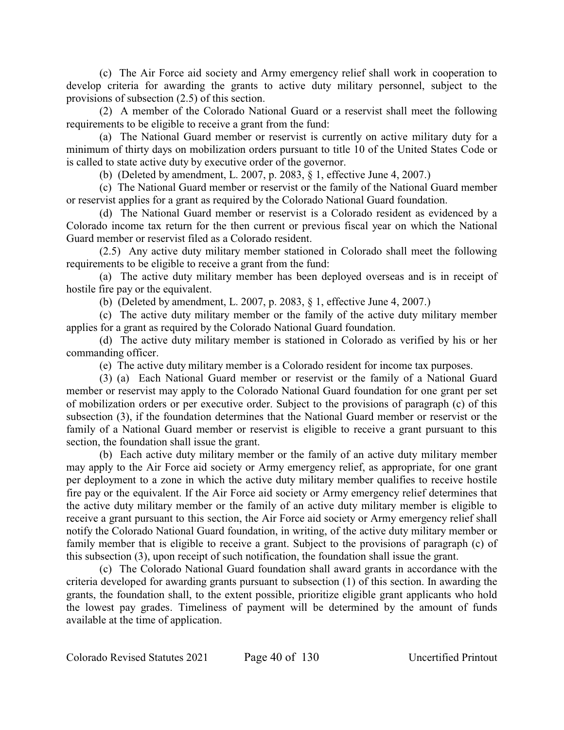(c) The Air Force aid society and Army emergency relief shall work in cooperation to develop criteria for awarding the grants to active duty military personnel, subject to the provisions of subsection (2.5) of this section.

(2) A member of the Colorado National Guard or a reservist shall meet the following requirements to be eligible to receive a grant from the fund:

(a) The National Guard member or reservist is currently on active military duty for a minimum of thirty days on mobilization orders pursuant to title 10 of the United States Code or is called to state active duty by executive order of the governor.

(b) (Deleted by amendment, L. 2007, p. 2083, § 1, effective June 4, 2007.)

(c) The National Guard member or reservist or the family of the National Guard member or reservist applies for a grant as required by the Colorado National Guard foundation.

(d) The National Guard member or reservist is a Colorado resident as evidenced by a Colorado income tax return for the then current or previous fiscal year on which the National Guard member or reservist filed as a Colorado resident.

(2.5) Any active duty military member stationed in Colorado shall meet the following requirements to be eligible to receive a grant from the fund:

(a) The active duty military member has been deployed overseas and is in receipt of hostile fire pay or the equivalent.

(b) (Deleted by amendment, L. 2007, p. 2083, § 1, effective June 4, 2007.)

(c) The active duty military member or the family of the active duty military member applies for a grant as required by the Colorado National Guard foundation.

(d) The active duty military member is stationed in Colorado as verified by his or her commanding officer.

(e) The active duty military member is a Colorado resident for income tax purposes.

(3) (a) Each National Guard member or reservist or the family of a National Guard member or reservist may apply to the Colorado National Guard foundation for one grant per set of mobilization orders or per executive order. Subject to the provisions of paragraph (c) of this subsection (3), if the foundation determines that the National Guard member or reservist or the family of a National Guard member or reservist is eligible to receive a grant pursuant to this section, the foundation shall issue the grant.

(b) Each active duty military member or the family of an active duty military member may apply to the Air Force aid society or Army emergency relief, as appropriate, for one grant per deployment to a zone in which the active duty military member qualifies to receive hostile fire pay or the equivalent. If the Air Force aid society or Army emergency relief determines that the active duty military member or the family of an active duty military member is eligible to receive a grant pursuant to this section, the Air Force aid society or Army emergency relief shall notify the Colorado National Guard foundation, in writing, of the active duty military member or family member that is eligible to receive a grant. Subject to the provisions of paragraph (c) of this subsection (3), upon receipt of such notification, the foundation shall issue the grant.

(c) The Colorado National Guard foundation shall award grants in accordance with the criteria developed for awarding grants pursuant to subsection (1) of this section. In awarding the grants, the foundation shall, to the extent possible, prioritize eligible grant applicants who hold the lowest pay grades. Timeliness of payment will be determined by the amount of funds available at the time of application.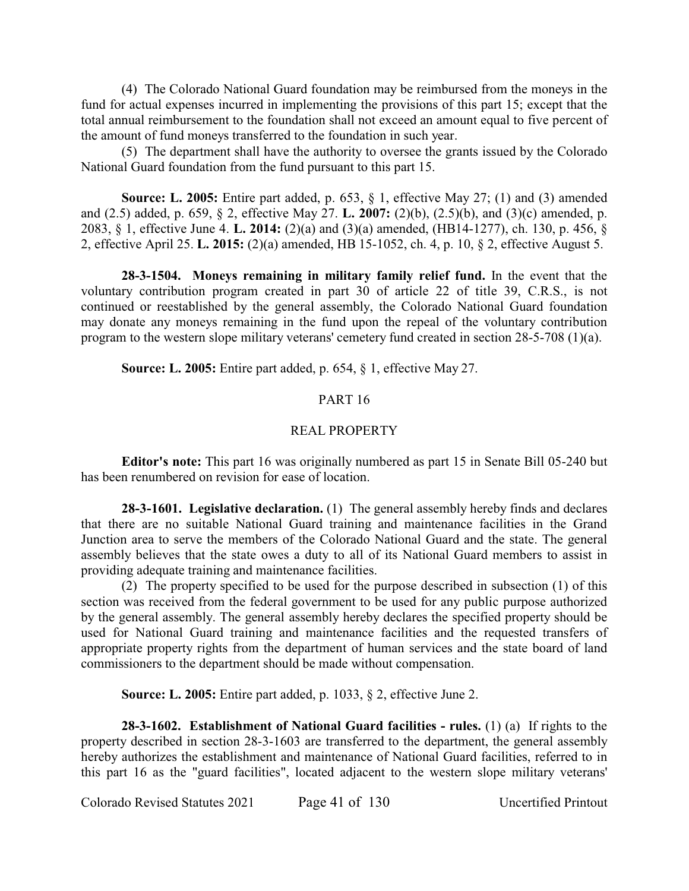(4) The Colorado National Guard foundation may be reimbursed from the moneys in the fund for actual expenses incurred in implementing the provisions of this part 15; except that the total annual reimbursement to the foundation shall not exceed an amount equal to five percent of the amount of fund moneys transferred to the foundation in such year.

(5) The department shall have the authority to oversee the grants issued by the Colorado National Guard foundation from the fund pursuant to this part 15.

**Source: L. 2005:** Entire part added, p. 653, § 1, effective May 27; (1) and (3) amended and (2.5) added, p. 659, § 2, effective May 27. **L. 2007:** (2)(b), (2.5)(b), and (3)(c) amended, p. 2083, § 1, effective June 4. **L. 2014:** (2)(a) and (3)(a) amended, (HB14-1277), ch. 130, p. 456, § 2, effective April 25. **L. 2015:** (2)(a) amended, HB 15-1052, ch. 4, p. 10, § 2, effective August 5.

**28-3-1504. Moneys remaining in military family relief fund.** In the event that the voluntary contribution program created in part 30 of article 22 of title 39, C.R.S., is not continued or reestablished by the general assembly, the Colorado National Guard foundation may donate any moneys remaining in the fund upon the repeal of the voluntary contribution program to the western slope military veterans' cemetery fund created in section 28-5-708 (1)(a).

**Source: L. 2005:** Entire part added, p. 654, § 1, effective May 27.

## PART 16

## REAL PROPERTY

**Editor's note:** This part 16 was originally numbered as part 15 in Senate Bill 05-240 but has been renumbered on revision for ease of location.

**28-3-1601. Legislative declaration.** (1) The general assembly hereby finds and declares that there are no suitable National Guard training and maintenance facilities in the Grand Junction area to serve the members of the Colorado National Guard and the state. The general assembly believes that the state owes a duty to all of its National Guard members to assist in providing adequate training and maintenance facilities.

(2) The property specified to be used for the purpose described in subsection (1) of this section was received from the federal government to be used for any public purpose authorized by the general assembly. The general assembly hereby declares the specified property should be used for National Guard training and maintenance facilities and the requested transfers of appropriate property rights from the department of human services and the state board of land commissioners to the department should be made without compensation.

**Source: L. 2005:** Entire part added, p. 1033, § 2, effective June 2.

**28-3-1602. Establishment of National Guard facilities - rules.** (1) (a) If rights to the property described in section 28-3-1603 are transferred to the department, the general assembly hereby authorizes the establishment and maintenance of National Guard facilities, referred to in this part 16 as the "guard facilities", located adjacent to the western slope military veterans'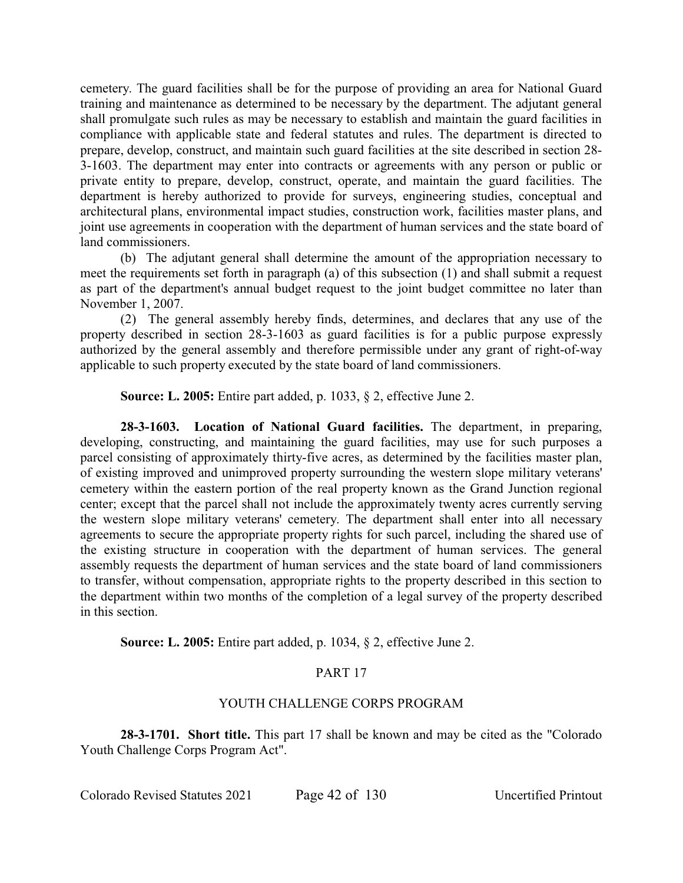cemetery. The guard facilities shall be for the purpose of providing an area for National Guard training and maintenance as determined to be necessary by the department. The adjutant general shall promulgate such rules as may be necessary to establish and maintain the guard facilities in compliance with applicable state and federal statutes and rules. The department is directed to prepare, develop, construct, and maintain such guard facilities at the site described in section 28-3-1603. The department may enter into contracts or agreements with any person or public or private entity to prepare, develop, construct, operate, and maintain the guard facilities. The department is hereby authorized to provide for surveys, engineering studies, conceptual and architectural plans, environmental impact studies, construction work, facilities master plans, and joint use agreements in cooperation with the department of human services and the state board of land commissioners.

(b) The adjutant general shall determine the amount of the appropriation necessary to meet the requirements set forth in paragraph (a) of this subsection (1) and shall submit a request as part of the department's annual budget request to the joint budget committee no later than November 1, 2007.

(2) The general assembly hereby finds, determines, and declares that any use of the property described in section 28-3-1603 as guard facilities is for a public purpose expressly authorized by the general assembly and therefore permissible under any grant of right-of-way applicable to such property executed by the state board of land commissioners.

**Source: L. 2005:** Entire part added, p. 1033, § 2, effective June 2.

**28-3-1603. Location of National Guard facilities.** The department, in preparing, developing, constructing, and maintaining the guard facilities, may use for such purposes a parcel consisting of approximately thirty-five acres, as determined by the facilities master plan, of existing improved and unimproved property surrounding the western slope military veterans' cemetery within the eastern portion of the real property known as the Grand Junction regional center; except that the parcel shall not include the approximately twenty acres currently serving the western slope military veterans' cemetery. The department shall enter into all necessary agreements to secure the appropriate property rights for such parcel, including the shared use of the existing structure in cooperation with the department of human services. The general assembly requests the department of human services and the state board of land commissioners to transfer, without compensation, appropriate rights to the property described in this section to the department within two months of the completion of a legal survey of the property described in this section.

**Source: L. 2005:** Entire part added, p. 1034, § 2, effective June 2.

## PART 17

## YOUTH CHALLENGE CORPS PROGRAM

**28-3-1701. Short title.** This part 17 shall be known and may be cited as the "Colorado Youth Challenge Corps Program Act".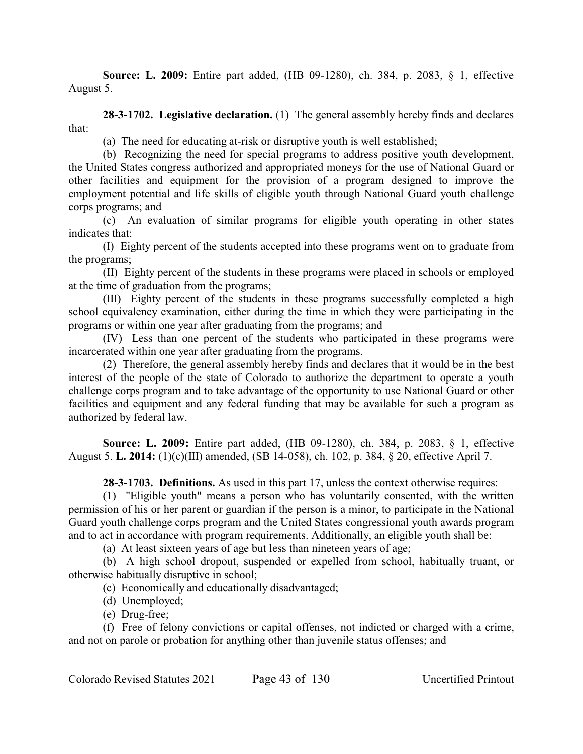**Source: L. 2009:** Entire part added, (HB 09-1280), ch. 384, p. 2083, § 1, effective August 5.

**28-3-1702. Legislative declaration.** (1) The general assembly hereby finds and declares that:

(a) The need for educating at-risk or disruptive youth is well established;

(b) Recognizing the need for special programs to address positive youth development, the United States congress authorized and appropriated moneys for the use of National Guard or other facilities and equipment for the provision of a program designed to improve the employment potential and life skills of eligible youth through National Guard youth challenge corps programs; and

(c) An evaluation of similar programs for eligible youth operating in other states indicates that:

(I) Eighty percent of the students accepted into these programs went on to graduate from the programs;

(II) Eighty percent of the students in these programs were placed in schools or employed at the time of graduation from the programs;

(III) Eighty percent of the students in these programs successfully completed a high school equivalency examination, either during the time in which they were participating in the programs or within one year after graduating from the programs; and

(IV) Less than one percent of the students who participated in these programs were incarcerated within one year after graduating from the programs.

(2) Therefore, the general assembly hereby finds and declares that it would be in the best interest of the people of the state of Colorado to authorize the department to operate a youth challenge corps program and to take advantage of the opportunity to use National Guard or other facilities and equipment and any federal funding that may be available for such a program as authorized by federal law.

**Source: L. 2009:** Entire part added, (HB 09-1280), ch. 384, p. 2083, § 1, effective August 5. **L. 2014:** (1)(c)(III) amended, (SB 14-058), ch. 102, p. 384, § 20, effective April 7.

**28-3-1703. Definitions.** As used in this part 17, unless the context otherwise requires:

(1) "Eligible youth" means a person who has voluntarily consented, with the written permission of his or her parent or guardian if the person is a minor, to participate in the National Guard youth challenge corps program and the United States congressional youth awards program and to act in accordance with program requirements. Additionally, an eligible youth shall be:

(a) At least sixteen years of age but less than nineteen years of age;

(b) A high school dropout, suspended or expelled from school, habitually truant, or otherwise habitually disruptive in school;

(c) Economically and educationally disadvantaged;

(d) Unemployed;

(e) Drug-free;

(f) Free of felony convictions or capital offenses, not indicted or charged with a crime, and not on parole or probation for anything other than juvenile status offenses; and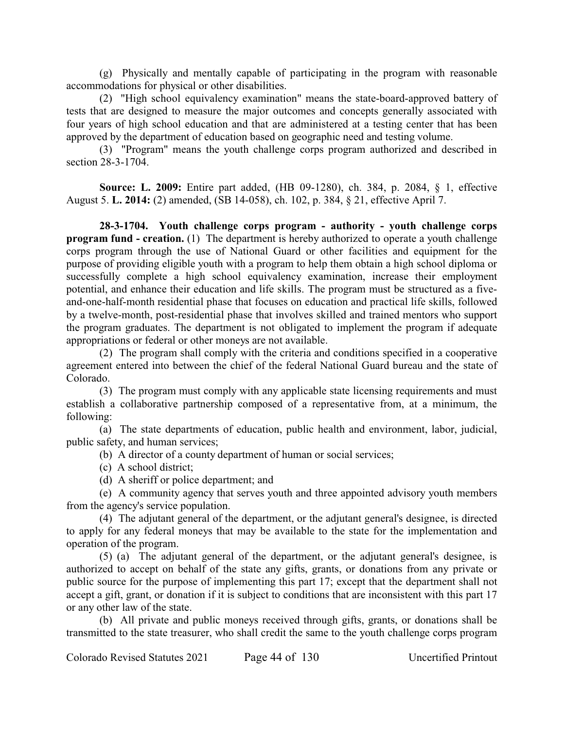(g) Physically and mentally capable of participating in the program with reasonable accommodations for physical or other disabilities.

(2) "High school equivalency examination" means the state-board-approved battery of tests that are designed to measure the major outcomes and concepts generally associated with four years of high school education and that are administered at a testing center that has been approved by the department of education based on geographic need and testing volume.

(3) "Program" means the youth challenge corps program authorized and described in section 28-3-1704.

**Source: L. 2009:** Entire part added, (HB 09-1280), ch. 384, p. 2084, § 1, effective August 5. **L. 2014:** (2) amended, (SB 14-058), ch. 102, p. 384, § 21, effective April 7.

**28-3-1704. Youth challenge corps program - authority - youth challenge corps program fund - creation.** (1) The department is hereby authorized to operate a youth challenge corps program through the use of National Guard or other facilities and equipment for the purpose of providing eligible youth with a program to help them obtain a high school diploma or successfully complete a high school equivalency examination, increase their employment potential, and enhance their education and life skills. The program must be structured as a five-and-one-half-month residential phase that focuses on education and practical life skills, followed by a twelve-month, post-residential phase that involves skilled and trained mentors who support the program graduates. The department is not obligated to implement the program if adequate appropriations or federal or other moneys are not available.

(2) The program shall comply with the criteria and conditions specified in a cooperative agreement entered into between the chief of the federal National Guard bureau and the state of Colorado.

(3) The program must comply with any applicable state licensing requirements and must establish a collaborative partnership composed of a representative from, at a minimum, the following:

(a) The state departments of education, public health and environment, labor, judicial, public safety, and human services;

(b) A director of a county department of human or social services;

(c) A school district;

(d) A sheriff or police department; and

(e) A community agency that serves youth and three appointed advisory youth members from the agency's service population.

(4) The adjutant general of the department, or the adjutant general's designee, is directed to apply for any federal moneys that may be available to the state for the implementation and operation of the program.

(5) (a) The adjutant general of the department, or the adjutant general's designee, is authorized to accept on behalf of the state any gifts, grants, or donations from any private or public source for the purpose of implementing this part 17; except that the department shall not accept a gift, grant, or donation if it is subject to conditions that are inconsistent with this part 17 or any other law of the state.

(b) All private and public moneys received through gifts, grants, or donations shall be transmitted to the state treasurer, who shall credit the same to the youth challenge corps program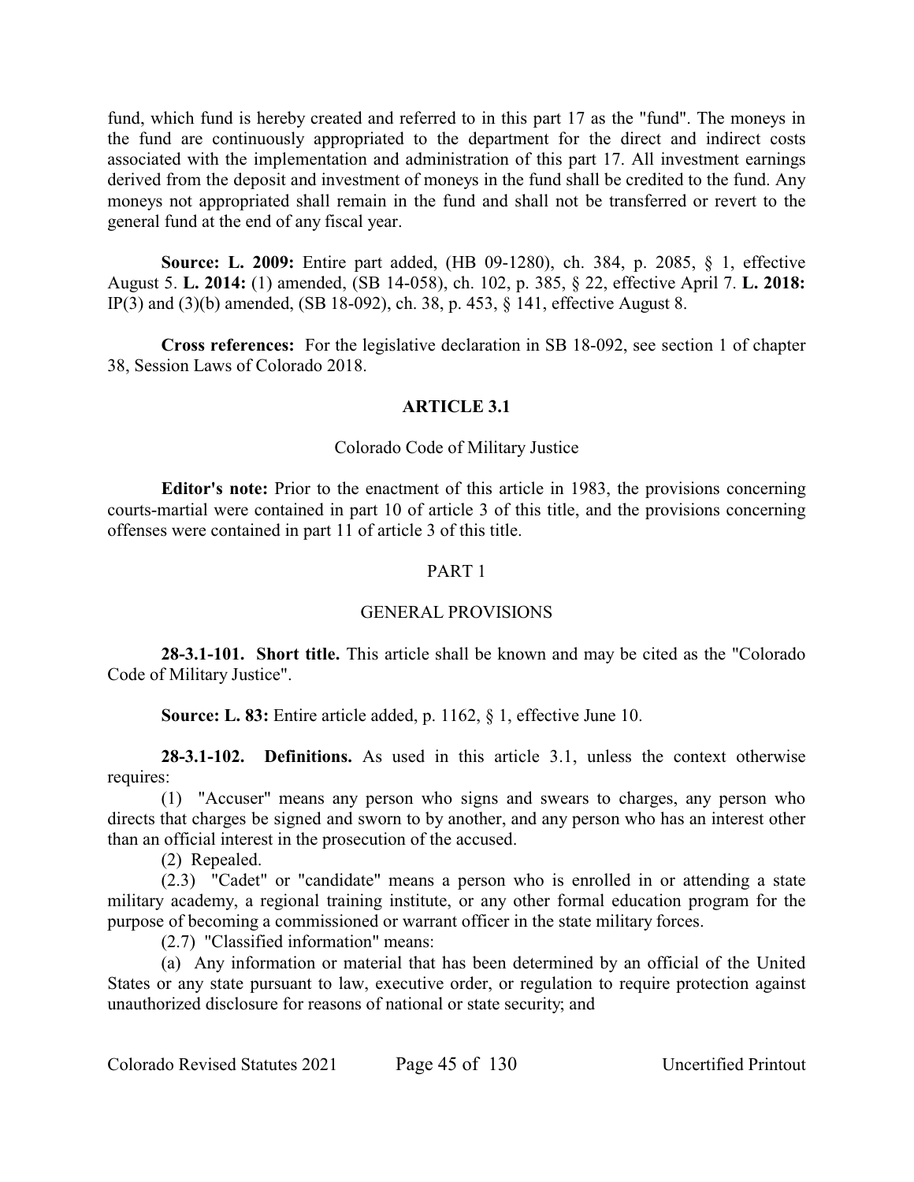fund, which fund is hereby created and referred to in this part 17 as the "fund". The moneys in the fund are continuously appropriated to the department for the direct and indirect costs associated with the implementation and administration of this part 17. All investment earnings derived from the deposit and investment of moneys in the fund shall be credited to the fund. Any moneys not appropriated shall remain in the fund and shall not be transferred or revert to the general fund at the end of any fiscal year.

**Source: L. 2009:** Entire part added, (HB 09-1280), ch. 384, p. 2085, § 1, effective August 5. **L. 2014:** (1) amended, (SB 14-058), ch. 102, p. 385, § 22, effective April 7. **L. 2018:** IP(3) and (3)(b) amended, (SB 18-092), ch. 38, p. 453, § 141, effective August 8.

**Cross references:** For the legislative declaration in SB 18-092, see section 1 of chapter 38, Session Laws of Colorado 2018.

## ARTICLE 3.1

### Colorado Code of Military Justice

**Editor's note:** Prior to the enactment of this article in 1983, the provisions concerning courts-martial were contained in part 10 of article 3 of this title, and the provisions concerning offenses were contained in part 11 of article 3 of this title.

### PART 1

### GENERAL PROVISIONS

**28-3.1-101. Short title.** This article shall be known and may be cited as the "Colorado Code of Military Justice".

**Source: L. 83:** Entire article added, p. 1162, § 1, effective June 10.

**28-3.1-102. Definitions.** As used in this article 3.1, unless the context otherwise requires:

(1) "Accuser" means any person who signs and swears to charges, any person who directs that charges be signed and sworn to by another, and any person who has an interest other than an official interest in the prosecution of the accused.

(2) Repealed.

(2.3) "Cadet" or "candidate" means a person who is enrolled in or attending a state military academy, a regional training institute, or any other formal education program for the purpose of becoming a commissioned or warrant officer in the state military forces.

(2.7) "Classified information" means:

(a) Any information or material that has been determined by an official of the United States or any state pursuant to law, executive order, or regulation to require protection against unauthorized disclosure for reasons of national or state security; and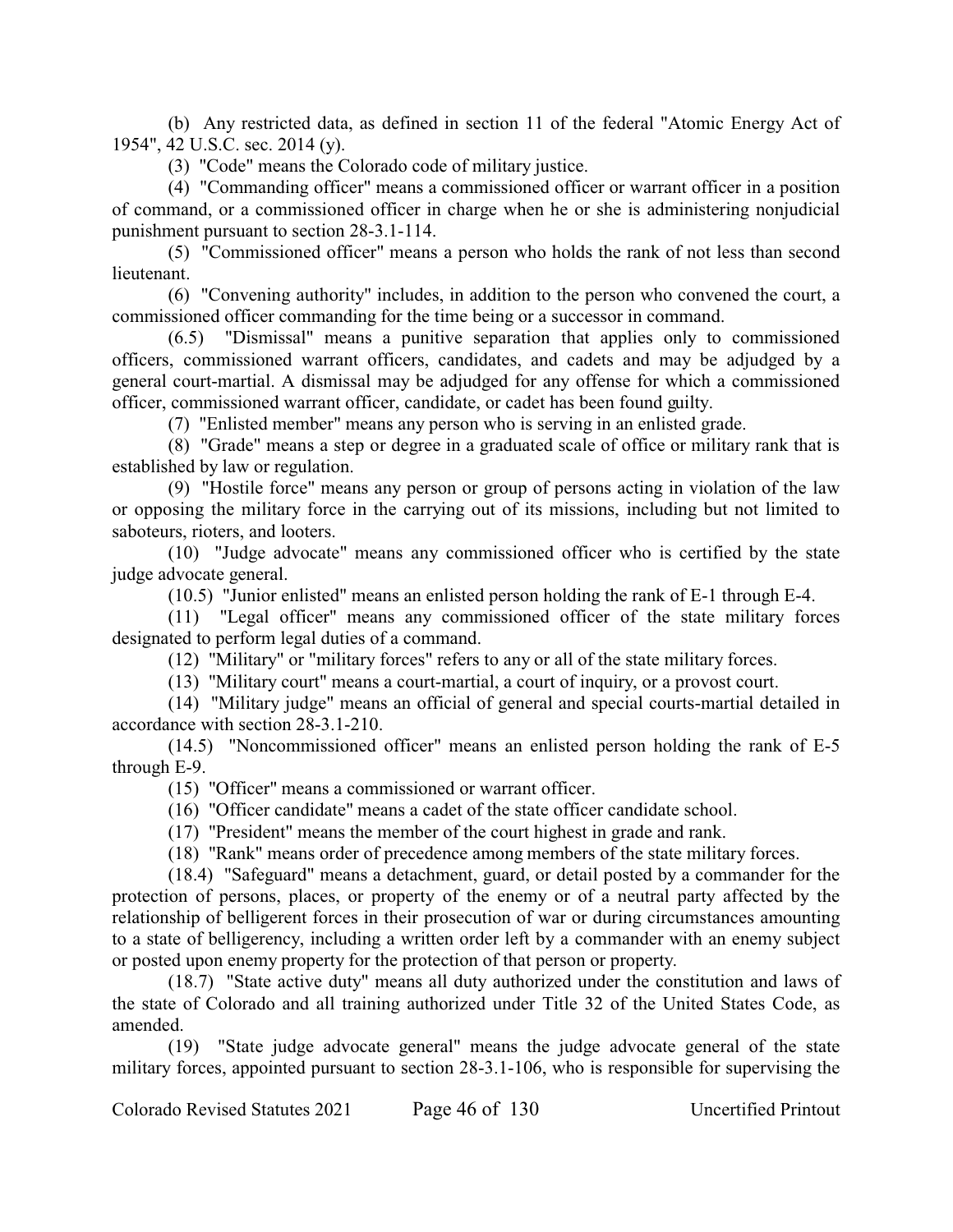(b) Any restricted data, as defined in section 11 of the federal "Atomic Energy Act of 1954", 42 U.S.C. sec. 2014 (y).

(3) "Code" means the Colorado code of military justice.

(4) "Commanding officer" means a commissioned officer or warrant officer in a position of command, or a commissioned officer in charge when he or she is administering nonjudicial punishment pursuant to section 28-3.1-114.

(5) "Commissioned officer" means a person who holds the rank of not less than second lieutenant.

(6) "Convening authority" includes, in addition to the person who convened the court, a commissioned officer commanding for the time being or a successor in command.

(6.5) "Dismissal" means a punitive separation that applies only to commissioned officers, commissioned warrant officers, candidates, and cadets and may be adjudged by a general court-martial. A dismissal may be adjudged for any offense for which a commissioned officer, commissioned warrant officer, candidate, or cadet has been found guilty.

(7) "Enlisted member" means any person who is serving in an enlisted grade.

(8) "Grade" means a step or degree in a graduated scale of office or military rank that is established by law or regulation.

(9) "Hostile force" means any person or group of persons acting in violation of the law or opposing the military force in the carrying out of its missions, including but not limited to saboteurs, rioters, and looters.

(10) "Judge advocate" means any commissioned officer who is certified by the state judge advocate general.

(10.5) "Junior enlisted" means an enlisted person holding the rank of E-1 through E-4.

(11) "Legal officer" means any commissioned officer of the state military forces designated to perform legal duties of a command.

(12) "Military" or "military forces" refers to any or all of the state military forces.

(13) "Military court" means a court-martial, a court of inquiry, or a provost court.

(14) "Military judge" means an official of general and special courts-martial detailed in accordance with section 28-3.1-210.

(14.5) "Noncommissioned officer" means an enlisted person holding the rank of E-5 through E-9.

(15) "Officer" means a commissioned or warrant officer.

(16) "Officer candidate" means a cadet of the state officer candidate school.

(17) "President" means the member of the court highest in grade and rank.

(18) "Rank" means order of precedence among members of the state military forces.

(18.4) "Safeguard" means a detachment, guard, or detail posted by a commander for the protection of persons, places, or property of the enemy or of a neutral party affected by the relationship of belligerent forces in their prosecution of war or during circumstances amounting to a state of belligerency, including a written order left by a commander with an enemy subject or posted upon enemy property for the protection of that person or property.

(18.7) "State active duty" means all duty authorized under the constitution and laws of the state of Colorado and all training authorized under Title 32 of the United States Code, as amended.

(19) "State judge advocate general" means the judge advocate general of the state military forces, appointed pursuant to section 28-3.1-106, who is responsible for supervising the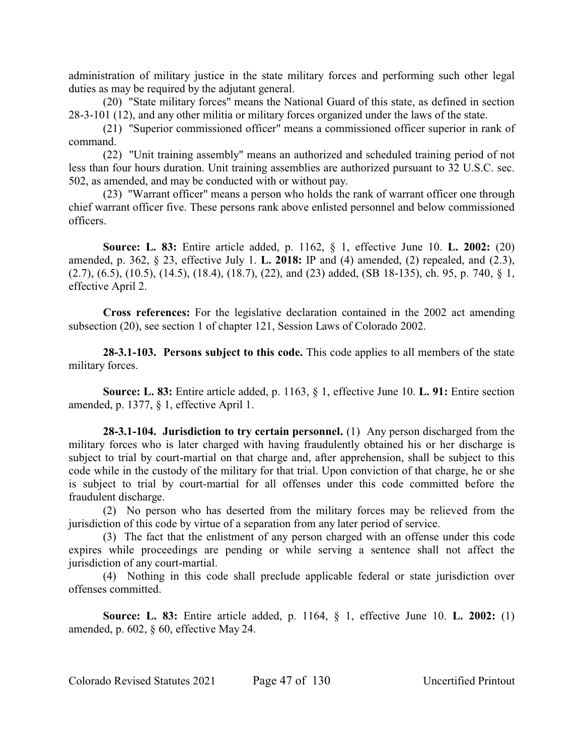administration of military justice in the state military forces and performing such other legal duties as may be required by the adjutant general.

(20) "State military forces" means the National Guard of this state, as defined in section 28-3-101 (12), and any other militia or military forces organized under the laws of the state.

(21) "Superior commissioned officer" means a commissioned officer superior in rank of command.

(22) "Unit training assembly" means an authorized and scheduled training period of not less than four hours duration. Unit training assemblies are authorized pursuant to 32 U.S.C. sec. 502, as amended, and may be conducted with or without pay.

(23) "Warrant officer" means a person who holds the rank of warrant officer one through chief warrant officer five. These persons rank above enlisted personnel and below commissioned officers.

**Source: L. 83:** Entire article added, p. 1162, § 1, effective June 10. **L. 2002:** (20) amended, p. 362, § 23, effective July 1. **L. 2018:** IP and (4) amended, (2) repealed, and (2.3), (2.7), (6.5), (10.5), (14.5), (18.4), (18.7), (22), and (23) added, (SB 18-135), ch. 95, p. 740, § 1, effective April 2.

**Cross references:** For the legislative declaration contained in the 2002 act amending subsection (20), see section 1 of chapter 121, Session Laws of Colorado 2002.

**28-3.1-103. Persons subject to this code.** This code applies to all members of the state military forces.

**Source: L. 83:** Entire article added, p. 1163, § 1, effective June 10. **L. 91:** Entire section amended, p. 1377, § 1, effective April 1.

**28-3.1-104. Jurisdiction to try certain personnel.** (1) Any person discharged from the military forces who is later charged with having fraudulently obtained his or her discharge is subject to trial by court-martial on that charge and, after apprehension, shall be subject to this code while in the custody of the military for that trial. Upon conviction of that charge, he or she is subject to trial by court-martial for all offenses under this code committed before the fraudulent discharge.

(2) No person who has deserted from the military forces may be relieved from the jurisdiction of this code by virtue of a separation from any later period of service.

(3) The fact that the enlistment of any person charged with an offense under this code expires while proceedings are pending or while serving a sentence shall not affect the jurisdiction of any court-martial.

(4) Nothing in this code shall preclude applicable federal or state jurisdiction over offenses committed.

**Source: L. 83:** Entire article added, p. 1164, § 1, effective June 10. **L. 2002:** (1) amended, p. 602, § 60, effective May 24.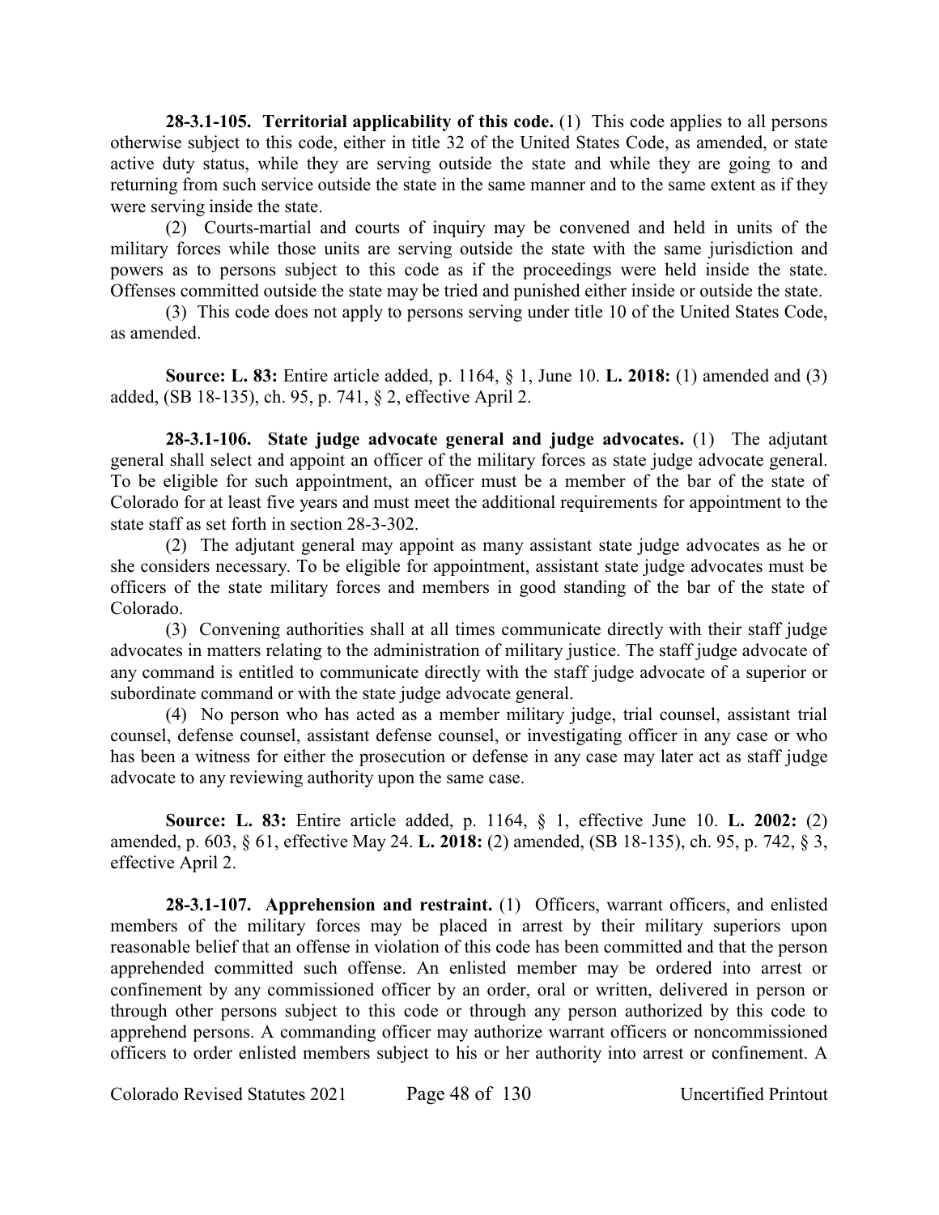**28-3.1-105. Territorial applicability of this code.** (1) This code applies to all persons otherwise subject to this code, either in title 32 of the United States Code, as amended, or state active duty status, while they are serving outside the state and while they are going to and returning from such service outside the state in the same manner and to the same extent as if they were serving inside the state.

(2) Courts-martial and courts of inquiry may be convened and held in units of the military forces while those units are serving outside the state with the same jurisdiction and powers as to persons subject to this code as if the proceedings were held inside the state. Offenses committed outside the state may be tried and punished either inside or outside the state.

(3) This code does not apply to persons serving under title 10 of the United States Code, as amended.

**Source: L. 83:** Entire article added, p. 1164, § 1, June 10. **L. 2018:** (1) amended and (3) added, (SB 18-135), ch. 95, p. 741, § 2, effective April 2.

**28-3.1-106. State judge advocate general and judge advocates.** (1) The adjutant general shall select and appoint an officer of the military forces as state judge advocate general. To be eligible for such appointment, an officer must be a member of the bar of the state of Colorado for at least five years and must meet the additional requirements for appointment to the state staff as set forth in section 28-3-302.

(2) The adjutant general may appoint as many assistant state judge advocates as he or she considers necessary. To be eligible for appointment, assistant state judge advocates must be officers of the state military forces and members in good standing of the bar of the state of Colorado.

(3) Convening authorities shall at all times communicate directly with their staff judge advocates in matters relating to the administration of military justice. The staff judge advocate of any command is entitled to communicate directly with the staff judge advocate of a superior or subordinate command or with the state judge advocate general.

(4) No person who has acted as a member military judge, trial counsel, assistant trial counsel, defense counsel, assistant defense counsel, or investigating officer in any case or who has been a witness for either the prosecution or defense in any case may later act as staff judge advocate to any reviewing authority upon the same case.

**Source: L. 83:** Entire article added, p. 1164, § 1, effective June 10. **L. 2002:** (2) amended, p. 603, § 61, effective May 24. **L. 2018:** (2) amended, (SB 18-135), ch. 95, p. 742, § 3, effective April 2.

**28-3.1-107. Apprehension and restraint.** (1) Officers, warrant officers, and enlisted members of the military forces may be placed in arrest by their military superiors upon reasonable belief that an offense in violation of this code has been committed and that the person apprehended committed such offense. An enlisted member may be ordered into arrest or confinement by any commissioned officer by an order, oral or written, delivered in person or through other persons subject to this code or through any person authorized by this code to apprehend persons. A commanding officer may authorize warrant officers or noncommissioned officers to order enlisted members subject to his or her authority into arrest or confinement. A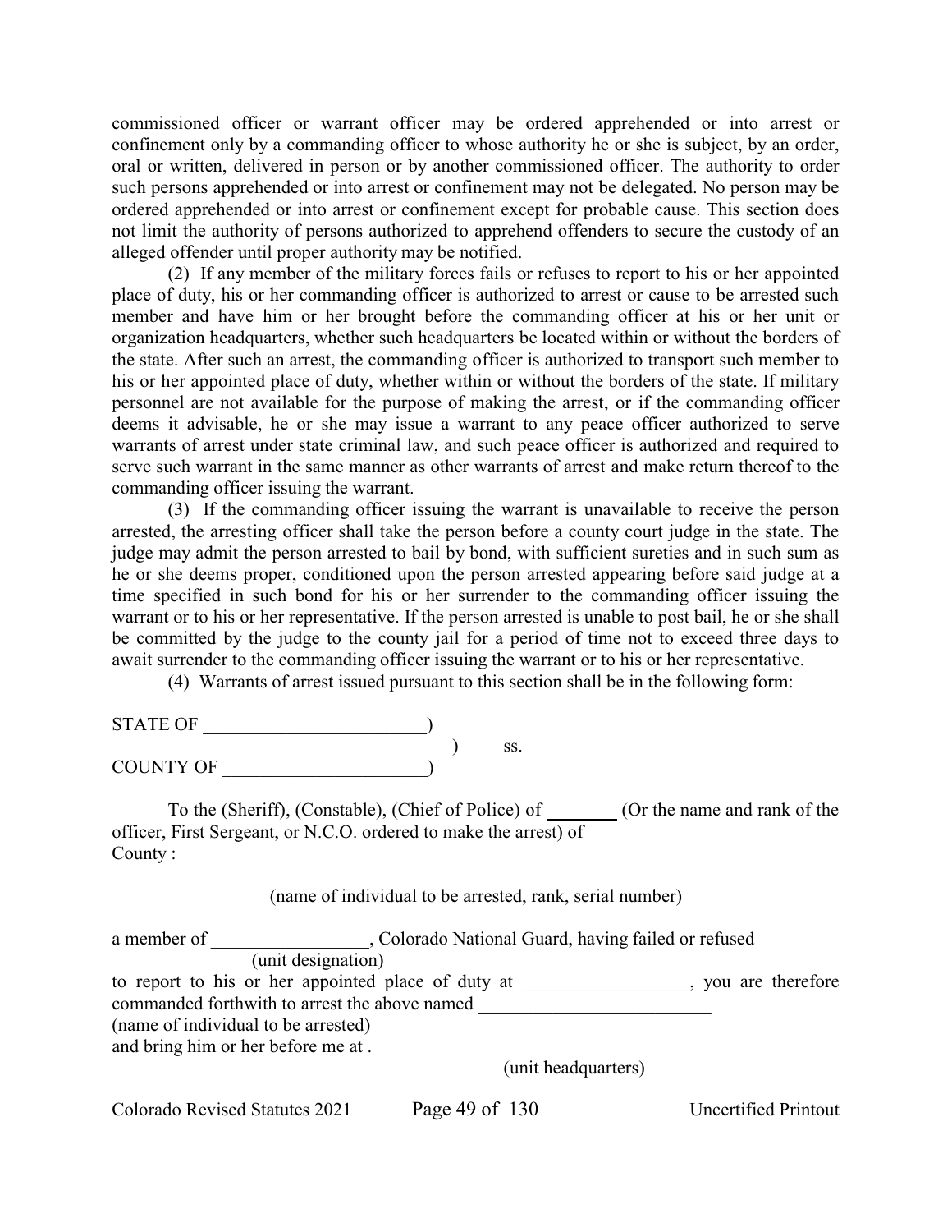commissioned officer or warrant officer may be ordered apprehended or into arrest or confinement only by a commanding officer to whose authority he or she is subject, by an order, oral or written, delivered in person or by another commissioned officer. The authority to order such persons apprehended or into arrest or confinement may not be delegated. No person may be ordered apprehended or into arrest or confinement except for probable cause. This section does not limit the authority of persons authorized to apprehend offenders to secure the custody of an alleged offender until proper authority may be notified.

(2) If any member of the military forces fails or refuses to report to his or her appointed place of duty, his or her commanding officer is authorized to arrest or cause to be arrested such member and have him or her brought before the commanding officer at his or her unit or organization headquarters, whether such headquarters be located within or without the borders of the state. After such an arrest, the commanding officer is authorized to transport such member to his or her appointed place of duty, whether within or without the borders of the state. If military personnel are not available for the purpose of making the arrest, or if the commanding officer deems it advisable, he or she may issue a warrant to any peace officer authorized to serve warrants of arrest under state criminal law, and such peace officer is authorized and required to serve such warrant in the same manner as other warrants of arrest and make return thereof to the commanding officer issuing the warrant.

(3) If the commanding officer issuing the warrant is unavailable to receive the person arrested, the arresting officer shall take the person before a county court judge in the state. The judge may admit the person arrested to bail by bond, with sufficient sureties and in such sum as he or she deems proper, conditioned upon the person arrested appearing before said judge at a time specified in such bond for his or her surrender to the commanding officer issuing the warrant or to his or her representative. If the person arrested is unable to post bail, he or she shall be committed by the judge to the county jail for a period of time not to exceed three days to await surrender to the commanding officer issuing the warrant or to his or her representative.

(4) Warrants of arrest issued pursuant to this section shall be in the following form:

STATE OF ________________________)
                                                                  )        ss.
COUNTY OF ______________________)

To the (Sheriff), (Constable), (Chief of Police) of ________ (Or the name and rank of the officer, First Sergeant, or N.C.O. ordered to make the arrest) of
County :

(name of individual to be arrested, rank, serial number)

a member of _________________, Colorado National Guard, having failed or refused
(unit designation)
to report to his or her appointed place of duty at __________________, you are therefore commanded forthwith to arrest the above named _________________________
(name of individual to be arrested)
and bring him or her before me at .
(unit headquarters)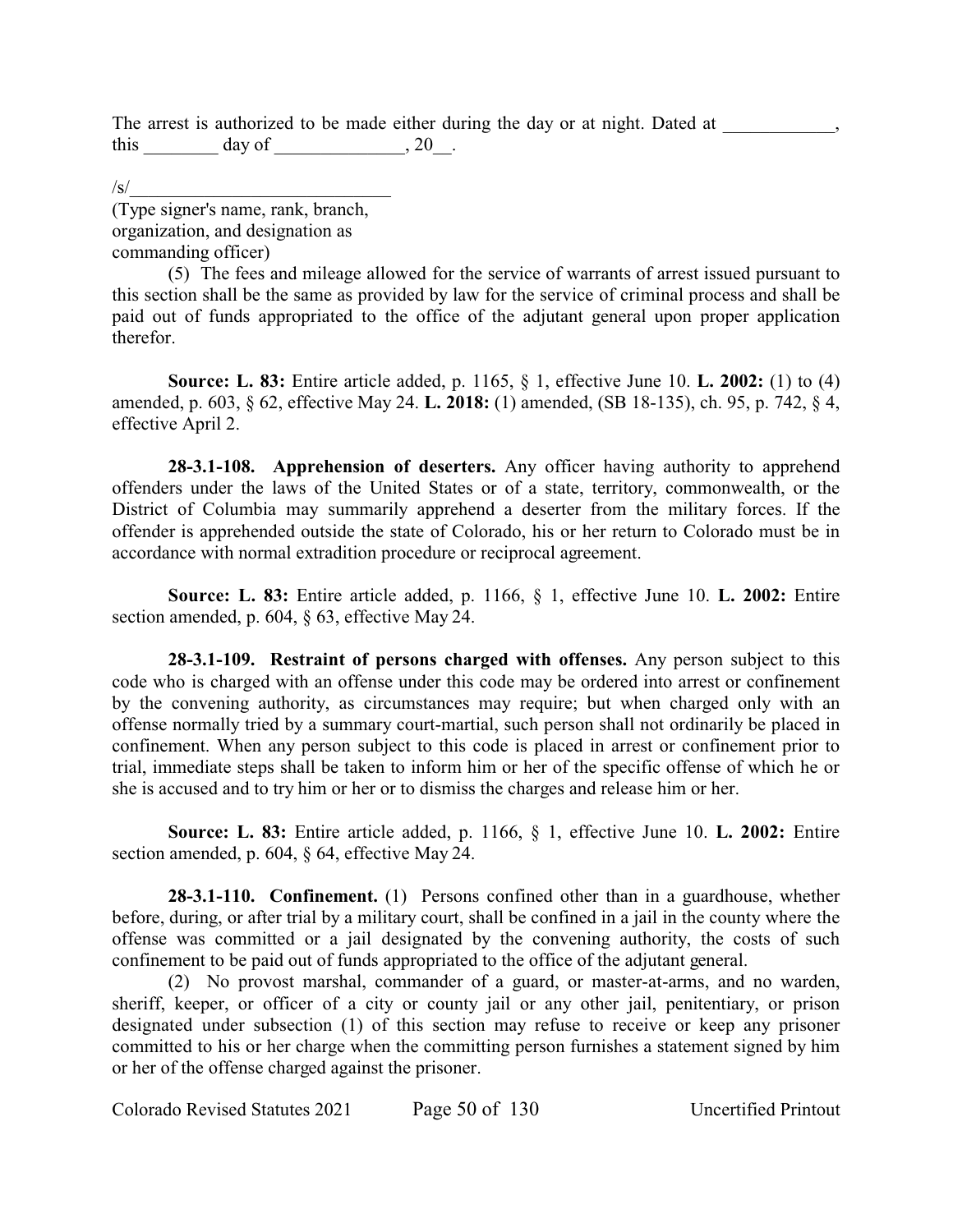The arrest is authorized to be made either during the day or at night. Dated at ____________, this ________ day of ______________, 20__.

/s/____________________________
(Type signer's name, rank, branch, organization, and designation as commanding officer)

(5) The fees and mileage allowed for the service of warrants of arrest issued pursuant to this section shall be the same as provided by law for the service of criminal process and shall be paid out of funds appropriated to the office of the adjutant general upon proper application therefor.

**Source: L. 83:** Entire article added, p. 1165, § 1, effective June 10. **L. 2002:** (1) to (4) amended, p. 603, § 62, effective May 24. **L. 2018:** (1) amended, (SB 18-135), ch. 95, p. 742, § 4, effective April 2.

**28-3.1-108. Apprehension of deserters.** Any officer having authority to apprehend offenders under the laws of the United States or of a state, territory, commonwealth, or the District of Columbia may summarily apprehend a deserter from the military forces. If the offender is apprehended outside the state of Colorado, his or her return to Colorado must be in accordance with normal extradition procedure or reciprocal agreement.

**Source: L. 83:** Entire article added, p. 1166, § 1, effective June 10. **L. 2002:** Entire section amended, p. 604, § 63, effective May 24.

**28-3.1-109. Restraint of persons charged with offenses.** Any person subject to this code who is charged with an offense under this code may be ordered into arrest or confinement by the convening authority, as circumstances may require; but when charged only with an offense normally tried by a summary court-martial, such person shall not ordinarily be placed in confinement. When any person subject to this code is placed in arrest or confinement prior to trial, immediate steps shall be taken to inform him or her of the specific offense of which he or she is accused and to try him or her or to dismiss the charges and release him or her.

**Source: L. 83:** Entire article added, p. 1166, § 1, effective June 10. **L. 2002:** Entire section amended, p. 604, § 64, effective May 24.

**28-3.1-110. Confinement.** (1) Persons confined other than in a guardhouse, whether before, during, or after trial by a military court, shall be confined in a jail in the county where the offense was committed or a jail designated by the convening authority, the costs of such confinement to be paid out of funds appropriated to the office of the adjutant general.

(2) No provost marshal, commander of a guard, or master-at-arms, and no warden, sheriff, keeper, or officer of a city or county jail or any other jail, penitentiary, or prison designated under subsection (1) of this section may refuse to receive or keep any prisoner committed to his or her charge when the committing person furnishes a statement signed by him or her of the offense charged against the prisoner.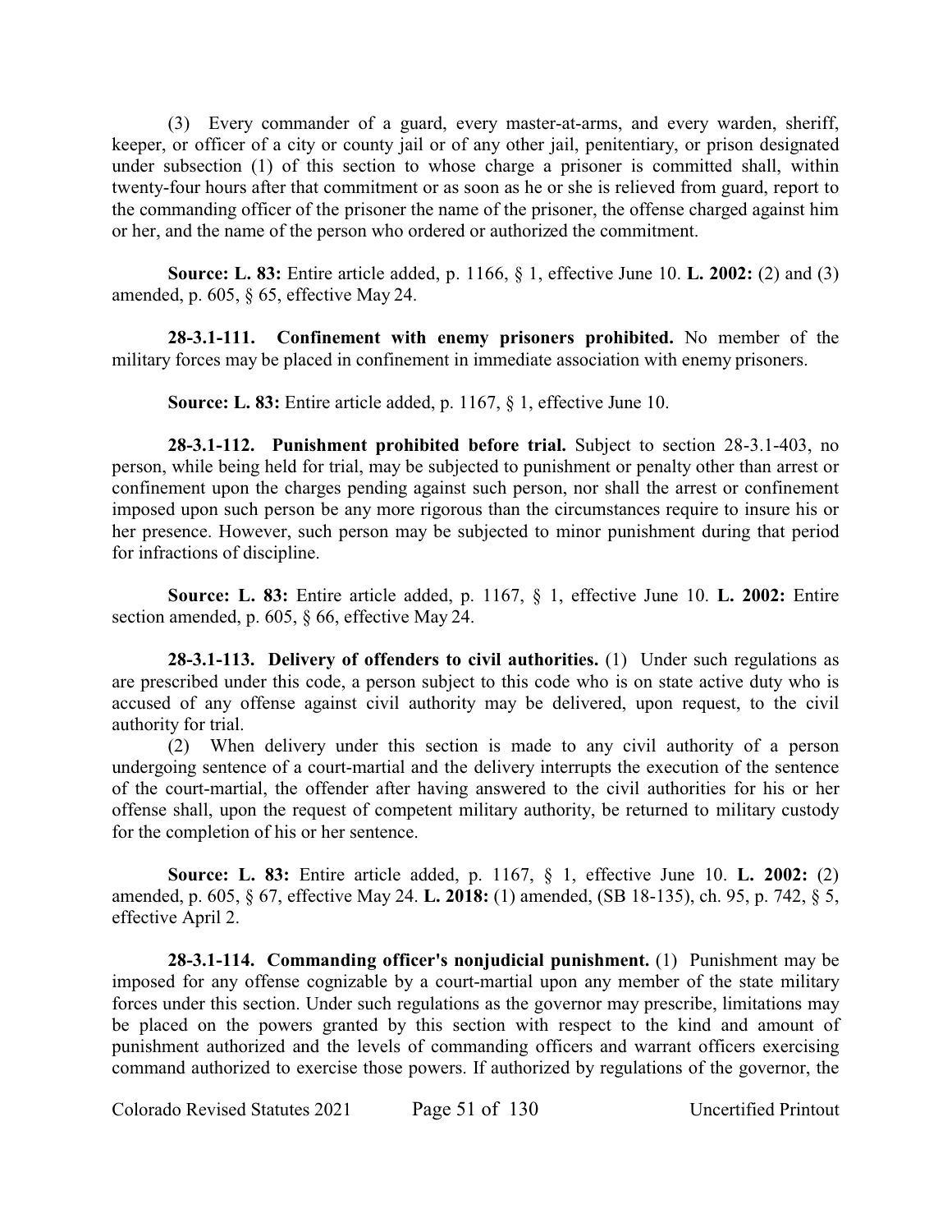(3) Every commander of a guard, every master-at-arms, and every warden, sheriff, keeper, or officer of a city or county jail or of any other jail, penitentiary, or prison designated under subsection (1) of this section to whose charge a prisoner is committed shall, within twenty-four hours after that commitment or as soon as he or she is relieved from guard, report to the commanding officer of the prisoner the name of the prisoner, the offense charged against him or her, and the name of the person who ordered or authorized the commitment.

**Source: L. 83:** Entire article added, p. 1166, § 1, effective June 10. **L. 2002:** (2) and (3) amended, p. 605, § 65, effective May 24.

**28-3.1-111. Confinement with enemy prisoners prohibited.** No member of the military forces may be placed in confinement in immediate association with enemy prisoners.

**Source: L. 83:** Entire article added, p. 1167, § 1, effective June 10.

**28-3.1-112. Punishment prohibited before trial.** Subject to section 28-3.1-403, no person, while being held for trial, may be subjected to punishment or penalty other than arrest or confinement upon the charges pending against such person, nor shall the arrest or confinement imposed upon such person be any more rigorous than the circumstances require to insure his or her presence. However, such person may be subjected to minor punishment during that period for infractions of discipline.

**Source: L. 83:** Entire article added, p. 1167, § 1, effective June 10. **L. 2002:** Entire section amended, p. 605, § 66, effective May 24.

**28-3.1-113. Delivery of offenders to civil authorities.** (1) Under such regulations as are prescribed under this code, a person subject to this code who is on state active duty who is accused of any offense against civil authority may be delivered, upon request, to the civil authority for trial.

(2) When delivery under this section is made to any civil authority of a person undergoing sentence of a court-martial and the delivery interrupts the execution of the sentence of the court-martial, the offender after having answered to the civil authorities for his or her offense shall, upon the request of competent military authority, be returned to military custody for the completion of his or her sentence.

**Source: L. 83:** Entire article added, p. 1167, § 1, effective June 10. **L. 2002:** (2) amended, p. 605, § 67, effective May 24. **L. 2018:** (1) amended, (SB 18-135), ch. 95, p. 742, § 5, effective April 2.

**28-3.1-114. Commanding officer's nonjudicial punishment.** (1) Punishment may be imposed for any offense cognizable by a court-martial upon any member of the state military forces under this section. Under such regulations as the governor may prescribe, limitations may be placed on the powers granted by this section with respect to the kind and amount of punishment authorized and the levels of commanding officers and warrant officers exercising command authorized to exercise those powers. If authorized by regulations of the governor, the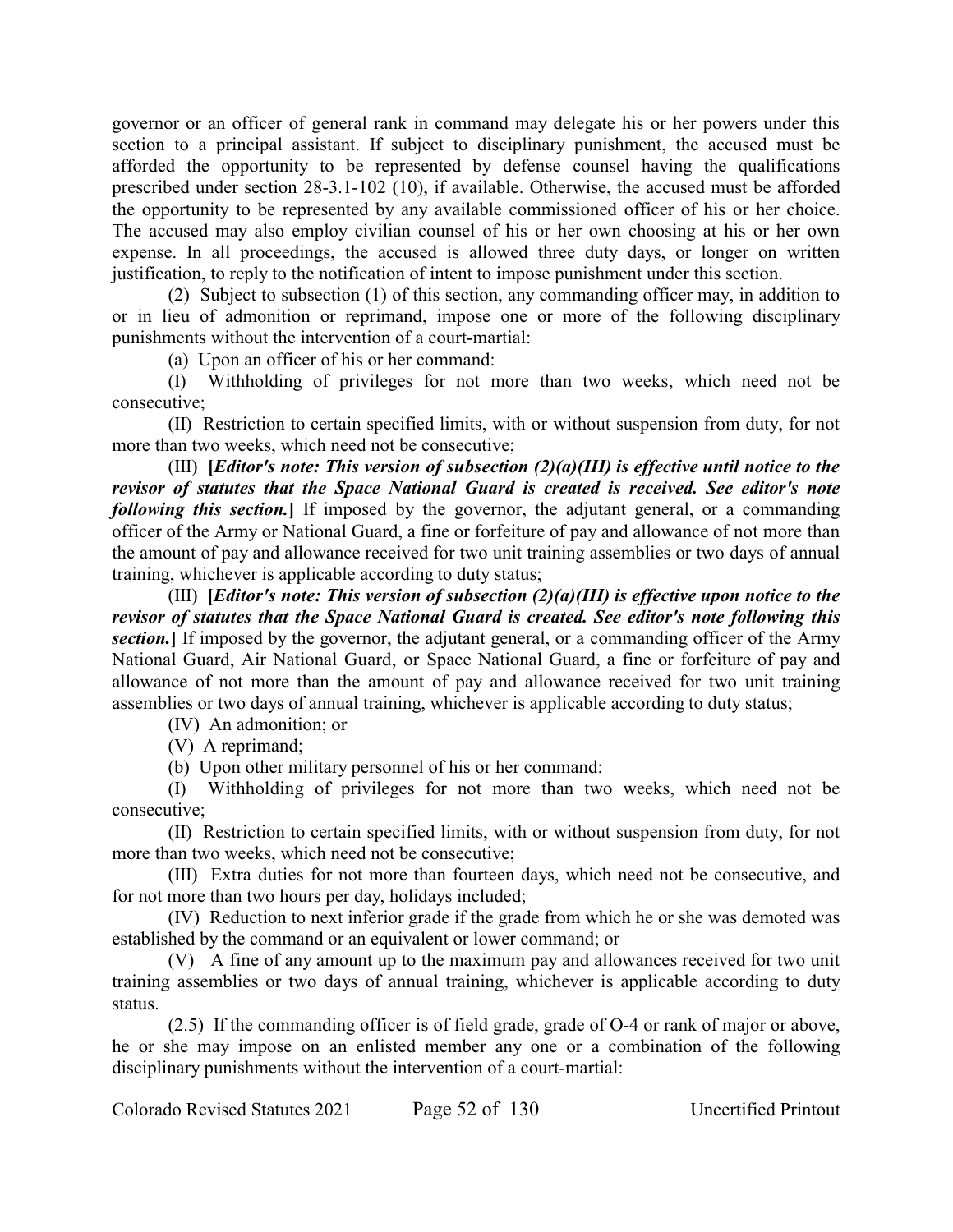governor or an officer of general rank in command may delegate his or her powers under this section to a principal assistant. If subject to disciplinary punishment, the accused must be afforded the opportunity to be represented by defense counsel having the qualifications prescribed under section 28-3.1-102 (10), if available. Otherwise, the accused must be afforded the opportunity to be represented by any available commissioned officer of his or her choice. The accused may also employ civilian counsel of his or her own choosing at his or her own expense. In all proceedings, the accused is allowed three duty days, or longer on written justification, to reply to the notification of intent to impose punishment under this section.

(2) Subject to subsection (1) of this section, any commanding officer may, in addition to or in lieu of admonition or reprimand, impose one or more of the following disciplinary punishments without the intervention of a court-martial:

(a) Upon an officer of his or her command:

(I) Withholding of privileges for not more than two weeks, which need not be consecutive;

(II) Restriction to certain specified limits, with or without suspension from duty, for not more than two weeks, which need not be consecutive;

(III) **[*Editor's note: This version of subsection (2)(a)(III) is effective until notice to the revisor of statutes that the Space National Guard is created is received. See editor's note following this section.*]** If imposed by the governor, the adjutant general, or a commanding officer of the Army or National Guard, a fine or forfeiture of pay and allowance of not more than the amount of pay and allowance received for two unit training assemblies or two days of annual training, whichever is applicable according to duty status;

(III) **[*Editor's note: This version of subsection (2)(a)(III) is effective upon notice to the revisor of statutes that the Space National Guard is created. See editor's note following this section.*]** If imposed by the governor, the adjutant general, or a commanding officer of the Army National Guard, Air National Guard, or Space National Guard, a fine or forfeiture of pay and allowance of not more than the amount of pay and allowance received for two unit training assemblies or two days of annual training, whichever is applicable according to duty status;

(IV) An admonition; or

(V) A reprimand;

(b) Upon other military personnel of his or her command:

(I) Withholding of privileges for not more than two weeks, which need not be consecutive;

(II) Restriction to certain specified limits, with or without suspension from duty, for not more than two weeks, which need not be consecutive;

(III) Extra duties for not more than fourteen days, which need not be consecutive, and for not more than two hours per day, holidays included;

(IV) Reduction to next inferior grade if the grade from which he or she was demoted was established by the command or an equivalent or lower command; or

(V) A fine of any amount up to the maximum pay and allowances received for two unit training assemblies or two days of annual training, whichever is applicable according to duty status.

(2.5) If the commanding officer is of field grade, grade of O-4 or rank of major or above, he or she may impose on an enlisted member any one or a combination of the following disciplinary punishments without the intervention of a court-martial: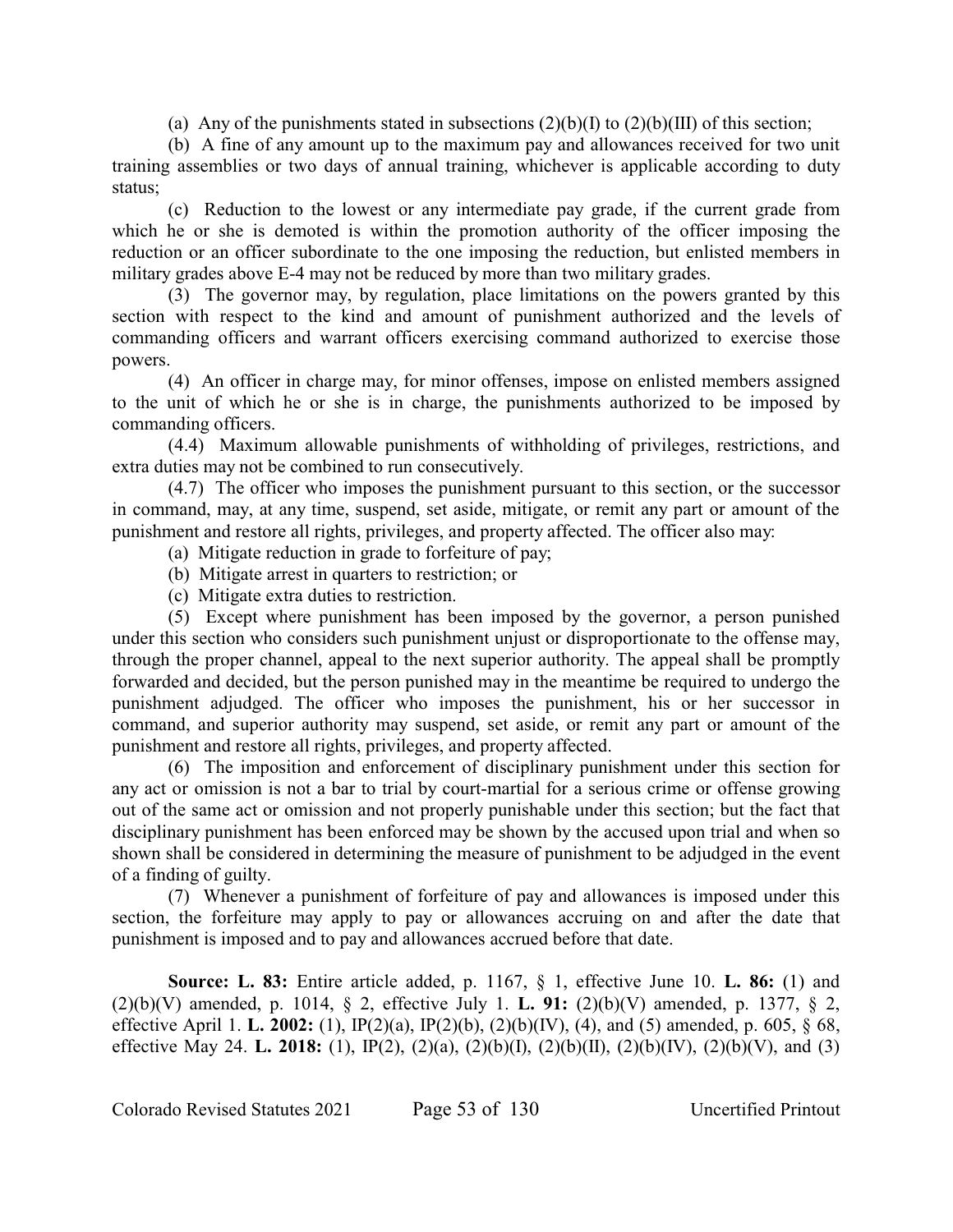(a) Any of the punishments stated in subsections (2)(b)(I) to (2)(b)(III) of this section;

(b) A fine of any amount up to the maximum pay and allowances received for two unit training assemblies or two days of annual training, whichever is applicable according to duty status;

(c) Reduction to the lowest or any intermediate pay grade, if the current grade from which he or she is demoted is within the promotion authority of the officer imposing the reduction or an officer subordinate to the one imposing the reduction, but enlisted members in military grades above E-4 may not be reduced by more than two military grades.

(3) The governor may, by regulation, place limitations on the powers granted by this section with respect to the kind and amount of punishment authorized and the levels of commanding officers and warrant officers exercising command authorized to exercise those powers.

(4) An officer in charge may, for minor offenses, impose on enlisted members assigned to the unit of which he or she is in charge, the punishments authorized to be imposed by commanding officers.

(4.4) Maximum allowable punishments of withholding of privileges, restrictions, and extra duties may not be combined to run consecutively.

(4.7) The officer who imposes the punishment pursuant to this section, or the successor in command, may, at any time, suspend, set aside, mitigate, or remit any part or amount of the punishment and restore all rights, privileges, and property affected. The officer also may:

(a) Mitigate reduction in grade to forfeiture of pay;

(b) Mitigate arrest in quarters to restriction; or

(c) Mitigate extra duties to restriction.

(5) Except where punishment has been imposed by the governor, a person punished under this section who considers such punishment unjust or disproportionate to the offense may, through the proper channel, appeal to the next superior authority. The appeal shall be promptly forwarded and decided, but the person punished may in the meantime be required to undergo the punishment adjudged. The officer who imposes the punishment, his or her successor in command, and superior authority may suspend, set aside, or remit any part or amount of the punishment and restore all rights, privileges, and property affected.

(6) The imposition and enforcement of disciplinary punishment under this section for any act or omission is not a bar to trial by court-martial for a serious crime or offense growing out of the same act or omission and not properly punishable under this section; but the fact that disciplinary punishment has been enforced may be shown by the accused upon trial and when so shown shall be considered in determining the measure of punishment to be adjudged in the event of a finding of guilty.

(7) Whenever a punishment of forfeiture of pay and allowances is imposed under this section, the forfeiture may apply to pay or allowances accruing on and after the date that punishment is imposed and to pay and allowances accrued before that date.

**Source: L. 83:** Entire article added, p. 1167, § 1, effective June 10. **L. 86:** (1) and (2)(b)(V) amended, p. 1014, § 2, effective July 1. **L. 91:** (2)(b)(V) amended, p. 1377, § 2, effective April 1. **L. 2002:** (1), IP(2)(a), IP(2)(b), (2)(b)(IV), (4), and (5) amended, p. 605, § 68, effective May 24. **L. 2018:** (1), IP(2), (2)(a), (2)(b)(I), (2)(b)(II), (2)(b)(IV), (2)(b)(V), and (3)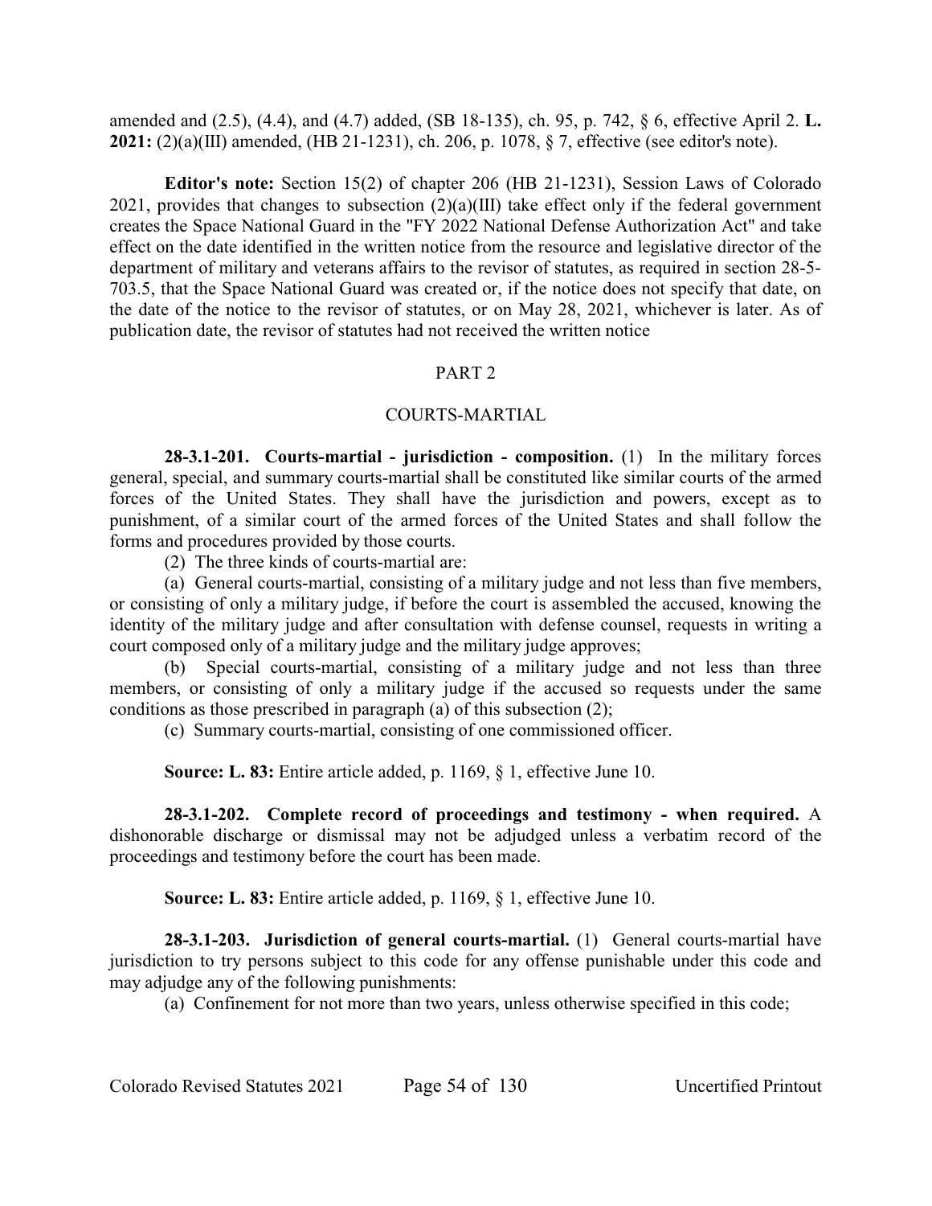amended and (2.5), (4.4), and (4.7) added, (SB 18-135), ch. 95, p. 742, § 6, effective April 2. **L. 2021:** (2)(a)(III) amended, (HB 21-1231), ch. 206, p. 1078, § 7, effective (see editor's note).

**Editor's note:** Section 15(2) of chapter 206 (HB 21-1231), Session Laws of Colorado 2021, provides that changes to subsection (2)(a)(III) take effect only if the federal government creates the Space National Guard in the "FY 2022 National Defense Authorization Act" and take effect on the date identified in the written notice from the resource and legislative director of the department of military and veterans affairs to the revisor of statutes, as required in section 28-5-703.5, that the Space National Guard was created or, if the notice does not specify that date, on the date of the notice to the revisor of statutes, or on May 28, 2021, whichever is later. As of publication date, the revisor of statutes had not received the written notice

## PART 2

## COURTS-MARTIAL

**28-3.1-201. Courts-martial - jurisdiction - composition.** (1) In the military forces general, special, and summary courts-martial shall be constituted like similar courts of the armed forces of the United States. They shall have the jurisdiction and powers, except as to punishment, of a similar court of the armed forces of the United States and shall follow the forms and procedures provided by those courts.

(2) The three kinds of courts-martial are:

(a) General courts-martial, consisting of a military judge and not less than five members, or consisting of only a military judge, if before the court is assembled the accused, knowing the identity of the military judge and after consultation with defense counsel, requests in writing a court composed only of a military judge and the military judge approves;

(b) Special courts-martial, consisting of a military judge and not less than three members, or consisting of only a military judge if the accused so requests under the same conditions as those prescribed in paragraph (a) of this subsection (2);

(c) Summary courts-martial, consisting of one commissioned officer.

**Source: L. 83:** Entire article added, p. 1169, § 1, effective June 10.

**28-3.1-202. Complete record of proceedings and testimony - when required.** A dishonorable discharge or dismissal may not be adjudged unless a verbatim record of the proceedings and testimony before the court has been made.

**Source: L. 83:** Entire article added, p. 1169, § 1, effective June 10.

**28-3.1-203. Jurisdiction of general courts-martial.** (1) General courts-martial have jurisdiction to try persons subject to this code for any offense punishable under this code and may adjudge any of the following punishments:

(a) Confinement for not more than two years, unless otherwise specified in this code;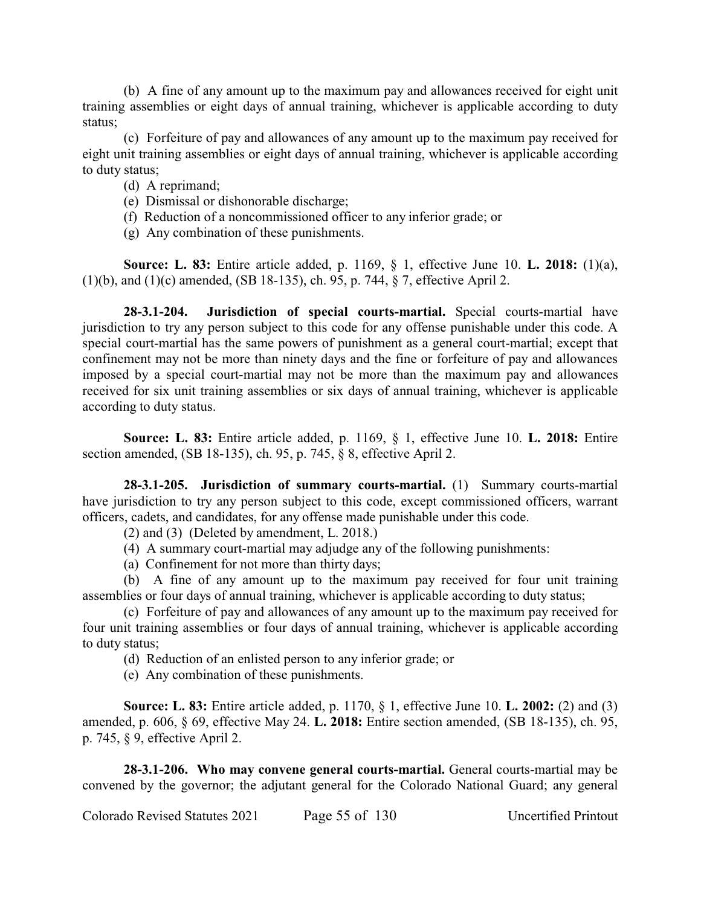(b) A fine of any amount up to the maximum pay and allowances received for eight unit training assemblies or eight days of annual training, whichever is applicable according to duty status;

(c) Forfeiture of pay and allowances of any amount up to the maximum pay received for eight unit training assemblies or eight days of annual training, whichever is applicable according to duty status;

(d) A reprimand;

(e) Dismissal or dishonorable discharge;

(f) Reduction of a noncommissioned officer to any inferior grade; or

(g) Any combination of these punishments.

**Source: L. 83:** Entire article added, p. 1169, § 1, effective June 10. **L. 2018:** (1)(a), (1)(b), and (1)(c) amended, (SB 18-135), ch. 95, p. 744, § 7, effective April 2.

**28-3.1-204. Jurisdiction of special courts-martial.** Special courts-martial have jurisdiction to try any person subject to this code for any offense punishable under this code. A special court-martial has the same powers of punishment as a general court-martial; except that confinement may not be more than ninety days and the fine or forfeiture of pay and allowances imposed by a special court-martial may not be more than the maximum pay and allowances received for six unit training assemblies or six days of annual training, whichever is applicable according to duty status.

**Source: L. 83:** Entire article added, p. 1169, § 1, effective June 10. **L. 2018:** Entire section amended, (SB 18-135), ch. 95, p. 745, § 8, effective April 2.

**28-3.1-205. Jurisdiction of summary courts-martial.** (1) Summary courts-martial have jurisdiction to try any person subject to this code, except commissioned officers, warrant officers, cadets, and candidates, for any offense made punishable under this code.

(2) and (3) (Deleted by amendment, L. 2018.)

(4) A summary court-martial may adjudge any of the following punishments:

(a) Confinement for not more than thirty days;

(b) A fine of any amount up to the maximum pay received for four unit training assemblies or four days of annual training, whichever is applicable according to duty status;

(c) Forfeiture of pay and allowances of any amount up to the maximum pay received for four unit training assemblies or four days of annual training, whichever is applicable according to duty status;

(d) Reduction of an enlisted person to any inferior grade; or

(e) Any combination of these punishments.

**Source: L. 83:** Entire article added, p. 1170, § 1, effective June 10. **L. 2002:** (2) and (3) amended, p. 606, § 69, effective May 24. **L. 2018:** Entire section amended, (SB 18-135), ch. 95, p. 745, § 9, effective April 2.

**28-3.1-206. Who may convene general courts-martial.** General courts-martial may be convened by the governor; the adjutant general for the Colorado National Guard; any general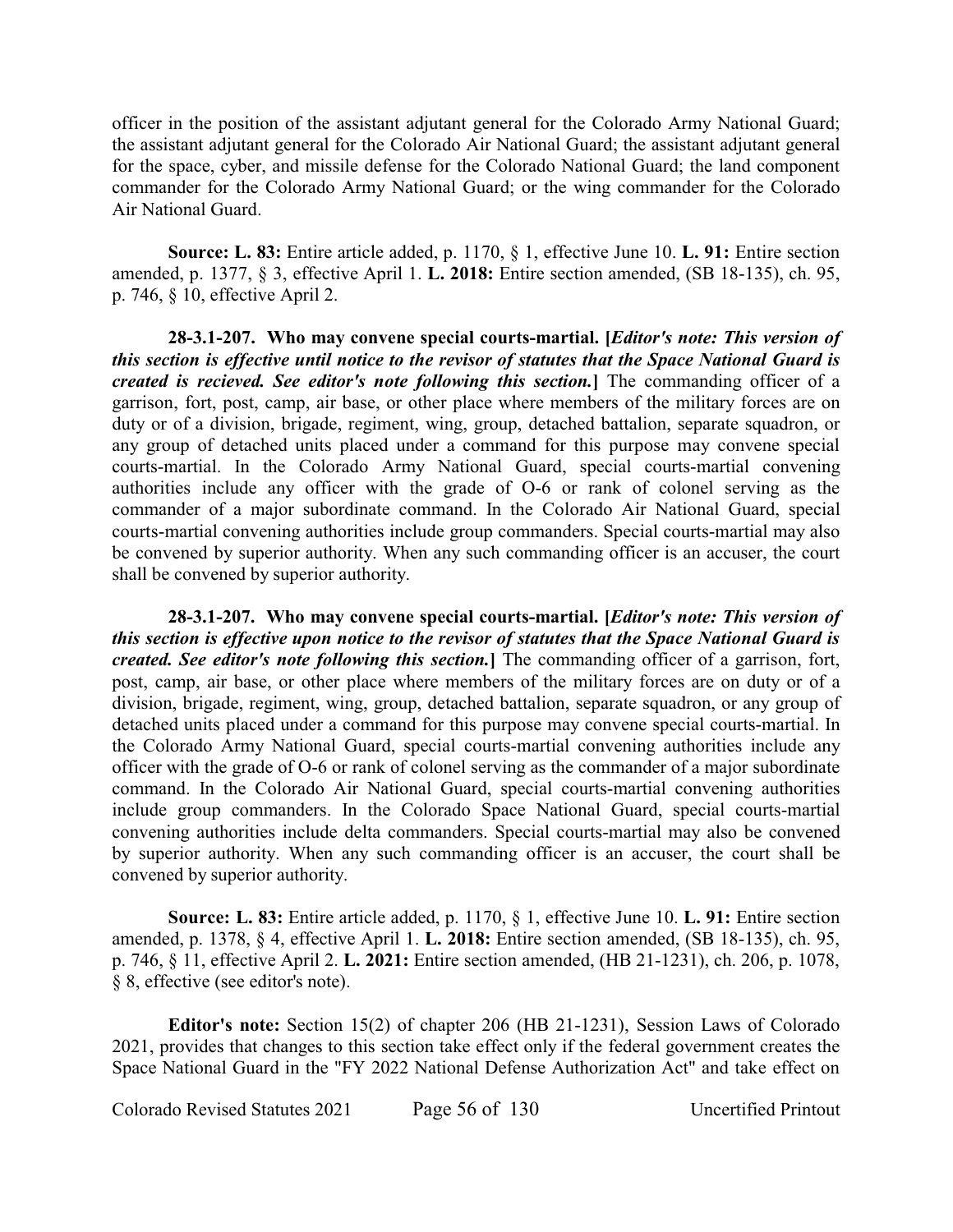officer in the position of the assistant adjutant general for the Colorado Army National Guard; the assistant adjutant general for the Colorado Air National Guard; the assistant adjutant general for the space, cyber, and missile defense for the Colorado National Guard; the land component commander for the Colorado Army National Guard; or the wing commander for the Colorado Air National Guard.

**Source: L. 83:** Entire article added, p. 1170, § 1, effective June 10. **L. 91:** Entire section amended, p. 1377, § 3, effective April 1. **L. 2018:** Entire section amended, (SB 18-135), ch. 95, p. 746, § 10, effective April 2.

**28-3.1-207. Who may convene special courts-martial. [*Editor's note: This version of this section is effective until notice to the revisor of statutes that the Space National Guard is created is recieved. See editor's note following this section.*]** The commanding officer of a garrison, fort, post, camp, air base, or other place where members of the military forces are on duty or of a division, brigade, regiment, wing, group, detached battalion, separate squadron, or any group of detached units placed under a command for this purpose may convene special courts-martial. In the Colorado Army National Guard, special courts-martial convening authorities include any officer with the grade of O-6 or rank of colonel serving as the commander of a major subordinate command. In the Colorado Air National Guard, special courts-martial convening authorities include group commanders. Special courts-martial may also be convened by superior authority. When any such commanding officer is an accuser, the court shall be convened by superior authority.

**28-3.1-207. Who may convene special courts-martial. [*Editor's note: This version of this section is effective upon notice to the revisor of statutes that the Space National Guard is created. See editor's note following this section.*]** The commanding officer of a garrison, fort, post, camp, air base, or other place where members of the military forces are on duty or of a division, brigade, regiment, wing, group, detached battalion, separate squadron, or any group of detached units placed under a command for this purpose may convene special courts-martial. In the Colorado Army National Guard, special courts-martial convening authorities include any officer with the grade of O-6 or rank of colonel serving as the commander of a major subordinate command. In the Colorado Air National Guard, special courts-martial convening authorities include group commanders. In the Colorado Space National Guard, special courts-martial convening authorities include delta commanders. Special courts-martial may also be convened by superior authority. When any such commanding officer is an accuser, the court shall be convened by superior authority.

**Source: L. 83:** Entire article added, p. 1170, § 1, effective June 10. **L. 91:** Entire section amended, p. 1378, § 4, effective April 1. **L. 2018:** Entire section amended, (SB 18-135), ch. 95, p. 746, § 11, effective April 2. **L. 2021:** Entire section amended, (HB 21-1231), ch. 206, p. 1078, § 8, effective (see editor's note).

**Editor's note:** Section 15(2) of chapter 206 (HB 21-1231), Session Laws of Colorado 2021, provides that changes to this section take effect only if the federal government creates the Space National Guard in the "FY 2022 National Defense Authorization Act" and take effect on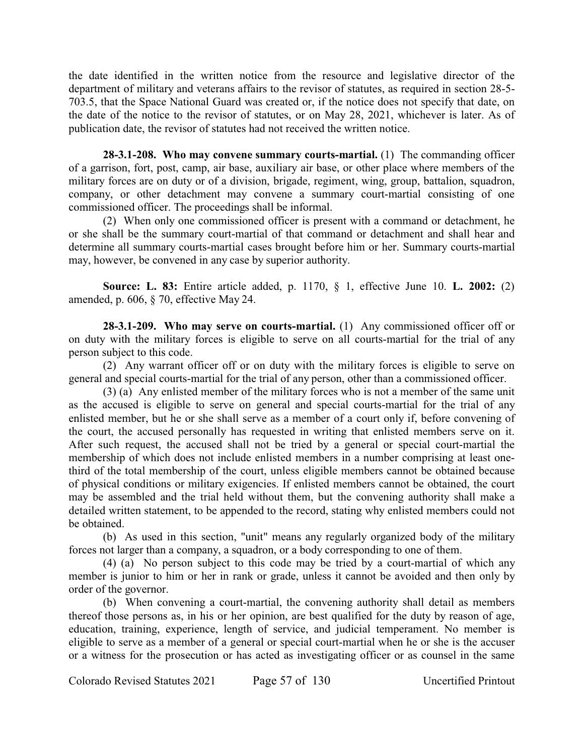the date identified in the written notice from the resource and legislative director of the department of military and veterans affairs to the revisor of statutes, as required in section 28-5-703.5, that the Space National Guard was created or, if the notice does not specify that date, on the date of the notice to the revisor of statutes, or on May 28, 2021, whichever is later. As of publication date, the revisor of statutes had not received the written notice.

**28-3.1-208. Who may convene summary courts-martial.** (1) The commanding officer of a garrison, fort, post, camp, air base, auxiliary air base, or other place where members of the military forces are on duty or of a division, brigade, regiment, wing, group, battalion, squadron, company, or other detachment may convene a summary court-martial consisting of one commissioned officer. The proceedings shall be informal.

(2) When only one commissioned officer is present with a command or detachment, he or she shall be the summary court-martial of that command or detachment and shall hear and determine all summary courts-martial cases brought before him or her. Summary courts-martial may, however, be convened in any case by superior authority.

**Source: L. 83:** Entire article added, p. 1170, § 1, effective June 10. **L. 2002:** (2) amended, p. 606, § 70, effective May 24.

**28-3.1-209. Who may serve on courts-martial.** (1) Any commissioned officer off or on duty with the military forces is eligible to serve on all courts-martial for the trial of any person subject to this code.

(2) Any warrant officer off or on duty with the military forces is eligible to serve on general and special courts-martial for the trial of any person, other than a commissioned officer.

(3) (a) Any enlisted member of the military forces who is not a member of the same unit as the accused is eligible to serve on general and special courts-martial for the trial of any enlisted member, but he or she shall serve as a member of a court only if, before convening of the court, the accused personally has requested in writing that enlisted members serve on it. After such request, the accused shall not be tried by a general or special court-martial the membership of which does not include enlisted members in a number comprising at least one-third of the total membership of the court, unless eligible members cannot be obtained because of physical conditions or military exigencies. If enlisted members cannot be obtained, the court may be assembled and the trial held without them, but the convening authority shall make a detailed written statement, to be appended to the record, stating why enlisted members could not be obtained.

(b) As used in this section, "unit" means any regularly organized body of the military forces not larger than a company, a squadron, or a body corresponding to one of them.

(4) (a) No person subject to this code may be tried by a court-martial of which any member is junior to him or her in rank or grade, unless it cannot be avoided and then only by order of the governor.

(b) When convening a court-martial, the convening authority shall detail as members thereof those persons as, in his or her opinion, are best qualified for the duty by reason of age, education, training, experience, length of service, and judicial temperament. No member is eligible to serve as a member of a general or special court-martial when he or she is the accuser or a witness for the prosecution or has acted as investigating officer or as counsel in the same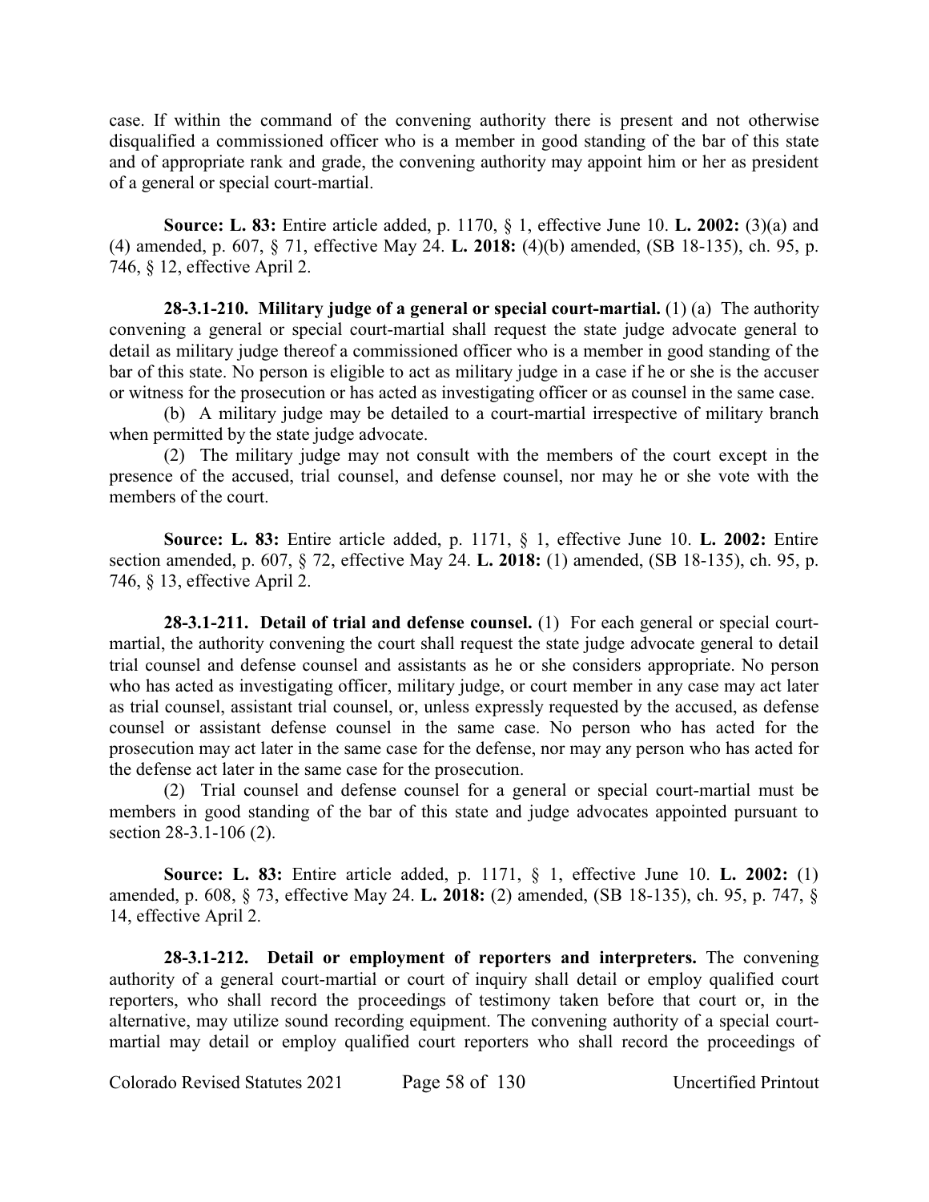case. If within the command of the convening authority there is present and not otherwise disqualified a commissioned officer who is a member in good standing of the bar of this state and of appropriate rank and grade, the convening authority may appoint him or her as president of a general or special court-martial.

**Source: L. 83:** Entire article added, p. 1170, § 1, effective June 10. **L. 2002:** (3)(a) and (4) amended, p. 607, § 71, effective May 24. **L. 2018:** (4)(b) amended, (SB 18-135), ch. 95, p. 746, § 12, effective April 2.

**28-3.1-210. Military judge of a general or special court-martial.** (1) (a) The authority convening a general or special court-martial shall request the state judge advocate general to detail as military judge thereof a commissioned officer who is a member in good standing of the bar of this state. No person is eligible to act as military judge in a case if he or she is the accuser or witness for the prosecution or has acted as investigating officer or as counsel in the same case.

(b) A military judge may be detailed to a court-martial irrespective of military branch when permitted by the state judge advocate.

(2) The military judge may not consult with the members of the court except in the presence of the accused, trial counsel, and defense counsel, nor may he or she vote with the members of the court.

**Source: L. 83:** Entire article added, p. 1171, § 1, effective June 10. **L. 2002:** Entire section amended, p. 607, § 72, effective May 24. **L. 2018:** (1) amended, (SB 18-135), ch. 95, p. 746, § 13, effective April 2.

**28-3.1-211. Detail of trial and defense counsel.** (1) For each general or special court-martial, the authority convening the court shall request the state judge advocate general to detail trial counsel and defense counsel and assistants as he or she considers appropriate. No person who has acted as investigating officer, military judge, or court member in any case may act later as trial counsel, assistant trial counsel, or, unless expressly requested by the accused, as defense counsel or assistant defense counsel in the same case. No person who has acted for the prosecution may act later in the same case for the defense, nor may any person who has acted for the defense act later in the same case for the prosecution.

(2) Trial counsel and defense counsel for a general or special court-martial must be members in good standing of the bar of this state and judge advocates appointed pursuant to section 28-3.1-106 (2).

**Source: L. 83:** Entire article added, p. 1171, § 1, effective June 10. **L. 2002:** (1) amended, p. 608, § 73, effective May 24. **L. 2018:** (2) amended, (SB 18-135), ch. 95, p. 747, § 14, effective April 2.

**28-3.1-212. Detail or employment of reporters and interpreters.** The convening authority of a general court-martial or court of inquiry shall detail or employ qualified court reporters, who shall record the proceedings of testimony taken before that court or, in the alternative, may utilize sound recording equipment. The convening authority of a special court-martial may detail or employ qualified court reporters who shall record the proceedings of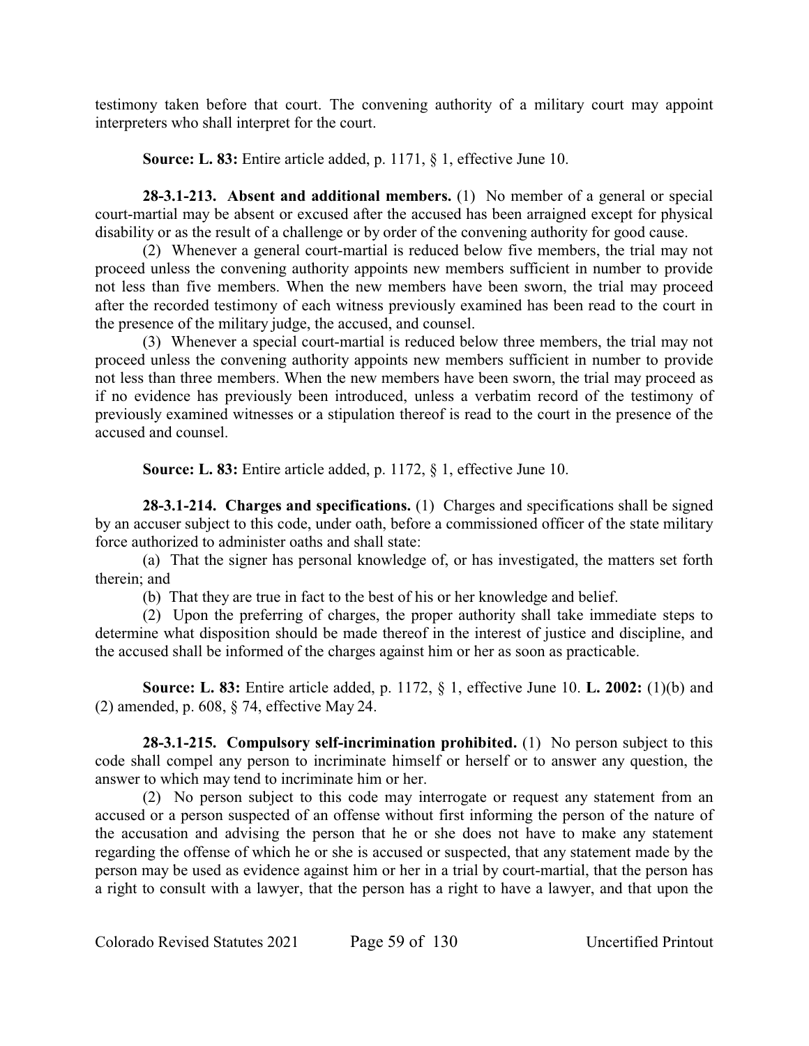testimony taken before that court. The convening authority of a military court may appoint interpreters who shall interpret for the court.

**Source: L. 83:** Entire article added, p. 1171, § 1, effective June 10.

**28-3.1-213. Absent and additional members.** (1) No member of a general or special court-martial may be absent or excused after the accused has been arraigned except for physical disability or as the result of a challenge or by order of the convening authority for good cause.

(2) Whenever a general court-martial is reduced below five members, the trial may not proceed unless the convening authority appoints new members sufficient in number to provide not less than five members. When the new members have been sworn, the trial may proceed after the recorded testimony of each witness previously examined has been read to the court in the presence of the military judge, the accused, and counsel.

(3) Whenever a special court-martial is reduced below three members, the trial may not proceed unless the convening authority appoints new members sufficient in number to provide not less than three members. When the new members have been sworn, the trial may proceed as if no evidence has previously been introduced, unless a verbatim record of the testimony of previously examined witnesses or a stipulation thereof is read to the court in the presence of the accused and counsel.

**Source: L. 83:** Entire article added, p. 1172, § 1, effective June 10.

**28-3.1-214. Charges and specifications.** (1) Charges and specifications shall be signed by an accuser subject to this code, under oath, before a commissioned officer of the state military force authorized to administer oaths and shall state:

(a) That the signer has personal knowledge of, or has investigated, the matters set forth therein; and

(b) That they are true in fact to the best of his or her knowledge and belief.

(2) Upon the preferring of charges, the proper authority shall take immediate steps to determine what disposition should be made thereof in the interest of justice and discipline, and the accused shall be informed of the charges against him or her as soon as practicable.

**Source: L. 83:** Entire article added, p. 1172, § 1, effective June 10. **L. 2002:** (1)(b) and (2) amended, p. 608, § 74, effective May 24.

**28-3.1-215. Compulsory self-incrimination prohibited.** (1) No person subject to this code shall compel any person to incriminate himself or herself or to answer any question, the answer to which may tend to incriminate him or her.

(2) No person subject to this code may interrogate or request any statement from an accused or a person suspected of an offense without first informing the person of the nature of the accusation and advising the person that he or she does not have to make any statement regarding the offense of which he or she is accused or suspected, that any statement made by the person may be used as evidence against him or her in a trial by court-martial, that the person has a right to consult with a lawyer, that the person has a right to have a lawyer, and that upon the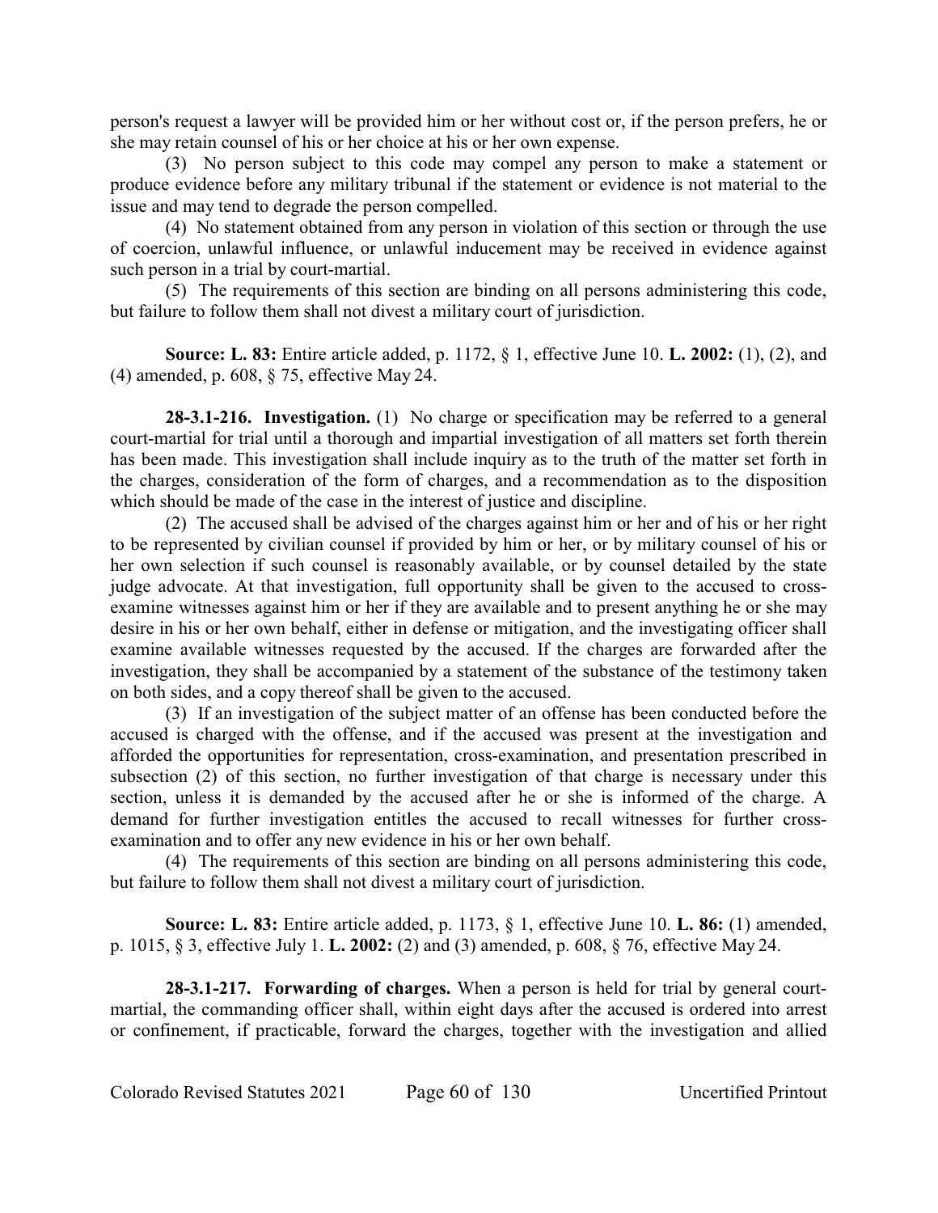person's request a lawyer will be provided him or her without cost or, if the person prefers, he or she may retain counsel of his or her choice at his or her own expense.

(3) No person subject to this code may compel any person to make a statement or produce evidence before any military tribunal if the statement or evidence is not material to the issue and may tend to degrade the person compelled.

(4) No statement obtained from any person in violation of this section or through the use of coercion, unlawful influence, or unlawful inducement may be received in evidence against such person in a trial by court-martial.

(5) The requirements of this section are binding on all persons administering this code, but failure to follow them shall not divest a military court of jurisdiction.

**Source: L. 83:** Entire article added, p. 1172, § 1, effective June 10. **L. 2002:** (1), (2), and (4) amended, p. 608, § 75, effective May 24.

**28-3.1-216. Investigation.** (1) No charge or specification may be referred to a general court-martial for trial until a thorough and impartial investigation of all matters set forth therein has been made. This investigation shall include inquiry as to the truth of the matter set forth in the charges, consideration of the form of charges, and a recommendation as to the disposition which should be made of the case in the interest of justice and discipline.

(2) The accused shall be advised of the charges against him or her and of his or her right to be represented by civilian counsel if provided by him or her, or by military counsel of his or her own selection if such counsel is reasonably available, or by counsel detailed by the state judge advocate. At that investigation, full opportunity shall be given to the accused to cross-examine witnesses against him or her if they are available and to present anything he or she may desire in his or her own behalf, either in defense or mitigation, and the investigating officer shall examine available witnesses requested by the accused. If the charges are forwarded after the investigation, they shall be accompanied by a statement of the substance of the testimony taken on both sides, and a copy thereof shall be given to the accused.

(3) If an investigation of the subject matter of an offense has been conducted before the accused is charged with the offense, and if the accused was present at the investigation and afforded the opportunities for representation, cross-examination, and presentation prescribed in subsection (2) of this section, no further investigation of that charge is necessary under this section, unless it is demanded by the accused after he or she is informed of the charge. A demand for further investigation entitles the accused to recall witnesses for further cross-examination and to offer any new evidence in his or her own behalf.

(4) The requirements of this section are binding on all persons administering this code, but failure to follow them shall not divest a military court of jurisdiction.

**Source: L. 83:** Entire article added, p. 1173, § 1, effective June 10. **L. 86:** (1) amended, p. 1015, § 3, effective July 1. **L. 2002:** (2) and (3) amended, p. 608, § 76, effective May 24.

**28-3.1-217. Forwarding of charges.** When a person is held for trial by general court-martial, the commanding officer shall, within eight days after the accused is ordered into arrest or confinement, if practicable, forward the charges, together with the investigation and allied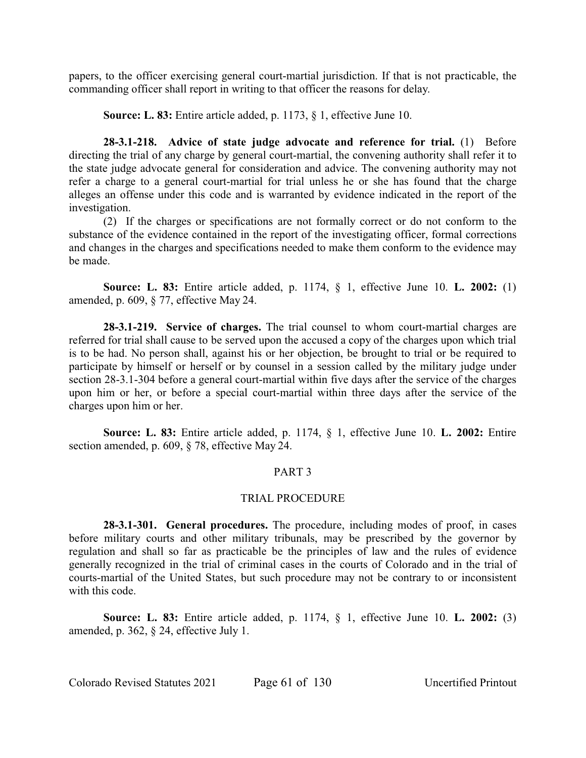papers, to the officer exercising general court-martial jurisdiction. If that is not practicable, the commanding officer shall report in writing to that officer the reasons for delay.

**Source: L. 83:** Entire article added, p. 1173, § 1, effective June 10.

**28-3.1-218. Advice of state judge advocate and reference for trial.** (1) Before directing the trial of any charge by general court-martial, the convening authority shall refer it to the state judge advocate general for consideration and advice. The convening authority may not refer a charge to a general court-martial for trial unless he or she has found that the charge alleges an offense under this code and is warranted by evidence indicated in the report of the investigation.

(2) If the charges or specifications are not formally correct or do not conform to the substance of the evidence contained in the report of the investigating officer, formal corrections and changes in the charges and specifications needed to make them conform to the evidence may be made.

**Source: L. 83:** Entire article added, p. 1174, § 1, effective June 10. **L. 2002:** (1) amended, p. 609, § 77, effective May 24.

**28-3.1-219. Service of charges.** The trial counsel to whom court-martial charges are referred for trial shall cause to be served upon the accused a copy of the charges upon which trial is to be had. No person shall, against his or her objection, be brought to trial or be required to participate by himself or herself or by counsel in a session called by the military judge under section 28-3.1-304 before a general court-martial within five days after the service of the charges upon him or her, or before a special court-martial within three days after the service of the charges upon him or her.

**Source: L. 83:** Entire article added, p. 1174, § 1, effective June 10. **L. 2002:** Entire section amended, p. 609, § 78, effective May 24.

## PART 3

## TRIAL PROCEDURE

**28-3.1-301. General procedures.** The procedure, including modes of proof, in cases before military courts and other military tribunals, may be prescribed by the governor by regulation and shall so far as practicable be the principles of law and the rules of evidence generally recognized in the trial of criminal cases in the courts of Colorado and in the trial of courts-martial of the United States, but such procedure may not be contrary to or inconsistent with this code.

**Source: L. 83:** Entire article added, p. 1174, § 1, effective June 10. **L. 2002:** (3) amended, p. 362, § 24, effective July 1.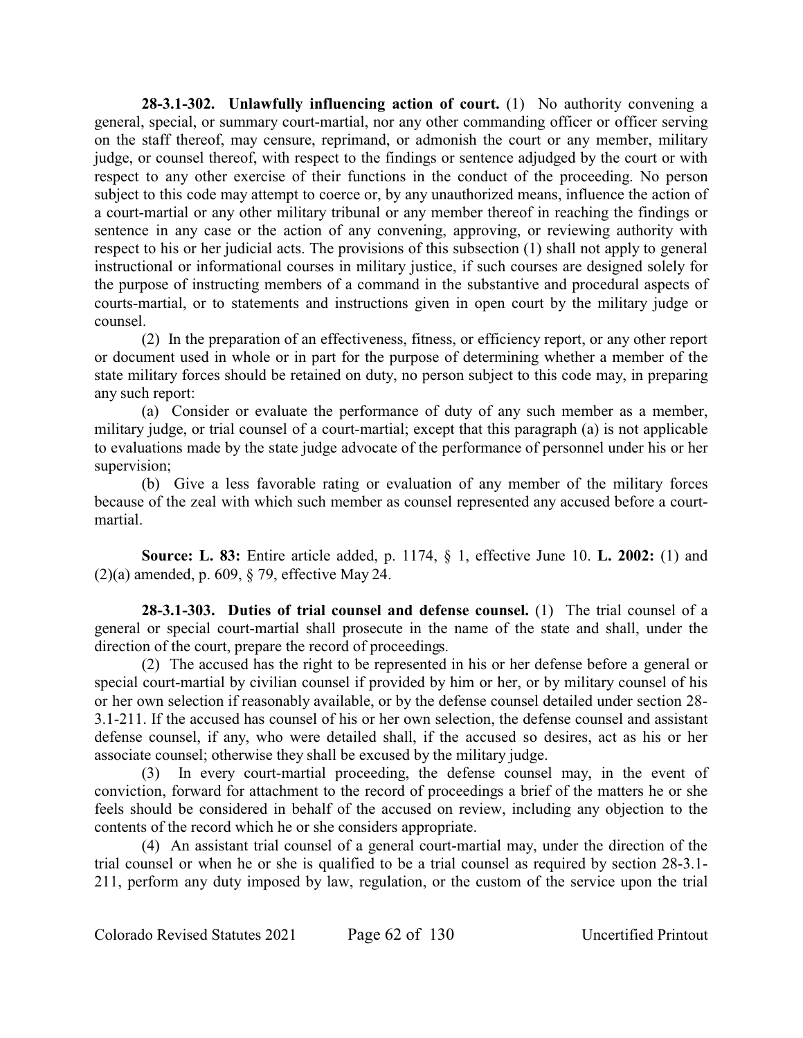**28-3.1-302. Unlawfully influencing action of court.** (1) No authority convening a general, special, or summary court-martial, nor any other commanding officer or officer serving on the staff thereof, may censure, reprimand, or admonish the court or any member, military judge, or counsel thereof, with respect to the findings or sentence adjudged by the court or with respect to any other exercise of their functions in the conduct of the proceeding. No person subject to this code may attempt to coerce or, by any unauthorized means, influence the action of a court-martial or any other military tribunal or any member thereof in reaching the findings or sentence in any case or the action of any convening, approving, or reviewing authority with respect to his or her judicial acts. The provisions of this subsection (1) shall not apply to general instructional or informational courses in military justice, if such courses are designed solely for the purpose of instructing members of a command in the substantive and procedural aspects of courts-martial, or to statements and instructions given in open court by the military judge or counsel.

(2) In the preparation of an effectiveness, fitness, or efficiency report, or any other report or document used in whole or in part for the purpose of determining whether a member of the state military forces should be retained on duty, no person subject to this code may, in preparing any such report:

(a) Consider or evaluate the performance of duty of any such member as a member, military judge, or trial counsel of a court-martial; except that this paragraph (a) is not applicable to evaluations made by the state judge advocate of the performance of personnel under his or her supervision;

(b) Give a less favorable rating or evaluation of any member of the military forces because of the zeal with which such member as counsel represented any accused before a court-martial.

**Source: L. 83:** Entire article added, p. 1174, § 1, effective June 10. **L. 2002:** (1) and (2)(a) amended, p. 609, § 79, effective May 24.

**28-3.1-303. Duties of trial counsel and defense counsel.** (1) The trial counsel of a general or special court-martial shall prosecute in the name of the state and shall, under the direction of the court, prepare the record of proceedings.

(2) The accused has the right to be represented in his or her defense before a general or special court-martial by civilian counsel if provided by him or her, or by military counsel of his or her own selection if reasonably available, or by the defense counsel detailed under section 28-3.1-211. If the accused has counsel of his or her own selection, the defense counsel and assistant defense counsel, if any, who were detailed shall, if the accused so desires, act as his or her associate counsel; otherwise they shall be excused by the military judge.

(3) In every court-martial proceeding, the defense counsel may, in the event of conviction, forward for attachment to the record of proceedings a brief of the matters he or she feels should be considered in behalf of the accused on review, including any objection to the contents of the record which he or she considers appropriate.

(4) An assistant trial counsel of a general court-martial may, under the direction of the trial counsel or when he or she is qualified to be a trial counsel as required by section 28-3.1-211, perform any duty imposed by law, regulation, or the custom of the service upon the trial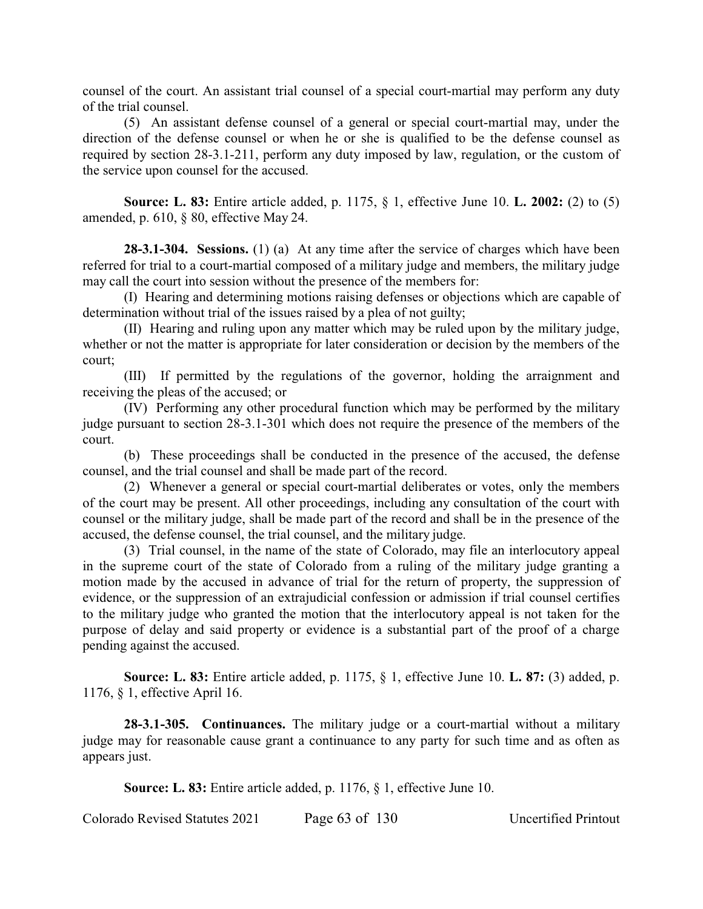counsel of the court. An assistant trial counsel of a special court-martial may perform any duty of the trial counsel.

(5) An assistant defense counsel of a general or special court-martial may, under the direction of the defense counsel or when he or she is qualified to be the defense counsel as required by section 28-3.1-211, perform any duty imposed by law, regulation, or the custom of the service upon counsel for the accused.

**Source: L. 83:** Entire article added, p. 1175, § 1, effective June 10. **L. 2002:** (2) to (5) amended, p. 610, § 80, effective May 24.

**28-3.1-304. Sessions.** (1) (a) At any time after the service of charges which have been referred for trial to a court-martial composed of a military judge and members, the military judge may call the court into session without the presence of the members for:

(I) Hearing and determining motions raising defenses or objections which are capable of determination without trial of the issues raised by a plea of not guilty;

(II) Hearing and ruling upon any matter which may be ruled upon by the military judge, whether or not the matter is appropriate for later consideration or decision by the members of the court;

(III) If permitted by the regulations of the governor, holding the arraignment and receiving the pleas of the accused; or

(IV) Performing any other procedural function which may be performed by the military judge pursuant to section 28-3.1-301 which does not require the presence of the members of the court.

(b) These proceedings shall be conducted in the presence of the accused, the defense counsel, and the trial counsel and shall be made part of the record.

(2) Whenever a general or special court-martial deliberates or votes, only the members of the court may be present. All other proceedings, including any consultation of the court with counsel or the military judge, shall be made part of the record and shall be in the presence of the accused, the defense counsel, the trial counsel, and the military judge.

(3) Trial counsel, in the name of the state of Colorado, may file an interlocutory appeal in the supreme court of the state of Colorado from a ruling of the military judge granting a motion made by the accused in advance of trial for the return of property, the suppression of evidence, or the suppression of an extrajudicial confession or admission if trial counsel certifies to the military judge who granted the motion that the interlocutory appeal is not taken for the purpose of delay and said property or evidence is a substantial part of the proof of a charge pending against the accused.

**Source: L. 83:** Entire article added, p. 1175, § 1, effective June 10. **L. 87:** (3) added, p. 1176, § 1, effective April 16.

**28-3.1-305. Continuances.** The military judge or a court-martial without a military judge may for reasonable cause grant a continuance to any party for such time and as often as appears just.

**Source: L. 83:** Entire article added, p. 1176, § 1, effective June 10.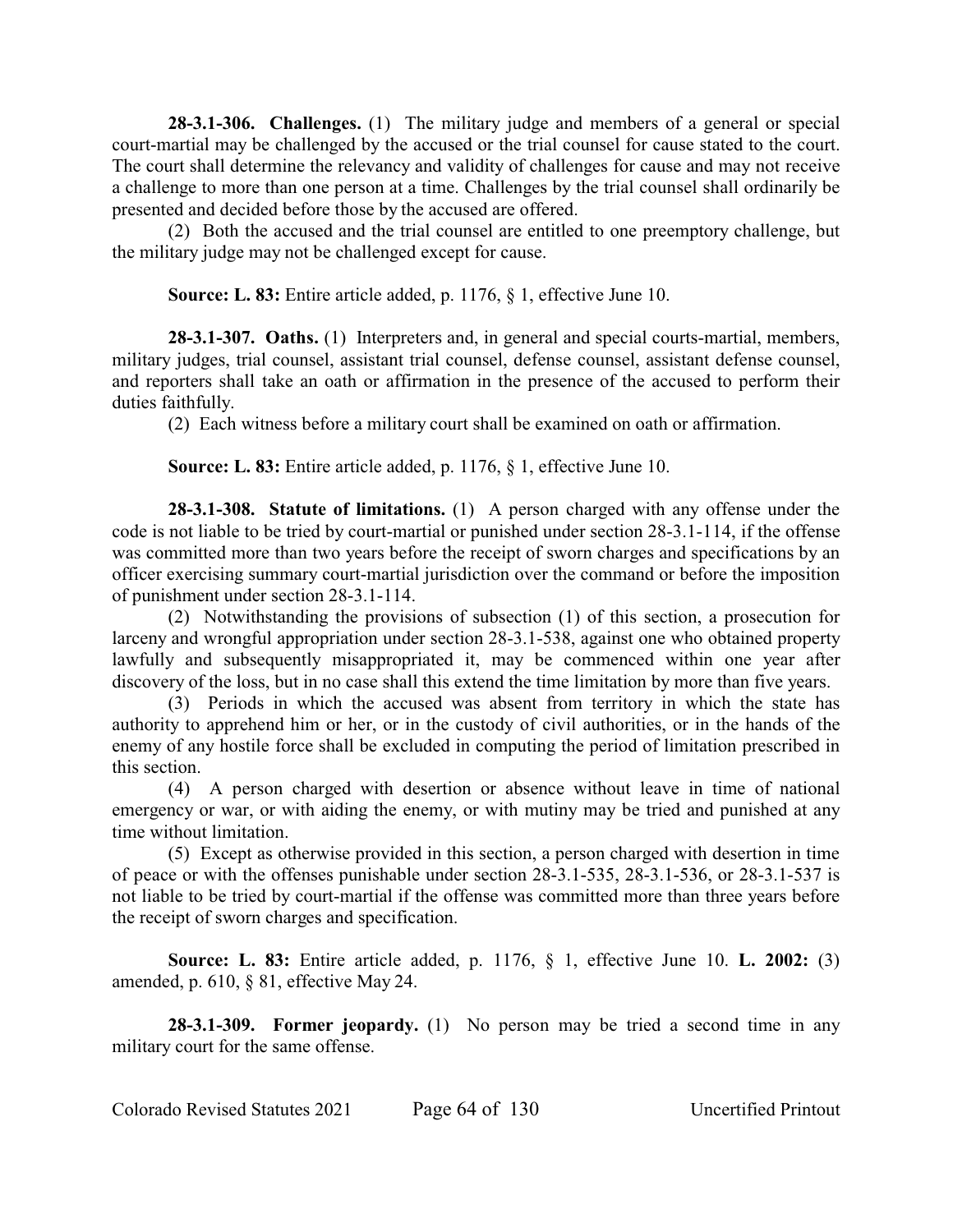**28-3.1-306. Challenges.** (1) The military judge and members of a general or special court-martial may be challenged by the accused or the trial counsel for cause stated to the court. The court shall determine the relevancy and validity of challenges for cause and may not receive a challenge to more than one person at a time. Challenges by the trial counsel shall ordinarily be presented and decided before those by the accused are offered.

(2) Both the accused and the trial counsel are entitled to one preemptory challenge, but the military judge may not be challenged except for cause.

**Source: L. 83:** Entire article added, p. 1176, § 1, effective June 10.

**28-3.1-307. Oaths.** (1) Interpreters and, in general and special courts-martial, members, military judges, trial counsel, assistant trial counsel, defense counsel, assistant defense counsel, and reporters shall take an oath or affirmation in the presence of the accused to perform their duties faithfully.

(2) Each witness before a military court shall be examined on oath or affirmation.

**Source: L. 83:** Entire article added, p. 1176, § 1, effective June 10.

**28-3.1-308. Statute of limitations.** (1) A person charged with any offense under the code is not liable to be tried by court-martial or punished under section 28-3.1-114, if the offense was committed more than two years before the receipt of sworn charges and specifications by an officer exercising summary court-martial jurisdiction over the command or before the imposition of punishment under section 28-3.1-114.

(2) Notwithstanding the provisions of subsection (1) of this section, a prosecution for larceny and wrongful appropriation under section 28-3.1-538, against one who obtained property lawfully and subsequently misappropriated it, may be commenced within one year after discovery of the loss, but in no case shall this extend the time limitation by more than five years.

(3) Periods in which the accused was absent from territory in which the state has authority to apprehend him or her, or in the custody of civil authorities, or in the hands of the enemy of any hostile force shall be excluded in computing the period of limitation prescribed in this section.

(4) A person charged with desertion or absence without leave in time of national emergency or war, or with aiding the enemy, or with mutiny may be tried and punished at any time without limitation.

(5) Except as otherwise provided in this section, a person charged with desertion in time of peace or with the offenses punishable under section 28-3.1-535, 28-3.1-536, or 28-3.1-537 is not liable to be tried by court-martial if the offense was committed more than three years before the receipt of sworn charges and specification.

**Source: L. 83:** Entire article added, p. 1176, § 1, effective June 10. **L. 2002:** (3) amended, p. 610, § 81, effective May 24.

**28-3.1-309. Former jeopardy.** (1) No person may be tried a second time in any military court for the same offense.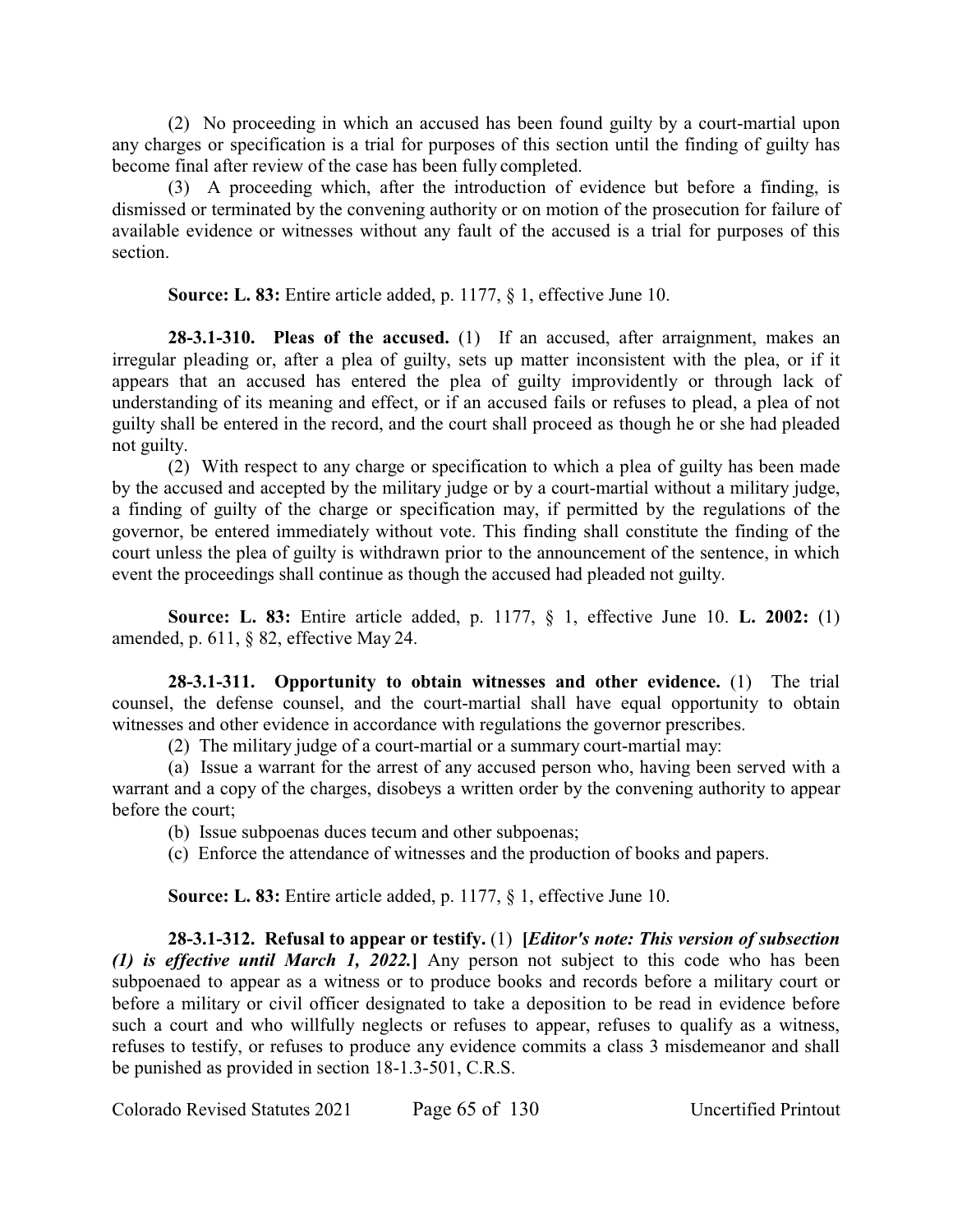(2) No proceeding in which an accused has been found guilty by a court-martial upon any charges or specification is a trial for purposes of this section until the finding of guilty has become final after review of the case has been fully completed.

(3) A proceeding which, after the introduction of evidence but before a finding, is dismissed or terminated by the convening authority or on motion of the prosecution for failure of available evidence or witnesses without any fault of the accused is a trial for purposes of this section.

**Source: L. 83:** Entire article added, p. 1177, § 1, effective June 10.

**28-3.1-310. Pleas of the accused.** (1) If an accused, after arraignment, makes an irregular pleading or, after a plea of guilty, sets up matter inconsistent with the plea, or if it appears that an accused has entered the plea of guilty improvidently or through lack of understanding of its meaning and effect, or if an accused fails or refuses to plead, a plea of not guilty shall be entered in the record, and the court shall proceed as though he or she had pleaded not guilty.

(2) With respect to any charge or specification to which a plea of guilty has been made by the accused and accepted by the military judge or by a court-martial without a military judge, a finding of guilty of the charge or specification may, if permitted by the regulations of the governor, be entered immediately without vote. This finding shall constitute the finding of the court unless the plea of guilty is withdrawn prior to the announcement of the sentence, in which event the proceedings shall continue as though the accused had pleaded not guilty.

**Source: L. 83:** Entire article added, p. 1177, § 1, effective June 10. **L. 2002:** (1) amended, p. 611, § 82, effective May 24.

**28-3.1-311. Opportunity to obtain witnesses and other evidence.** (1) The trial counsel, the defense counsel, and the court-martial shall have equal opportunity to obtain witnesses and other evidence in accordance with regulations the governor prescribes.

(2) The military judge of a court-martial or a summary court-martial may:

(a) Issue a warrant for the arrest of any accused person who, having been served with a warrant and a copy of the charges, disobeys a written order by the convening authority to appear before the court;

(b) Issue subpoenas duces tecum and other subpoenas;

(c) Enforce the attendance of witnesses and the production of books and papers.

**Source: L. 83:** Entire article added, p. 1177, § 1, effective June 10.

**28-3.1-312. Refusal to appear or testify.** (1) **[*Editor's note: This version of subsection (1) is effective until March 1, 2022.*]** Any person not subject to this code who has been subpoenaed to appear as a witness or to produce books and records before a military court or before a military or civil officer designated to take a deposition to be read in evidence before such a court and who willfully neglects or refuses to appear, refuses to qualify as a witness, refuses to testify, or refuses to produce any evidence commits a class 3 misdemeanor and shall be punished as provided in section 18-1.3-501, C.R.S.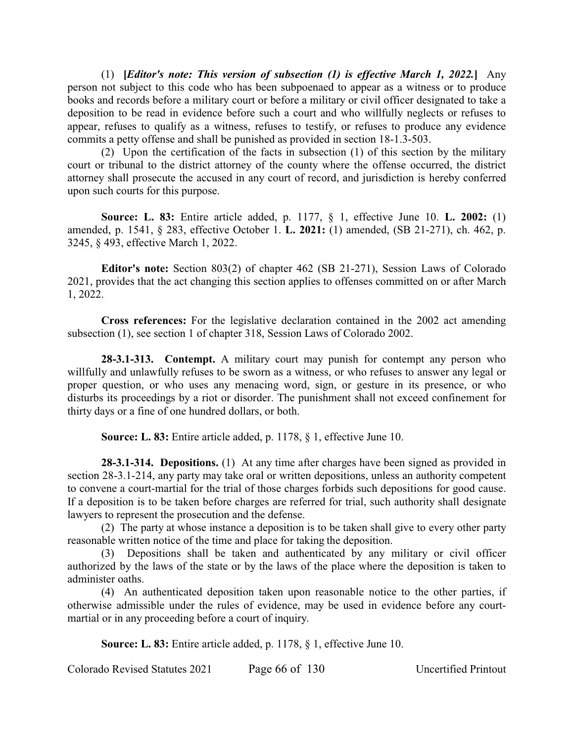(1) **[*Editor's note: This version of subsection (1) is effective March 1, 2022.*]** Any person not subject to this code who has been subpoenaed to appear as a witness or to produce books and records before a military court or before a military or civil officer designated to take a deposition to be read in evidence before such a court and who willfully neglects or refuses to appear, refuses to qualify as a witness, refuses to testify, or refuses to produce any evidence commits a petty offense and shall be punished as provided in section 18-1.3-503.

(2) Upon the certification of the facts in subsection (1) of this section by the military court or tribunal to the district attorney of the county where the offense occurred, the district attorney shall prosecute the accused in any court of record, and jurisdiction is hereby conferred upon such courts for this purpose.

**Source: L. 83:** Entire article added, p. 1177, § 1, effective June 10. **L. 2002:** (1) amended, p. 1541, § 283, effective October 1. **L. 2021:** (1) amended, (SB 21-271), ch. 462, p. 3245, § 493, effective March 1, 2022.

**Editor's note:** Section 803(2) of chapter 462 (SB 21-271), Session Laws of Colorado 2021, provides that the act changing this section applies to offenses committed on or after March 1, 2022.

**Cross references:** For the legislative declaration contained in the 2002 act amending subsection (1), see section 1 of chapter 318, Session Laws of Colorado 2002.

**28-3.1-313. Contempt.** A military court may punish for contempt any person who willfully and unlawfully refuses to be sworn as a witness, or who refuses to answer any legal or proper question, or who uses any menacing word, sign, or gesture in its presence, or who disturbs its proceedings by a riot or disorder. The punishment shall not exceed confinement for thirty days or a fine of one hundred dollars, or both.

**Source: L. 83:** Entire article added, p. 1178, § 1, effective June 10.

**28-3.1-314. Depositions.** (1) At any time after charges have been signed as provided in section 28-3.1-214, any party may take oral or written depositions, unless an authority competent to convene a court-martial for the trial of those charges forbids such depositions for good cause. If a deposition is to be taken before charges are referred for trial, such authority shall designate lawyers to represent the prosecution and the defense.

(2) The party at whose instance a deposition is to be taken shall give to every other party reasonable written notice of the time and place for taking the deposition.

(3) Depositions shall be taken and authenticated by any military or civil officer authorized by the laws of the state or by the laws of the place where the deposition is taken to administer oaths.

(4) An authenticated deposition taken upon reasonable notice to the other parties, if otherwise admissible under the rules of evidence, may be used in evidence before any court-martial or in any proceeding before a court of inquiry.

**Source: L. 83:** Entire article added, p. 1178, § 1, effective June 10.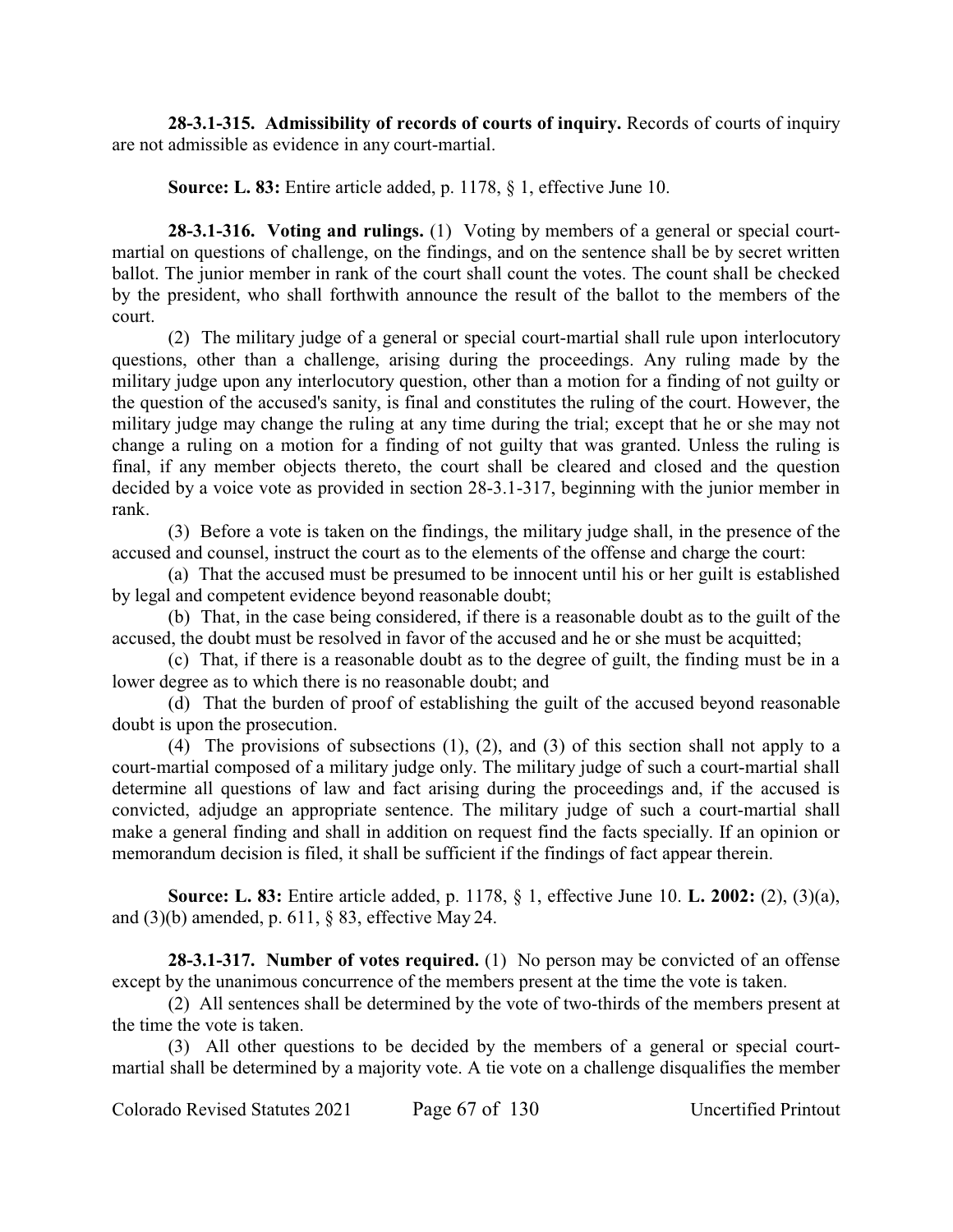**28-3.1-315. Admissibility of records of courts of inquiry.** Records of courts of inquiry are not admissible as evidence in any court-martial.

**Source: L. 83:** Entire article added, p. 1178, § 1, effective June 10.

**28-3.1-316. Voting and rulings.** (1) Voting by members of a general or special court-martial on questions of challenge, on the findings, and on the sentence shall be by secret written ballot. The junior member in rank of the court shall count the votes. The count shall be checked by the president, who shall forthwith announce the result of the ballot to the members of the court.

(2) The military judge of a general or special court-martial shall rule upon interlocutory questions, other than a challenge, arising during the proceedings. Any ruling made by the military judge upon any interlocutory question, other than a motion for a finding of not guilty or the question of the accused's sanity, is final and constitutes the ruling of the court. However, the military judge may change the ruling at any time during the trial; except that he or she may not change a ruling on a motion for a finding of not guilty that was granted. Unless the ruling is final, if any member objects thereto, the court shall be cleared and closed and the question decided by a voice vote as provided in section 28-3.1-317, beginning with the junior member in rank.

(3) Before a vote is taken on the findings, the military judge shall, in the presence of the accused and counsel, instruct the court as to the elements of the offense and charge the court:

(a) That the accused must be presumed to be innocent until his or her guilt is established by legal and competent evidence beyond reasonable doubt;

(b) That, in the case being considered, if there is a reasonable doubt as to the guilt of the accused, the doubt must be resolved in favor of the accused and he or she must be acquitted;

(c) That, if there is a reasonable doubt as to the degree of guilt, the finding must be in a lower degree as to which there is no reasonable doubt; and

(d) That the burden of proof of establishing the guilt of the accused beyond reasonable doubt is upon the prosecution.

(4) The provisions of subsections (1), (2), and (3) of this section shall not apply to a court-martial composed of a military judge only. The military judge of such a court-martial shall determine all questions of law and fact arising during the proceedings and, if the accused is convicted, adjudge an appropriate sentence. The military judge of such a court-martial shall make a general finding and shall in addition on request find the facts specially. If an opinion or memorandum decision is filed, it shall be sufficient if the findings of fact appear therein.

**Source: L. 83:** Entire article added, p. 1178, § 1, effective June 10. **L. 2002:** (2), (3)(a), and (3)(b) amended, p. 611, § 83, effective May 24.

**28-3.1-317. Number of votes required.** (1) No person may be convicted of an offense except by the unanimous concurrence of the members present at the time the vote is taken.

(2) All sentences shall be determined by the vote of two-thirds of the members present at the time the vote is taken.

(3) All other questions to be decided by the members of a general or special court-martial shall be determined by a majority vote. A tie vote on a challenge disqualifies the member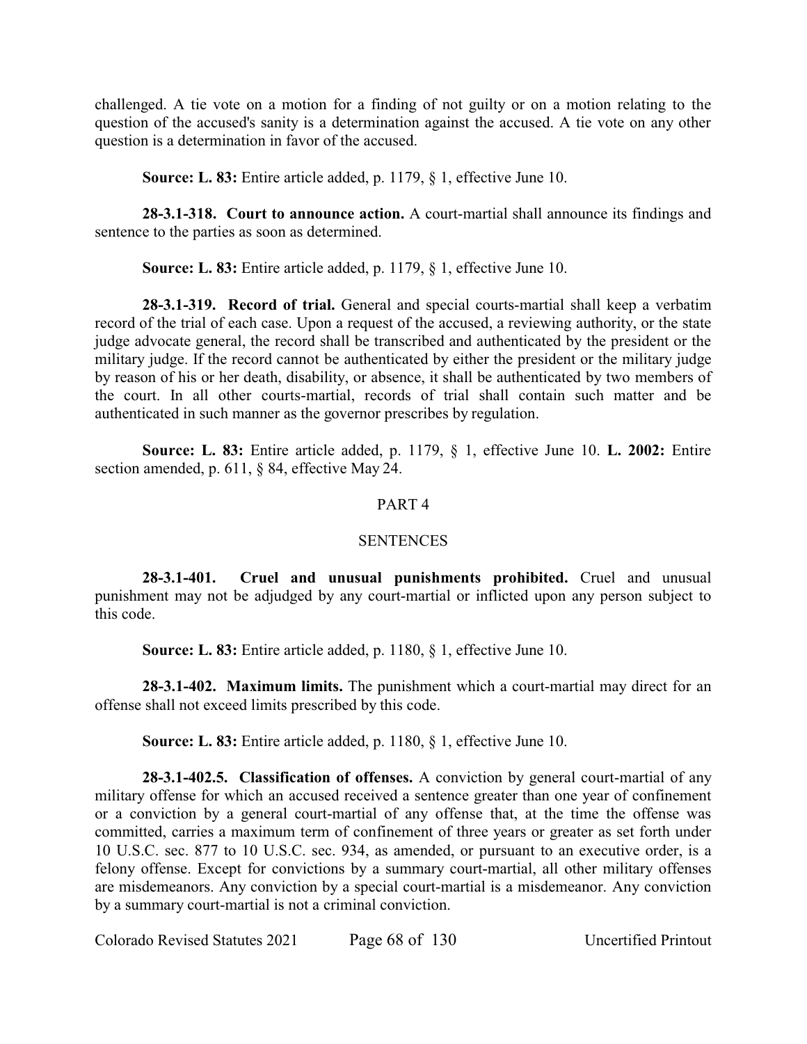challenged. A tie vote on a motion for a finding of not guilty or on a motion relating to the question of the accused's sanity is a determination against the accused. A tie vote on any other question is a determination in favor of the accused.

**Source: L. 83:** Entire article added, p. 1179, § 1, effective June 10.

**28-3.1-318. Court to announce action.** A court-martial shall announce its findings and sentence to the parties as soon as determined.

**Source: L. 83:** Entire article added, p. 1179, § 1, effective June 10.

**28-3.1-319. Record of trial.** General and special courts-martial shall keep a verbatim record of the trial of each case. Upon a request of the accused, a reviewing authority, or the state judge advocate general, the record shall be transcribed and authenticated by the president or the military judge. If the record cannot be authenticated by either the president or the military judge by reason of his or her death, disability, or absence, it shall be authenticated by two members of the court. In all other courts-martial, records of trial shall contain such matter and be authenticated in such manner as the governor prescribes by regulation.

**Source: L. 83:** Entire article added, p. 1179, § 1, effective June 10. **L. 2002:** Entire section amended, p. 611, § 84, effective May 24.

## PART 4

## SENTENCES

**28-3.1-401. Cruel and unusual punishments prohibited.** Cruel and unusual punishment may not be adjudged by any court-martial or inflicted upon any person subject to this code.

**Source: L. 83:** Entire article added, p. 1180, § 1, effective June 10.

**28-3.1-402. Maximum limits.** The punishment which a court-martial may direct for an offense shall not exceed limits prescribed by this code.

**Source: L. 83:** Entire article added, p. 1180, § 1, effective June 10.

**28-3.1-402.5. Classification of offenses.** A conviction by general court-martial of any military offense for which an accused received a sentence greater than one year of confinement or a conviction by a general court-martial of any offense that, at the time the offense was committed, carries a maximum term of confinement of three years or greater as set forth under 10 U.S.C. sec. 877 to 10 U.S.C. sec. 934, as amended, or pursuant to an executive order, is a felony offense. Except for convictions by a summary court-martial, all other military offenses are misdemeanors. Any conviction by a special court-martial is a misdemeanor. Any conviction by a summary court-martial is not a criminal conviction.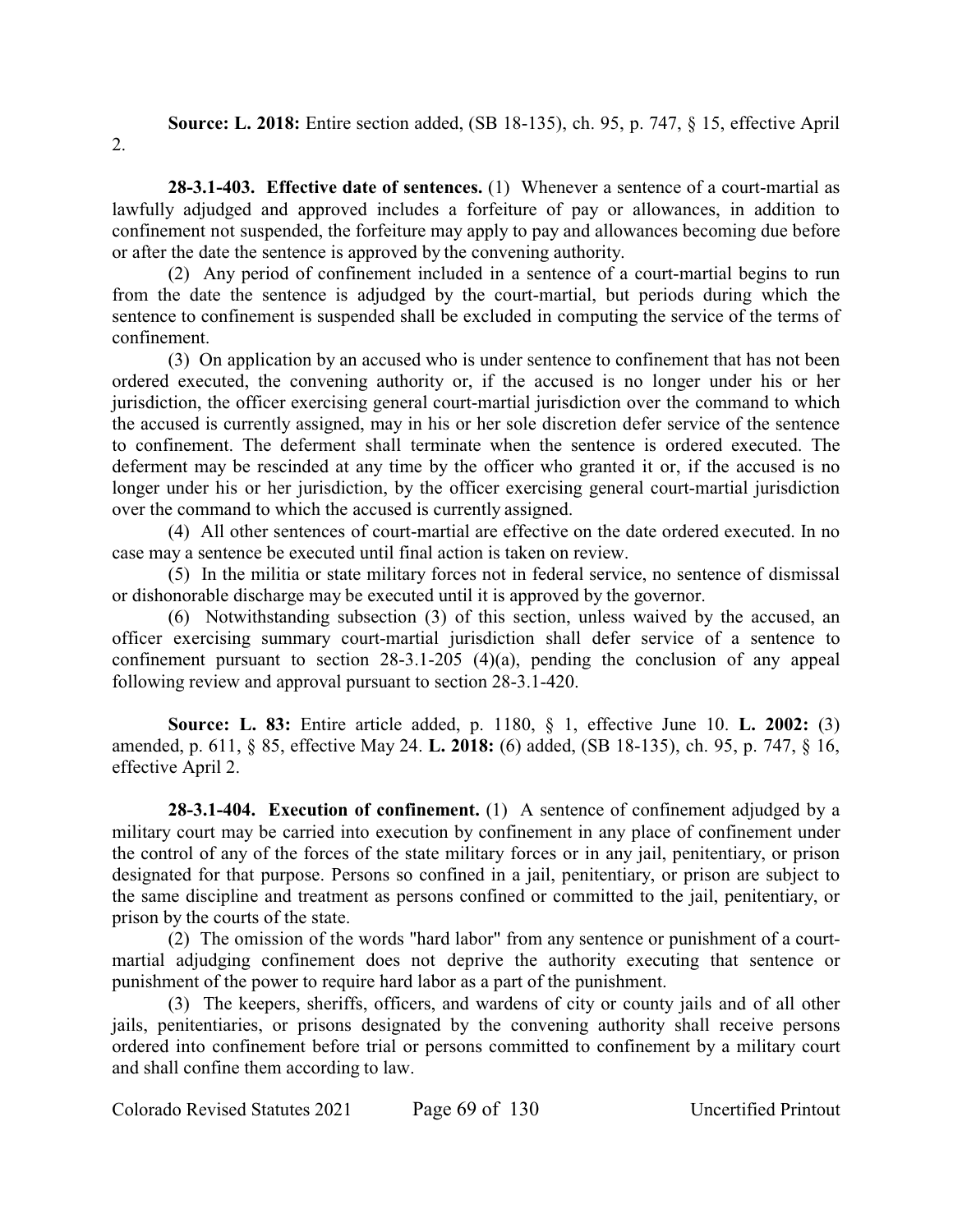**Source: L. 2018:** Entire section added, (SB 18-135), ch. 95, p. 747, § 15, effective April 2.

**28-3.1-403. Effective date of sentences.** (1) Whenever a sentence of a court-martial as lawfully adjudged and approved includes a forfeiture of pay or allowances, in addition to confinement not suspended, the forfeiture may apply to pay and allowances becoming due before or after the date the sentence is approved by the convening authority.

(2) Any period of confinement included in a sentence of a court-martial begins to run from the date the sentence is adjudged by the court-martial, but periods during which the sentence to confinement is suspended shall be excluded in computing the service of the terms of confinement.

(3) On application by an accused who is under sentence to confinement that has not been ordered executed, the convening authority or, if the accused is no longer under his or her jurisdiction, the officer exercising general court-martial jurisdiction over the command to which the accused is currently assigned, may in his or her sole discretion defer service of the sentence to confinement. The deferment shall terminate when the sentence is ordered executed. The deferment may be rescinded at any time by the officer who granted it or, if the accused is no longer under his or her jurisdiction, by the officer exercising general court-martial jurisdiction over the command to which the accused is currently assigned.

(4) All other sentences of court-martial are effective on the date ordered executed. In no case may a sentence be executed until final action is taken on review.

(5) In the militia or state military forces not in federal service, no sentence of dismissal or dishonorable discharge may be executed until it is approved by the governor.

(6) Notwithstanding subsection (3) of this section, unless waived by the accused, an officer exercising summary court-martial jurisdiction shall defer service of a sentence to confinement pursuant to section 28-3.1-205 (4)(a), pending the conclusion of any appeal following review and approval pursuant to section 28-3.1-420.

**Source: L. 83:** Entire article added, p. 1180, § 1, effective June 10. **L. 2002:** (3) amended, p. 611, § 85, effective May 24. **L. 2018:** (6) added, (SB 18-135), ch. 95, p. 747, § 16, effective April 2.

**28-3.1-404. Execution of confinement.** (1) A sentence of confinement adjudged by a military court may be carried into execution by confinement in any place of confinement under the control of any of the forces of the state military forces or in any jail, penitentiary, or prison designated for that purpose. Persons so confined in a jail, penitentiary, or prison are subject to the same discipline and treatment as persons confined or committed to the jail, penitentiary, or prison by the courts of the state.

(2) The omission of the words "hard labor" from any sentence or punishment of a court-martial adjudging confinement does not deprive the authority executing that sentence or punishment of the power to require hard labor as a part of the punishment.

(3) The keepers, sheriffs, officers, and wardens of city or county jails and of all other jails, penitentiaries, or prisons designated by the convening authority shall receive persons ordered into confinement before trial or persons committed to confinement by a military court and shall confine them according to law.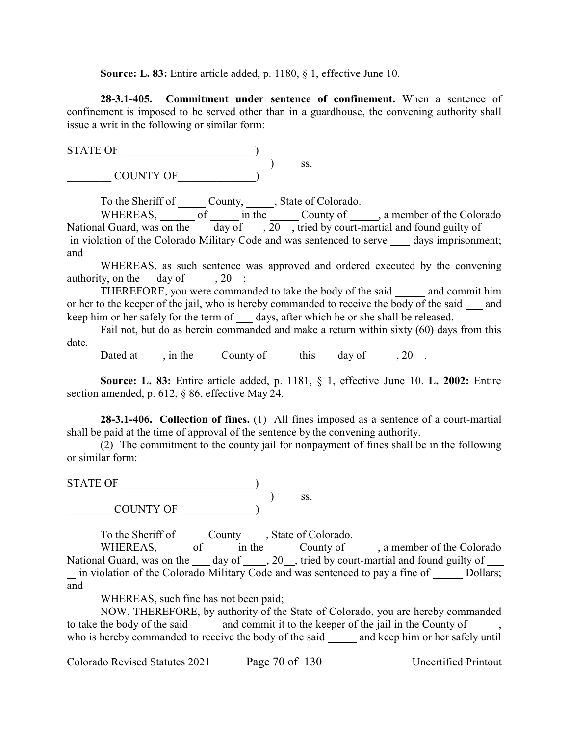**Source: L. 83:** Entire article added, p. 1180, § 1, effective June 10.

**28-3.1-405. Commitment under sentence of confinement.** When a sentence of confinement is imposed to be served other than in a guardhouse, the convening authority shall issue a writ in the following or similar form:

STATE OF ________________________)
) ss.
________ COUNTY OF______________)

To the Sheriff of _____ County, _____, State of Colorado.

WHEREAS, ______ of _____ in the _____ County of _____, a member of the Colorado National Guard, was on the ___ day of ___, 20__, tried by court-martial and found guilty of ____ in violation of the Colorado Military Code and was sentenced to serve ____ days imprisonment; and

WHEREAS, as such sentence was approved and ordered executed by the convening authority, on the __ day of _____, 20__;

THEREFORE, you were commanded to take the body of the said _____ and commit him or her to the keeper of the jail, who is hereby commanded to receive the body of the said ___ and keep him or her safely for the term of ___ days, after which he or she shall released.

Fail not, but do as herein commanded and make a return within sixty (60) days from this date.

Dated at ____, in the ____ County of _____ this ___ day of _____, 20__.

**Source: L. 83:** Entire article added, p. 1181, § 1, effective June 10. **L. 2002:** Entire section amended, p. 612, § 86, effective May 24.

**28-3.1-406. Collection of fines.** (1) All fines imposed as a sentence of a court-martial shall be paid at the time of approval of the sentence by the convening authority.

(2) The commitment to the county jail for nonpayment of fines shall be in the following or similar form:

STATE OF ________________________)
) ss.
________ COUNTY OF______________)

To the Sheriff of _____ County ____, State of Colorado.

WHEREAS, _____ of _____ in the _____ County of _____, a member of the Colorado National Guard, was on the ___ day of ____, 20__, tried by court-martial and found guilty of ___ __ in violation of the Colorado Military Code and was sentenced to pay a fine of _____ Dollars; and

WHEREAS, such fine has not been paid;

NOW, THEREFORE, by authority of the State of Colorado, you are hereby commanded to take the body of the said _____ and commit it to the keeper of the jail in the County of _____, who is hereby commanded to receive the body of the said _____ and keep him or her safely until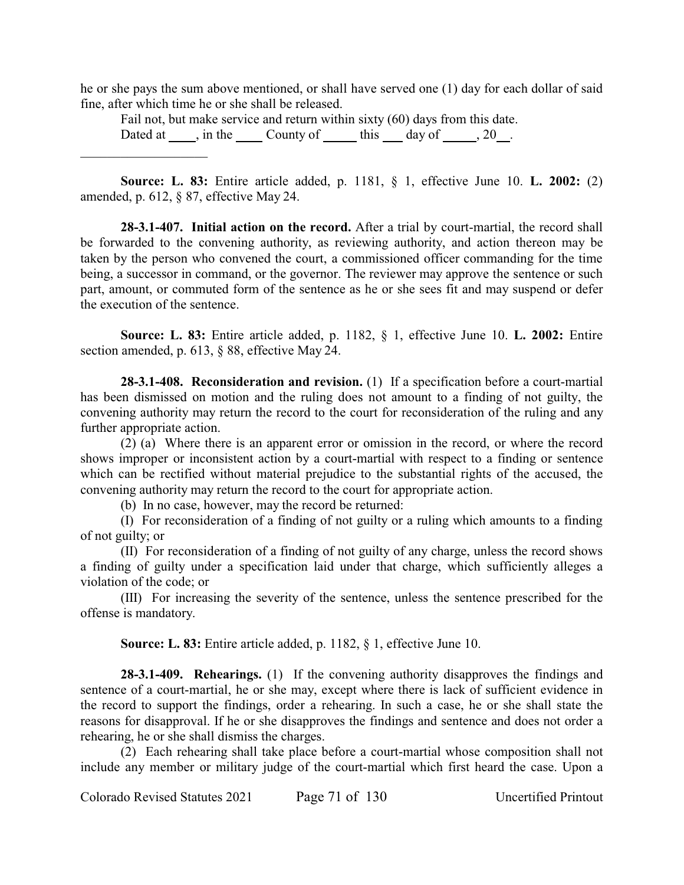he or she pays the sum above mentioned, or shall have served one (1) day for each dollar of said fine, after which time he or she shall be released.

Fail not, but make service and return within sixty (60) days from this date.

Dated at \_\_\_\_, in the \_\_\_\_ County of \_\_\_\_\_ this \_\_\_ day of \_\_\_\_\_, 20\_\_.

\_\_\_\_\_\_\_\_\_\_\_\_\_\_\_\_\_\_\_\_

**Source: L. 83:** Entire article added, p. 1181, § 1, effective June 10. **L. 2002:** (2) amended, p. 612, § 87, effective May 24.

**28-3.1-407. Initial action on the record.** After a trial by court-martial, the record shall be forwarded to the convening authority, as reviewing authority, and action thereon may be taken by the person who convened the court, a commissioned officer commanding for the time being, a successor in command, or the governor. The reviewer may approve the sentence or such part, amount, or commuted form of the sentence as he or she sees fit and may suspend or defer the execution of the sentence.

**Source: L. 83:** Entire article added, p. 1182, § 1, effective June 10. **L. 2002:** Entire section amended, p. 613, § 88, effective May 24.

**28-3.1-408. Reconsideration and revision.** (1) If a specification before a court-martial has been dismissed on motion and the ruling does not amount to a finding of not guilty, the convening authority may return the record to the court for reconsideration of the ruling and any further appropriate action.

(2) (a) Where there is an apparent error or omission in the record, or where the record shows improper or inconsistent action by a court-martial with respect to a finding or sentence which can be rectified without material prejudice to the substantial rights of the accused, the convening authority may return the record to the court for appropriate action.

(b) In no case, however, may the record be returned:

(I) For reconsideration of a finding of not guilty or a ruling which amounts to a finding of not guilty; or

(II) For reconsideration of a finding of not guilty of any charge, unless the record shows a finding of guilty under a specification laid under that charge, which sufficiently alleges a violation of the code; or

(III) For increasing the severity of the sentence, unless the sentence prescribed for the offense is mandatory.

**Source: L. 83:** Entire article added, p. 1182, § 1, effective June 10.

**28-3.1-409. Rehearings.** (1) If the convening authority disapproves the findings and sentence of a court-martial, he or she may, except where there is lack of sufficient evidence in the record to support the findings, order a rehearing. In such a case, he or she shall state the reasons for disapproval. If he or she disapproves the findings and sentence and does not order a rehearing, he or she shall dismiss the charges.

(2) Each rehearing shall take place before a court-martial whose composition shall not include any member or military judge of the court-martial which first heard the case. Upon a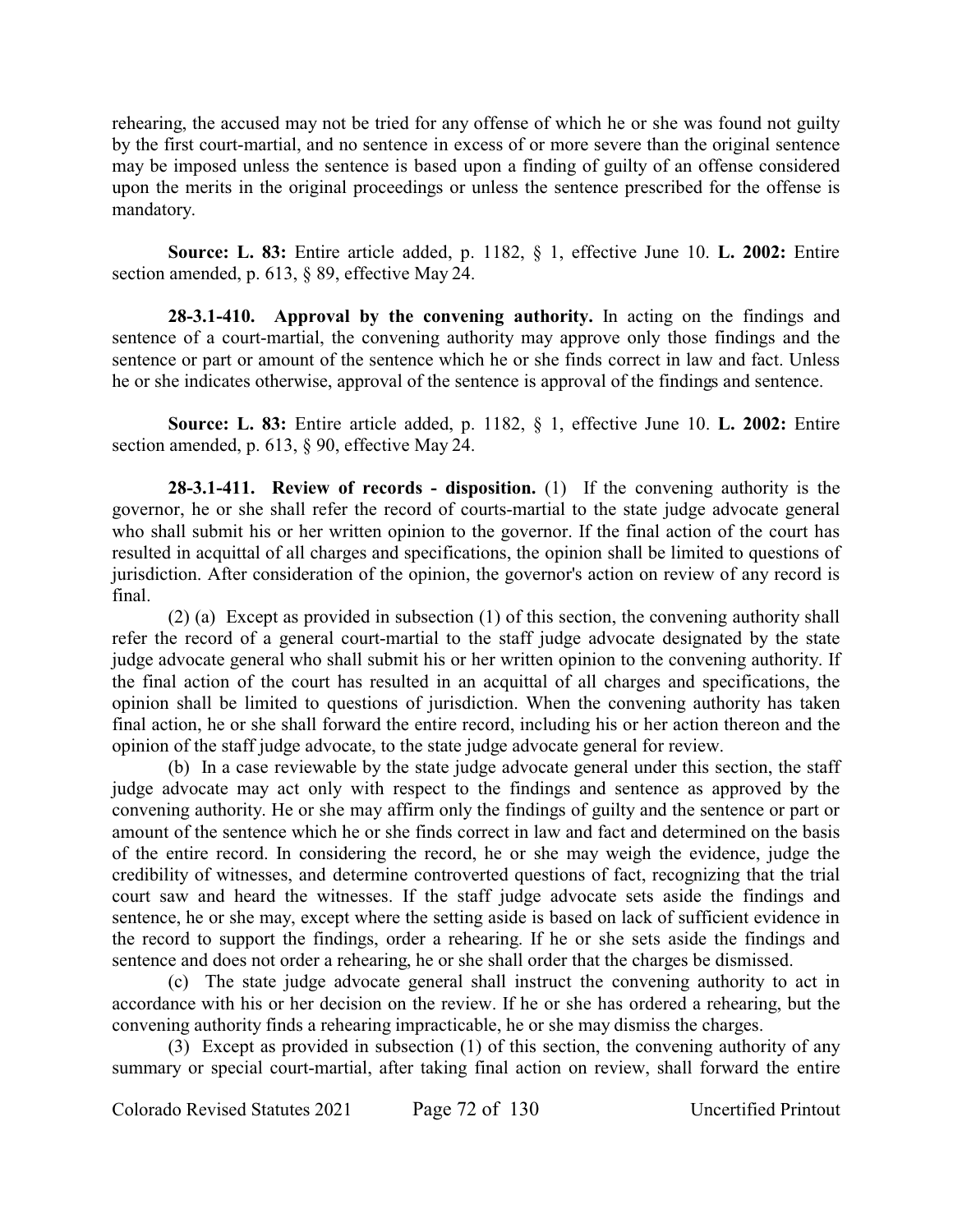rehearing, the accused may not be tried for any offense of which he or she was found not guilty by the first court-martial, and no sentence in excess of or more severe than the original sentence may be imposed unless the sentence is based upon a finding of guilty of an offense considered upon the merits in the original proceedings or unless the sentence prescribed for the offense is mandatory.

**Source: L. 83:** Entire article added, p. 1182, § 1, effective June 10. **L. 2002:** Entire section amended, p. 613, § 89, effective May 24.

**28-3.1-410. Approval by the convening authority.** In acting on the findings and sentence of a court-martial, the convening authority may approve only those findings and the sentence or part or amount of the sentence which he or she finds correct in law and fact. Unless he or she indicates otherwise, approval of the sentence is approval of the findings and sentence.

**Source: L. 83:** Entire article added, p. 1182, § 1, effective June 10. **L. 2002:** Entire section amended, p. 613, § 90, effective May 24.

**28-3.1-411. Review of records - disposition.** (1) If the convening authority is the governor, he or she shall refer the record of courts-martial to the state judge advocate general who shall submit his or her written opinion to the governor. If the final action of the court has resulted in acquittal of all charges and specifications, the opinion shall be limited to questions of jurisdiction. After consideration of the opinion, the governor's action on review of any record is final.

(2) (a) Except as provided in subsection (1) of this section, the convening authority shall refer the record of a general court-martial to the staff judge advocate designated by the state judge advocate general who shall submit his or her written opinion to the convening authority. If the final action of the court has resulted in an acquittal of all charges and specifications, the opinion shall be limited to questions of jurisdiction. When the convening authority has taken final action, he or she shall forward the entire record, including his or her action thereon and the opinion of the staff judge advocate, to the state judge advocate general for review.

(b) In a case reviewable by the state judge advocate general under this section, the staff judge advocate may act only with respect to the findings and sentence as approved by the convening authority. He or she may affirm only the findings of guilty and the sentence or part or amount of the sentence which he or she finds correct in law and fact and determined on the basis of the entire record. In considering the record, he or she may weigh the evidence, judge the credibility of witnesses, and determine controverted questions of fact, recognizing that the trial court saw and heard the witnesses. If the staff judge advocate sets aside the findings and sentence, he or she may, except where the setting aside is based on lack of sufficient evidence in the record to support the findings, order a rehearing. If he or she sets aside the findings and sentence and does not order a rehearing, he or she shall order that the charges be dismissed.

(c) The state judge advocate general shall instruct the convening authority to act in accordance with his or her decision on the review. If he or she has ordered a rehearing, but the convening authority finds a rehearing impracticable, he or she may dismiss the charges.

(3) Except as provided in subsection (1) of this section, the convening authority of any summary or special court-martial, after taking final action on review, shall forward the entire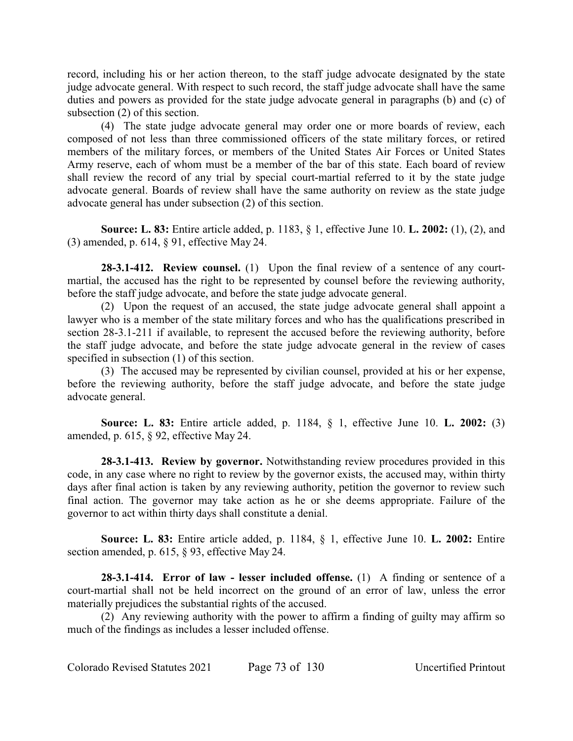record, including his or her action thereon, to the staff judge advocate designated by the state judge advocate general. With respect to such record, the staff judge advocate shall have the same duties and powers as provided for the state judge advocate general in paragraphs (b) and (c) of subsection (2) of this section.

(4) The state judge advocate general may order one or more boards of review, each composed of not less than three commissioned officers of the state military forces, or retired members of the military forces, or members of the United States Air Forces or United States Army reserve, each of whom must be a member of the bar of this state. Each board of review shall review the record of any trial by special court-martial referred to it by the state judge advocate general. Boards of review shall have the same authority on review as the state judge advocate general has under subsection (2) of this section.

**Source: L. 83:** Entire article added, p. 1183, § 1, effective June 10. **L. 2002:** (1), (2), and (3) amended, p. 614, § 91, effective May 24.

**28-3.1-412. Review counsel.** (1) Upon the final review of a sentence of any court-martial, the accused has the right to be represented by counsel before the reviewing authority, before the staff judge advocate, and before the state judge advocate general.

(2) Upon the request of an accused, the state judge advocate general shall appoint a lawyer who is a member of the state military forces and who has the qualifications prescribed in section 28-3.1-211 if available, to represent the accused before the reviewing authority, before the staff judge advocate, and before the state judge advocate general in the review of cases specified in subsection (1) of this section.

(3) The accused may be represented by civilian counsel, provided at his or her expense, before the reviewing authority, before the staff judge advocate, and before the state judge advocate general.

**Source: L. 83:** Entire article added, p. 1184, § 1, effective June 10. **L. 2002:** (3) amended, p. 615, § 92, effective May 24.

**28-3.1-413. Review by governor.** Notwithstanding review procedures provided in this code, in any case where no right to review by the governor exists, the accused may, within thirty days after final action is taken by any reviewing authority, petition the governor to review such final action. The governor may take action as he or she deems appropriate. Failure of the governor to act within thirty days shall constitute a denial.

**Source: L. 83:** Entire article added, p. 1184, § 1, effective June 10. **L. 2002:** Entire section amended, p. 615, § 93, effective May 24.

**28-3.1-414. Error of law - lesser included offense.** (1) A finding or sentence of a court-martial shall not be held incorrect on the ground of an error of law, unless the error materially prejudices the substantial rights of the accused.

(2) Any reviewing authority with the power to affirm a finding of guilty may affirm so much of the findings as includes a lesser included offense.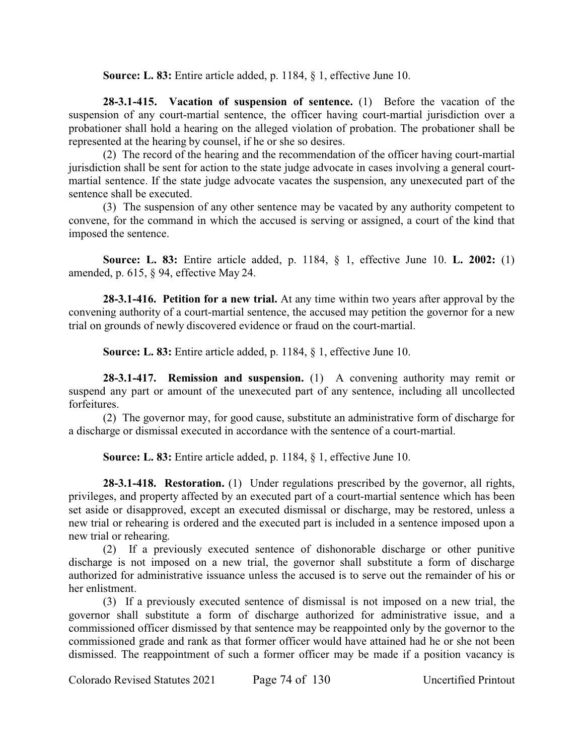**Source: L. 83:** Entire article added, p. 1184, § 1, effective June 10.

**28-3.1-415. Vacation of suspension of sentence.** (1) Before the vacation of the suspension of any court-martial sentence, the officer having court-martial jurisdiction over a probationer shall hold a hearing on the alleged violation of probation. The probationer shall be represented at the hearing by counsel, if he or she so desires.

(2) The record of the hearing and the recommendation of the officer having court-martial jurisdiction shall be sent for action to the state judge advocate in cases involving a general court-martial sentence. If the state judge advocate vacates the suspension, any unexecuted part of the sentence shall be executed.

(3) The suspension of any other sentence may be vacated by any authority competent to convene, for the command in which the accused is serving or assigned, a court of the kind that imposed the sentence.

**Source: L. 83:** Entire article added, p. 1184, § 1, effective June 10. **L. 2002:** (1) amended, p. 615, § 94, effective May 24.

**28-3.1-416. Petition for a new trial.** At any time within two years after approval by the convening authority of a court-martial sentence, the accused may petition the governor for a new trial on grounds of newly discovered evidence or fraud on the court-martial.

**Source: L. 83:** Entire article added, p. 1184, § 1, effective June 10.

**28-3.1-417. Remission and suspension.** (1) A convening authority may remit or suspend any part or amount of the unexecuted part of any sentence, including all uncollected forfeitures.

(2) The governor may, for good cause, substitute an administrative form of discharge for a discharge or dismissal executed in accordance with the sentence of a court-martial.

**Source: L. 83:** Entire article added, p. 1184, § 1, effective June 10.

**28-3.1-418. Restoration.** (1) Under regulations prescribed by the governor, all rights, privileges, and property affected by an executed part of a court-martial sentence which has been set aside or disapproved, except an executed dismissal or discharge, may be restored, unless a new trial or rehearing is ordered and the executed part is included in a sentence imposed upon a new trial or rehearing.

(2) If a previously executed sentence of dishonorable discharge or other punitive discharge is not imposed on a new trial, the governor shall substitute a form of discharge authorized for administrative issuance unless the accused is to serve out the remainder of his or her enlistment.

(3) If a previously executed sentence of dismissal is not imposed on a new trial, the governor shall substitute a form of discharge authorized for administrative issue, and a commissioned officer dismissed by that sentence may be reappointed only by the governor to the commissioned grade and rank as that former officer would have attained had he or she not been dismissed. The reappointment of such a former officer may be made if a position vacancy is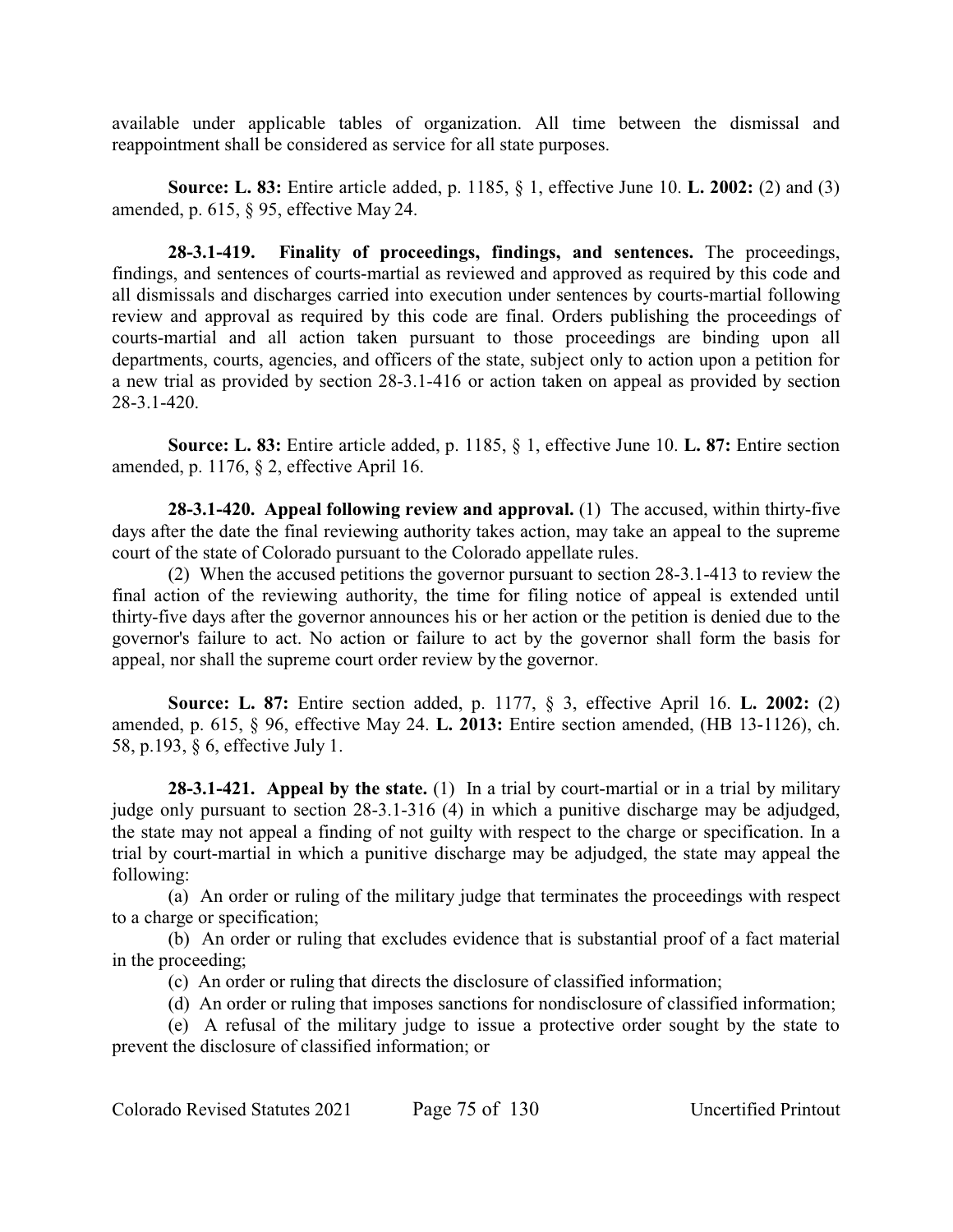available under applicable tables of organization. All time between the dismissal and reappointment shall be considered as service for all state purposes.

**Source: L. 83:** Entire article added, p. 1185, § 1, effective June 10. **L. 2002:** (2) and (3) amended, p. 615, § 95, effective May 24.

**28-3.1-419. Finality of proceedings, findings, and sentences.** The proceedings, findings, and sentences of courts-martial as reviewed and approved as required by this code and all dismissals and discharges carried into execution under sentences by courts-martial following review and approval as required by this code are final. Orders publishing the proceedings of courts-martial and all action taken pursuant to those proceedings are binding upon all departments, courts, agencies, and officers of the state, subject only to action upon a petition for a new trial as provided by section 28-3.1-416 or action taken on appeal as provided by section 28-3.1-420.

**Source: L. 83:** Entire article added, p. 1185, § 1, effective June 10. **L. 87:** Entire section amended, p. 1176, § 2, effective April 16.

**28-3.1-420. Appeal following review and approval.** (1) The accused, within thirty-five days after the date the final reviewing authority takes action, may take an appeal to the supreme court of the state of Colorado pursuant to the Colorado appellate rules.

(2) When the accused petitions the governor pursuant to section 28-3.1-413 to review the final action of the reviewing authority, the time for filing notice of appeal is extended until thirty-five days after the governor announces his or her action or the petition is denied due to the governor's failure to act. No action or failure to act by the governor shall form the basis for appeal, nor shall the supreme court order review by the governor.

**Source: L. 87:** Entire section added, p. 1177, § 3, effective April 16. **L. 2002:** (2) amended, p. 615, § 96, effective May 24. **L. 2013:** Entire section amended, (HB 13-1126), ch. 58, p.193, § 6, effective July 1.

**28-3.1-421. Appeal by the state.** (1) In a trial by court-martial or in a trial by military judge only pursuant to section 28-3.1-316 (4) in which a punitive discharge may be adjudged, the state may not appeal a finding of not guilty with respect to the charge or specification. In a trial by court-martial in which a punitive discharge may be adjudged, the state may appeal the following:

(a) An order or ruling of the military judge that terminates the proceedings with respect to a charge or specification;

(b) An order or ruling that excludes evidence that is substantial proof of a fact material in the proceeding;

(c) An order or ruling that directs the disclosure of classified information;

(d) An order or ruling that imposes sanctions for nondisclosure of classified information;

(e) A refusal of the military judge to issue a protective order sought by the state to prevent the disclosure of classified information; or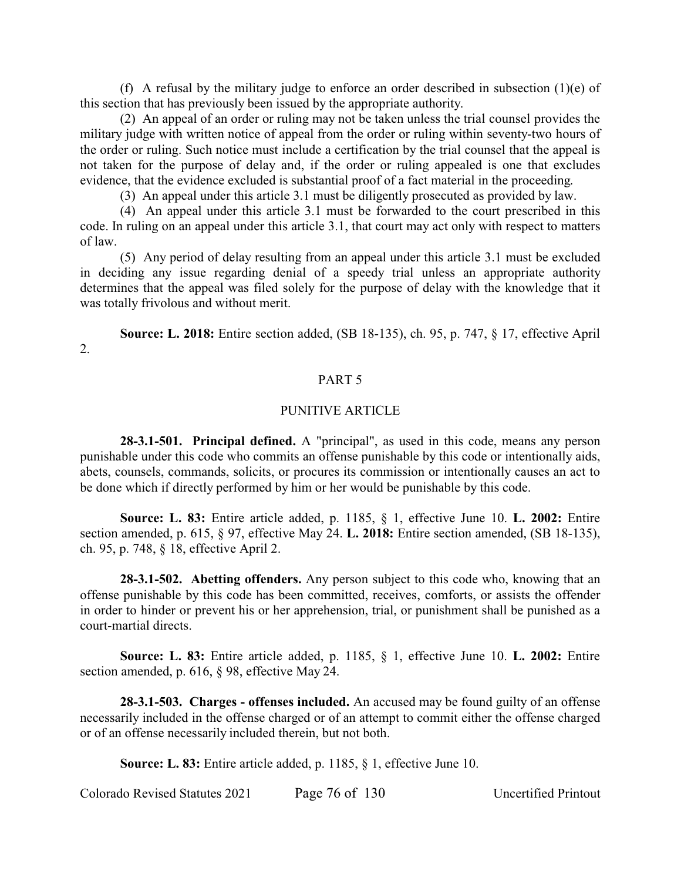(f) A refusal by the military judge to enforce an order described in subsection (1)(e) of this section that has previously been issued by the appropriate authority.

(2) An appeal of an order or ruling may not be taken unless the trial counsel provides the military judge with written notice of appeal from the order or ruling within seventy-two hours of the order or ruling. Such notice must include a certification by the trial counsel that the appeal is not taken for the purpose of delay and, if the order or ruling appealed is one that excludes evidence, that the evidence excluded is substantial proof of a fact material in the proceeding.

(3) An appeal under this article 3.1 must be diligently prosecuted as provided by law.

(4) An appeal under this article 3.1 must be forwarded to the court prescribed in this code. In ruling on an appeal under this article 3.1, that court may act only with respect to matters of law.

(5) Any period of delay resulting from an appeal under this article 3.1 must be excluded in deciding any issue regarding denial of a speedy trial unless an appropriate authority determines that the appeal was filed solely for the purpose of delay with the knowledge that it was totally frivolous and without merit.

**Source: L. 2018:** Entire section added, (SB 18-135), ch. 95, p. 747, § 17, effective April 2.

## PART 5

## PUNITIVE ARTICLE

**28-3.1-501. Principal defined.** A "principal", as used in this code, means any person punishable under this code who commits an offense punishable by this code or intentionally aids, abets, counsels, commands, solicits, or procures its commission or intentionally causes an act to be done which if directly performed by him or her would be punishable by this code.

**Source: L. 83:** Entire article added, p. 1185, § 1, effective June 10. **L. 2002:** Entire section amended, p. 615, § 97, effective May 24. **L. 2018:** Entire section amended, (SB 18-135), ch. 95, p. 748, § 18, effective April 2.

**28-3.1-502. Abetting offenders.** Any person subject to this code who, knowing that an offense punishable by this code has been committed, receives, comforts, or assists the offender in order to hinder or prevent his or her apprehension, trial, or punishment shall be punished as a court-martial directs.

**Source: L. 83:** Entire article added, p. 1185, § 1, effective June 10. **L. 2002:** Entire section amended, p. 616, § 98, effective May 24.

**28-3.1-503. Charges - offenses included.** An accused may be found guilty of an offense necessarily included in the offense charged or of an attempt to commit either the offense charged or of an offense necessarily included therein, but not both.

**Source: L. 83:** Entire article added, p. 1185, § 1, effective June 10.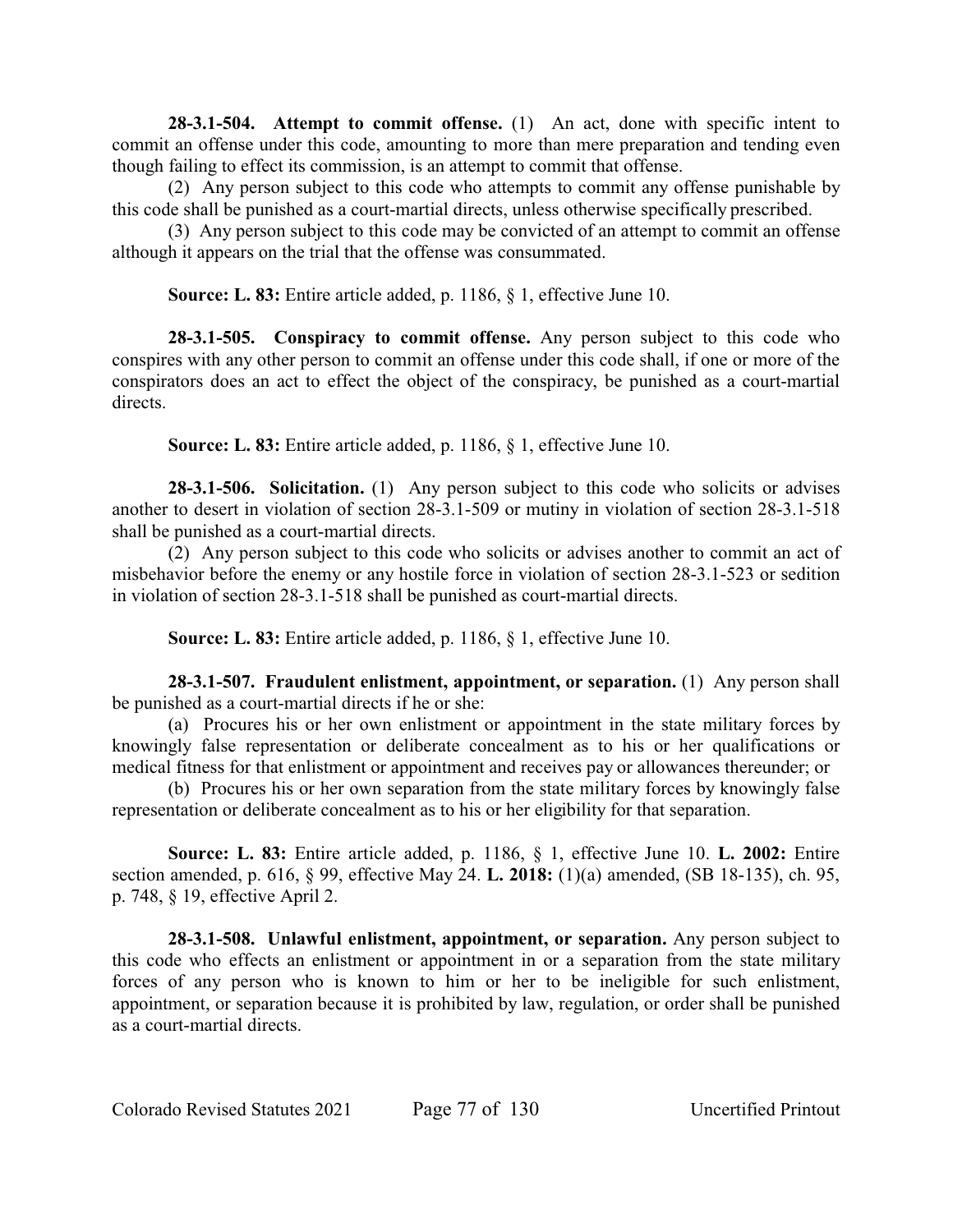**28-3.1-504. Attempt to commit offense.** (1) An act, done with specific intent to commit an offense under this code, amounting to more than mere preparation and tending even though failing to effect its commission, is an attempt to commit that offense.

(2) Any person subject to this code who attempts to commit any offense punishable by this code shall be punished as a court-martial directs, unless otherwise specifically prescribed.

(3) Any person subject to this code may be convicted of an attempt to commit an offense although it appears on the trial that the offense was consummated.

**Source: L. 83:** Entire article added, p. 1186, § 1, effective June 10.

**28-3.1-505. Conspiracy to commit offense.** Any person subject to this code who conspires with any other person to commit an offense under this code shall, if one or more of the conspirators does an act to effect the object of the conspiracy, be punished as a court-martial directs.

**Source: L. 83:** Entire article added, p. 1186, § 1, effective June 10.

**28-3.1-506. Solicitation.** (1) Any person subject to this code who solicits or advises another to desert in violation of section 28-3.1-509 or mutiny in violation of section 28-3.1-518 shall be punished as a court-martial directs.

(2) Any person subject to this code who solicits or advises another to commit an act of misbehavior before the enemy or any hostile force in violation of section 28-3.1-523 or sedition in violation of section 28-3.1-518 shall be punished as court-martial directs.

**Source: L. 83:** Entire article added, p. 1186, § 1, effective June 10.

**28-3.1-507. Fraudulent enlistment, appointment, or separation.** (1) Any person shall be punished as a court-martial directs if he or she:

(a) Procures his or her own enlistment or appointment in the state military forces by knowingly false representation or deliberate concealment as to his or her qualifications or medical fitness for that enlistment or appointment and receives pay or allowances thereunder; or

(b) Procures his or her own separation from the state military forces by knowingly false representation or deliberate concealment as to his or her eligibility for that separation.

**Source: L. 83:** Entire article added, p. 1186, § 1, effective June 10. **L. 2002:** Entire section amended, p. 616, § 99, effective May 24. **L. 2018:** (1)(a) amended, (SB 18-135), ch. 95, p. 748, § 19, effective April 2.

**28-3.1-508. Unlawful enlistment, appointment, or separation.** Any person subject to this code who effects an enlistment or appointment in or a separation from the state military forces of any person who is known to him or her to be ineligible for such enlistment, appointment, or separation because it is prohibited by law, regulation, or order shall be punished as a court-martial directs.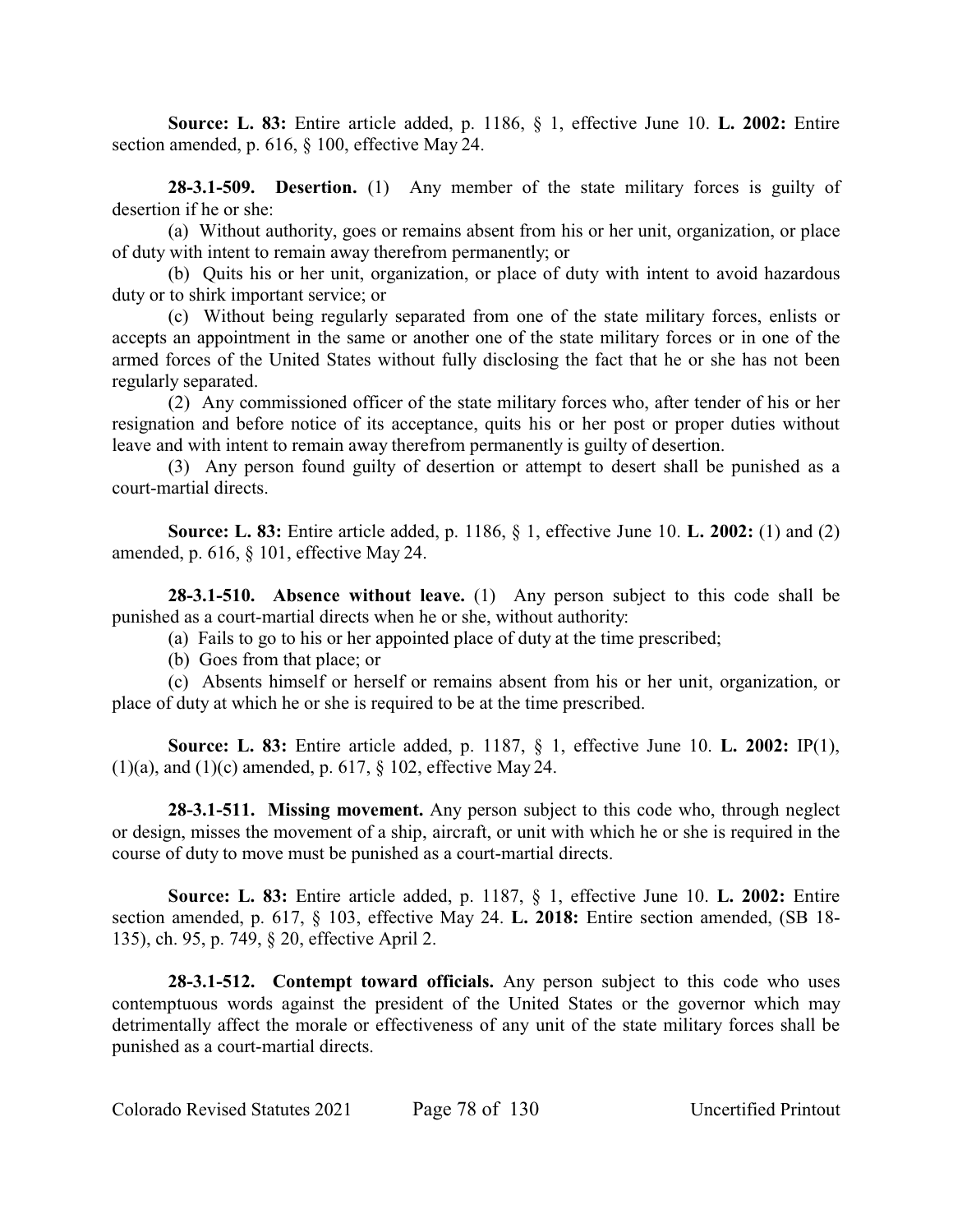**Source: L. 83:** Entire article added, p. 1186, § 1, effective June 10. **L. 2002:** Entire section amended, p. 616, § 100, effective May 24.

**28-3.1-509. Desertion.** (1) Any member of the state military forces is guilty of desertion if he or she:

(a) Without authority, goes or remains absent from his or her unit, organization, or place of duty with intent to remain away therefrom permanently; or

(b) Quits his or her unit, organization, or place of duty with intent to avoid hazardous duty or to shirk important service; or

(c) Without being regularly separated from one of the state military forces, enlists or accepts an appointment in the same or another one of the state military forces or in one of the armed forces of the United States without fully disclosing the fact that he or she has not been regularly separated.

(2) Any commissioned officer of the state military forces who, after tender of his or her resignation and before notice of its acceptance, quits his or her post or proper duties without leave and with intent to remain away therefrom permanently is guilty of desertion.

(3) Any person found guilty of desertion or attempt to desert shall be punished as a court-martial directs.

**Source: L. 83:** Entire article added, p. 1186, § 1, effective June 10. **L. 2002:** (1) and (2) amended, p. 616, § 101, effective May 24.

**28-3.1-510. Absence without leave.** (1) Any person subject to this code shall be punished as a court-martial directs when he or she, without authority:

(a) Fails to go to his or her appointed place of duty at the time prescribed;

(b) Goes from that place; or

(c) Absents himself or herself or remains absent from his or her unit, organization, or place of duty at which he or she is required to be at the time prescribed.

**Source: L. 83:** Entire article added, p. 1187, § 1, effective June 10. **L. 2002:** IP(1), (1)(a), and (1)(c) amended, p. 617, § 102, effective May 24.

**28-3.1-511. Missing movement.** Any person subject to this code who, through neglect or design, misses the movement of a ship, aircraft, or unit with which he or she is required in the course of duty to move must be punished as a court-martial directs.

**Source: L. 83:** Entire article added, p. 1187, § 1, effective June 10. **L. 2002:** Entire section amended, p. 617, § 103, effective May 24. **L. 2018:** Entire section amended, (SB 18-135), ch. 95, p. 749, § 20, effective April 2.

**28-3.1-512. Contempt toward officials.** Any person subject to this code who uses contemptuous words against the president of the United States or the governor which may detrimentally affect the morale or effectiveness of any unit of the state military forces shall be punished as a court-martial directs.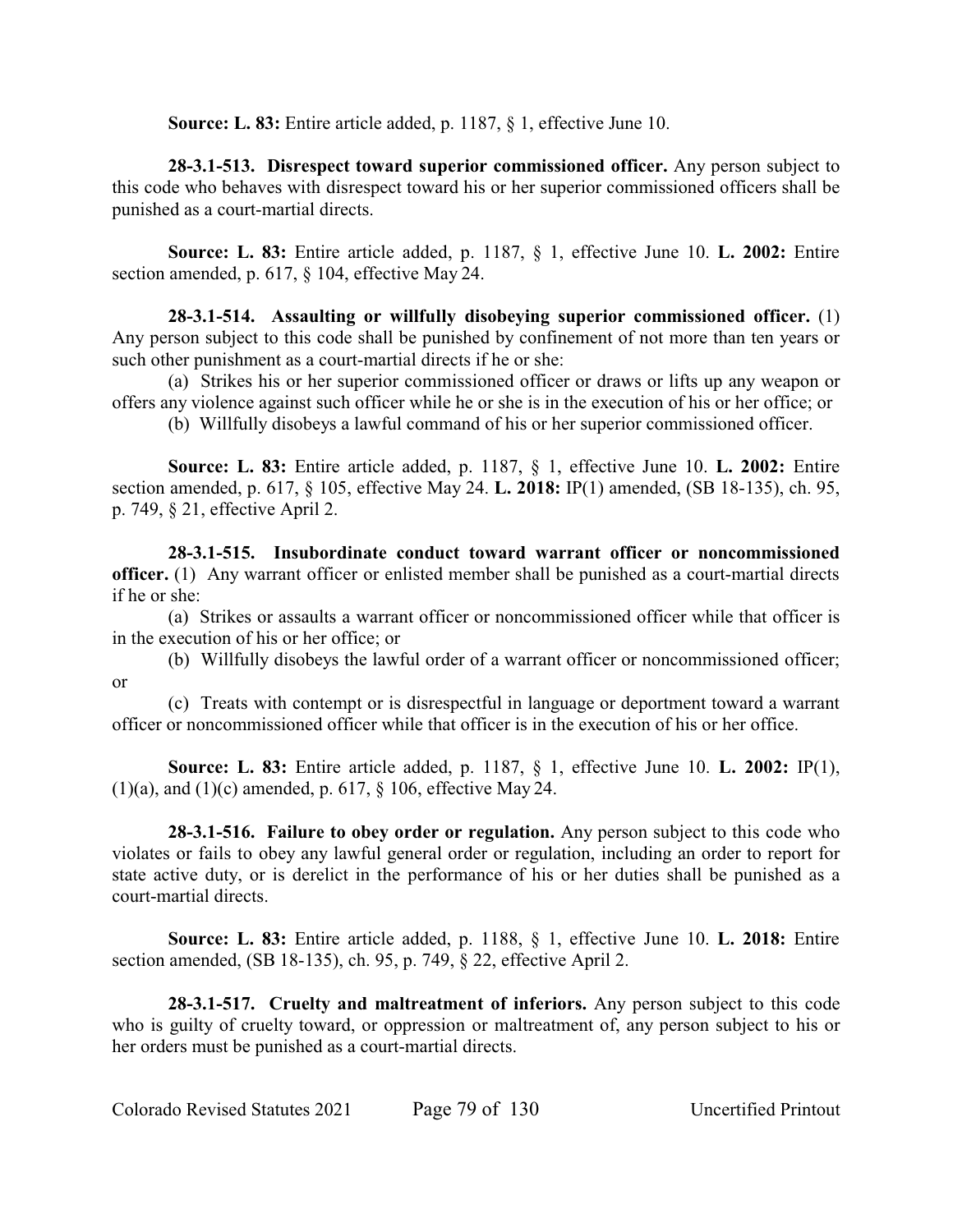**Source: L. 83:** Entire article added, p. 1187, § 1, effective June 10.

**28-3.1-513. Disrespect toward superior commissioned officer.** Any person subject to this code who behaves with disrespect toward his or her superior commissioned officers shall be punished as a court-martial directs.

**Source: L. 83:** Entire article added, p. 1187, § 1, effective June 10. **L. 2002:** Entire section amended, p. 617, § 104, effective May 24.

**28-3.1-514. Assaulting or willfully disobeying superior commissioned officer.** (1) Any person subject to this code shall be punished by confinement of not more than ten years or such other punishment as a court-martial directs if he or she:

(a) Strikes his or her superior commissioned officer or draws or lifts up any weapon or offers any violence against such officer while he or she is in the execution of his or her office; or

(b) Willfully disobeys a lawful command of his or her superior commissioned officer.

**Source: L. 83:** Entire article added, p. 1187, § 1, effective June 10. **L. 2002:** Entire section amended, p. 617, § 105, effective May 24. **L. 2018:** IP(1) amended, (SB 18-135), ch. 95, p. 749, § 21, effective April 2.

**28-3.1-515. Insubordinate conduct toward warrant officer or noncommissioned officer.** (1) Any warrant officer or enlisted member shall be punished as a court-martial directs if he or she:

(a) Strikes or assaults a warrant officer or noncommissioned officer while that officer is in the execution of his or her office; or

(b) Willfully disobeys the lawful order of a warrant officer or noncommissioned officer; or

(c) Treats with contempt or is disrespectful in language or deportment toward a warrant officer or noncommissioned officer while that officer is in the execution of his or her office.

**Source: L. 83:** Entire article added, p. 1187, § 1, effective June 10. **L. 2002:** IP(1), (1)(a), and (1)(c) amended, p. 617, § 106, effective May 24.

**28-3.1-516. Failure to obey order or regulation.** Any person subject to this code who violates or fails to obey any lawful general order or regulation, including an order to report for state active duty, or is derelict in the performance of his or her duties shall be punished as a court-martial directs.

**Source: L. 83:** Entire article added, p. 1188, § 1, effective June 10. **L. 2018:** Entire section amended, (SB 18-135), ch. 95, p. 749, § 22, effective April 2.

**28-3.1-517. Cruelty and maltreatment of inferiors.** Any person subject to this code who is guilty of cruelty toward, or oppression or maltreatment of, any person subject to his or her orders must be punished as a court-martial directs.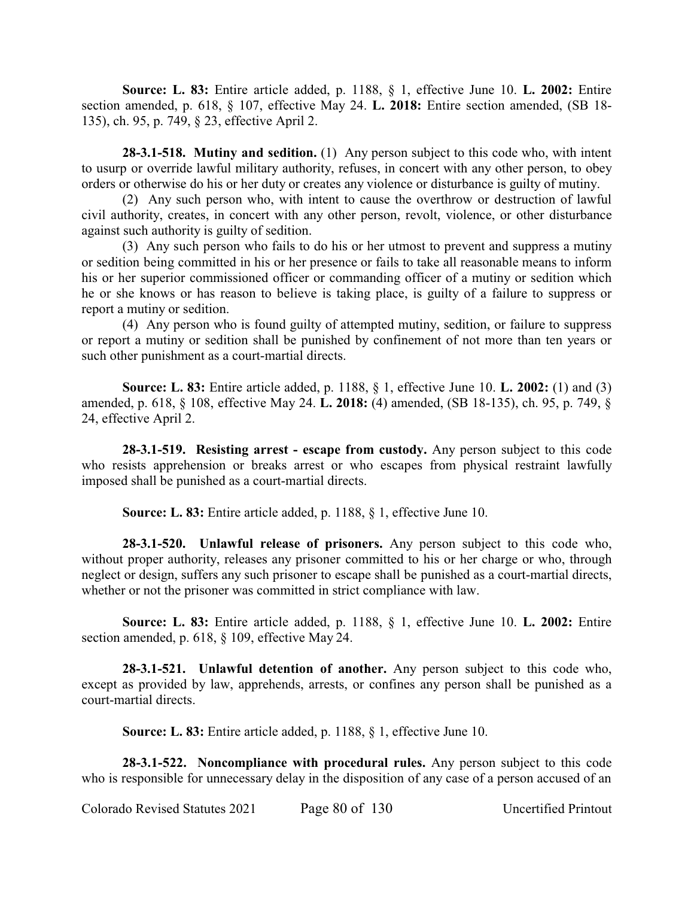**Source: L. 83:** Entire article added, p. 1188, § 1, effective June 10. **L. 2002:** Entire section amended, p. 618, § 107, effective May 24. **L. 2018:** Entire section amended, (SB 18-135), ch. 95, p. 749, § 23, effective April 2.

**28-3.1-518. Mutiny and sedition.** (1) Any person subject to this code who, with intent to usurp or override lawful military authority, refuses, in concert with any other person, to obey orders or otherwise do his or her duty or creates any violence or disturbance is guilty of mutiny.

(2) Any such person who, with intent to cause the overthrow or destruction of lawful civil authority, creates, in concert with any other person, revolt, violence, or other disturbance against such authority is guilty of sedition.

(3) Any such person who fails to do his or her utmost to prevent and suppress a mutiny or sedition being committed in his or her presence or fails to take all reasonable means to inform his or her superior commissioned officer or commanding officer of a mutiny or sedition which he or she knows or has reason to believe is taking place, is guilty of a failure to suppress or report a mutiny or sedition.

(4) Any person who is found guilty of attempted mutiny, sedition, or failure to suppress or report a mutiny or sedition shall be punished by confinement of not more than ten years or such other punishment as a court-martial directs.

**Source: L. 83:** Entire article added, p. 1188, § 1, effective June 10. **L. 2002:** (1) and (3) amended, p. 618, § 108, effective May 24. **L. 2018:** (4) amended, (SB 18-135), ch. 95, p. 749, § 24, effective April 2.

**28-3.1-519. Resisting arrest - escape from custody.** Any person subject to this code who resists apprehension or breaks arrest or who escapes from physical restraint lawfully imposed shall be punished as a court-martial directs.

**Source: L. 83:** Entire article added, p. 1188, § 1, effective June 10.

**28-3.1-520. Unlawful release of prisoners.** Any person subject to this code who, without proper authority, releases any prisoner committed to his or her charge or who, through neglect or design, suffers any such prisoner to escape shall be punished as a court-martial directs, whether or not the prisoner was committed in strict compliance with law.

**Source: L. 83:** Entire article added, p. 1188, § 1, effective June 10. **L. 2002:** Entire section amended, p. 618, § 109, effective May 24.

**28-3.1-521. Unlawful detention of another.** Any person subject to this code who, except as provided by law, apprehends, arrests, or confines any person shall be punished as a court-martial directs.

**Source: L. 83:** Entire article added, p. 1188, § 1, effective June 10.

**28-3.1-522. Noncompliance with procedural rules.** Any person subject to this code who is responsible for unnecessary delay in the disposition of any case of a person accused of an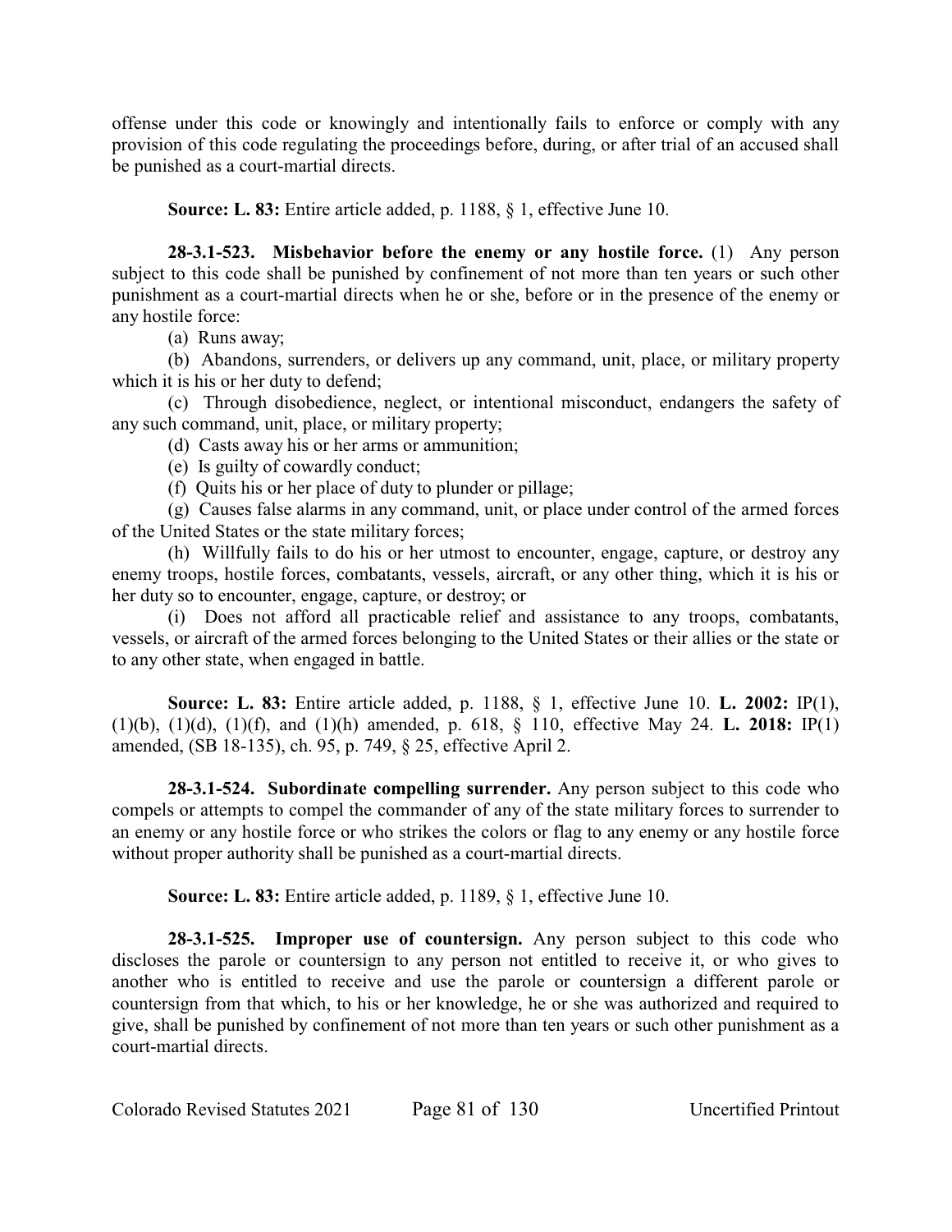offense under this code or knowingly and intentionally fails to enforce or comply with any provision of this code regulating the proceedings before, during, or after trial of an accused shall be punished as a court-martial directs.

**Source: L. 83:** Entire article added, p. 1188, § 1, effective June 10.

**28-3.1-523. Misbehavior before the enemy or any hostile force.** (1) Any person subject to this code shall be punished by confinement of not more than ten years or such other punishment as a court-martial directs when he or she, before or in the presence of the enemy or any hostile force:

(a) Runs away;

(b) Abandons, surrenders, or delivers up any command, unit, place, or military property which it is his or her duty to defend;

(c) Through disobedience, neglect, or intentional misconduct, endangers the safety of any such command, unit, place, or military property;

(d) Casts away his or her arms or ammunition;

(e) Is guilty of cowardly conduct;

(f) Quits his or her place of duty to plunder or pillage;

(g) Causes false alarms in any command, unit, or place under control of the armed forces of the United States or the state military forces;

(h) Willfully fails to do his or her utmost to encounter, engage, capture, or destroy any enemy troops, hostile forces, combatants, vessels, aircraft, or any other thing, which it is his or her duty so to encounter, engage, capture, or destroy; or

(i) Does not afford all practicable relief and assistance to any troops, combatants, vessels, or aircraft of the armed forces belonging to the United States or their allies or the state or to any other state, when engaged in battle.

**Source: L. 83:** Entire article added, p. 1188, § 1, effective June 10. **L. 2002:** IP(1), (1)(b), (1)(d), (1)(f), and (1)(h) amended, p. 618, § 110, effective May 24. **L. 2018:** IP(1) amended, (SB 18-135), ch. 95, p. 749, § 25, effective April 2.

**28-3.1-524. Subordinate compelling surrender.** Any person subject to this code who compels or attempts to compel the commander of any of the state military forces to surrender to an enemy or any hostile force or who strikes the colors or flag to any enemy or any hostile force without proper authority shall be punished as a court-martial directs.

**Source: L. 83:** Entire article added, p. 1189, § 1, effective June 10.

**28-3.1-525. Improper use of countersign.** Any person subject to this code who discloses the parole or countersign to any person not entitled to receive it, or who gives to another who is entitled to receive and use the parole or countersign a different parole or countersign from that which, to his or her knowledge, he or she was authorized and required to give, shall be punished by confinement of not more than ten years or such other punishment as a court-martial directs.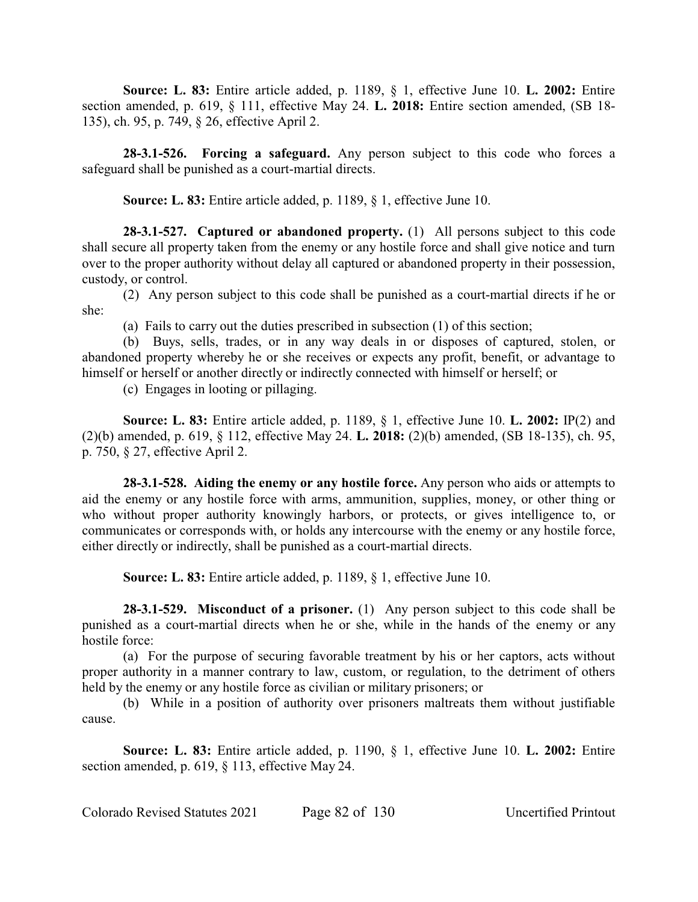**Source: L. 83:** Entire article added, p. 1189, § 1, effective June 10. **L. 2002:** Entire section amended, p. 619, § 111, effective May 24. **L. 2018:** Entire section amended, (SB 18-135), ch. 95, p. 749, § 26, effective April 2.

**28-3.1-526. Forcing a safeguard.** Any person subject to this code who forces a safeguard shall be punished as a court-martial directs.

**Source: L. 83:** Entire article added, p. 1189, § 1, effective June 10.

**28-3.1-527. Captured or abandoned property.** (1) All persons subject to this code shall secure all property taken from the enemy or any hostile force and shall give notice and turn over to the proper authority without delay all captured or abandoned property in their possession, custody, or control.

(2) Any person subject to this code shall be punished as a court-martial directs if he or she:

(a) Fails to carry out the duties prescribed in subsection (1) of this section;

(b) Buys, sells, trades, or in any way deals in or disposes of captured, stolen, or abandoned property whereby he or she receives or expects any profit, benefit, or advantage to himself or herself or another directly or indirectly connected with himself or herself; or

(c) Engages in looting or pillaging.

**Source: L. 83:** Entire article added, p. 1189, § 1, effective June 10. **L. 2002:** IP(2) and (2)(b) amended, p. 619, § 112, effective May 24. **L. 2018:** (2)(b) amended, (SB 18-135), ch. 95, p. 750, § 27, effective April 2.

**28-3.1-528. Aiding the enemy or any hostile force.** Any person who aids or attempts to aid the enemy or any hostile force with arms, ammunition, supplies, money, or other thing or who without proper authority knowingly harbors, or protects, or gives intelligence to, or communicates or corresponds with, or holds any intercourse with the enemy or any hostile force, either directly or indirectly, shall be punished as a court-martial directs.

**Source: L. 83:** Entire article added, p. 1189, § 1, effective June 10.

**28-3.1-529. Misconduct of a prisoner.** (1) Any person subject to this code shall be punished as a court-martial directs when he or she, while in the hands of the enemy or any hostile force:

(a) For the purpose of securing favorable treatment by his or her captors, acts without proper authority in a manner contrary to law, custom, or regulation, to the detriment of others held by the enemy or any hostile force as civilian or military prisoners; or

(b) While in a position of authority over prisoners maltreats them without justifiable cause.

**Source: L. 83:** Entire article added, p. 1190, § 1, effective June 10. **L. 2002:** Entire section amended, p. 619, § 113, effective May 24.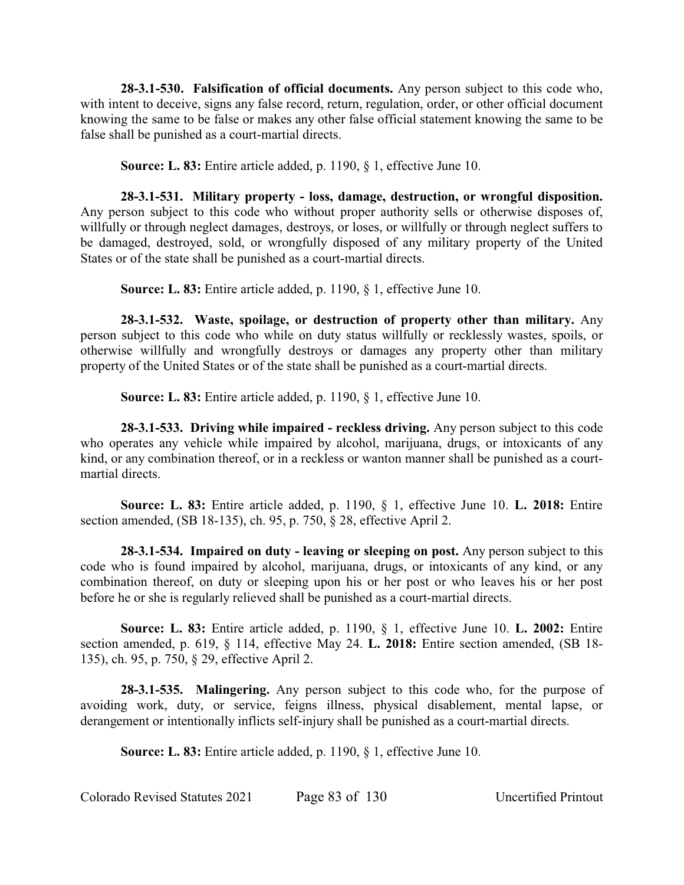**28-3.1-530. Falsification of official documents.** Any person subject to this code who, with intent to deceive, signs any false record, return, regulation, order, or other official document knowing the same to be false or makes any other false official statement knowing the same to be false shall be punished as a court-martial directs.

**Source: L. 83:** Entire article added, p. 1190, § 1, effective June 10.

**28-3.1-531. Military property - loss, damage, destruction, or wrongful disposition.** Any person subject to this code who without proper authority sells or otherwise disposes of, willfully or through neglect damages, destroys, or loses, or willfully or through neglect suffers to be damaged, destroyed, sold, or wrongfully disposed of any military property of the United States or of the state shall be punished as a court-martial directs.

**Source: L. 83:** Entire article added, p. 1190, § 1, effective June 10.

**28-3.1-532. Waste, spoilage, or destruction of property other than military.** Any person subject to this code who while on duty status willfully or recklessly wastes, spoils, or otherwise willfully and wrongfully destroys or damages any property other than military property of the United States or of the state shall be punished as a court-martial directs.

**Source: L. 83:** Entire article added, p. 1190, § 1, effective June 10.

**28-3.1-533. Driving while impaired - reckless driving.** Any person subject to this code who operates any vehicle while impaired by alcohol, marijuana, drugs, or intoxicants of any kind, or any combination thereof, or in a reckless or wanton manner shall be punished as a court-martial directs.

**Source: L. 83:** Entire article added, p. 1190, § 1, effective June 10. **L. 2018:** Entire section amended, (SB 18-135), ch. 95, p. 750, § 28, effective April 2.

**28-3.1-534. Impaired on duty - leaving or sleeping on post.** Any person subject to this code who is found impaired by alcohol, marijuana, drugs, or intoxicants of any kind, or any combination thereof, on duty or sleeping upon his or her post or who leaves his or her post before he or she is regularly relieved shall be punished as a court-martial directs.

**Source: L. 83:** Entire article added, p. 1190, § 1, effective June 10. **L. 2002:** Entire section amended, p. 619, § 114, effective May 24. **L. 2018:** Entire section amended, (SB 18-135), ch. 95, p. 750, § 29, effective April 2.

**28-3.1-535. Malingering.** Any person subject to this code who, for the purpose of avoiding work, duty, or service, feigns illness, physical disablement, mental lapse, or derangement or intentionally inflicts self-injury shall be punished as a court-martial directs.

**Source: L. 83:** Entire article added, p. 1190, § 1, effective June 10.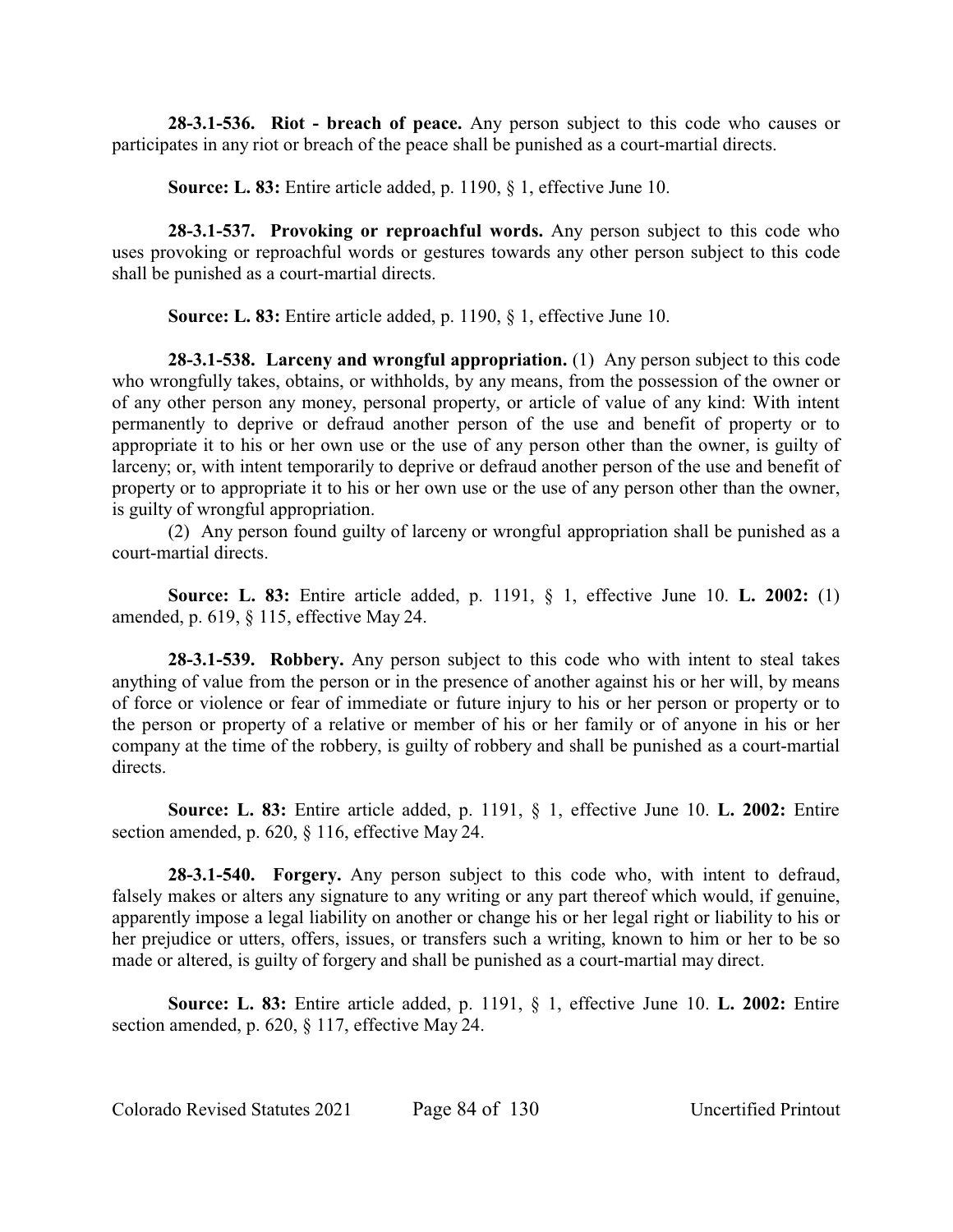**28-3.1-536. Riot - breach of peace.** Any person subject to this code who causes or participates in any riot or breach of the peace shall be punished as a court-martial directs.

**Source: L. 83:** Entire article added, p. 1190, § 1, effective June 10.

**28-3.1-537. Provoking or reproachful words.** Any person subject to this code who uses provoking or reproachful words or gestures towards any other person subject to this code shall be punished as a court-martial directs.

**Source: L. 83:** Entire article added, p. 1190, § 1, effective June 10.

**28-3.1-538. Larceny and wrongful appropriation.** (1) Any person subject to this code who wrongfully takes, obtains, or withholds, by any means, from the possession of the owner or of any other person any money, personal property, or article of value of any kind: With intent permanently to deprive or defraud another person of the use and benefit of property or to appropriate it to his or her own use or the use of any person other than the owner, is guilty of larceny; or, with intent temporarily to deprive or defraud another person of the use and benefit of property or to appropriate it to his or her own use or the use of any person other than the owner, is guilty of wrongful appropriation.

(2) Any person found guilty of larceny or wrongful appropriation shall be punished as a court-martial directs.

**Source: L. 83:** Entire article added, p. 1191, § 1, effective June 10. **L. 2002:** (1) amended, p. 619, § 115, effective May 24.

**28-3.1-539. Robbery.** Any person subject to this code who with intent to steal takes anything of value from the person or in the presence of another against his or her will, by means of force or violence or fear of immediate or future injury to his or her person or property or to the person or property of a relative or member of his or her family or of anyone in his or her company at the time of the robbery, is guilty of robbery and shall be punished as a court-martial directs.

**Source: L. 83:** Entire article added, p. 1191, § 1, effective June 10. **L. 2002:** Entire section amended, p. 620, § 116, effective May 24.

**28-3.1-540. Forgery.** Any person subject to this code who, with intent to defraud, falsely makes or alters any signature to any writing or any part thereof which would, if genuine, apparently impose a legal liability on another or change his or her legal right or liability to his or her prejudice or utters, offers, issues, or transfers such a writing, known to him or her to be so made or altered, is guilty of forgery and shall be punished as a court-martial may direct.

**Source: L. 83:** Entire article added, p. 1191, § 1, effective June 10. **L. 2002:** Entire section amended, p. 620, § 117, effective May 24.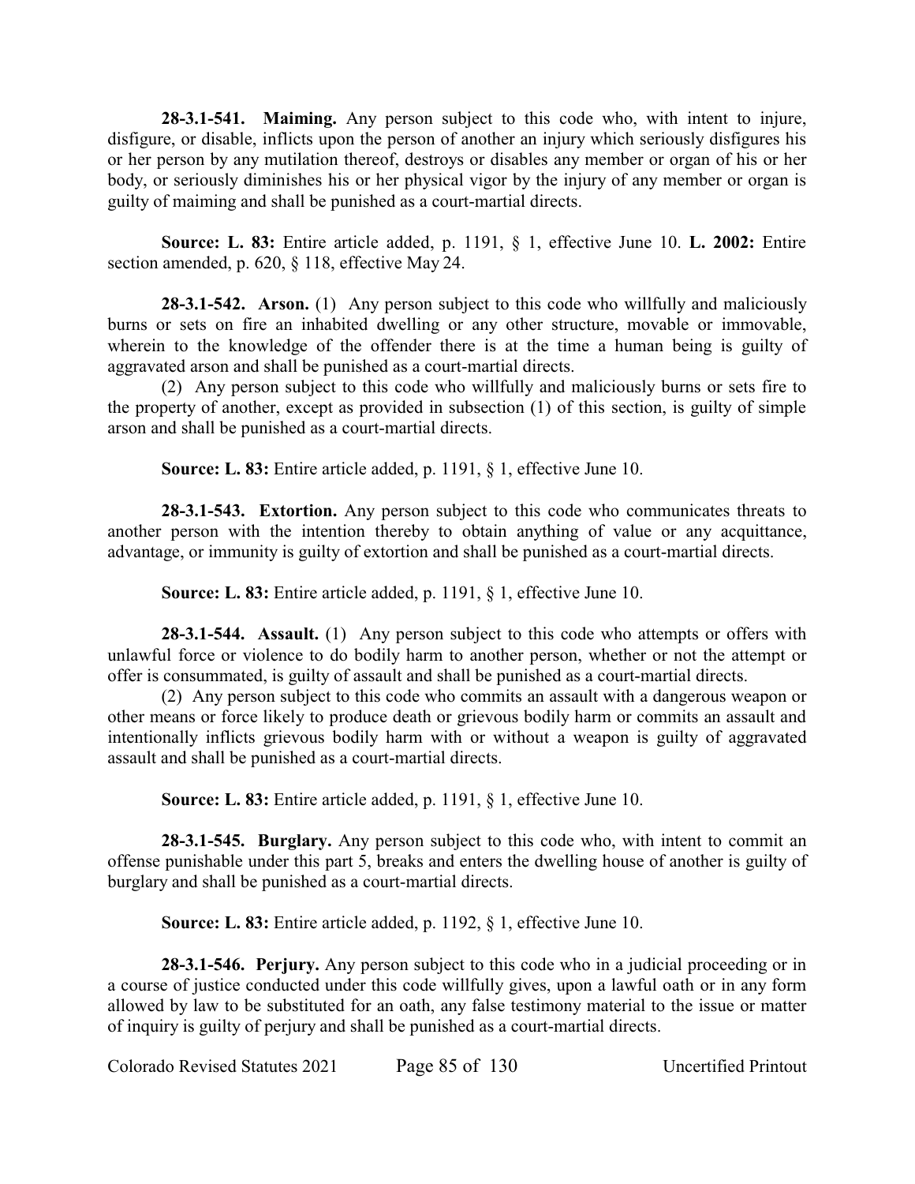**28-3.1-541. Maiming.** Any person subject to this code who, with intent to injure, disfigure, or disable, inflicts upon the person of another an injury which seriously disfigures his or her person by any mutilation thereof, destroys or disables any member or organ of his or her body, or seriously diminishes his or her physical vigor by the injury of any member or organ is guilty of maiming and shall be punished as a court-martial directs.

**Source: L. 83:** Entire article added, p. 1191, § 1, effective June 10. **L. 2002:** Entire section amended, p. 620, § 118, effective May 24.

**28-3.1-542. Arson.** (1) Any person subject to this code who willfully and maliciously burns or sets on fire an inhabited dwelling or any other structure, movable or immovable, wherein to the knowledge of the offender there is at the time a human being is guilty of aggravated arson and shall be punished as a court-martial directs.

(2) Any person subject to this code who willfully and maliciously burns or sets fire to the property of another, except as provided in subsection (1) of this section, is guilty of simple arson and shall be punished as a court-martial directs.

**Source: L. 83:** Entire article added, p. 1191, § 1, effective June 10.

**28-3.1-543. Extortion.** Any person subject to this code who communicates threats to another person with the intention thereby to obtain anything of value or any acquittance, advantage, or immunity is guilty of extortion and shall be punished as a court-martial directs.

**Source: L. 83:** Entire article added, p. 1191, § 1, effective June 10.

**28-3.1-544. Assault.** (1) Any person subject to this code who attempts or offers with unlawful force or violence to do bodily harm to another person, whether or not the attempt or offer is consummated, is guilty of assault and shall be punished as a court-martial directs.

(2) Any person subject to this code who commits an assault with a dangerous weapon or other means or force likely to produce death or grievous bodily harm or commits an assault and intentionally inflicts grievous bodily harm with or without a weapon is guilty of aggravated assault and shall be punished as a court-martial directs.

**Source: L. 83:** Entire article added, p. 1191, § 1, effective June 10.

**28-3.1-545. Burglary.** Any person subject to this code who, with intent to commit an offense punishable under this part 5, breaks and enters the dwelling house of another is guilty of burglary and shall be punished as a court-martial directs.

**Source: L. 83:** Entire article added, p. 1192, § 1, effective June 10.

**28-3.1-546. Perjury.** Any person subject to this code who in a judicial proceeding or in a course of justice conducted under this code willfully gives, upon a lawful oath or in any form allowed by law to be substituted for an oath, any false testimony material to the issue or matter of inquiry is guilty of perjury and shall be punished as a court-martial directs.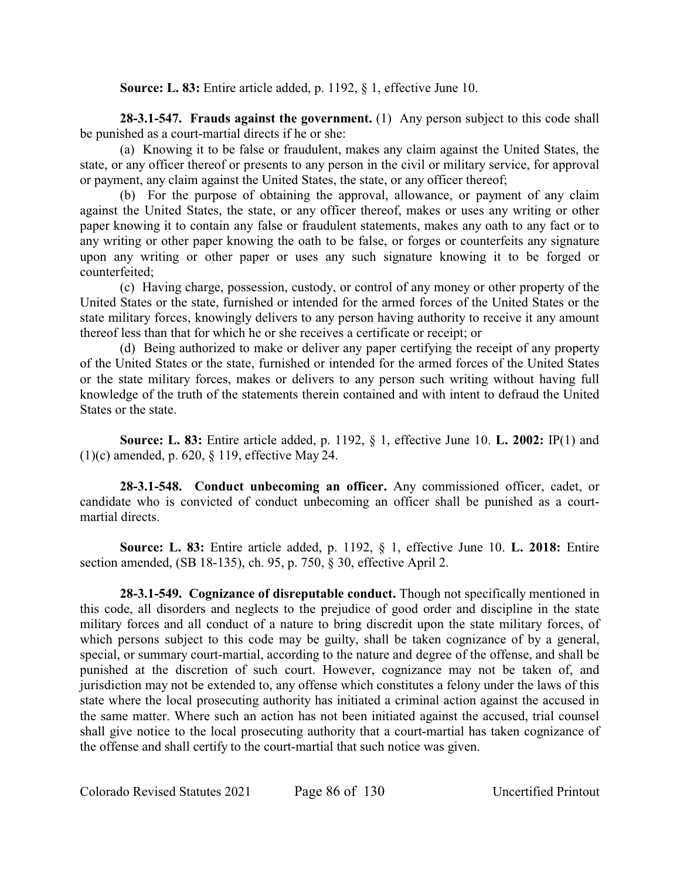**Source: L. 83:** Entire article added, p. 1192, § 1, effective June 10.

**28-3.1-547. Frauds against the government.** (1) Any person subject to this code shall be punished as a court-martial directs if he or she:

(a) Knowing it to be false or fraudulent, makes any claim against the United States, the state, or any officer thereof or presents to any person in the civil or military service, for approval or payment, any claim against the United States, the state, or any officer thereof;

(b) For the purpose of obtaining the approval, allowance, or payment of any claim against the United States, the state, or any officer thereof, makes or uses any writing or other paper knowing it to contain any false or fraudulent statements, makes any oath to any fact or to any writing or other paper knowing the oath to be false, or forges or counterfeits any signature upon any writing or other paper or uses any such signature knowing it to be forged or counterfeited;

(c) Having charge, possession, custody, or control of any money or other property of the United States or the state, furnished or intended for the armed forces of the United States or the state military forces, knowingly delivers to any person having authority to receive it any amount thereof less than that for which he or she receives a certificate or receipt; or

(d) Being authorized to make or deliver any paper certifying the receipt of any property of the United States or the state, furnished or intended for the armed forces of the United States or the state military forces, makes or delivers to any person such writing without having full knowledge of the truth of the statements therein contained and with intent to defraud the United States or the state.

**Source: L. 83:** Entire article added, p. 1192, § 1, effective June 10. **L. 2002:** IP(1) and (1)(c) amended, p. 620, § 119, effective May 24.

**28-3.1-548. Conduct unbecoming an officer.** Any commissioned officer, cadet, or candidate who is convicted of conduct unbecoming an officer shall be punished as a court-martial directs.

**Source: L. 83:** Entire article added, p. 1192, § 1, effective June 10. **L. 2018:** Entire section amended, (SB 18-135), ch. 95, p. 750, § 30, effective April 2.

**28-3.1-549. Cognizance of disreputable conduct.** Though not specifically mentioned in this code, all disorders and neglects to the prejudice of good order and discipline in the state military forces and all conduct of a nature to bring discredit upon the state military forces, of which persons subject to this code may be guilty, shall be taken cognizance of by a general, special, or summary court-martial, according to the nature and degree of the offense, and shall be punished at the discretion of such court. However, cognizance may not be taken of, and jurisdiction may not be extended to, any offense which constitutes a felony under the laws of this state where the local prosecuting authority has initiated a criminal action against the accused in the same matter. Where such an action has not been initiated against the accused, trial counsel shall give notice to the local prosecuting authority that a court-martial has taken cognizance of the offense and shall certify to the court-martial that such notice was given.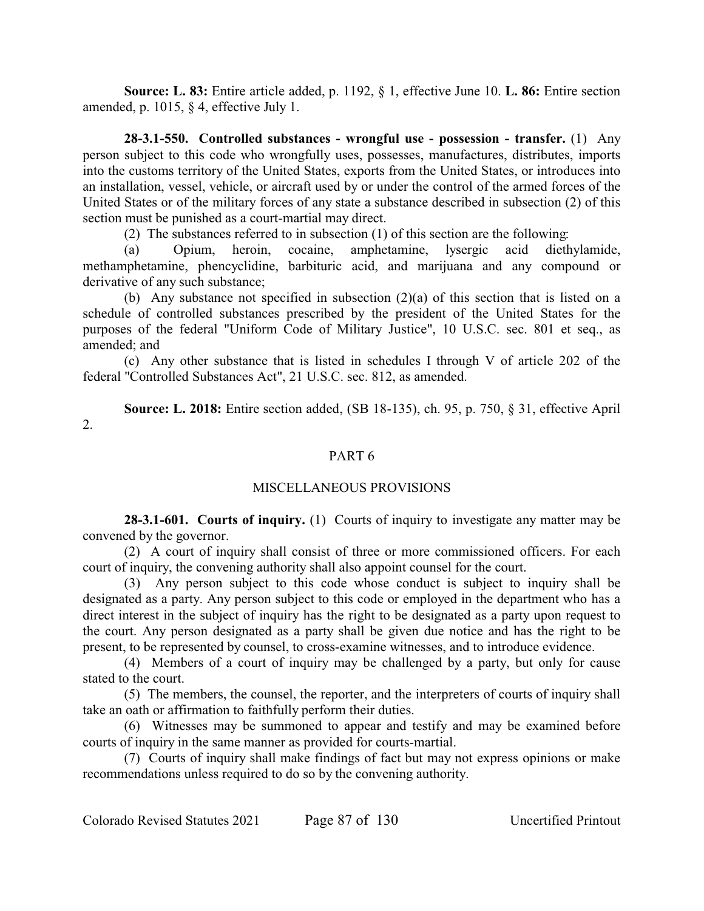**Source: L. 83:** Entire article added, p. 1192, § 1, effective June 10. **L. 86:** Entire section amended, p. 1015, § 4, effective July 1.

**28-3.1-550. Controlled substances - wrongful use - possession - transfer.** (1) Any person subject to this code who wrongfully uses, possesses, manufactures, distributes, imports into the customs territory of the United States, exports from the United States, or introduces into an installation, vessel, vehicle, or aircraft used by or under the control of the armed forces of the United States or of the military forces of any state a substance described in subsection (2) of this section must be punished as a court-martial may direct.

(2) The substances referred to in subsection (1) of this section are the following:

(a) Opium, heroin, cocaine, amphetamine, lysergic acid diethylamide, methamphetamine, phencyclidine, barbituric acid, and marijuana and any compound or derivative of any such substance;

(b) Any substance not specified in subsection (2)(a) of this section that is listed on a schedule of controlled substances prescribed by the president of the United States for the purposes of the federal "Uniform Code of Military Justice", 10 U.S.C. sec. 801 et seq., as amended; and

(c) Any other substance that is listed in schedules I through V of article 202 of the federal "Controlled Substances Act", 21 U.S.C. sec. 812, as amended.

**Source: L. 2018:** Entire section added, (SB 18-135), ch. 95, p. 750, § 31, effective April 2.

## PART 6

## MISCELLANEOUS PROVISIONS

**28-3.1-601. Courts of inquiry.** (1) Courts of inquiry to investigate any matter may be convened by the governor.

(2) A court of inquiry shall consist of three or more commissioned officers. For each court of inquiry, the convening authority shall also appoint counsel for the court.

(3) Any person subject to this code whose conduct is subject to inquiry shall be designated as a party. Any person subject to this code or employed in the department who has a direct interest in the subject of inquiry has the right to be designated as a party upon request to the court. Any person designated as a party shall be given due notice and has the right to be present, to be represented by counsel, to cross-examine witnesses, and to introduce evidence.

(4) Members of a court of inquiry may be challenged by a party, but only for cause stated to the court.

(5) The members, the counsel, the reporter, and the interpreters of courts of inquiry shall take an oath or affirmation to faithfully perform their duties.

(6) Witnesses may be summoned to appear and testify and may be examined before courts of inquiry in the same manner as provided for courts-martial.

(7) Courts of inquiry shall make findings of fact but may not express opinions or make recommendations unless required to do so by the convening authority.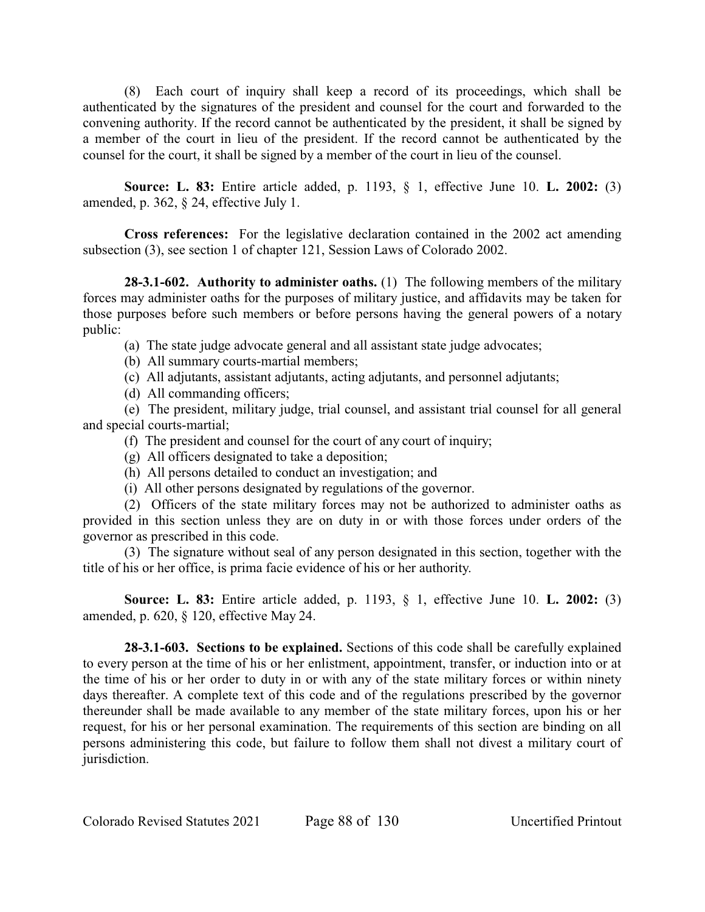(8) Each court of inquiry shall keep a record of its proceedings, which shall be authenticated by the signatures of the president and counsel for the court and forwarded to the convening authority. If the record cannot be authenticated by the president, it shall be signed by a member of the court in lieu of the president. If the record cannot be authenticated by the counsel for the court, it shall be signed by a member of the court in lieu of the counsel.

**Source: L. 83:** Entire article added, p. 1193, § 1, effective June 10. **L. 2002:** (3) amended, p. 362, § 24, effective July 1.

**Cross references:** For the legislative declaration contained in the 2002 act amending subsection (3), see section 1 of chapter 121, Session Laws of Colorado 2002.

**28-3.1-602. Authority to administer oaths.** (1) The following members of the military forces may administer oaths for the purposes of military justice, and affidavits may be taken for those purposes before such members or before persons having the general powers of a notary public:

(a) The state judge advocate general and all assistant state judge advocates;

(b) All summary courts-martial members;

(c) All adjutants, assistant adjutants, acting adjutants, and personnel adjutants;

(d) All commanding officers;

(e) The president, military judge, trial counsel, and assistant trial counsel for all general and special courts-martial;

(f) The president and counsel for the court of any court of inquiry;

(g) All officers designated to take a deposition;

(h) All persons detailed to conduct an investigation; and

(i) All other persons designated by regulations of the governor.

(2) Officers of the state military forces may not be authorized to administer oaths as provided in this section unless they are on duty in or with those forces under orders of the governor as prescribed in this code.

(3) The signature without seal of any person designated in this section, together with the title of his or her office, is prima facie evidence of his or her authority.

**Source: L. 83:** Entire article added, p. 1193, § 1, effective June 10. **L. 2002:** (3) amended, p. 620, § 120, effective May 24.

**28-3.1-603. Sections to be explained.** Sections of this code shall be carefully explained to every person at the time of his or her enlistment, appointment, transfer, or induction into or at the time of his or her order to duty in or with any of the state military forces or within ninety days thereafter. A complete text of this code and of the regulations prescribed by the governor thereunder shall be made available to any member of the state military forces, upon his or her request, for his or her personal examination. The requirements of this section are binding on all persons administering this code, but failure to follow them shall not divest a military court of jurisdiction.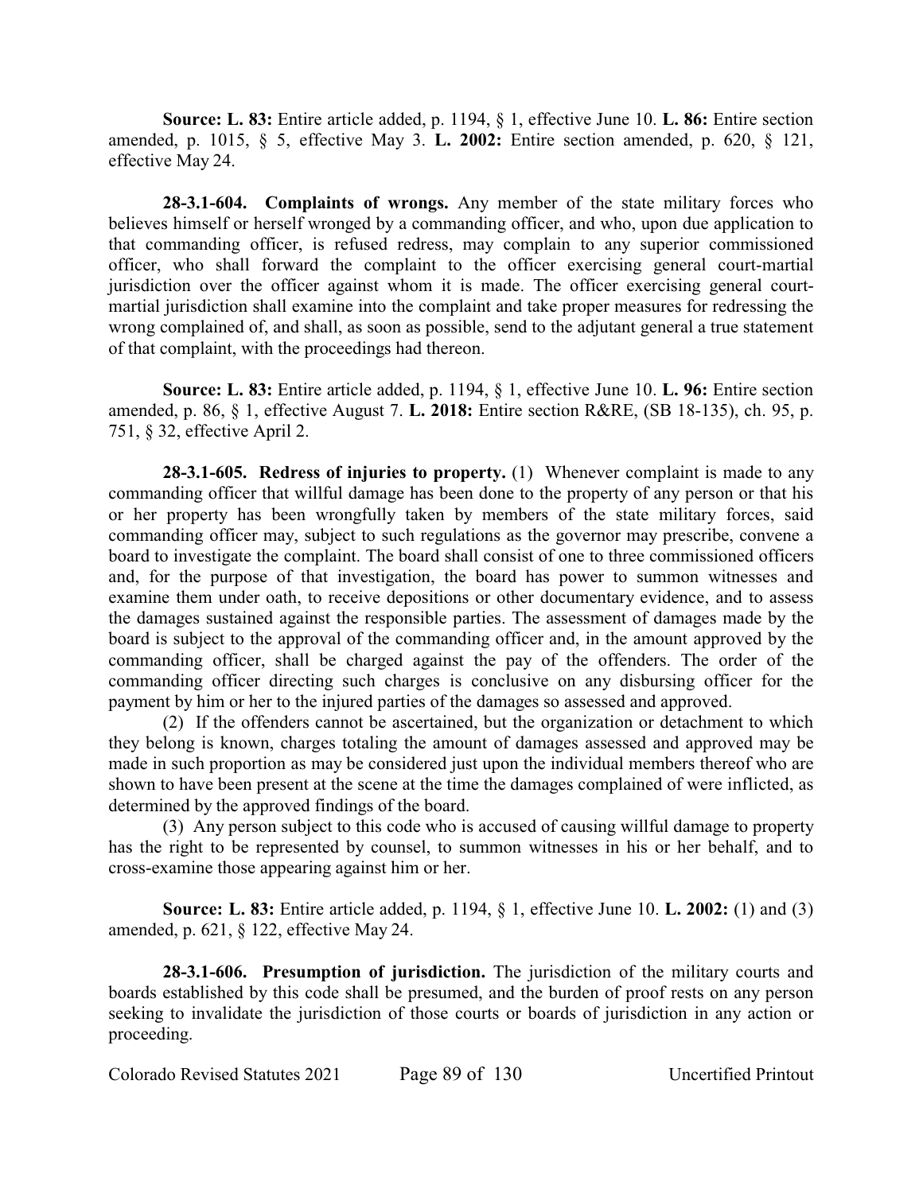**Source: L. 83:** Entire article added, p. 1194, § 1, effective June 10. **L. 86:** Entire section amended, p. 1015, § 5, effective May 3. **L. 2002:** Entire section amended, p. 620, § 121, effective May 24.

**28-3.1-604. Complaints of wrongs.** Any member of the state military forces who believes himself or herself wronged by a commanding officer, and who, upon due application to that commanding officer, is refused redress, may complain to any superior commissioned officer, who shall forward the complaint to the officer exercising general court-martial jurisdiction over the officer against whom it is made. The officer exercising general court-martial jurisdiction shall examine into the complaint and take proper measures for redressing the wrong complained of, and shall, as soon as possible, send to the adjutant general a true statement of that complaint, with the proceedings had thereon.

**Source: L. 83:** Entire article added, p. 1194, § 1, effective June 10. **L. 96:** Entire section amended, p. 86, § 1, effective August 7. **L. 2018:** Entire section R&RE, (SB 18-135), ch. 95, p. 751, § 32, effective April 2.

**28-3.1-605. Redress of injuries to property.** (1) Whenever complaint is made to any commanding officer that willful damage has been done to the property of any person or that his or her property has been wrongfully taken by members of the state military forces, said commanding officer may, subject to such regulations as the governor may prescribe, convene a board to investigate the complaint. The board shall consist of one to three commissioned officers and, for the purpose of that investigation, the board has power to summon witnesses and examine them under oath, to receive depositions or other documentary evidence, and to assess the damages sustained against the responsible parties. The assessment of damages made by the board is subject to the approval of the commanding officer and, in the amount approved by the commanding officer, shall be charged against the pay of the offenders. The order of the commanding officer directing such charges is conclusive on any disbursing officer for the payment by him or her to the injured parties of the damages so assessed and approved.

(2) If the offenders cannot be ascertained, but the organization or detachment to which they belong is known, charges totaling the amount of damages assessed and approved may be made in such proportion as may be considered just upon the individual members thereof who are shown to have been present at the scene at the time the damages complained of were inflicted, as determined by the approved findings of the board.

(3) Any person subject to this code who is accused of causing willful damage to property has the right to be represented by counsel, to summon witnesses in his or her behalf, and to cross-examine those appearing against him or her.

**Source: L. 83:** Entire article added, p. 1194, § 1, effective June 10. **L. 2002:** (1) and (3) amended, p. 621, § 122, effective May 24.

**28-3.1-606. Presumption of jurisdiction.** The jurisdiction of the military courts and boards established by this code shall be presumed, and the burden of proof rests on any person seeking to invalidate the jurisdiction of those courts or boards of jurisdiction in any action or proceeding.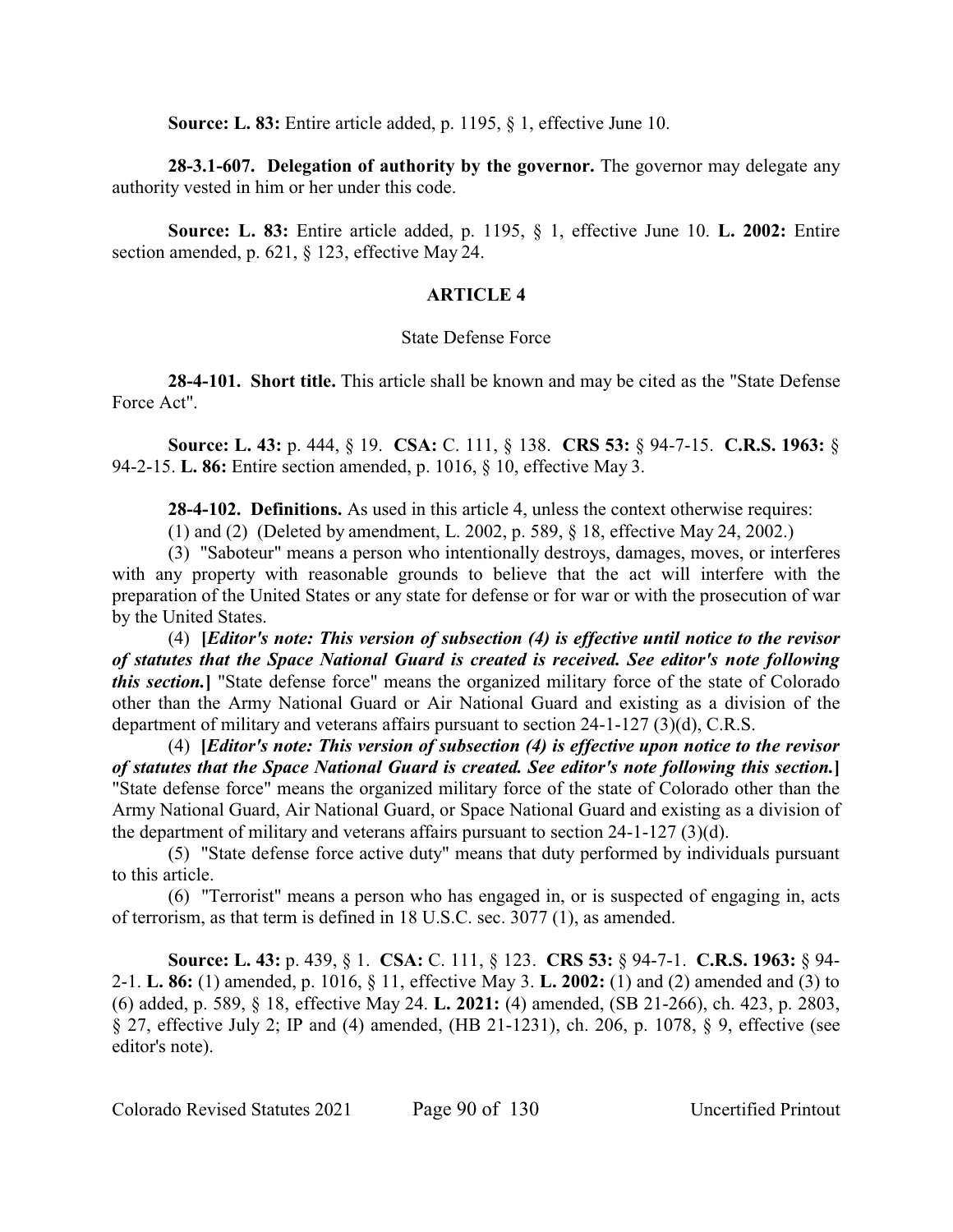**Source: L. 83:** Entire article added, p. 1195, § 1, effective June 10.

**28-3.1-607. Delegation of authority by the governor.** The governor may delegate any authority vested in him or her under this code.

**Source: L. 83:** Entire article added, p. 1195, § 1, effective June 10. **L. 2002:** Entire section amended, p. 621, § 123, effective May 24.

## ARTICLE 4

### State Defense Force

**28-4-101. Short title.** This article shall be known and may be cited as the "State Defense Force Act".

**Source: L. 43:** p. 444, § 19. **CSA:** C. 111, § 138. **CRS 53:** § 94-7-15. **C.R.S. 1963:** § 94-2-15. **L. 86:** Entire section amended, p. 1016, § 10, effective May 3.

**28-4-102. Definitions.** As used in this article 4, unless the context otherwise requires:

(1) and (2) (Deleted by amendment, L. 2002, p. 589, § 18, effective May 24, 2002.)

(3) "Saboteur" means a person who intentionally destroys, damages, moves, or interferes with any property with reasonable grounds to believe that the act will interfere with the preparation of the United States or any state for defense or for war or with the prosecution of war by the United States.

(4) **[*Editor's note: This version of subsection (4) is effective until notice to the revisor of statutes that the Space National Guard is created is received. See editor's note following this section.*]** "State defense force" means the organized military force of the state of Colorado other than the Army National Guard or Air National Guard and existing as a division of the department of military and veterans affairs pursuant to section 24-1-127 (3)(d), C.R.S.

(4) **[*Editor's note: This version of subsection (4) is effective upon notice to the revisor of statutes that the Space National Guard is created. See editor's note following this section.*]** "State defense force" means the organized military force of the state of Colorado other than the Army National Guard, Air National Guard, or Space National Guard and existing as a division of the department of military and veterans affairs pursuant to section 24-1-127 (3)(d).

(5) "State defense force active duty" means that duty performed by individuals pursuant to this article.

(6) "Terrorist" means a person who has engaged in, or is suspected of engaging in, acts of terrorism, as that term is defined in 18 U.S.C. sec. 3077 (1), as amended.

**Source: L. 43:** p. 439, § 1. **CSA:** C. 111, § 123. **CRS 53:** § 94-7-1. **C.R.S. 1963:** § 94-2-1. **L. 86:** (1) amended, p. 1016, § 11, effective May 3. **L. 2002:** (1) and (2) amended and (3) to (6) added, p. 589, § 18, effective May 24. **L. 2021:** (4) amended, (SB 21-266), ch. 423, p. 2803, § 27, effective July 2; IP and (4) amended, (HB 21-1231), ch. 206, p. 1078, § 9, effective (see editor's note).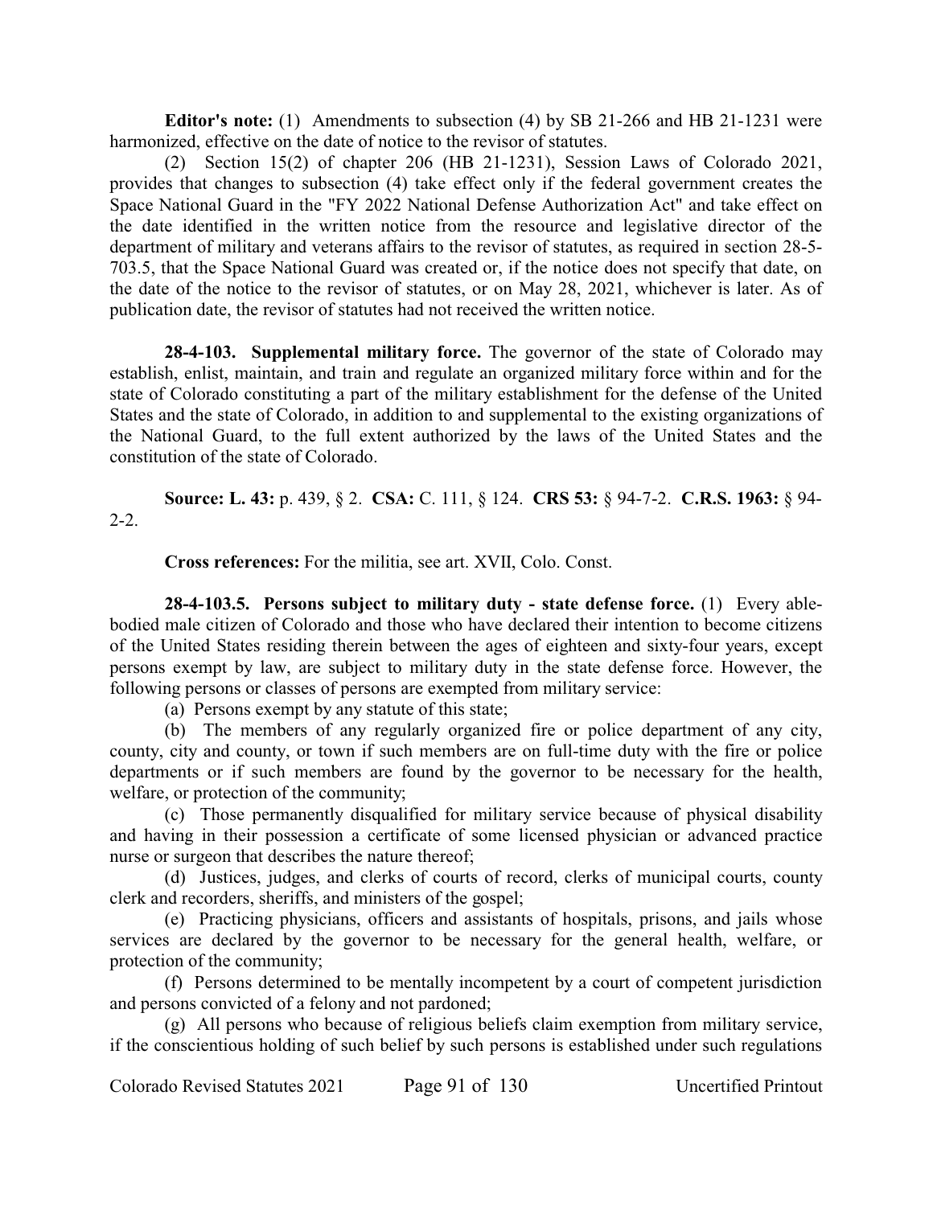**Editor's note:** (1) Amendments to subsection (4) by SB 21-266 and HB 21-1231 were harmonized, effective on the date of notice to the revisor of statutes.

(2) Section 15(2) of chapter 206 (HB 21-1231), Session Laws of Colorado 2021, provides that changes to subsection (4) take effect only if the federal government creates the Space National Guard in the "FY 2022 National Defense Authorization Act" and take effect on the date identified in the written notice from the resource and legislative director of the department of military and veterans affairs to the revisor of statutes, as required in section 28-5-703.5, that the Space National Guard was created or, if the notice does not specify that date, on the date of the notice to the revisor of statutes, or on May 28, 2021, whichever is later. As of publication date, the revisor of statutes had not received the written notice.

**28-4-103. Supplemental military force.** The governor of the state of Colorado may establish, enlist, maintain, and train and regulate an organized military force within and for the state of Colorado constituting a part of the military establishment for the defense of the United States and the state of Colorado, in addition to and supplemental to the existing organizations of the National Guard, to the full extent authorized by the laws of the United States and the constitution of the state of Colorado.

**Source: L. 43:** p. 439, § 2. **CSA:** C. 111, § 124. **CRS 53:** § 94-7-2. **C.R.S. 1963:** § 94-2-2.

**Cross references:** For the militia, see art. XVII, Colo. Const.

**28-4-103.5. Persons subject to military duty - state defense force.** (1) Every able-bodied male citizen of Colorado and those who have declared their intention to become citizens of the United States residing therein between the ages of eighteen and sixty-four years, except persons exempt by law, are subject to military duty in the state defense force. However, the following persons or classes of persons are exempted from military service:

(a) Persons exempt by any statute of this state;

(b) The members of any regularly organized fire or police department of any city, county, city and county, or town if such members are on full-time duty with the fire or police departments or if such members are found by the governor to be necessary for the health, welfare, or protection of the community;

(c) Those permanently disqualified for military service because of physical disability and having in their possession a certificate of some licensed physician or advanced practice nurse or surgeon that describes the nature thereof;

(d) Justices, judges, and clerks of courts of record, clerks of municipal courts, county clerk and recorders, sheriffs, and ministers of the gospel;

(e) Practicing physicians, officers and assistants of hospitals, prisons, and jails whose services are declared by the governor to be necessary for the general health, welfare, or protection of the community;

(f) Persons determined to be mentally incompetent by a court of competent jurisdiction and persons convicted of a felony and not pardoned;

(g) All persons who because of religious beliefs claim exemption from military service, if the conscientious holding of such belief by such persons is established under such regulations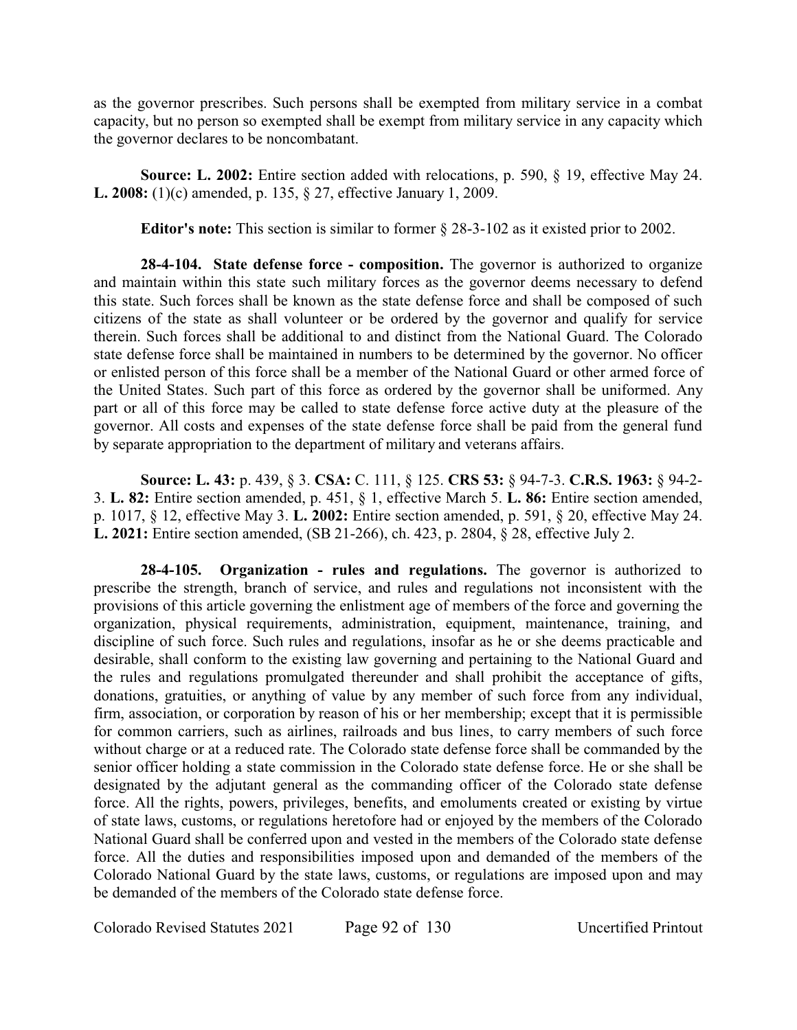as the governor prescribes. Such persons shall be exempted from military service in a combat capacity, but no person so exempted shall be exempt from military service in any capacity which the governor declares to be noncombatant.

**Source: L. 2002:** Entire section added with relocations, p. 590, § 19, effective May 24. **L. 2008:** (1)(c) amended, p. 135, § 27, effective January 1, 2009.

**Editor's note:** This section is similar to former § 28-3-102 as it existed prior to 2002.

**28-4-104. State defense force - composition.** The governor is authorized to organize and maintain within this state such military forces as the governor deems necessary to defend this state. Such forces shall be known as the state defense force and shall be composed of such citizens of the state as shall volunteer or be ordered by the governor and qualify for service therein. Such forces shall be additional to and distinct from the National Guard. The Colorado state defense force shall be maintained in numbers to be determined by the governor. No officer or enlisted person of this force shall be a member of the National Guard or other armed force of the United States. Such part of this force as ordered by the governor shall be uniformed. Any part or all of this force may be called to state defense force active duty at the pleasure of the governor. All costs and expenses of the state defense force shall be paid from the general fund by separate appropriation to the department of military and veterans affairs.

**Source: L. 43:** p. 439, § 3. **CSA:** C. 111, § 125. **CRS 53:** § 94-7-3. **C.R.S. 1963:** § 94-2-3. **L. 82:** Entire section amended, p. 451, § 1, effective March 5. **L. 86:** Entire section amended, p. 1017, § 12, effective May 3. **L. 2002:** Entire section amended, p. 591, § 20, effective May 24. **L. 2021:** Entire section amended, (SB 21-266), ch. 423, p. 2804, § 28, effective July 2.

**28-4-105. Organization - rules and regulations.** The governor is authorized to prescribe the strength, branch of service, and rules and regulations not inconsistent with the provisions of this article governing the enlistment age of members of the force and governing the organization, physical requirements, administration, equipment, maintenance, training, and discipline of such force. Such rules and regulations, insofar as he or she deems practicable and desirable, shall conform to the existing law governing and pertaining to the National Guard and the rules and regulations promulgated thereunder and shall prohibit the acceptance of gifts, donations, gratuities, or anything of value by any member of such force from any individual, firm, association, or corporation by reason of his or her membership; except that it is permissible for common carriers, such as airlines, railroads and bus lines, to carry members of such force without charge or at a reduced rate. The Colorado state defense force shall be commanded by the senior officer holding a state commission in the Colorado state defense force. He or she shall be designated by the adjutant general as the commanding officer of the Colorado state defense force. All the rights, powers, privileges, benefits, and emoluments created or existing by virtue of state laws, customs, or regulations heretofore had or enjoyed by the members of the Colorado National Guard shall be conferred upon and vested in the members of the Colorado state defense force. All the duties and responsibilities imposed upon and demanded of the members of the Colorado National Guard by the state laws, customs, or regulations are imposed upon and may be demanded of the members of the Colorado state defense force.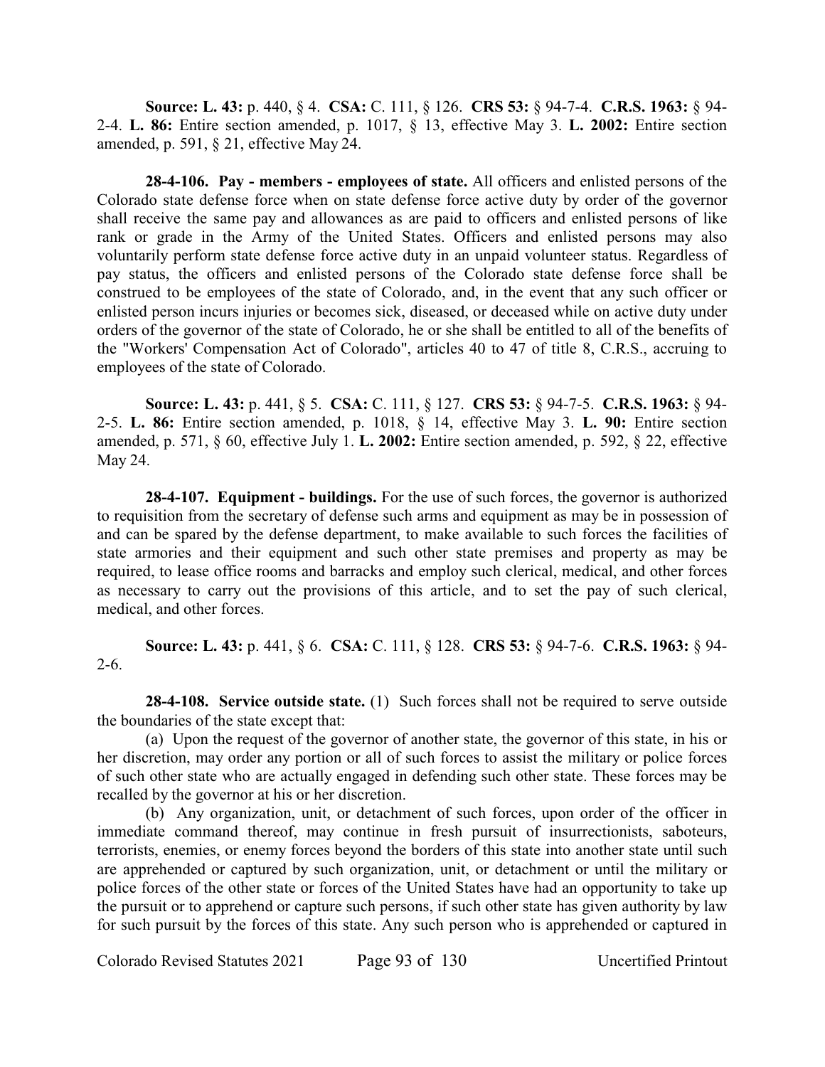**Source: L. 43:** p. 440, § 4. **CSA:** C. 111, § 126. **CRS 53:** § 94-7-4. **C.R.S. 1963:** § 94-2-4. **L. 86:** Entire section amended, p. 1017, § 13, effective May 3. **L. 2002:** Entire section amended, p. 591, § 21, effective May 24.

**28-4-106. Pay - members - employees of state.** All officers and enlisted persons of the Colorado state defense force when on state defense force active duty by order of the governor shall receive the same pay and allowances as are paid to officers and enlisted persons of like rank or grade in the Army of the United States. Officers and enlisted persons may also voluntarily perform state defense force active duty in an unpaid volunteer status. Regardless of pay status, the officers and enlisted persons of the Colorado state defense force shall be construed to be employees of the state of Colorado, and, in the event that any such officer or enlisted person incurs injuries or becomes sick, diseased, or deceased while on active duty under orders of the governor of the state of Colorado, he or she shall be entitled to all of the benefits of the "Workers' Compensation Act of Colorado", articles 40 to 47 of title 8, C.R.S., accruing to employees of the state of Colorado.

**Source: L. 43:** p. 441, § 5. **CSA:** C. 111, § 127. **CRS 53:** § 94-7-5. **C.R.S. 1963:** § 94-2-5. **L. 86:** Entire section amended, p. 1018, § 14, effective May 3. **L. 90:** Entire section amended, p. 571, § 60, effective July 1. **L. 2002:** Entire section amended, p. 592, § 22, effective May 24.

**28-4-107. Equipment - buildings.** For the use of such forces, the governor is authorized to requisition from the secretary of defense such arms and equipment as may be in possession of and can be spared by the defense department, to make available to such forces the facilities of state armories and their equipment and such other state premises and property as may be required, to lease office rooms and barracks and employ such clerical, medical, and other forces as necessary to carry out the provisions of this article, and to set the pay of such clerical, medical, and other forces.

**Source: L. 43:** p. 441, § 6. **CSA:** C. 111, § 128. **CRS 53:** § 94-7-6. **C.R.S. 1963:** § 94-2-6.

**28-4-108. Service outside state.** (1) Such forces shall not be required to serve outside the boundaries of the state except that:

(a) Upon the request of the governor of another state, the governor of this state, in his or her discretion, may order any portion or all of such forces to assist the military or police forces of such other state who are actually engaged in defending such other state. These forces may be recalled by the governor at his or her discretion.

(b) Any organization, unit, or detachment of such forces, upon order of the officer in immediate command thereof, may continue in fresh pursuit of insurrectionists, saboteurs, terrorists, enemies, or enemy forces beyond the borders of this state into another state until such are apprehended or captured by such organization, unit, or detachment or until the military or police forces of the other state or forces of the United States have had an opportunity to take up the pursuit or to apprehend or capture such persons, if such other state has given authority by law for such pursuit by the forces of this state. Any such person who is apprehended or captured in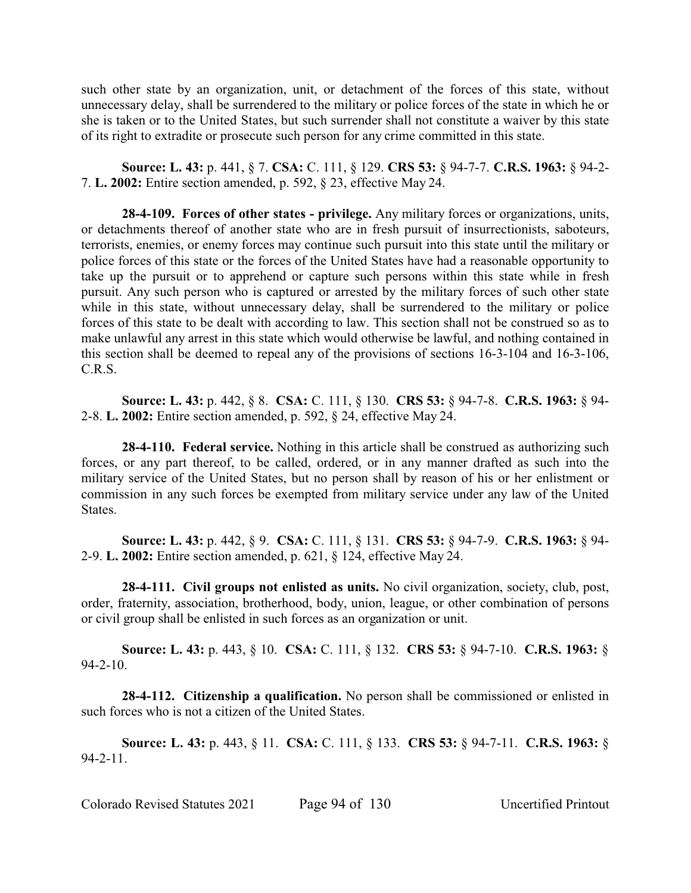such other state by an organization, unit, or detachment of the forces of this state, without unnecessary delay, shall be surrendered to the military or police forces of the state in which he or she is taken or to the United States, but such surrender shall not constitute a waiver by this state of its right to extradite or prosecute such person for any crime committed in this state.

**Source: L. 43:** p. 441, § 7. **CSA:** C. 111, § 129. **CRS 53:** § 94-7-7. **C.R.S. 1963:** § 94-2-7. **L. 2002:** Entire section amended, p. 592, § 23, effective May 24.

**28-4-109. Forces of other states - privilege.** Any military forces or organizations, units, or detachments thereof of another state who are in fresh pursuit of insurrectionists, saboteurs, terrorists, enemies, or enemy forces may continue such pursuit into this state until the military or police forces of this state or the forces of the United States have had a reasonable opportunity to take up the pursuit or to apprehend or capture such persons within this state while in fresh pursuit. Any such person who is captured or arrested by the military forces of such other state while in this state, without unnecessary delay, shall be surrendered to the military or police forces of this state to be dealt with according to law. This section shall not be construed so as to make unlawful any arrest in this state which would otherwise be lawful, and nothing contained in this section shall be deemed to repeal any of the provisions of sections 16-3-104 and 16-3-106, C.R.S.

**Source: L. 43:** p. 442, § 8. **CSA:** C. 111, § 130. **CRS 53:** § 94-7-8. **C.R.S. 1963:** § 94-2-8. **L. 2002:** Entire section amended, p. 592, § 24, effective May 24.

**28-4-110. Federal service.** Nothing in this article shall be construed as authorizing such forces, or any part thereof, to be called, ordered, or in any manner drafted as such into the military service of the United States, but no person shall by reason of his or her enlistment or commission in any such forces be exempted from military service under any law of the United States.

**Source: L. 43:** p. 442, § 9. **CSA:** C. 111, § 131. **CRS 53:** § 94-7-9. **C.R.S. 1963:** § 94-2-9. **L. 2002:** Entire section amended, p. 621, § 124, effective May 24.

**28-4-111. Civil groups not enlisted as units.** No civil organization, society, club, post, order, fraternity, association, brotherhood, body, union, league, or other combination of persons or civil group shall be enlisted in such forces as an organization or unit.

**Source: L. 43:** p. 443, § 10. **CSA:** C. 111, § 132. **CRS 53:** § 94-7-10. **C.R.S. 1963:** § 94-2-10.

**28-4-112. Citizenship a qualification.** No person shall be commissioned or enlisted in such forces who is not a citizen of the United States.

**Source: L. 43:** p. 443, § 11. **CSA:** C. 111, § 133. **CRS 53:** § 94-7-11. **C.R.S. 1963:** § 94-2-11.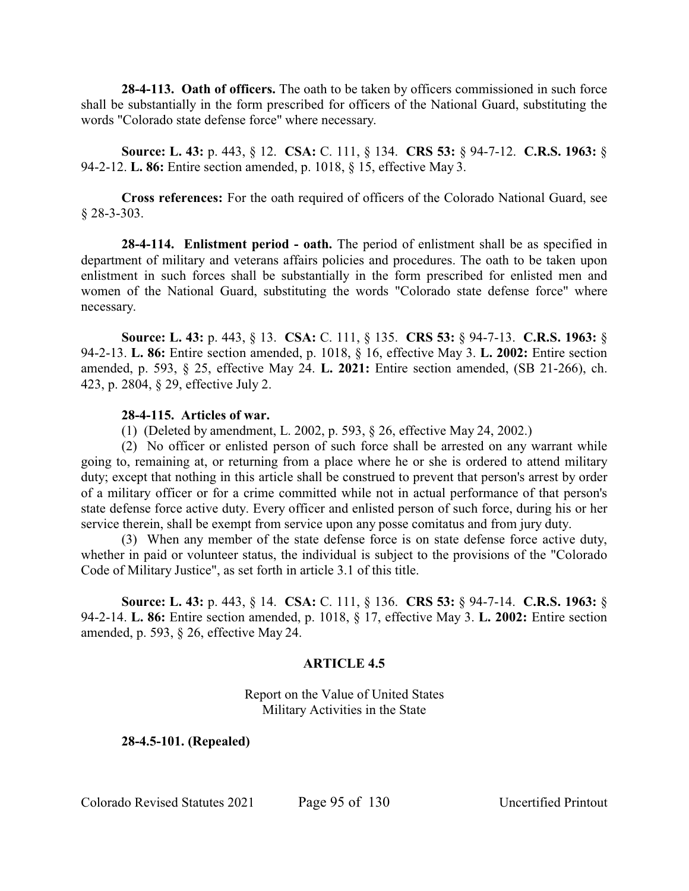**28-4-113. Oath of officers.** The oath to be taken by officers commissioned in such force shall be substantially in the form prescribed for officers of the National Guard, substituting the words "Colorado state defense force" where necessary.

**Source: L. 43:** p. 443, § 12. **CSA:** C. 111, § 134. **CRS 53:** § 94-7-12. **C.R.S. 1963:** § 94-2-12. **L. 86:** Entire section amended, p. 1018, § 15, effective May 3.

**Cross references:** For the oath required of officers of the Colorado National Guard, see § 28-3-303.

**28-4-114. Enlistment period - oath.** The period of enlistment shall be as specified in department of military and veterans affairs policies and procedures. The oath to be taken upon enlistment in such forces shall be substantially in the form prescribed for enlisted men and women of the National Guard, substituting the words "Colorado state defense force" where necessary.

**Source: L. 43:** p. 443, § 13. **CSA:** C. 111, § 135. **CRS 53:** § 94-7-13. **C.R.S. 1963:** § 94-2-13. **L. 86:** Entire section amended, p. 1018, § 16, effective May 3. **L. 2002:** Entire section amended, p. 593, § 25, effective May 24. **L. 2021:** Entire section amended, (SB 21-266), ch. 423, p. 2804, § 29, effective July 2.

**28-4-115. Articles of war.**

(1) (Deleted by amendment, L. 2002, p. 593, § 26, effective May 24, 2002.)

(2) No officer or enlisted person of such force shall be arrested on any warrant while going to, remaining at, or returning from a place where he or she is ordered to attend military duty; except that nothing in this article shall be construed to prevent that person's arrest by order of a military officer or for a crime committed while not in actual performance of that person's state defense force active duty. Every officer and enlisted person of such force, during his or her service therein, shall be exempt from service upon any posse comitatus and from jury duty.

(3) When any member of the state defense force is on state defense force active duty, whether in paid or volunteer status, the individual is subject to the provisions of the "Colorado Code of Military Justice", as set forth in article 3.1 of this title.

**Source: L. 43:** p. 443, § 14. **CSA:** C. 111, § 136. **CRS 53:** § 94-7-14. **C.R.S. 1963:** § 94-2-14. **L. 86:** Entire section amended, p. 1018, § 17, effective May 3. **L. 2002:** Entire section amended, p. 593, § 26, effective May 24.

## ARTICLE 4.5

Report on the Value of United States Military Activities in the State

**28-4.5-101. (Repealed)**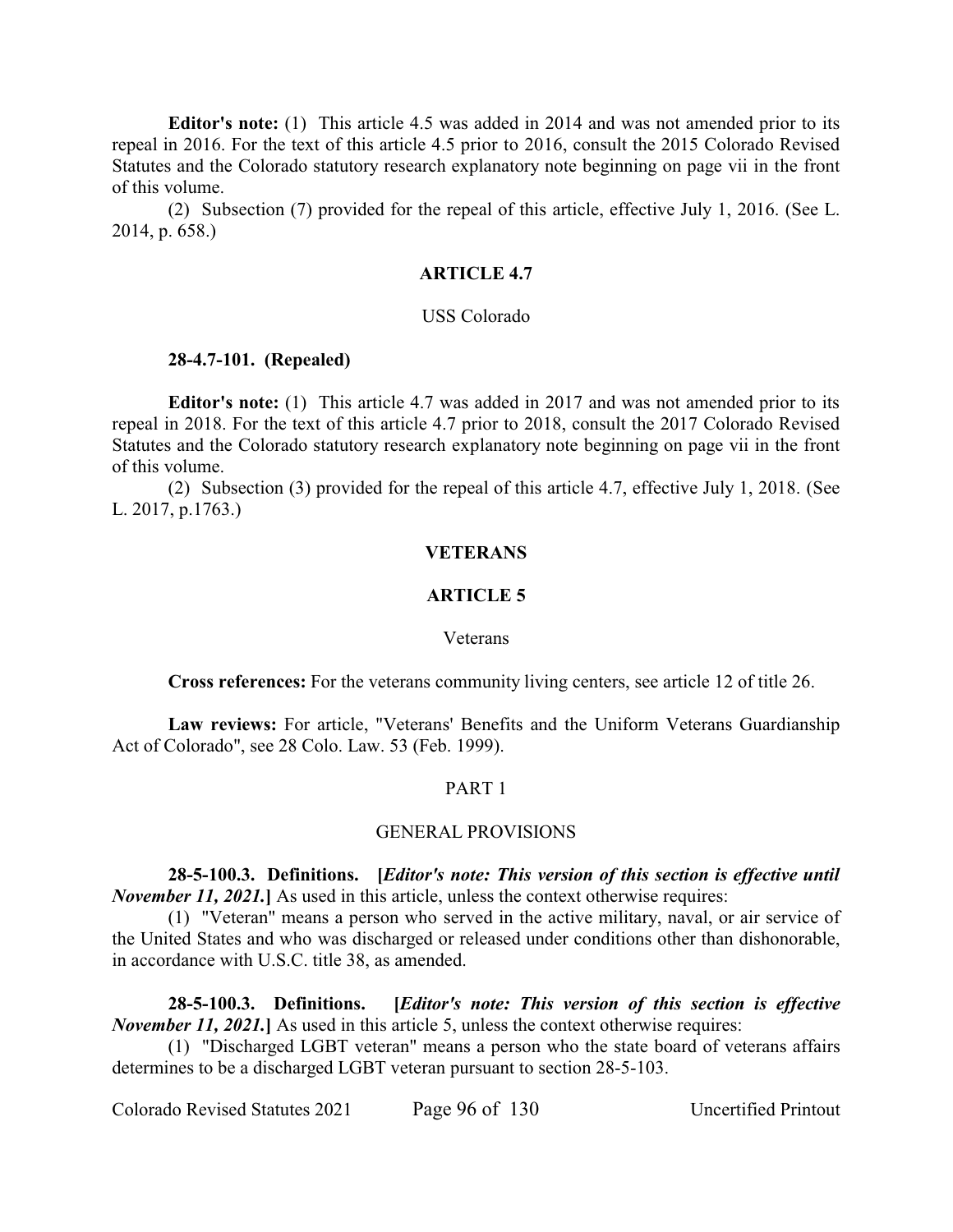**Editor's note:** (1) This article 4.5 was added in 2014 and was not amended prior to its repeal in 2016. For the text of this article 4.5 prior to 2016, consult the 2015 Colorado Revised Statutes and the Colorado statutory research explanatory note beginning on page vii in the front of this volume.

(2) Subsection (7) provided for the repeal of this article, effective July 1, 2016. (See L. 2014, p. 658.)

## ARTICLE 4.7

USS Colorado

**28-4.7-101. (Repealed)**

**Editor's note:** (1) This article 4.7 was added in 2017 and was not amended prior to its repeal in 2018. For the text of this article 4.7 prior to 2018, consult the 2017 Colorado Revised Statutes and the Colorado statutory research explanatory note beginning on page vii in the front of this volume.

(2) Subsection (3) provided for the repeal of this article 4.7, effective July 1, 2018. (See L. 2017, p.1763.)

# VETERANS

## ARTICLE 5

Veterans

**Cross references:** For the veterans community living centers, see article 12 of title 26.

**Law reviews:** For article, "Veterans' Benefits and the Uniform Veterans Guardianship Act of Colorado", see 28 Colo. Law. 53 (Feb. 1999).

### PART 1

GENERAL PROVISIONS

**28-5-100.3. Definitions. [*Editor's note: This version of this section is effective until November 11, 2021.*]** As used in this article, unless the context otherwise requires:

(1) "Veteran" means a person who served in the active military, naval, or air service of the United States and who was discharged or released under conditions other than dishonorable, in accordance with U.S.C. title 38, as amended.

**28-5-100.3. Definitions. [*Editor's note: This version of this section is effective November 11, 2021.*]** As used in this article 5, unless the context otherwise requires:

(1) "Discharged LGBT veteran" means a person who the state board of veterans affairs determines to be a discharged LGBT veteran pursuant to section 28-5-103.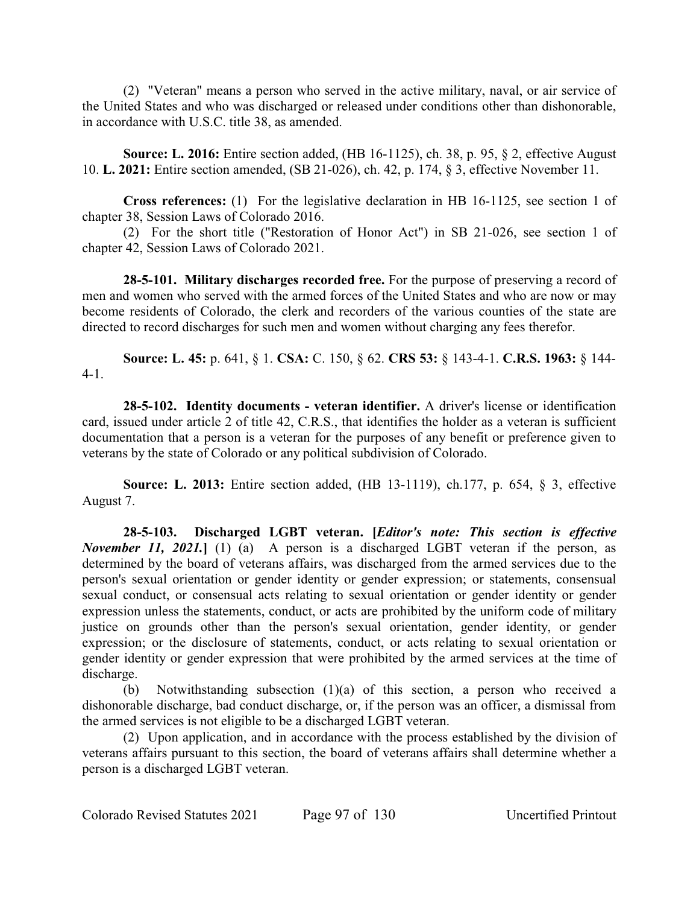(2) "Veteran" means a person who served in the active military, naval, or air service of the United States and who was discharged or released under conditions other than dishonorable, in accordance with U.S.C. title 38, as amended.

**Source: L. 2016:** Entire section added, (HB 16-1125), ch. 38, p. 95, § 2, effective August 10. **L. 2021:** Entire section amended, (SB 21-026), ch. 42, p. 174, § 3, effective November 11.

**Cross references:** (1) For the legislative declaration in HB 16-1125, see section 1 of chapter 38, Session Laws of Colorado 2016.

(2) For the short title ("Restoration of Honor Act") in SB 21-026, see section 1 of chapter 42, Session Laws of Colorado 2021.

**28-5-101. Military discharges recorded free.** For the purpose of preserving a record of men and women who served with the armed forces of the United States and who are now or may become residents of Colorado, the clerk and recorders of the various counties of the state are directed to record discharges for such men and women without charging any fees therefor.

**Source: L. 45:** p. 641, § 1. **CSA:** C. 150, § 62. **CRS 53:** § 143-4-1. **C.R.S. 1963:** § 144-4-1.

**28-5-102. Identity documents - veteran identifier.** A driver's license or identification card, issued under article 2 of title 42, C.R.S., that identifies the holder as a veteran is sufficient documentation that a person is a veteran for the purposes of any benefit or preference given to veterans by the state of Colorado or any political subdivision of Colorado.

**Source: L. 2013:** Entire section added, (HB 13-1119), ch.177, p. 654, § 3, effective August 7.

**28-5-103. Discharged LGBT veteran. [*Editor's note: This section is effective November 11, 2021.*]** (1) (a) A person is a discharged LGBT veteran if the person, as determined by the board of veterans affairs, was discharged from the armed services due to the person's sexual orientation or gender identity or gender expression; or statements, consensual sexual conduct, or consensual acts relating to sexual orientation or gender identity or gender expression unless the statements, conduct, or acts are prohibited by the uniform code of military justice on grounds other than the person's sexual orientation, gender identity, or gender expression; or the disclosure of statements, conduct, or acts relating to sexual orientation or gender identity or gender expression that were prohibited by the armed services at the time of discharge.

(b) Notwithstanding subsection (1)(a) of this section, a person who received a dishonorable discharge, bad conduct discharge, or, if the person was an officer, a dismissal from the armed services is not eligible to be a discharged LGBT veteran.

(2) Upon application, and in accordance with the process established by the division of veterans affairs pursuant to this section, the board of veterans affairs shall determine whether a person is a discharged LGBT veteran.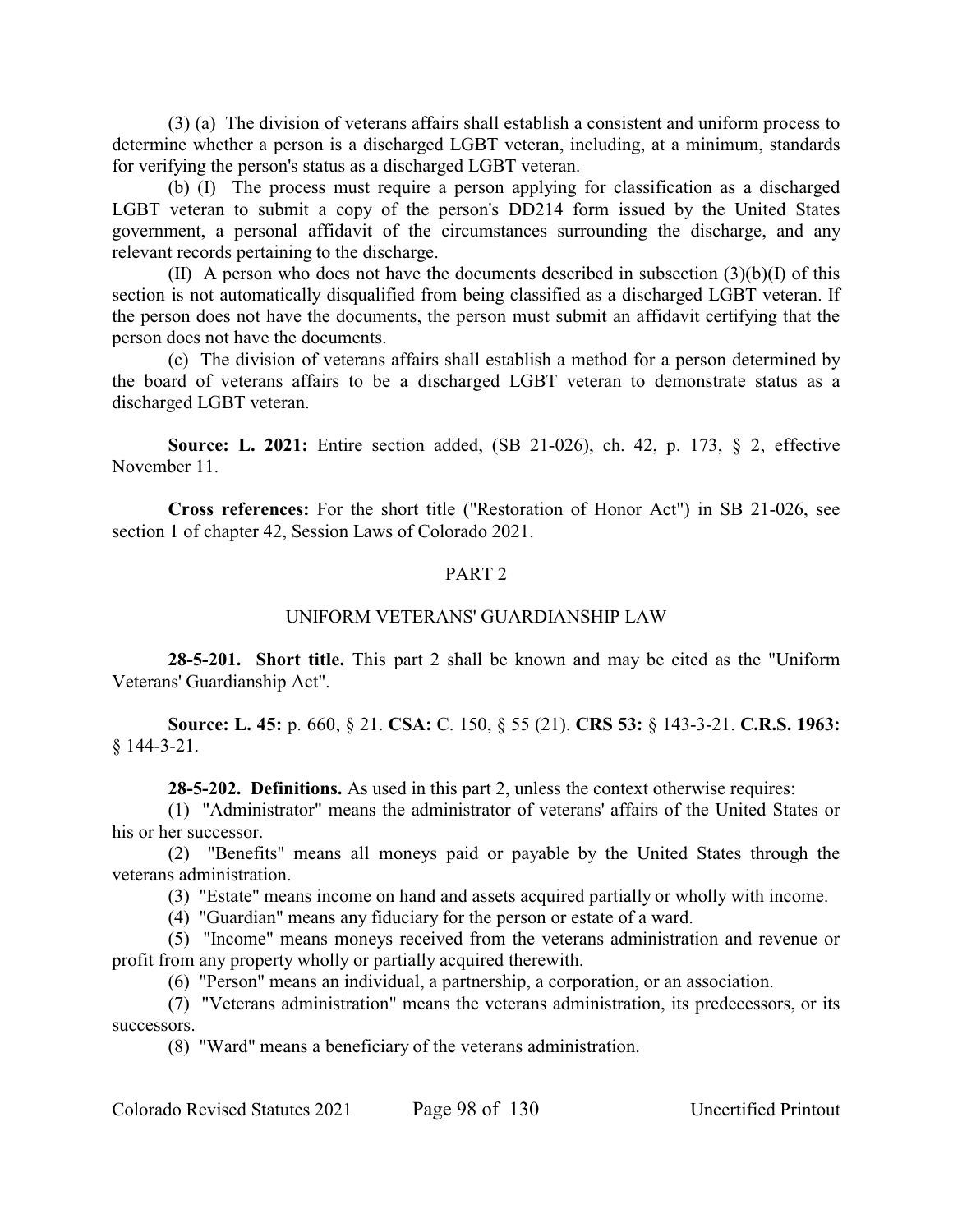(3) (a) The division of veterans affairs shall establish a consistent and uniform process to determine whether a person is a discharged LGBT veteran, including, at a minimum, standards for verifying the person's status as a discharged LGBT veteran.

(b) (I) The process must require a person applying for classification as a discharged LGBT veteran to submit a copy of the person's DD214 form issued by the United States government, a personal affidavit of the circumstances surrounding the discharge, and any relevant records pertaining to the discharge.

(II) A person who does not have the documents described in subsection (3)(b)(I) of this section is not automatically disqualified from being classified as a discharged LGBT veteran. If the person does not have the documents, the person must submit an affidavit certifying that the person does not have the documents.

(c) The division of veterans affairs shall establish a method for a person determined by the board of veterans affairs to be a discharged LGBT veteran to demonstrate status as a discharged LGBT veteran.

**Source: L. 2021:** Entire section added, (SB 21-026), ch. 42, p. 173, § 2, effective November 11.

**Cross references:** For the short title ("Restoration of Honor Act") in SB 21-026, see section 1 of chapter 42, Session Laws of Colorado 2021.

## PART 2

## UNIFORM VETERANS' GUARDIANSHIP LAW

**28-5-201. Short title.** This part 2 shall be known and may be cited as the "Uniform Veterans' Guardianship Act".

**Source: L. 45:** p. 660, § 21. **CSA:** C. 150, § 55 (21). **CRS 53:** § 143-3-21. **C.R.S. 1963:** § 144-3-21.

**28-5-202. Definitions.** As used in this part 2, unless the context otherwise requires:

(1) "Administrator" means the administrator of veterans' affairs of the United States or his or her successor.

(2) "Benefits" means all moneys paid or payable by the United States through the veterans administration.

(3) "Estate" means income on hand and assets acquired partially or wholly with income.

(4) "Guardian" means any fiduciary for the person or estate of a ward.

(5) "Income" means moneys received from the veterans administration and revenue or profit from any property wholly or partially acquired therewith.

(6) "Person" means an individual, a partnership, a corporation, or an association.

(7) "Veterans administration" means the veterans administration, its predecessors, or its successors.

(8) "Ward" means a beneficiary of the veterans administration.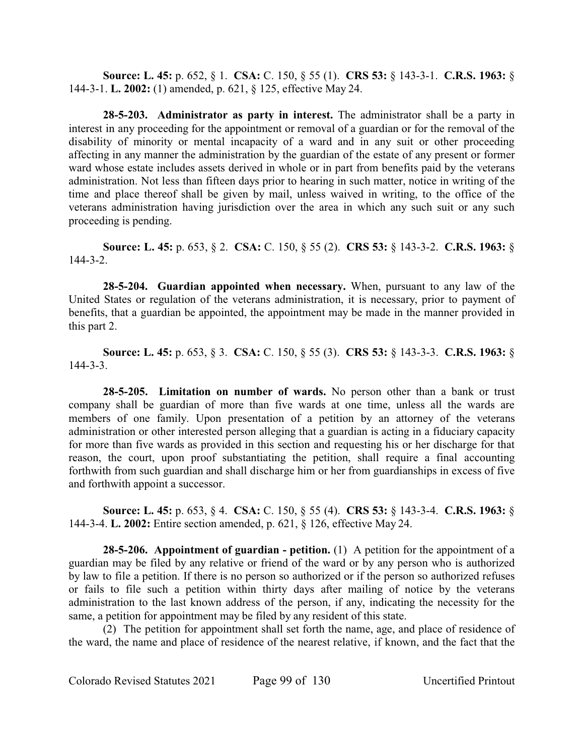**Source: L. 45:** p. 652, § 1. **CSA:** C. 150, § 55 (1). **CRS 53:** § 143-3-1. **C.R.S. 1963:** § 144-3-1. **L. 2002:** (1) amended, p. 621, § 125, effective May 24.

**28-5-203. Administrator as party in interest.** The administrator shall be a party in interest in any proceeding for the appointment or removal of a guardian or for the removal of the disability of minority or mental incapacity of a ward and in any suit or other proceeding affecting in any manner the administration by the guardian of the estate of any present or former ward whose estate includes assets derived in whole or in part from benefits paid by the veterans administration. Not less than fifteen days prior to hearing in such matter, notice in writing of the time and place thereof shall be given by mail, unless waived in writing, to the office of the veterans administration having jurisdiction over the area in which any such suit or any such proceeding is pending.

**Source: L. 45:** p. 653, § 2. **CSA:** C. 150, § 55 (2). **CRS 53:** § 143-3-2. **C.R.S. 1963:** § 144-3-2.

**28-5-204. Guardian appointed when necessary.** When, pursuant to any law of the United States or regulation of the veterans administration, it is necessary, prior to payment of benefits, that a guardian be appointed, the appointment may be made in the manner provided in this part 2.

**Source: L. 45:** p. 653, § 3. **CSA:** C. 150, § 55 (3). **CRS 53:** § 143-3-3. **C.R.S. 1963:** § 144-3-3.

**28-5-205. Limitation on number of wards.** No person other than a bank or trust company shall be guardian of more than five wards at one time, unless all the wards are members of one family. Upon presentation of a petition by an attorney of the veterans administration or other interested person alleging that a guardian is acting in a fiduciary capacity for more than five wards as provided in this section and requesting his or her discharge for that reason, the court, upon proof substantiating the petition, shall require a final accounting forthwith from such guardian and shall discharge him or her from guardianships in excess of five and forthwith appoint a successor.

**Source: L. 45:** p. 653, § 4. **CSA:** C. 150, § 55 (4). **CRS 53:** § 143-3-4. **C.R.S. 1963:** § 144-3-4. **L. 2002:** Entire section amended, p. 621, § 126, effective May 24.

**28-5-206. Appointment of guardian - petition.** (1) A petition for the appointment of a guardian may be filed by any relative or friend of the ward or by any person who is authorized by law to file a petition. If there is no person so authorized or if the person so authorized refuses or fails to file such a petition within thirty days after mailing of notice by the veterans administration to the last known address of the person, if any, indicating the necessity for the same, a petition for appointment may be filed by any resident of this state.

(2) The petition for appointment shall set forth the name, age, and place of residence of the ward, the name and place of residence of the nearest relative, if known, and the fact that the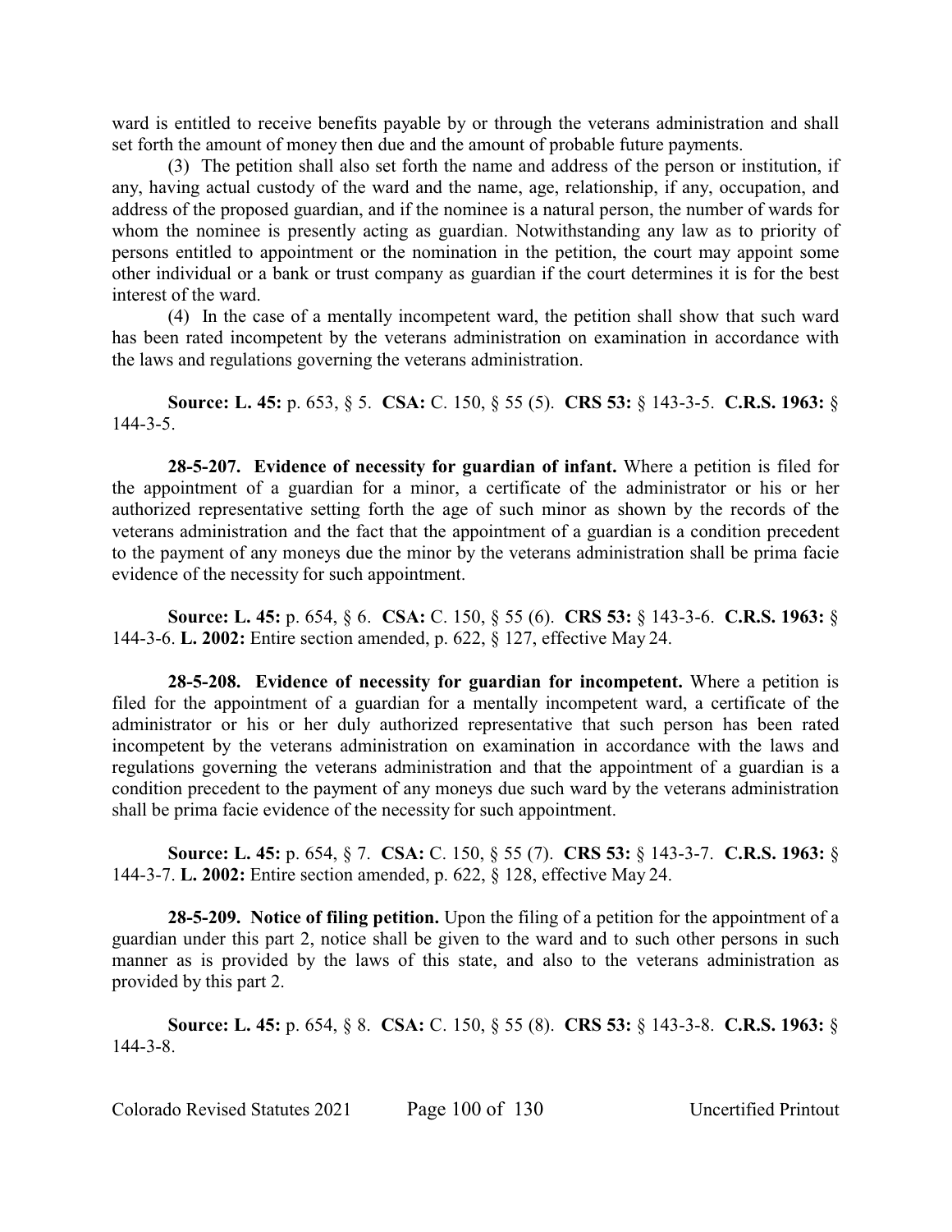ward is entitled to receive benefits payable by or through the veterans administration and shall set forth the amount of money then due and the amount of probable future payments.

(3) The petition shall also set forth the name and address of the person or institution, if any, having actual custody of the ward and the name, age, relationship, if any, occupation, and address of the proposed guardian, and if the nominee is a natural person, the number of wards for whom the nominee is presently acting as guardian. Notwithstanding any law as to priority of persons entitled to appointment or the nomination in the petition, the court may appoint some other individual or a bank or trust company as guardian if the court determines it is for the best interest of the ward.

(4) In the case of a mentally incompetent ward, the petition shall show that such ward has been rated incompetent by the veterans administration on examination in accordance with the laws and regulations governing the veterans administration.

**Source: L. 45:** p. 653, § 5. **CSA:** C. 150, § 55 (5). **CRS 53:** § 143-3-5. **C.R.S. 1963:** § 144-3-5.

**28-5-207. Evidence of necessity for guardian of infant.** Where a petition is filed for the appointment of a guardian for a minor, a certificate of the administrator or his or her authorized representative setting forth the age of such minor as shown by the records of the veterans administration and the fact that the appointment of a guardian is a condition precedent to the payment of any moneys due the minor by the veterans administration shall be prima facie evidence of the necessity for such appointment.

**Source: L. 45:** p. 654, § 6. **CSA:** C. 150, § 55 (6). **CRS 53:** § 143-3-6. **C.R.S. 1963:** § 144-3-6. **L. 2002:** Entire section amended, p. 622, § 127, effective May 24.

**28-5-208. Evidence of necessity for guardian for incompetent.** Where a petition is filed for the appointment of a guardian for a mentally incompetent ward, a certificate of the administrator or his or her duly authorized representative that such person has been rated incompetent by the veterans administration on examination in accordance with the laws and regulations governing the veterans administration and that the appointment of a guardian is a condition precedent to the payment of any moneys due such ward by the veterans administration shall be prima facie evidence of the necessity for such appointment.

**Source: L. 45:** p. 654, § 7. **CSA:** C. 150, § 55 (7). **CRS 53:** § 143-3-7. **C.R.S. 1963:** § 144-3-7. **L. 2002:** Entire section amended, p. 622, § 128, effective May 24.

**28-5-209. Notice of filing petition.** Upon the filing of a petition for the appointment of a guardian under this part 2, notice shall be given to the ward and to such other persons in such manner as is provided by the laws of this state, and also to the veterans administration as provided by this part 2.

**Source: L. 45:** p. 654, § 8. **CSA:** C. 150, § 55 (8). **CRS 53:** § 143-3-8. **C.R.S. 1963:** § 144-3-8.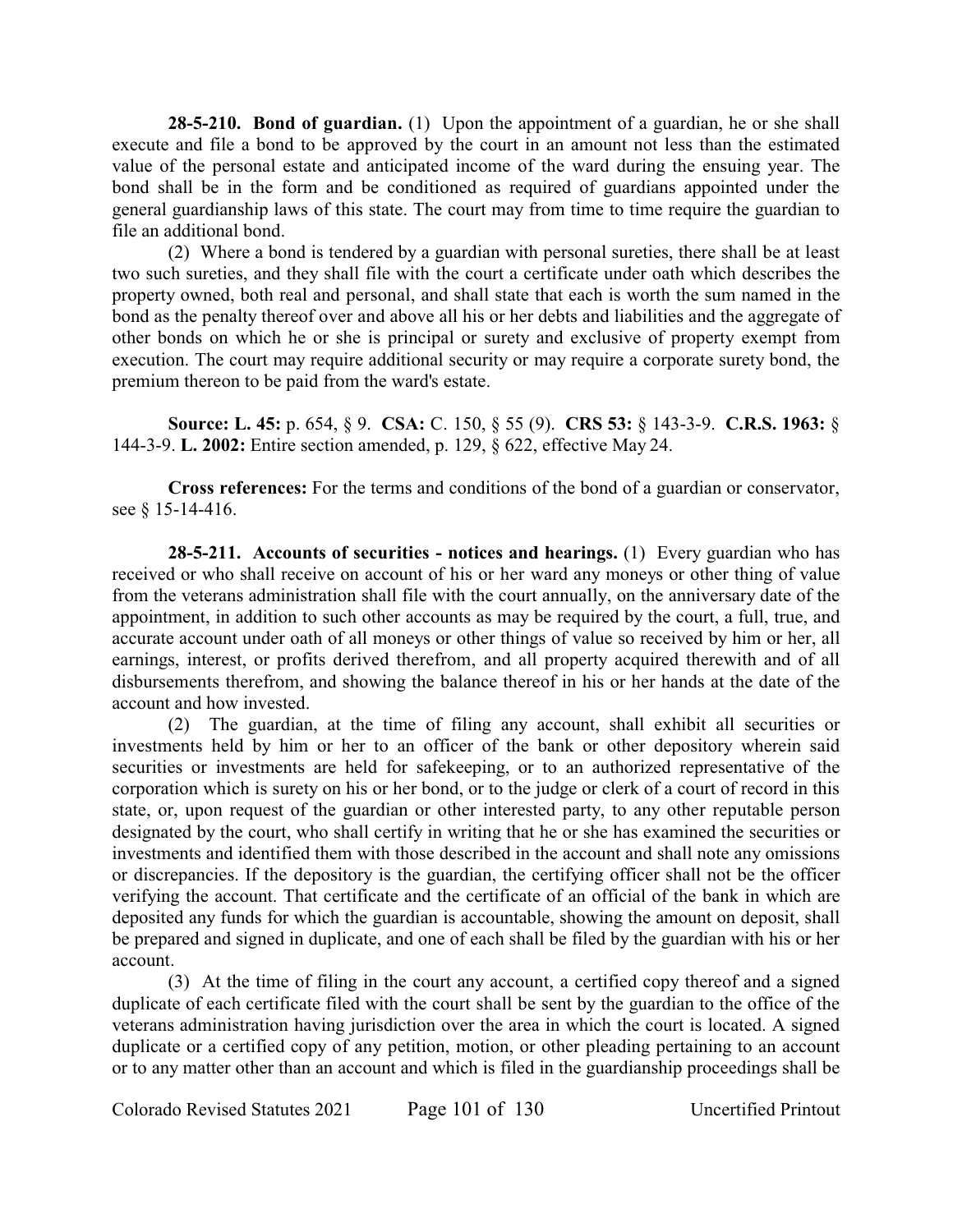**28-5-210. Bond of guardian.** (1) Upon the appointment of a guardian, he or she shall execute and file a bond to be approved by the court in an amount not less than the estimated value of the personal estate and anticipated income of the ward during the ensuing year. The bond shall be in the form and be conditioned as required of guardians appointed under the general guardianship laws of this state. The court may from time to time require the guardian to file an additional bond.

(2) Where a bond is tendered by a guardian with personal sureties, there shall be at least two such sureties, and they shall file with the court a certificate under oath which describes the property owned, both real and personal, and shall state that each is worth the sum named in the bond as the penalty thereof over and above all his or her debts and liabilities and the aggregate of other bonds on which he or she is principal or surety and exclusive of property exempt from execution. The court may require additional security or may require a corporate surety bond, the premium thereon to be paid from the ward's estate.

**Source: L. 45:** p. 654, § 9. **CSA:** C. 150, § 55 (9). **CRS 53:** § 143-3-9. **C.R.S. 1963:** § 144-3-9. **L. 2002:** Entire section amended, p. 129, § 622, effective May 24.

**Cross references:** For the terms and conditions of the bond of a guardian or conservator, see § 15-14-416.

**28-5-211. Accounts of securities - notices and hearings.** (1) Every guardian who has received or who shall receive on account of his or her ward any moneys or other thing of value from the veterans administration shall file with the court annually, on the anniversary date of the appointment, in addition to such other accounts as may be required by the court, a full, true, and accurate account under oath of all moneys or other things of value so received by him or her, all earnings, interest, or profits derived therefrom, and all property acquired therewith and of all disbursements therefrom, and showing the balance thereof in his or her hands at the date of the account and how invested.

(2) The guardian, at the time of filing any account, shall exhibit all securities or investments held by him or her to an officer of the bank or other depository wherein said securities or investments are held for safekeeping, or to an authorized representative of the corporation which is surety on his or her bond, or to the judge or clerk of a court of record in this state, or, upon request of the guardian or other interested party, to any other reputable person designated by the court, who shall certify in writing that he or she has examined the securities or investments and identified them with those described in the account and shall note any omissions or discrepancies. If the depository is the guardian, the certifying officer shall not be the officer verifying the account. That certificate and the certificate of an official of the bank in which are deposited any funds for which the guardian is accountable, showing the amount on deposit, shall be prepared and signed in duplicate, and one of each shall be filed by the guardian with his or her account.

(3) At the time of filing in the court any account, a certified copy thereof and a signed duplicate of each certificate filed with the court shall be sent by the guardian to the office of the veterans administration having jurisdiction over the area in which the court is located. A signed duplicate or a certified copy of any petition, motion, or other pleading pertaining to an account or to any matter other than an account and which is filed in the guardianship proceedings shall be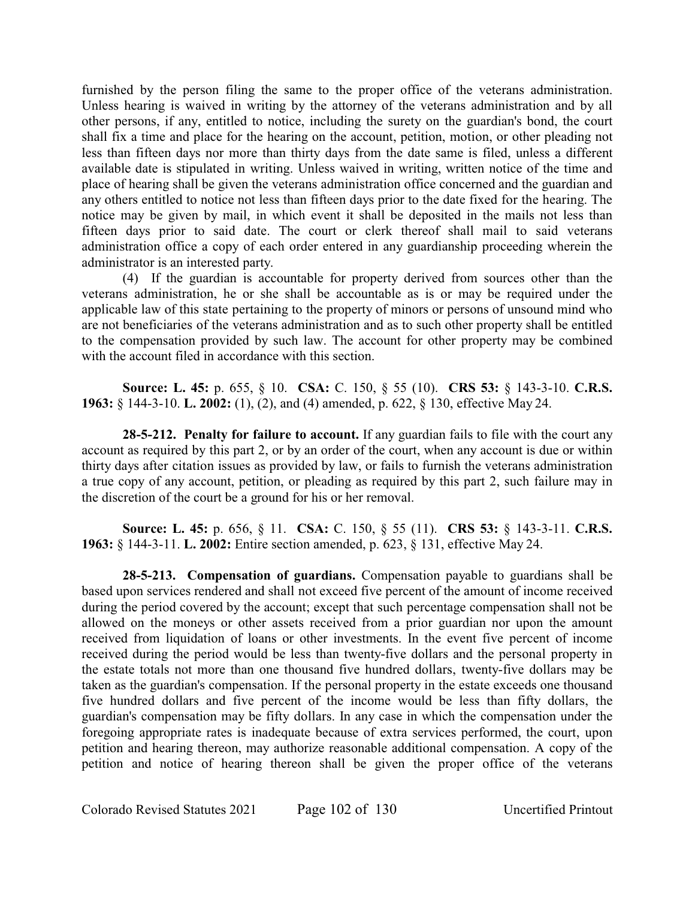furnished by the person filing the same to the proper office of the veterans administration. Unless hearing is waived in writing by the attorney of the veterans administration and by all other persons, if any, entitled to notice, including the surety on the guardian's bond, the court shall fix a time and place for the hearing on the account, petition, motion, or other pleading not less than fifteen days nor more than thirty days from the date same is filed, unless a different available date is stipulated in writing. Unless waived in writing, written notice of the time and place of hearing shall be given the veterans administration office concerned and the guardian and any others entitled to notice not less than fifteen days prior to the date fixed for the hearing. The notice may be given by mail, in which event it shall be deposited in the mails not less than fifteen days prior to said date. The court or clerk thereof shall mail to said veterans administration office a copy of each order entered in any guardianship proceeding wherein the administrator is an interested party.

(4) If the guardian is accountable for property derived from sources other than the veterans administration, he or she shall be accountable as is or may be required under the applicable law of this state pertaining to the property of minors or persons of unsound mind who are not beneficiaries of the veterans administration and as to such other property shall be entitled to the compensation provided by such law. The account for other property may be combined with the account filed in accordance with this section.

**Source: L. 45:** p. 655, § 10. **CSA:** C. 150, § 55 (10). **CRS 53:** § 143-3-10. **C.R.S. 1963:** § 144-3-10. **L. 2002:** (1), (2), and (4) amended, p. 622, § 130, effective May 24.

**28-5-212. Penalty for failure to account.** If any guardian fails to file with the court any account as required by this part 2, or by an order of the court, when any account is due or within thirty days after citation issues as provided by law, or fails to furnish the veterans administration a true copy of any account, petition, or pleading as required by this part 2, such failure may in the discretion of the court be a ground for his or her removal.

**Source: L. 45:** p. 656, § 11. **CSA:** C. 150, § 55 (11). **CRS 53:** § 143-3-11. **C.R.S. 1963:** § 144-3-11. **L. 2002:** Entire section amended, p. 623, § 131, effective May 24.

**28-5-213. Compensation of guardians.** Compensation payable to guardians shall be based upon services rendered and shall not exceed five percent of the amount of income received during the period covered by the account; except that such percentage compensation shall not be allowed on the moneys or other assets received from a prior guardian nor upon the amount received from liquidation of loans or other investments. In the event five percent of income received during the period would be less than twenty-five dollars and the personal property in the estate totals not more than one thousand five hundred dollars, twenty-five dollars may be taken as the guardian's compensation. If the personal property in the estate exceeds one thousand five hundred dollars and five percent of the income would be less than fifty dollars, the guardian's compensation may be fifty dollars. In any case in which the compensation under the foregoing appropriate rates is inadequate because of extra services performed, the court, upon petition and hearing thereon, may authorize reasonable additional compensation. A copy of the petition and notice of hearing thereon shall be given the proper office of the veterans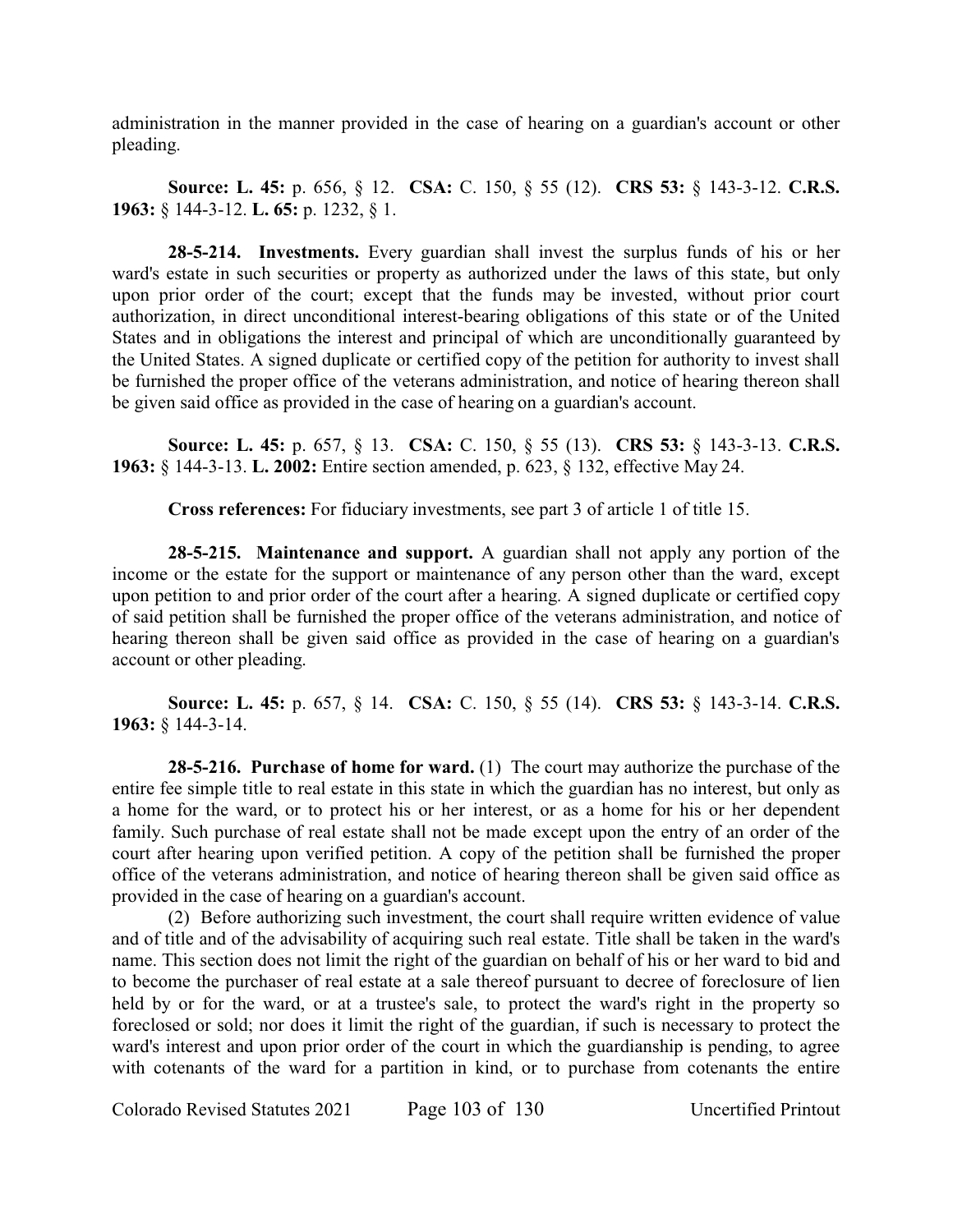administration in the manner provided in the case of hearing on a guardian's account or other pleading.

**Source: L. 45:** p. 656, § 12. **CSA:** C. 150, § 55 (12). **CRS 53:** § 143-3-12. **C.R.S. 1963:** § 144-3-12. **L. 65:** p. 1232, § 1.

**28-5-214. Investments.** Every guardian shall invest the surplus funds of his or her ward's estate in such securities or property as authorized under the laws of this state, but only upon prior order of the court; except that the funds may be invested, without prior court authorization, in direct unconditional interest-bearing obligations of this state or of the United States and in obligations the interest and principal of which are unconditionally guaranteed by the United States. A signed duplicate or certified copy of the petition for authority to invest shall be furnished the proper office of the veterans administration, and notice of hearing thereon shall be given said office as provided in the case of hearing on a guardian's account.

**Source: L. 45:** p. 657, § 13. **CSA:** C. 150, § 55 (13). **CRS 53:** § 143-3-13. **C.R.S. 1963:** § 144-3-13. **L. 2002:** Entire section amended, p. 623, § 132, effective May 24.

**Cross references:** For fiduciary investments, see part 3 of article 1 of title 15.

**28-5-215. Maintenance and support.** A guardian shall not apply any portion of the income or the estate for the support or maintenance of any person other than the ward, except upon petition to and prior order of the court after a hearing. A signed duplicate or certified copy of said petition shall be furnished the proper office of the veterans administration, and notice of hearing thereon shall be given said office as provided in the case of hearing on a guardian's account or other pleading.

**Source: L. 45:** p. 657, § 14. **CSA:** C. 150, § 55 (14). **CRS 53:** § 143-3-14. **C.R.S. 1963:** § 144-3-14.

**28-5-216. Purchase of home for ward.** (1) The court may authorize the purchase of the entire fee simple title to real estate in this state in which the guardian has no interest, but only as a home for the ward, or to protect his or her interest, or as a home for his or her dependent family. Such purchase of real estate shall not be made except upon the entry of an order of the court after hearing upon verified petition. A copy of the petition shall be furnished the proper office of the veterans administration, and notice of hearing thereon shall be given said office as provided in the case of hearing on a guardian's account.

(2) Before authorizing such investment, the court shall require written evidence of value and of title and of the advisability of acquiring such real estate. Title shall be taken in the ward's name. This section does not limit the right of the guardian on behalf of his or her ward to bid and to become the purchaser of real estate at a sale thereof pursuant to decree of foreclosure of lien held by or for the ward, or at a trustee's sale, to protect the ward's right in the property so foreclosed or sold; nor does it limit the right of the guardian, if such is necessary to protect the ward's interest and upon prior order of the court in which the guardianship is pending, to agree with cotenants of the ward for a partition in kind, or to purchase from cotenants the entire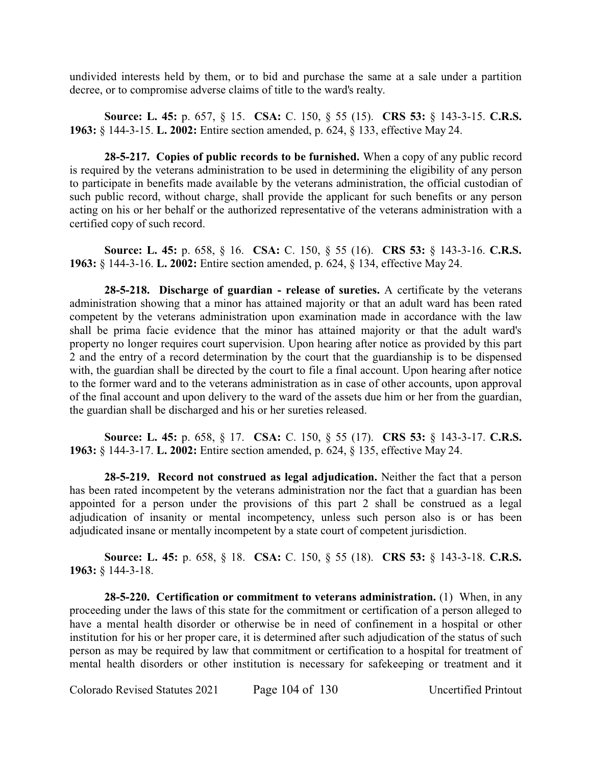undivided interests held by them, or to bid and purchase the same at a sale under a partition decree, or to compromise adverse claims of title to the ward's realty.

**Source: L. 45:** p. 657, § 15. **CSA:** C. 150, § 55 (15). **CRS 53:** § 143-3-15. **C.R.S. 1963:** § 144-3-15. **L. 2002:** Entire section amended, p. 624, § 133, effective May 24.

**28-5-217. Copies of public records to be furnished.** When a copy of any public record is required by the veterans administration to be used in determining the eligibility of any person to participate in benefits made available by the veterans administration, the official custodian of such public record, without charge, shall provide the applicant for such benefits or any person acting on his or her behalf or the authorized representative of the veterans administration with a certified copy of such record.

**Source: L. 45:** p. 658, § 16. **CSA:** C. 150, § 55 (16). **CRS 53:** § 143-3-16. **C.R.S. 1963:** § 144-3-16. **L. 2002:** Entire section amended, p. 624, § 134, effective May 24.

**28-5-218. Discharge of guardian - release of sureties.** A certificate by the veterans administration showing that a minor has attained majority or that an adult ward has been rated competent by the veterans administration upon examination made in accordance with the law shall be prima facie evidence that the minor has attained majority or that the adult ward's property no longer requires court supervision. Upon hearing after notice as provided by this part 2 and the entry of a record determination by the court that the guardianship is to be dispensed with, the guardian shall be directed by the court to file a final account. Upon hearing after notice to the former ward and to the veterans administration as in case of other accounts, upon approval of the final account and upon delivery to the ward of the assets due him or her from the guardian, the guardian shall be discharged and his or her sureties released.

**Source: L. 45:** p. 658, § 17. **CSA:** C. 150, § 55 (17). **CRS 53:** § 143-3-17. **C.R.S. 1963:** § 144-3-17. **L. 2002:** Entire section amended, p. 624, § 135, effective May 24.

**28-5-219. Record not construed as legal adjudication.** Neither the fact that a person has been rated incompetent by the veterans administration nor the fact that a guardian has been appointed for a person under the provisions of this part 2 shall be construed as a legal adjudication of insanity or mental incompetency, unless such person also is or has been adjudicated insane or mentally incompetent by a state court of competent jurisdiction.

**Source: L. 45:** p. 658, § 18. **CSA:** C. 150, § 55 (18). **CRS 53:** § 143-3-18. **C.R.S. 1963:** § 144-3-18.

**28-5-220. Certification or commitment to veterans administration.** (1) When, in any proceeding under the laws of this state for the commitment or certification of a person alleged to have a mental health disorder or otherwise be in need of confinement in a hospital or other institution for his or her proper care, it is determined after such adjudication of the status of such person as may be required by law that commitment or certification to a hospital for treatment of mental health disorders or other institution is necessary for safekeeping or treatment and it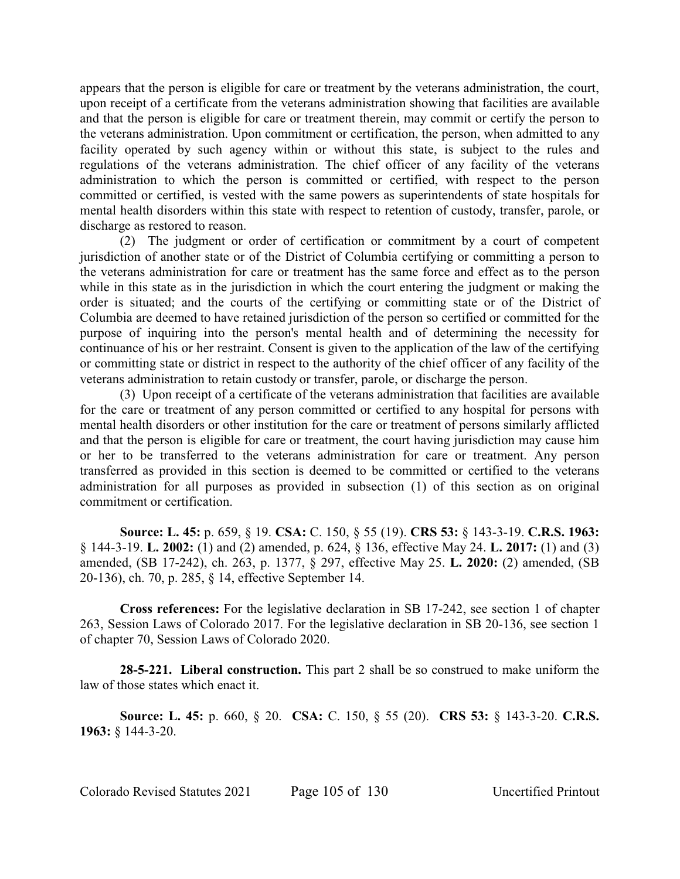appears that the person is eligible for care or treatment by the veterans administration, the court, upon receipt of a certificate from the veterans administration showing that facilities are available and that the person is eligible for care or treatment therein, may commit or certify the person to the veterans administration. Upon commitment or certification, the person, when admitted to any facility operated by such agency within or without this state, is subject to the rules and regulations of the veterans administration. The chief officer of any facility of the veterans administration to which the person is committed or certified, with respect to the person committed or certified, is vested with the same powers as superintendents of state hospitals for mental health disorders within this state with respect to retention of custody, transfer, parole, or discharge as restored to reason.

(2) The judgment or order of certification or commitment by a court of competent jurisdiction of another state or of the District of Columbia certifying or committing a person to the veterans administration for care or treatment has the same force and effect as to the person while in this state as in the jurisdiction in which the court entering the judgment or making the order is situated; and the courts of the certifying or committing state or of the District of Columbia are deemed to have retained jurisdiction of the person so certified or committed for the purpose of inquiring into the person's mental health and of determining the necessity for continuance of his or her restraint. Consent is given to the application of the law of the certifying or committing state or district in respect to the authority of the chief officer of any facility of the veterans administration to retain custody or transfer, parole, or discharge the person.

(3) Upon receipt of a certificate of the veterans administration that facilities are available for the care or treatment of any person committed or certified to any hospital for persons with mental health disorders or other institution for the care or treatment of persons similarly afflicted and that the person is eligible for care or treatment, the court having jurisdiction may cause him or her to be transferred to the veterans administration for care or treatment. Any person transferred as provided in this section is deemed to be committed or certified to the veterans administration for all purposes as provided in subsection (1) of this section as on original commitment or certification.

**Source: L. 45:** p. 659, § 19. **CSA:** C. 150, § 55 (19). **CRS 53:** § 143-3-19. **C.R.S. 1963:** § 144-3-19. **L. 2002:** (1) and (2) amended, p. 624, § 136, effective May 24. **L. 2017:** (1) and (3) amended, (SB 17-242), ch. 263, p. 1377, § 297, effective May 25. **L. 2020:** (2) amended, (SB 20-136), ch. 70, p. 285, § 14, effective September 14.

**Cross references:** For the legislative declaration in SB 17-242, see section 1 of chapter 263, Session Laws of Colorado 2017. For the legislative declaration in SB 20-136, see section 1 of chapter 70, Session Laws of Colorado 2020.

**28-5-221. Liberal construction.** This part 2 shall be so construed to make uniform the law of those states which enact it.

**Source: L. 45:** p. 660, § 20. **CSA:** C. 150, § 55 (20). **CRS 53:** § 143-3-20. **C.R.S. 1963:** § 144-3-20.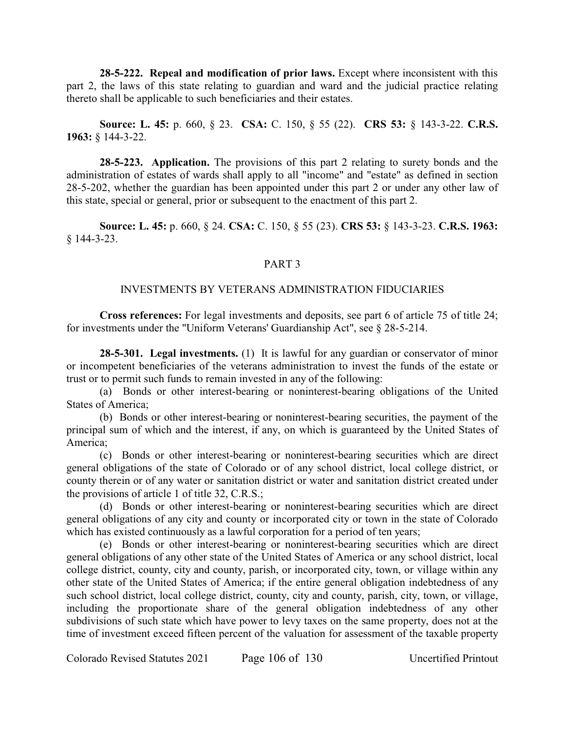**28-5-222. Repeal and modification of prior laws.** Except where inconsistent with this part 2, the laws of this state relating to guardian and ward and the judicial practice relating thereto shall be applicable to such beneficiaries and their estates.

**Source: L. 45:** p. 660, § 23. **CSA:** C. 150, § 55 (22). **CRS 53:** § 143-3-22. **C.R.S. 1963:** § 144-3-22.

**28-5-223. Application.** The provisions of this part 2 relating to surety bonds and the administration of estates of wards shall apply to all "income" and "estate" as defined in section 28-5-202, whether the guardian has been appointed under this part 2 or under any other law of this state, special or general, prior or subsequent to the enactment of this part 2.

**Source: L. 45:** p. 660, § 24. **CSA:** C. 150, § 55 (23). **CRS 53:** § 143-3-23. **C.R.S. 1963:** § 144-3-23.

## PART 3

## INVESTMENTS BY VETERANS ADMINISTRATION FIDUCIARIES

**Cross references:** For legal investments and deposits, see part 6 of article 75 of title 24; for investments under the "Uniform Veterans' Guardianship Act", see § 28-5-214.

**28-5-301. Legal investments.** (1) It is lawful for any guardian or conservator of minor or incompetent beneficiaries of the veterans administration to invest the funds of the estate or trust or to permit such funds to remain invested in any of the following:

(a) Bonds or other interest-bearing or noninterest-bearing obligations of the United States of America;

(b) Bonds or other interest-bearing or noninterest-bearing securities, the payment of the principal sum of which and the interest, if any, on which is guaranteed by the United States of America;

(c) Bonds or other interest-bearing or noninterest-bearing securities which are direct general obligations of the state of Colorado or of any school district, local college district, or county therein or of any water or sanitation district or water and sanitation district created under the provisions of article 1 of title 32, C.R.S.;

(d) Bonds or other interest-bearing or noninterest-bearing securities which are direct general obligations of any city and county or incorporated city or town in the state of Colorado which has existed continuously as a lawful corporation for a period of ten years;

(e) Bonds or other interest-bearing or noninterest-bearing securities which are direct general obligations of any other state of the United States of America or any school district, local college district, county, city and county, parish, or incorporated city, town, or village within any other state of the United States of America; if the entire general obligation indebtedness of any such school district, local college district, county, city and county, parish, city, town, or village, including the proportionate share of the general obligation indebtedness of any other subdivisions of such state which have power to levy taxes on the same property, does not at the time of investment exceed fifteen percent of the valuation for assessment of the taxable property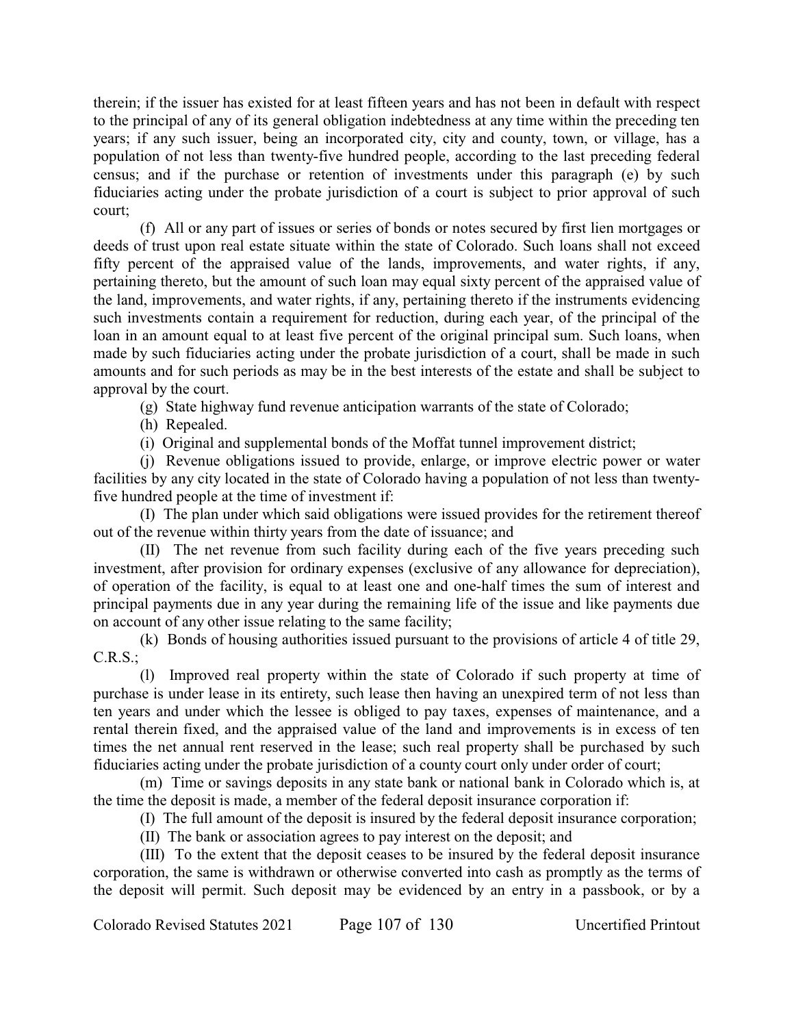therein; if the issuer has existed for at least fifteen years and has not been in default with respect to the principal of any of its general obligation indebtedness at any time within the preceding ten years; if any such issuer, being an incorporated city, city and county, town, or village, has a population of not less than twenty-five hundred people, according to the last preceding federal census; and if the purchase or retention of investments under this paragraph (e) by such fiduciaries acting under the probate jurisdiction of a court is subject to prior approval of such court;

(f) All or any part of issues or series of bonds or notes secured by first lien mortgages or deeds of trust upon real estate situate within the state of Colorado. Such loans shall not exceed fifty percent of the appraised value of the lands, improvements, and water rights, if any, pertaining thereto, but the amount of such loan may equal sixty percent of the appraised value of the land, improvements, and water rights, if any, pertaining thereto if the instruments evidencing such investments contain a requirement for reduction, during each year, of the principal of the loan in an amount equal to at least five percent of the original principal sum. Such loans, when made by such fiduciaries acting under the probate jurisdiction of a court, shall be made in such amounts and for such periods as may be in the best interests of the estate and shall be subject to approval by the court.

(g) State highway fund revenue anticipation warrants of the state of Colorado;

(h) Repealed.

(i) Original and supplemental bonds of the Moffat tunnel improvement district;

(j) Revenue obligations issued to provide, enlarge, or improve electric power or water facilities by any city located in the state of Colorado having a population of not less than twenty-five hundred people at the time of investment if:

(I) The plan under which said obligations were issued provides for the retirement thereof out of the revenue within thirty years from the date of issuance; and

(II) The net revenue from such facility during each of the five years preceding such investment, after provision for ordinary expenses (exclusive of any allowance for depreciation), of operation of the facility, is equal to at least one and one-half times the sum of interest and principal payments due in any year during the remaining life of the issue and like payments due on account of any other issue relating to the same facility;

(k) Bonds of housing authorities issued pursuant to the provisions of article 4 of title 29, C.R.S.;

(l) Improved real property within the state of Colorado if such property at time of purchase is under lease in its entirety, such lease then having an unexpired term of not less than ten years and under which the lessee is obliged to pay taxes, expenses of maintenance, and a rental therein fixed, and the appraised value of the land and improvements is in excess of ten times the net annual rent reserved in the lease; such real property shall be purchased by such fiduciaries acting under the probate jurisdiction of a county court only under order of court;

(m) Time or savings deposits in any state bank or national bank in Colorado which is, at the time the deposit is made, a member of the federal deposit insurance corporation if:

(I) The full amount of the deposit is insured by the federal deposit insurance corporation;

(II) The bank or association agrees to pay interest on the deposit; and

(III) To the extent that the deposit ceases to be insured by the federal deposit insurance corporation, the same is withdrawn or otherwise converted into cash as promptly as the terms of the deposit will permit. Such deposit may be evidenced by an entry in a passbook, or by a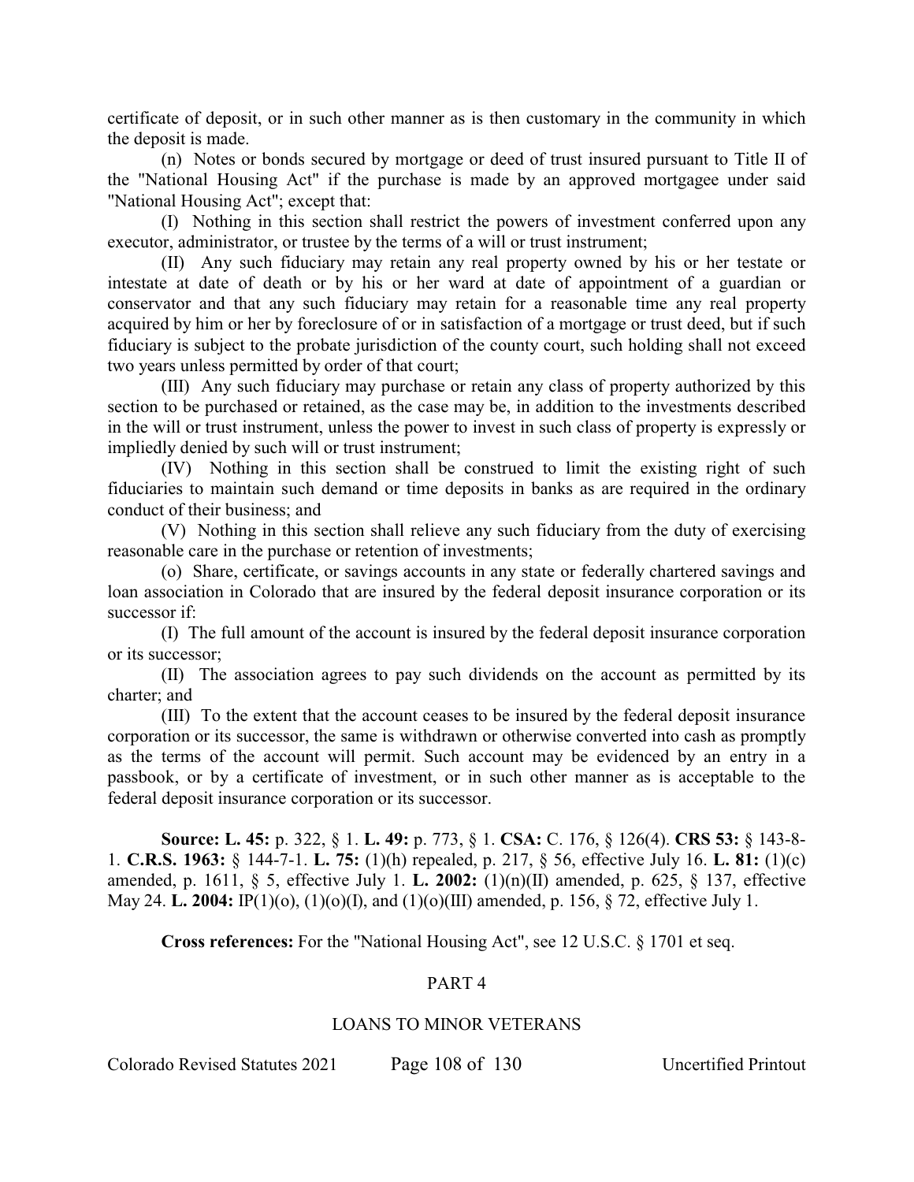certificate of deposit, or in such other manner as is then customary in the community in which the deposit is made.

(n) Notes or bonds secured by mortgage or deed of trust insured pursuant to Title II of the "National Housing Act" if the purchase is made by an approved mortgagee under said "National Housing Act"; except that:

(I) Nothing in this section shall restrict the powers of investment conferred upon any executor, administrator, or trustee by the terms of a will or trust instrument;

(II) Any such fiduciary may retain any real property owned by his or her testate or intestate at date of death or by his or her ward at date of appointment of a guardian or conservator and that any such fiduciary may retain for a reasonable time any real property acquired by him or her by foreclosure of or in satisfaction of a mortgage or trust deed, but if such fiduciary is subject to the probate jurisdiction of the county court, such holding shall not exceed two years unless permitted by order of that court;

(III) Any such fiduciary may purchase or retain any class of property authorized by this section to be purchased or retained, as the case may be, in addition to the investments described in the will or trust instrument, unless the power to invest in such class of property is expressly or impliedly denied by such will or trust instrument;

(IV) Nothing in this section shall be construed to limit the existing right of such fiduciaries to maintain such demand or time deposits in banks as are required in the ordinary conduct of their business; and

(V) Nothing in this section shall relieve any such fiduciary from the duty of exercising reasonable care in the purchase or retention of investments;

(o) Share, certificate, or savings accounts in any state or federally chartered savings and loan association in Colorado that are insured by the federal deposit insurance corporation or its successor if:

(I) The full amount of the account is insured by the federal deposit insurance corporation or its successor;

(II) The association agrees to pay such dividends on the account as permitted by its charter; and

(III) To the extent that the account ceases to be insured by the federal deposit insurance corporation or its successor, the same is withdrawn or otherwise converted into cash as promptly as the terms of the account will permit. Such account may be evidenced by an entry in a passbook, or by a certificate of investment, or in such other manner as is acceptable to the federal deposit insurance corporation or its successor.

**Source: L. 45:** p. 322, § 1. **L. 49:** p. 773, § 1. **CSA:** C. 176, § 126(4). **CRS 53:** § 143-8-1. **C.R.S. 1963:** § 144-7-1. **L. 75:** (1)(h) repealed, p. 217, § 56, effective July 16. **L. 81:** (1)(c) amended, p. 1611, § 5, effective July 1. **L. 2002:** (1)(n)(II) amended, p. 625, § 137, effective May 24. **L. 2004:** IP(1)(o), (1)(o)(I), and (1)(o)(III) amended, p. 156, § 72, effective July 1.

**Cross references:** For the "National Housing Act", see 12 U.S.C. § 1701 et seq.

## PART 4

## LOANS TO MINOR VETERANS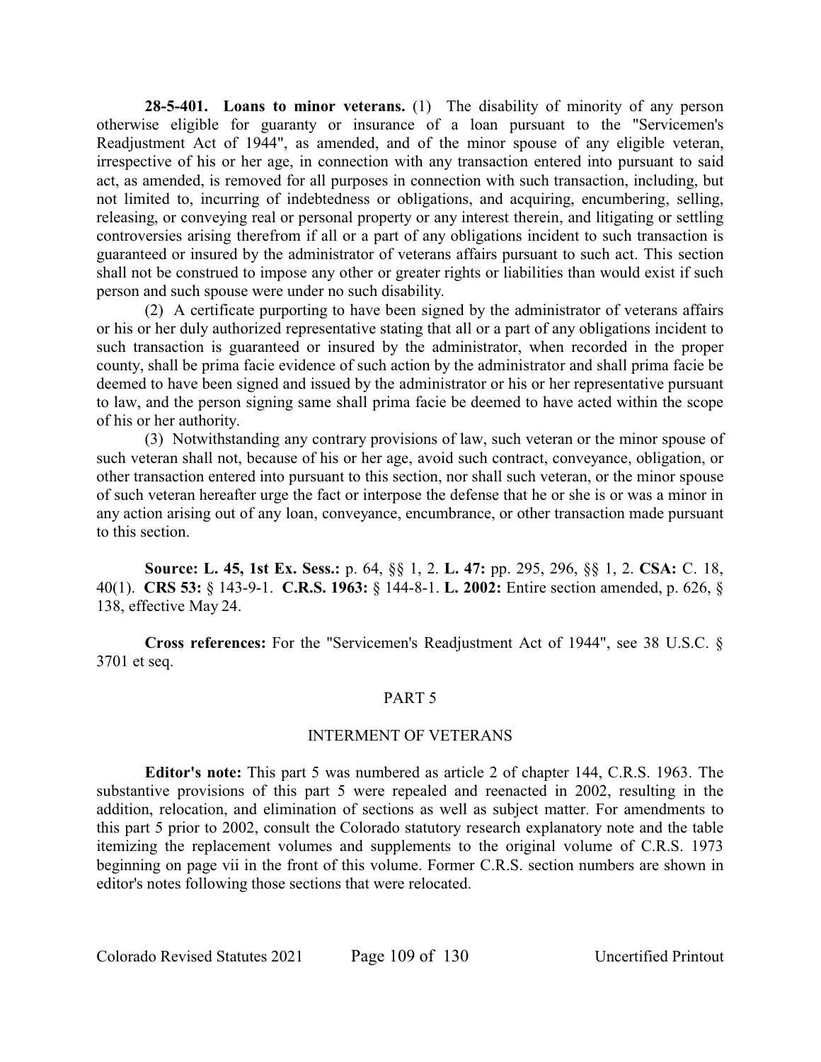**28-5-401. Loans to minor veterans.** (1) The disability of minority of any person otherwise eligible for guaranty or insurance of a loan pursuant to the "Servicemen's Readjustment Act of 1944", as amended, and of the minor spouse of any eligible veteran, irrespective of his or her age, in connection with any transaction entered into pursuant to said act, as amended, is removed for all purposes in connection with such transaction, including, but not limited to, incurring of indebtedness or obligations, and acquiring, encumbering, selling, releasing, or conveying real or personal property or any interest therein, and litigating or settling controversies arising therefrom if all or a part of any obligations incident to such transaction is guaranteed or insured by the administrator of veterans affairs pursuant to such act. This section shall not be construed to impose any other or greater rights or liabilities than would exist if such person and such spouse were under no such disability.

(2) A certificate purporting to have been signed by the administrator of veterans affairs or his or her duly authorized representative stating that all or a part of any obligations incident to such transaction is guaranteed or insured by the administrator, when recorded in the proper county, shall be prima facie evidence of such action by the administrator and shall prima facie be deemed to have been signed and issued by the administrator or his or her representative pursuant to law, and the person signing same shall prima facie be deemed to have acted within the scope of his or her authority.

(3) Notwithstanding any contrary provisions of law, such veteran or the minor spouse of such veteran shall not, because of his or her age, avoid such contract, conveyance, obligation, or other transaction entered into pursuant to this section, nor shall such veteran, or the minor spouse of such veteran hereafter urge the fact or interpose the defense that he or she is or was a minor in any action arising out of any loan, conveyance, encumbrance, or other transaction made pursuant to this section.

**Source: L. 45, 1st Ex. Sess.:** p. 64, §§ 1, 2. **L. 47:** pp. 295, 296, §§ 1, 2. **CSA:** C. 18, 40(1). **CRS 53:** § 143-9-1. **C.R.S. 1963:** § 144-8-1. **L. 2002:** Entire section amended, p. 626, § 138, effective May 24.

**Cross references:** For the "Servicemen's Readjustment Act of 1944", see 38 U.S.C. § 3701 et seq.

## PART 5

## INTERMENT OF VETERANS

**Editor's note:** This part 5 was numbered as article 2 of chapter 144, C.R.S. 1963. The substantive provisions of this part 5 were repealed and reenacted in 2002, resulting in the addition, relocation, and elimination of sections as well as subject matter. For amendments to this part 5 prior to 2002, consult the Colorado statutory research explanatory note and the table itemizing the replacement volumes and supplements to the original volume of C.R.S. 1973 beginning on page vii in the front of this volume. Former C.R.S. section numbers are shown in editor's notes following those sections that were relocated.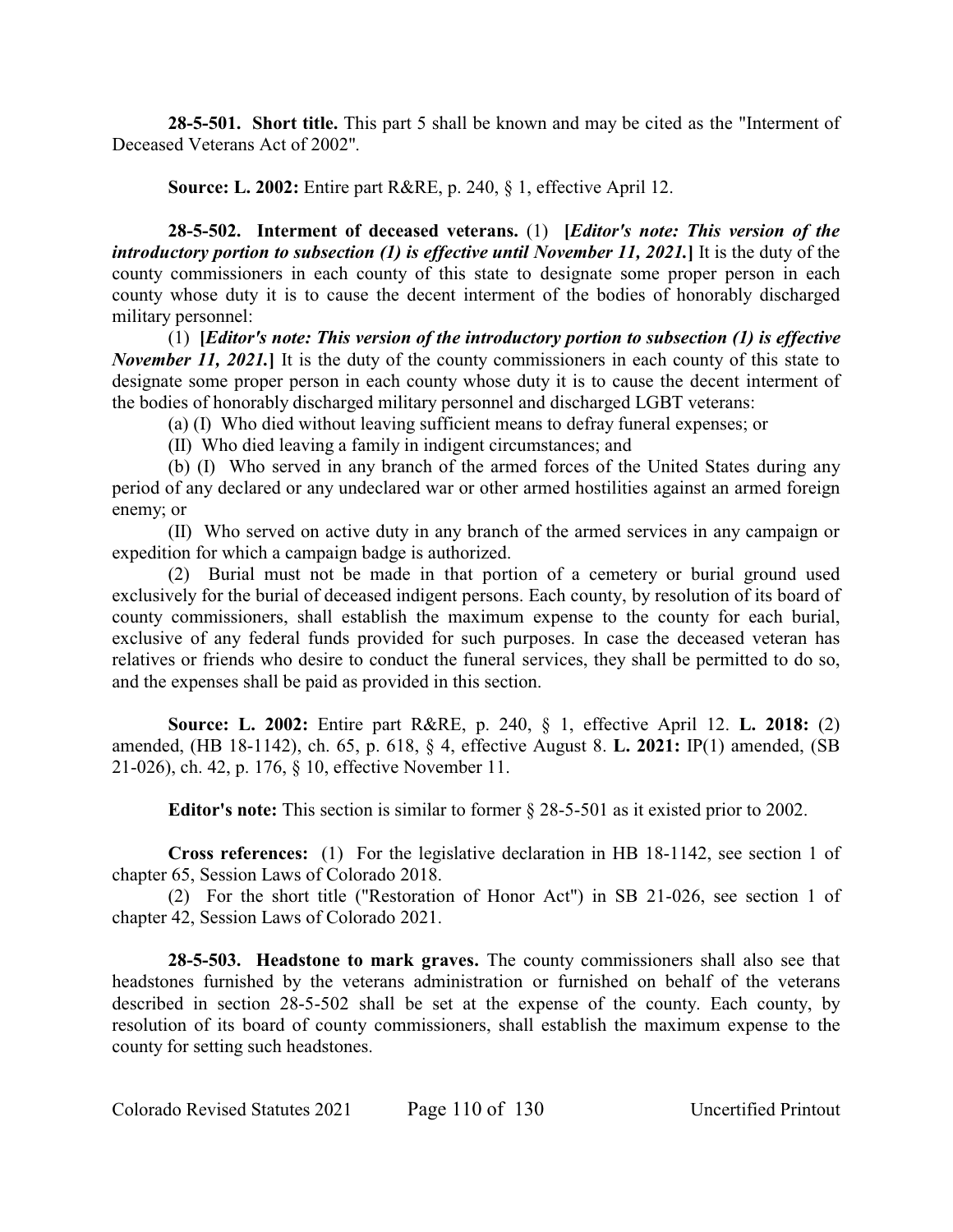**28-5-501. Short title.** This part 5 shall be known and may be cited as the "Interment of Deceased Veterans Act of 2002".

**Source: L. 2002:** Entire part R&RE, p. 240, § 1, effective April 12.

**28-5-502. Interment of deceased veterans.** (1) **[*Editor's note: This version of the introductory portion to subsection (1) is effective until November 11, 2021.*]** It is the duty of the county commissioners in each county of this state to designate some proper person in each county whose duty it is to cause the decent interment of the bodies of honorably discharged military personnel:

(1) **[*Editor's note: This version of the introductory portion to subsection (1) is effective November 11, 2021.*]** It is the duty of the county commissioners in each county of this state to designate some proper person in each county whose duty it is to cause the decent interment of the bodies of honorably discharged military personnel and discharged LGBT veterans:

(a) (I) Who died without leaving sufficient means to defray funeral expenses; or

(II) Who died leaving a family in indigent circumstances; and

(b) (I) Who served in any branch of the armed forces of the United States during any period of any declared or any undeclared war or other armed hostilities against an armed foreign enemy; or

(II) Who served on active duty in any branch of the armed services in any campaign or expedition for which a campaign badge is authorized.

(2) Burial must not be made in that portion of a cemetery or burial ground used exclusively for the burial of deceased indigent persons. Each county, by resolution of its board of county commissioners, shall establish the maximum expense to the county for each burial, exclusive of any federal funds provided for such purposes. In case the deceased veteran has relatives or friends who desire to conduct the funeral services, they shall be permitted to do so, and the expenses shall be paid as provided in this section.

**Source: L. 2002:** Entire part R&RE, p. 240, § 1, effective April 12. **L. 2018:** (2) amended, (HB 18-1142), ch. 65, p. 618, § 4, effective August 8. **L. 2021:** IP(1) amended, (SB 21-026), ch. 42, p. 176, § 10, effective November 11.

**Editor's note:** This section is similar to former § 28-5-501 as it existed prior to 2002.

**Cross references:** (1) For the legislative declaration in HB 18-1142, see section 1 of chapter 65, Session Laws of Colorado 2018.

(2) For the short title ("Restoration of Honor Act") in SB 21-026, see section 1 of chapter 42, Session Laws of Colorado 2021.

**28-5-503. Headstone to mark graves.** The county commissioners shall also see that headstones furnished by the veterans administration or furnished on behalf of the veterans described in section 28-5-502 shall be set at the expense of the county. Each county, by resolution of its board of county commissioners, shall establish the maximum expense to the county for setting such headstones.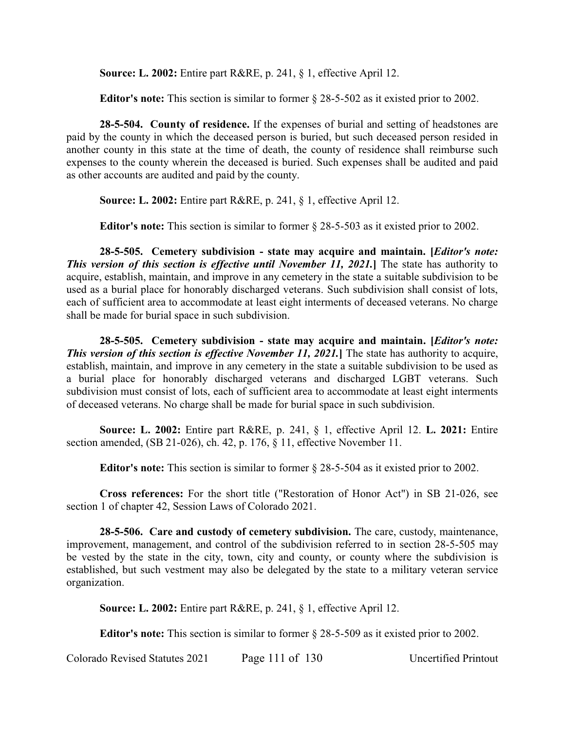**Source: L. 2002:** Entire part R&RE, p. 241, § 1, effective April 12.

**Editor's note:** This section is similar to former § 28-5-502 as it existed prior to 2002.

**28-5-504. County of residence.** If the expenses of burial and setting of headstones are paid by the county in which the deceased person is buried, but such deceased person resided in another county in this state at the time of death, the county of residence shall reimburse such expenses to the county wherein the deceased is buried. Such expenses shall be audited and paid as other accounts are audited and paid by the county.

**Source: L. 2002:** Entire part R&RE, p. 241, § 1, effective April 12.

**Editor's note:** This section is similar to former § 28-5-503 as it existed prior to 2002.

**28-5-505. Cemetery subdivision - state may acquire and maintain. [*Editor's note: This version of this section is effective until November 11, 2021.*]** The state has authority to acquire, establish, maintain, and improve in any cemetery in the state a suitable subdivision to be used as a burial place for honorably discharged veterans. Such subdivision shall consist of lots, each of sufficient area to accommodate at least eight interments of deceased veterans. No charge shall be made for burial space in such subdivision.

**28-5-505. Cemetery subdivision - state may acquire and maintain. [*Editor's note: This version of this section is effective November 11, 2021.*]** The state has authority to acquire, establish, maintain, and improve in any cemetery in the state a suitable subdivision to be used as a burial place for honorably discharged veterans and discharged LGBT veterans. Such subdivision must consist of lots, each of sufficient area to accommodate at least eight interments of deceased veterans. No charge shall be made for burial space in such subdivision.

**Source: L. 2002:** Entire part R&RE, p. 241, § 1, effective April 12. **L. 2021:** Entire section amended, (SB 21-026), ch. 42, p. 176, § 11, effective November 11.

**Editor's note:** This section is similar to former § 28-5-504 as it existed prior to 2002.

**Cross references:** For the short title ("Restoration of Honor Act") in SB 21-026, see section 1 of chapter 42, Session Laws of Colorado 2021.

**28-5-506. Care and custody of cemetery subdivision.** The care, custody, maintenance, improvement, management, and control of the subdivision referred to in section 28-5-505 may be vested by the state in the city, town, city and county, or county where the subdivision is established, but such vestment may also be delegated by the state to a military veteran service organization.

**Source: L. 2002:** Entire part R&RE, p. 241, § 1, effective April 12.

**Editor's note:** This section is similar to former § 28-5-509 as it existed prior to 2002.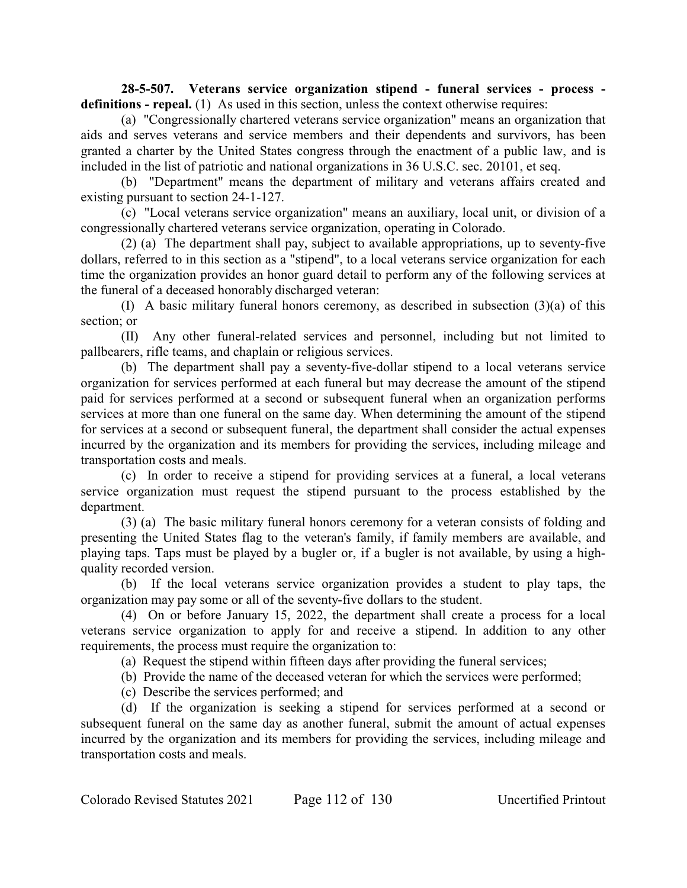**28-5-507. Veterans service organization stipend - funeral services - process - definitions - repeal.** (1) As used in this section, unless the context otherwise requires:

(a) "Congressionally chartered veterans service organization" means an organization that aids and serves veterans and service members and their dependents and survivors, has been granted a charter by the United States congress through the enactment of a public law, and is included in the list of patriotic and national organizations in 36 U.S.C. sec. 20101, et seq.

(b) "Department" means the department of military and veterans affairs created and existing pursuant to section 24-1-127.

(c) "Local veterans service organization" means an auxiliary, local unit, or division of a congressionally chartered veterans service organization, operating in Colorado.

(2) (a) The department shall pay, subject to available appropriations, up to seventy-five dollars, referred to in this section as a "stipend", to a local veterans service organization for each time the organization provides an honor guard detail to perform any of the following services at the funeral of a deceased honorably discharged veteran:

(I) A basic military funeral honors ceremony, as described in subsection (3)(a) of this section; or

(II) Any other funeral-related services and personnel, including but not limited to pallbearers, rifle teams, and chaplain or religious services.

(b) The department shall pay a seventy-five-dollar stipend to a local veterans service organization for services performed at each funeral but may decrease the amount of the stipend paid for services performed at a second or subsequent funeral when an organization performs services at more than one funeral on the same day. When determining the amount of the stipend for services at a second or subsequent funeral, the department shall consider the actual expenses incurred by the organization and its members for providing the services, including mileage and transportation costs and meals.

(c) In order to receive a stipend for providing services at a funeral, a local veterans service organization must request the stipend pursuant to the process established by the department.

(3) (a) The basic military funeral honors ceremony for a veteran consists of folding and presenting the United States flag to the veteran's family, if family members are available, and playing taps. Taps must be played by a bugler or, if a bugler is not available, by using a high-quality recorded version.

(b) If the local veterans service organization provides a student to play taps, the organization may pay some or all of the seventy-five dollars to the student.

(4) On or before January 15, 2022, the department shall create a process for a local veterans service organization to apply for and receive a stipend. In addition to any other requirements, the process must require the organization to:

(a) Request the stipend within fifteen days after providing the funeral services;

(b) Provide the name of the deceased veteran for which the services were performed;

(c) Describe the services performed; and

(d) If the organization is seeking a stipend for services performed at a second or subsequent funeral on the same day as another funeral, submit the amount of actual expenses incurred by the organization and its members for providing the services, including mileage and transportation costs and meals.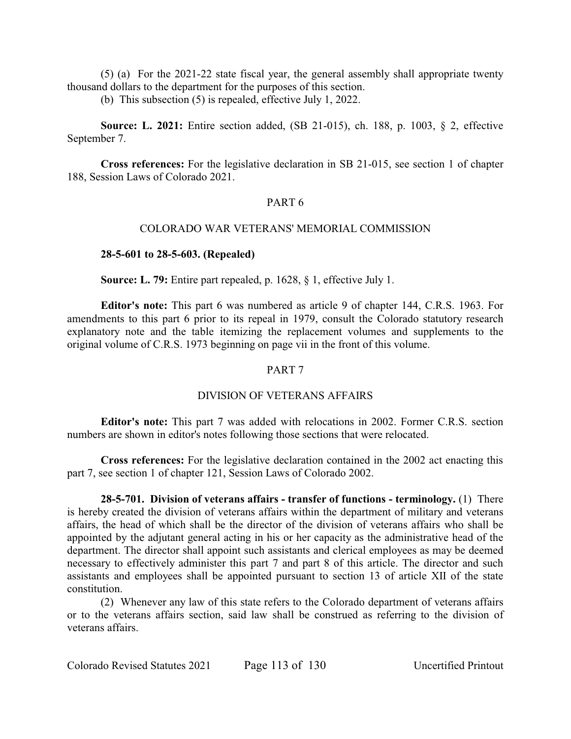(5) (a) For the 2021-22 state fiscal year, the general assembly shall appropriate twenty thousand dollars to the department for the purposes of this section.

(b) This subsection (5) is repealed, effective July 1, 2022.

**Source: L. 2021:** Entire section added, (SB 21-015), ch. 188, p. 1003, § 2, effective September 7.

**Cross references:** For the legislative declaration in SB 21-015, see section 1 of chapter 188, Session Laws of Colorado 2021.

## PART 6

## COLORADO WAR VETERANS' MEMORIAL COMMISSION

**28-5-601 to 28-5-603. (Repealed)**

**Source: L. 79:** Entire part repealed, p. 1628, § 1, effective July 1.

**Editor's note:** This part 6 was numbered as article 9 of chapter 144, C.R.S. 1963. For amendments to this part 6 prior to its repeal in 1979, consult the Colorado statutory research explanatory note and the table itemizing the replacement volumes and supplements to the original volume of C.R.S. 1973 beginning on page vii in the front of this volume.

## PART 7

## DIVISION OF VETERANS AFFAIRS

**Editor's note:** This part 7 was added with relocations in 2002. Former C.R.S. section numbers are shown in editor's notes following those sections that were relocated.

**Cross references:** For the legislative declaration contained in the 2002 act enacting this part 7, see section 1 of chapter 121, Session Laws of Colorado 2002.

**28-5-701. Division of veterans affairs - transfer of functions - terminology.** (1) There is hereby created the division of veterans affairs within the department of military and veterans affairs, the head of which shall be the director of the division of veterans affairs who shall be appointed by the adjutant general acting in his or her capacity as the administrative head of the department. The director shall appoint such assistants and clerical employees as may be deemed necessary to effectively administer this part 7 and part 8 of this article. The director and such assistants and employees shall be appointed pursuant to section 13 of article XII of the state constitution.

(2) Whenever any law of this state refers to the Colorado department of veterans affairs or to the veterans affairs section, said law shall be construed as referring to the division of veterans affairs.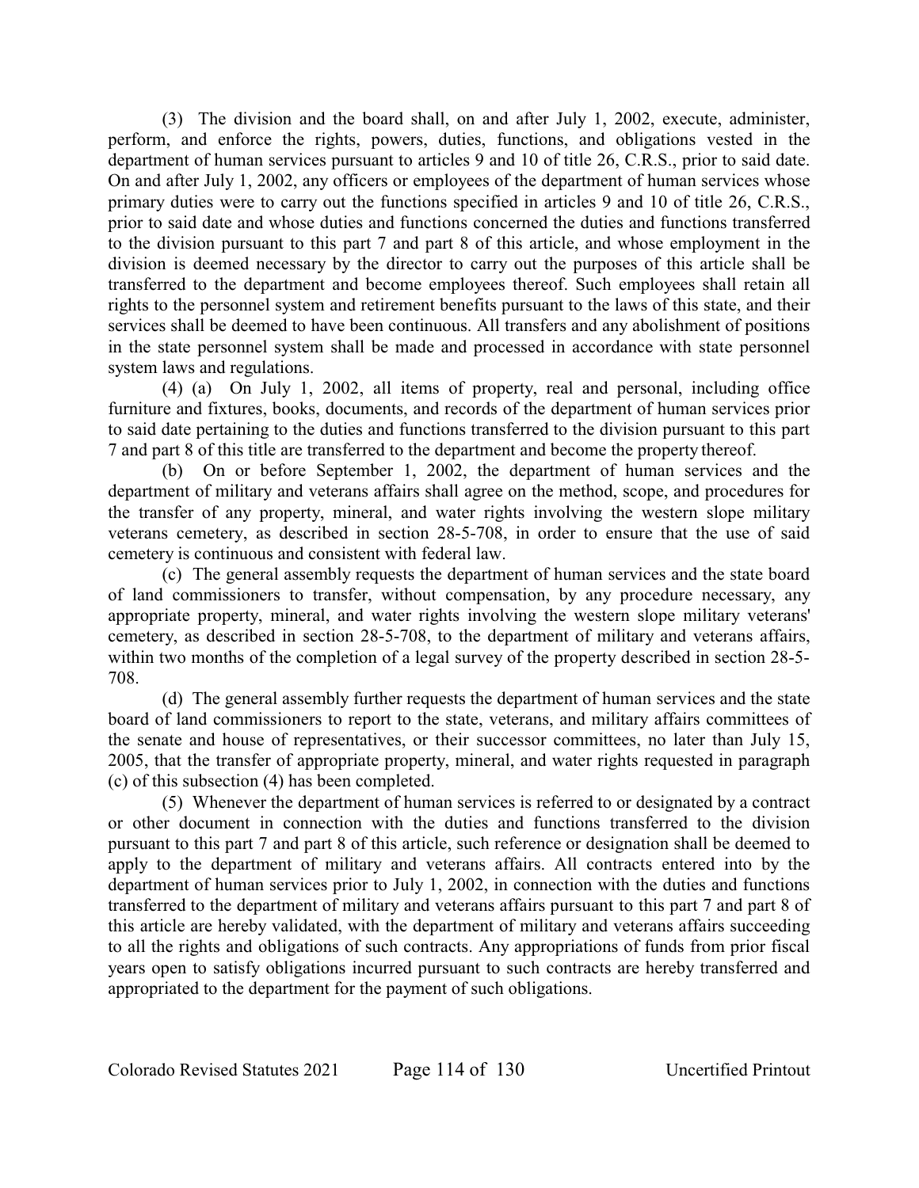(3) The division and the board shall, on and after July 1, 2002, execute, administer, perform, and enforce the rights, powers, duties, functions, and obligations vested in the department of human services pursuant to articles 9 and 10 of title 26, C.R.S., prior to said date. On and after July 1, 2002, any officers or employees of the department of human services whose primary duties were to carry out the functions specified in articles 9 and 10 of title 26, C.R.S., prior to said date and whose duties and functions concerned the duties and functions transferred to the division pursuant to this part 7 and part 8 of this article, and whose employment in the division is deemed necessary by the director to carry out the purposes of this article shall be transferred to the department and become employees thereof. Such employees shall retain all rights to the personnel system and retirement benefits pursuant to the laws of this state, and their services shall be deemed to have been continuous. All transfers and any abolishment of positions in the state personnel system shall be made and processed in accordance with state personnel system laws and regulations.

(4) (a) On July 1, 2002, all items of property, real and personal, including office furniture and fixtures, books, documents, and records of the department of human services prior to said date pertaining to the duties and functions transferred to the division pursuant to this part 7 and part 8 of this title are transferred to the department and become the property thereof.

(b) On or before September 1, 2002, the department of human services and the department of military and veterans affairs shall agree on the method, scope, and procedures for the transfer of any property, mineral, and water rights involving the western slope military veterans cemetery, as described in section 28-5-708, in order to ensure that the use of said cemetery is continuous and consistent with federal law.

(c) The general assembly requests the department of human services and the state board of land commissioners to transfer, without compensation, by any procedure necessary, any appropriate property, mineral, and water rights involving the western slope military veterans' cemetery, as described in section 28-5-708, to the department of military and veterans affairs, within two months of the completion of a legal survey of the property described in section 28-5-708.

(d) The general assembly further requests the department of human services and the state board of land commissioners to report to the state, veterans, and military affairs committees of the senate and house of representatives, or their successor committees, no later than July 15, 2005, that the transfer of appropriate property, mineral, and water rights requested in paragraph (c) of this subsection (4) has been completed.

(5) Whenever the department of human services is referred to or designated by a contract or other document in connection with the duties and functions transferred to the division pursuant to this part 7 and part 8 of this article, such reference or designation shall be deemed to apply to the department of military and veterans affairs. All contracts entered into by the department of human services prior to July 1, 2002, in connection with the duties and functions transferred to the department of military and veterans affairs pursuant to this part 7 and part 8 of this article are hereby validated, with the department of military and veterans affairs succeeding to all the rights and obligations of such contracts. Any appropriations of funds from prior fiscal years open to satisfy obligations incurred pursuant to such contracts are hereby transferred and appropriated to the department for the payment of such obligations.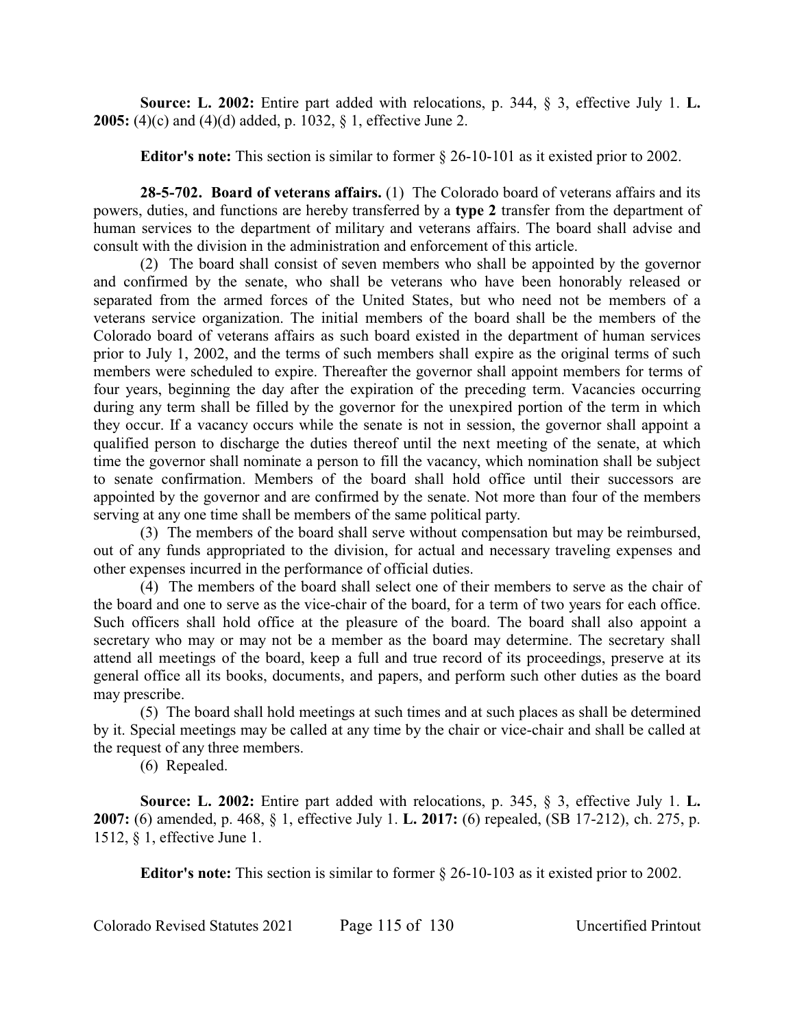**Source: L. 2002:** Entire part added with relocations, p. 344, § 3, effective July 1. **L. 2005:** (4)(c) and (4)(d) added, p. 1032, § 1, effective June 2.

**Editor's note:** This section is similar to former § 26-10-101 as it existed prior to 2002.

**28-5-702. Board of veterans affairs.** (1) The Colorado board of veterans affairs and its powers, duties, and functions are hereby transferred by a **type 2** transfer from the department of human services to the department of military and veterans affairs. The board shall advise and consult with the division in the administration and enforcement of this article.

(2) The board shall consist of seven members who shall be appointed by the governor and confirmed by the senate, who shall be veterans who have been honorably released or separated from the armed forces of the United States, but who need not be members of a veterans service organization. The initial members of the board shall be the members of the Colorado board of veterans affairs as such board existed in the department of human services prior to July 1, 2002, and the terms of such members shall expire as the original terms of such members were scheduled to expire. Thereafter the governor shall appoint members for terms of four years, beginning the day after the expiration of the preceding term. Vacancies occurring during any term shall be filled by the governor for the unexpired portion of the term in which they occur. If a vacancy occurs while the senate is not in session, the governor shall appoint a qualified person to discharge the duties thereof until the next meeting of the senate, at which time the governor shall nominate a person to fill the vacancy, which nomination shall be subject to senate confirmation. Members of the board shall hold office until their successors are appointed by the governor and are confirmed by the senate. Not more than four of the members serving at any one time shall be members of the same political party.

(3) The members of the board shall serve without compensation but may be reimbursed, out of any funds appropriated to the division, for actual and necessary traveling expenses and other expenses incurred in the performance of official duties.

(4) The members of the board shall select one of their members to serve as the chair of the board and one to serve as the vice-chair of the board, for a term of two years for each office. Such officers shall hold office at the pleasure of the board. The board shall also appoint a secretary who may or may not be a member as the board may determine. The secretary shall attend all meetings of the board, keep a full and true record of its proceedings, preserve at its general office all its books, documents, and papers, and perform such other duties as the board may prescribe.

(5) The board shall hold meetings at such times and at such places as shall be determined by it. Special meetings may be called at any time by the chair or vice-chair and shall be called at the request of any three members.

(6) Repealed.

**Source: L. 2002:** Entire part added with relocations, p. 345, § 3, effective July 1. **L. 2007:** (6) amended, p. 468, § 1, effective July 1. **L. 2017:** (6) repealed, (SB 17-212), ch. 275, p. 1512, § 1, effective June 1.

**Editor's note:** This section is similar to former § 26-10-103 as it existed prior to 2002.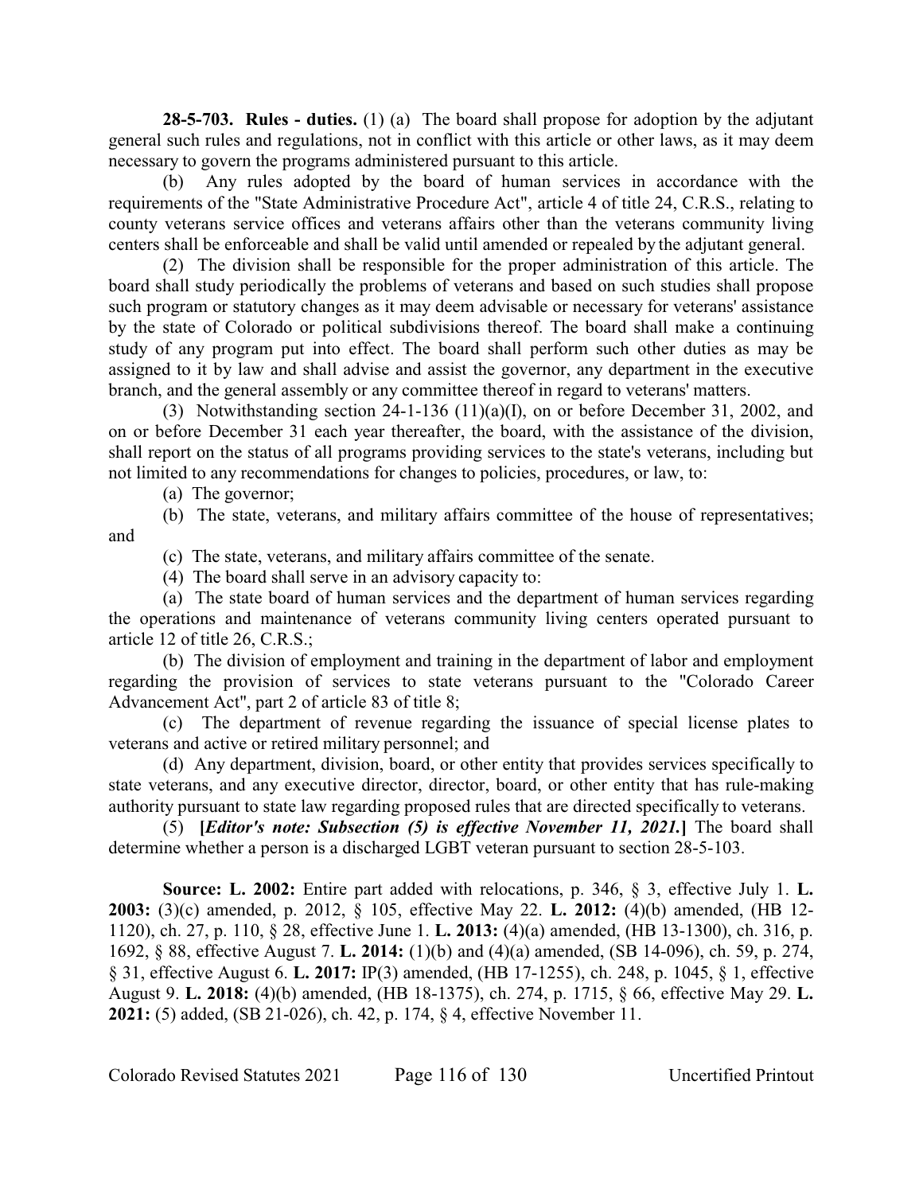**28-5-703. Rules - duties.** (1) (a) The board shall propose for adoption by the adjutant general such rules and regulations, not in conflict with this article or other laws, as it may deem necessary to govern the programs administered pursuant to this article.

(b) Any rules adopted by the board of human services in accordance with the requirements of the "State Administrative Procedure Act", article 4 of title 24, C.R.S., relating to county veterans service offices and veterans affairs other than the veterans community living centers shall be enforceable and shall be valid until amended or repealed by the adjutant general.

(2) The division shall be responsible for the proper administration of this article. The board shall study periodically the problems of veterans and based on such studies shall propose such program or statutory changes as it may deem advisable or necessary for veterans' assistance by the state of Colorado or political subdivisions thereof. The board shall make a continuing study of any program put into effect. The board shall perform such other duties as may be assigned to it by law and shall advise and assist the governor, any department in the executive branch, and the general assembly or any committee thereof in regard to veterans' matters.

(3) Notwithstanding section 24-1-136 (11)(a)(I), on or before December 31, 2002, and on or before December 31 each year thereafter, the board, with the assistance of the division, shall report on the status of all programs providing services to the state's veterans, including but not limited to any recommendations for changes to policies, procedures, or law, to:

(a) The governor;

(b) The state, veterans, and military affairs committee of the house of representatives; and

(c) The state, veterans, and military affairs committee of the senate.

(4) The board shall serve in an advisory capacity to:

(a) The state board of human services and the department of human services regarding the operations and maintenance of veterans community living centers operated pursuant to article 12 of title 26, C.R.S.;

(b) The division of employment and training in the department of labor and employment regarding the provision of services to state veterans pursuant to the "Colorado Career Advancement Act", part 2 of article 83 of title 8;

(c) The department of revenue regarding the issuance of special license plates to veterans and active or retired military personnel; and

(d) Any department, division, board, or other entity that provides services specifically to state veterans, and any executive director, director, board, or other entity that has rule-making authority pursuant to state law regarding proposed rules that are directed specifically to veterans.

(5) **[*Editor's note: Subsection (5) is effective November 11, 2021.*]** The board shall determine whether a person is a discharged LGBT veteran pursuant to section 28-5-103.

**Source: L. 2002:** Entire part added with relocations, p. 346, § 3, effective July 1. **L. 2003:** (3)(c) amended, p. 2012, § 105, effective May 22. **L. 2012:** (4)(b) amended, (HB 12-1120), ch. 27, p. 110, § 28, effective June 1. **L. 2013:** (4)(a) amended, (HB 13-1300), ch. 316, p. 1692, § 88, effective August 7. **L. 2014:** (1)(b) and (4)(a) amended, (SB 14-096), ch. 59, p. 274, § 31, effective August 6. **L. 2017:** IP(3) amended, (HB 17-1255), ch. 248, p. 1045, § 1, effective August 9. **L. 2018:** (4)(b) amended, (HB 18-1375), ch. 274, p. 1715, § 66, effective May 29. **L. 2021:** (5) added, (SB 21-026), ch. 42, p. 174, § 4, effective November 11.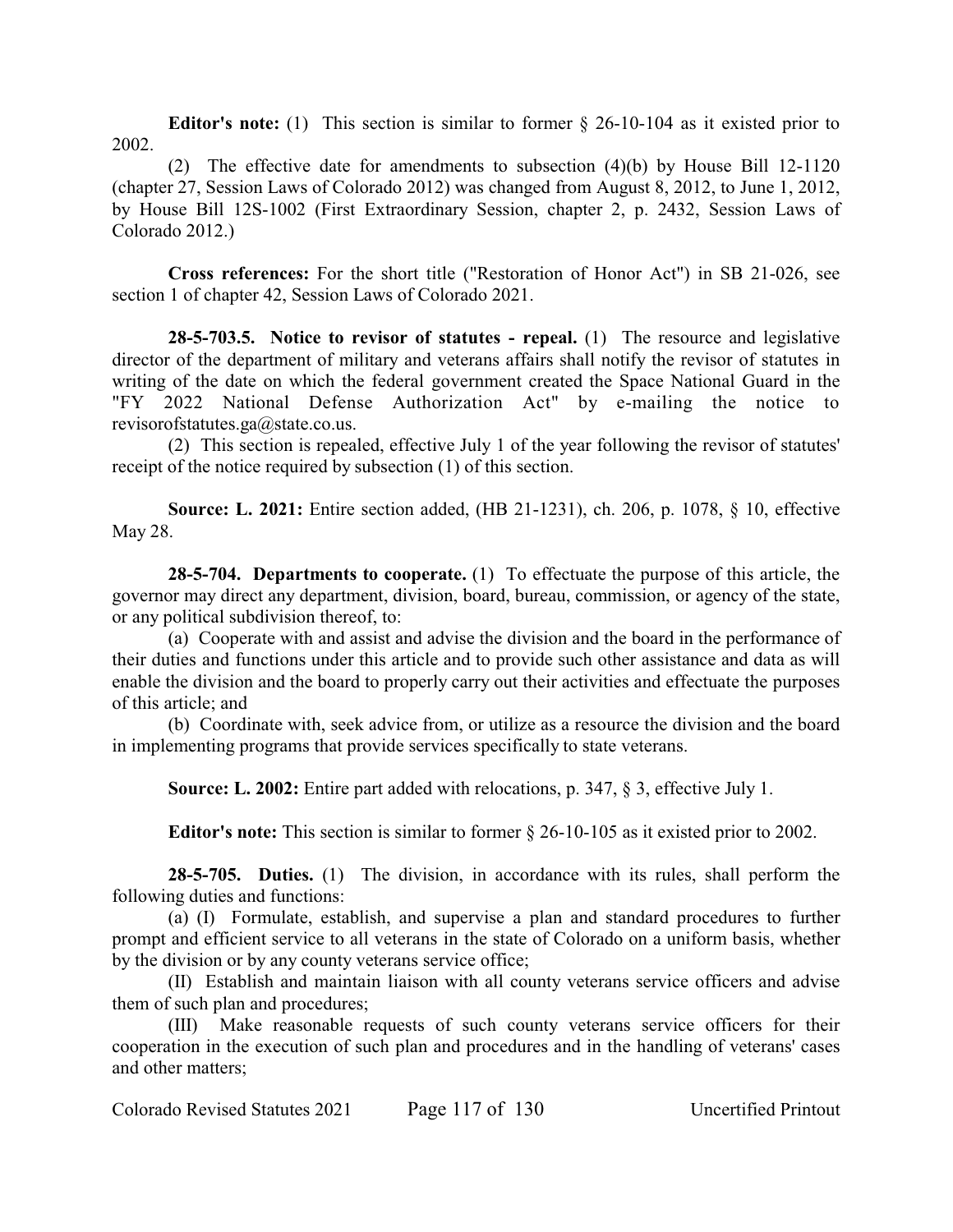**Editor's note:** (1) This section is similar to former § 26-10-104 as it existed prior to 2002.

(2) The effective date for amendments to subsection (4)(b) by House Bill 12-1120 (chapter 27, Session Laws of Colorado 2012) was changed from August 8, 2012, to June 1, 2012, by House Bill 12S-1002 (First Extraordinary Session, chapter 2, p. 2432, Session Laws of Colorado 2012.)

**Cross references:** For the short title ("Restoration of Honor Act") in SB 21-026, see section 1 of chapter 42, Session Laws of Colorado 2021.

**28-5-703.5. Notice to revisor of statutes - repeal.** (1) The resource and legislative director of the department of military and veterans affairs shall notify the revisor of statutes in writing of the date on which the federal government created the Space National Guard in the "FY 2022 National Defense Authorization Act" by e-mailing the notice to revisorofstatutes.ga@state.co.us.

(2) This section is repealed, effective July 1 of the year following the revisor of statutes' receipt of the notice required by subsection (1) of this section.

**Source: L. 2021:** Entire section added, (HB 21-1231), ch. 206, p. 1078, § 10, effective May 28.

**28-5-704. Departments to cooperate.** (1) To effectuate the purpose of this article, the governor may direct any department, division, board, bureau, commission, or agency of the state, or any political subdivision thereof, to:

(a) Cooperate with and assist and advise the division and the board in the performance of their duties and functions under this article and to provide such other assistance and data as will enable the division and the board to properly carry out their activities and effectuate the purposes of this article; and

(b) Coordinate with, seek advice from, or utilize as a resource the division and the board in implementing programs that provide services specifically to state veterans.

**Source: L. 2002:** Entire part added with relocations, p. 347, § 3, effective July 1.

**Editor's note:** This section is similar to former § 26-10-105 as it existed prior to 2002.

**28-5-705. Duties.** (1) The division, in accordance with its rules, shall perform the following duties and functions:

(a) (I) Formulate, establish, and supervise a plan and standard procedures to further prompt and efficient service to all veterans in the state of Colorado on a uniform basis, whether by the division or by any county veterans service office;

(II) Establish and maintain liaison with all county veterans service officers and advise them of such plan and procedures;

(III) Make reasonable requests of such county veterans service officers for their cooperation in the execution of such plan and procedures and in the handling of veterans' cases and other matters;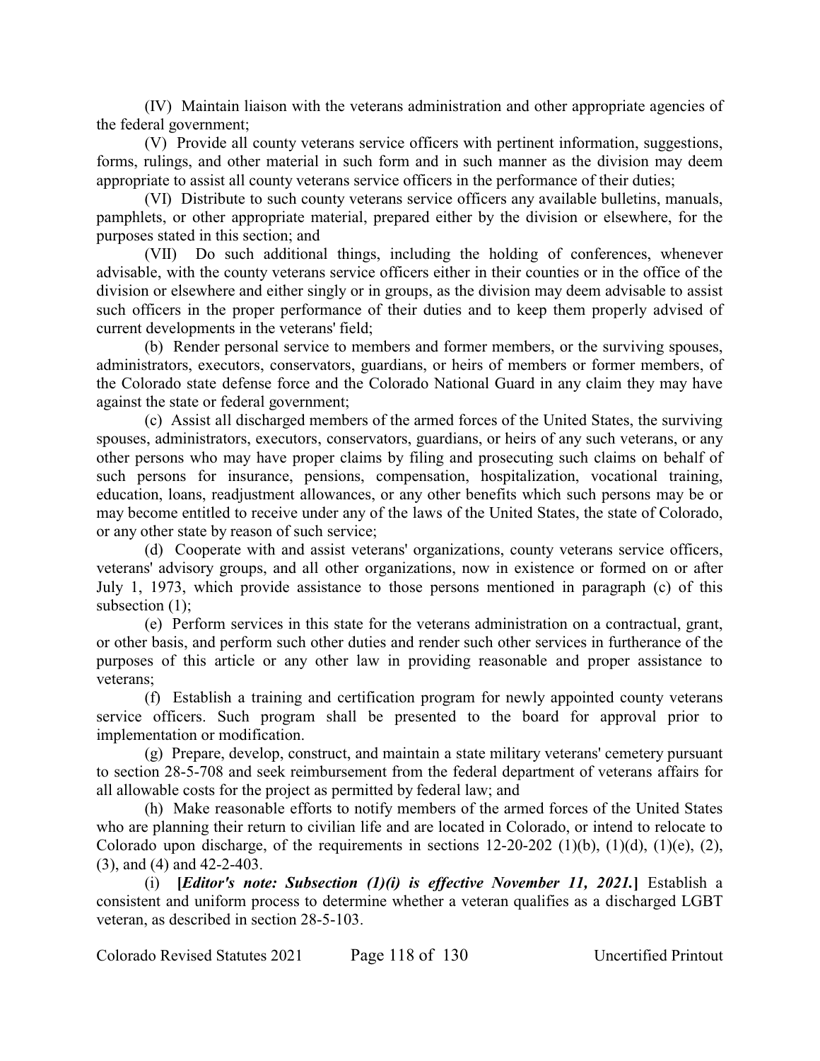(IV) Maintain liaison with the veterans administration and other appropriate agencies of the federal government;

(V) Provide all county veterans service officers with pertinent information, suggestions, forms, rulings, and other material in such form and in such manner as the division may deem appropriate to assist all county veterans service officers in the performance of their duties;

(VI) Distribute to such county veterans service officers any available bulletins, manuals, pamphlets, or other appropriate material, prepared either by the division or elsewhere, for the purposes stated in this section; and

(VII) Do such additional things, including the holding of conferences, whenever advisable, with the county veterans service officers either in their counties or in the office of the division or elsewhere and either singly or in groups, as the division may deem advisable to assist such officers in the proper performance of their duties and to keep them properly advised of current developments in the veterans' field;

(b) Render personal service to members and former members, or the surviving spouses, administrators, executors, conservators, guardians, or heirs of members or former members, of the Colorado state defense force and the Colorado National Guard in any claim they may have against the state or federal government;

(c) Assist all discharged members of the armed forces of the United States, the surviving spouses, administrators, executors, conservators, guardians, or heirs of any such veterans, or any other persons who may have proper claims by filing and prosecuting such claims on behalf of such persons for insurance, pensions, compensation, hospitalization, vocational training, education, loans, readjustment allowances, or any other benefits which such persons may be or may become entitled to receive under any of the laws of the United States, the state of Colorado, or any other state by reason of such service;

(d) Cooperate with and assist veterans' organizations, county veterans service officers, veterans' advisory groups, and all other organizations, now in existence or formed on or after July 1, 1973, which provide assistance to those persons mentioned in paragraph (c) of this subsection (1);

(e) Perform services in this state for the veterans administration on a contractual, grant, or other basis, and perform such other duties and render such other services in furtherance of the purposes of this article or any other law in providing reasonable and proper assistance to veterans;

(f) Establish a training and certification program for newly appointed county veterans service officers. Such program shall be presented to the board for approval prior to implementation or modification.

(g) Prepare, develop, construct, and maintain a state military veterans' cemetery pursuant to section 28-5-708 and seek reimbursement from the federal department of veterans affairs for all allowable costs for the project as permitted by federal law; and

(h) Make reasonable efforts to notify members of the armed forces of the United States who are planning their return to civilian life and are located in Colorado, or intend to relocate to Colorado upon discharge, of the requirements in sections 12-20-202 (1)(b), (1)(d), (1)(e), (2), (3), and (4) and 42-2-403.

(i) **[*Editor's note: Subsection (1)(i) is effective November 11, 2021.*]** Establish a consistent and uniform process to determine whether a veteran qualifies as a discharged LGBT veteran, as described in section 28-5-103.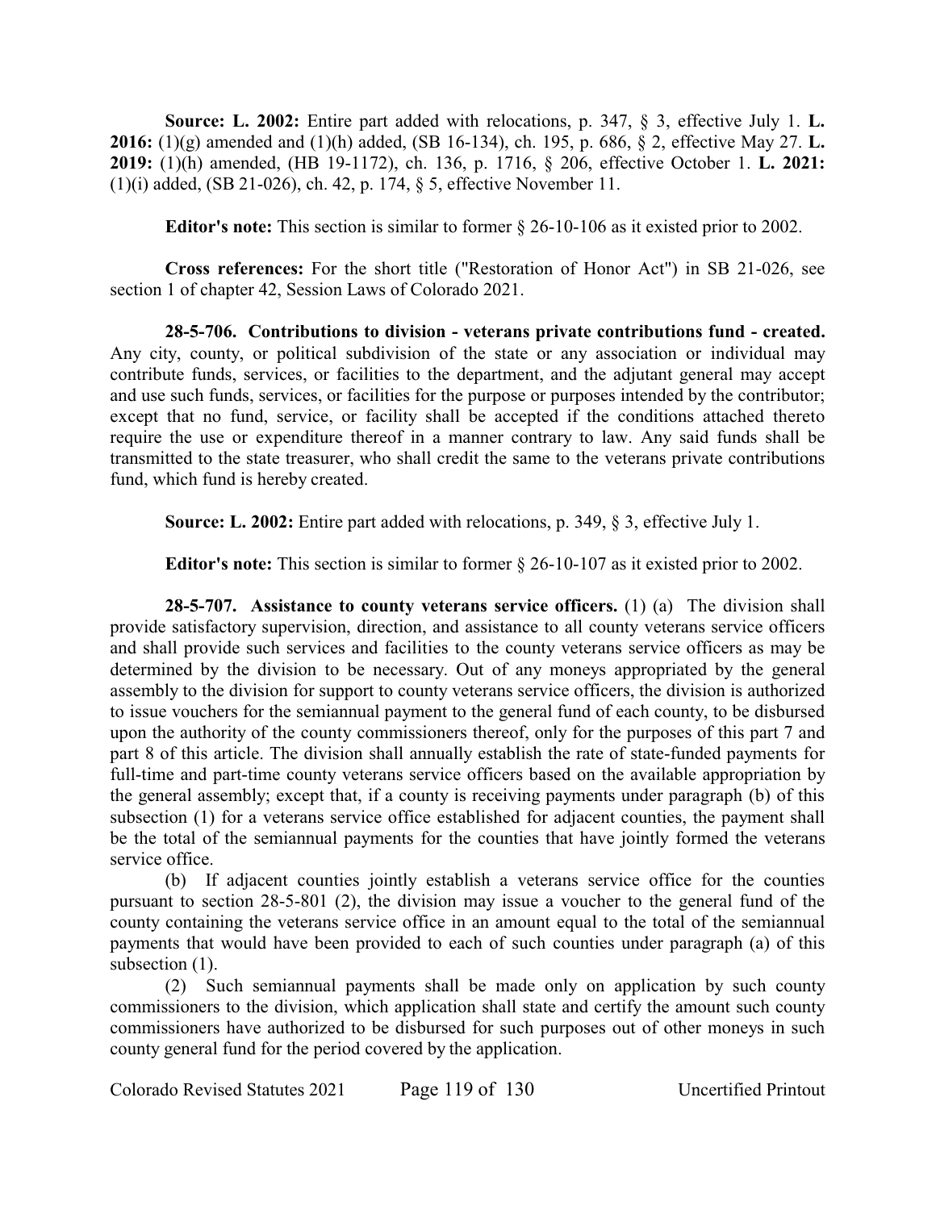**Source: L. 2002:** Entire part added with relocations, p. 347, § 3, effective July 1. **L. 2016:** (1)(g) amended and (1)(h) added, (SB 16-134), ch. 195, p. 686, § 2, effective May 27. **L. 2019:** (1)(h) amended, (HB 19-1172), ch. 136, p. 1716, § 206, effective October 1. **L. 2021:** (1)(i) added, (SB 21-026), ch. 42, p. 174, § 5, effective November 11.

**Editor's note:** This section is similar to former § 26-10-106 as it existed prior to 2002.

**Cross references:** For the short title ("Restoration of Honor Act") in SB 21-026, see section 1 of chapter 42, Session Laws of Colorado 2021.

**28-5-706. Contributions to division - veterans private contributions fund - created.** Any city, county, or political subdivision of the state or any association or individual may contribute funds, services, or facilities to the department, and the adjutant general may accept and use such funds, services, or facilities for the purpose or purposes intended by the contributor; except that no fund, service, or facility shall be accepted if the conditions attached thereto require the use or expenditure thereof in a manner contrary to law. Any said funds shall be transmitted to the state treasurer, who shall credit the same to the veterans private contributions fund, which fund is hereby created.

**Source: L. 2002:** Entire part added with relocations, p. 349, § 3, effective July 1.

**Editor's note:** This section is similar to former § 26-10-107 as it existed prior to 2002.

**28-5-707. Assistance to county veterans service officers.** (1) (a) The division shall provide satisfactory supervision, direction, and assistance to all county veterans service officers and shall provide such services and facilities to the county veterans service officers as may be determined by the division to be necessary. Out of any moneys appropriated by the general assembly to the division for support to county veterans service officers, the division is authorized to issue vouchers for the semiannual payment to the general fund of each county, to be disbursed upon the authority of the county commissioners thereof, only for the purposes of this part 7 and part 8 of this article. The division shall annually establish the rate of state-funded payments for full-time and part-time county veterans service officers based on the available appropriation by the general assembly; except that, if a county is receiving payments under paragraph (b) of this subsection (1) for a veterans service office established for adjacent counties, the payment shall be the total of the semiannual payments for the counties that have jointly formed the veterans service office.

(b) If adjacent counties jointly establish a veterans service office for the counties pursuant to section 28-5-801 (2), the division may issue a voucher to the general fund of the county containing the veterans service office in an amount equal to the total of the semiannual payments that would have been provided to each of such counties under paragraph (a) of this subsection (1).

(2) Such semiannual payments shall be made only on application by such county commissioners to the division, which application shall state and certify the amount such county commissioners have authorized to be disbursed for such purposes out of other moneys in such county general fund for the period covered by the application.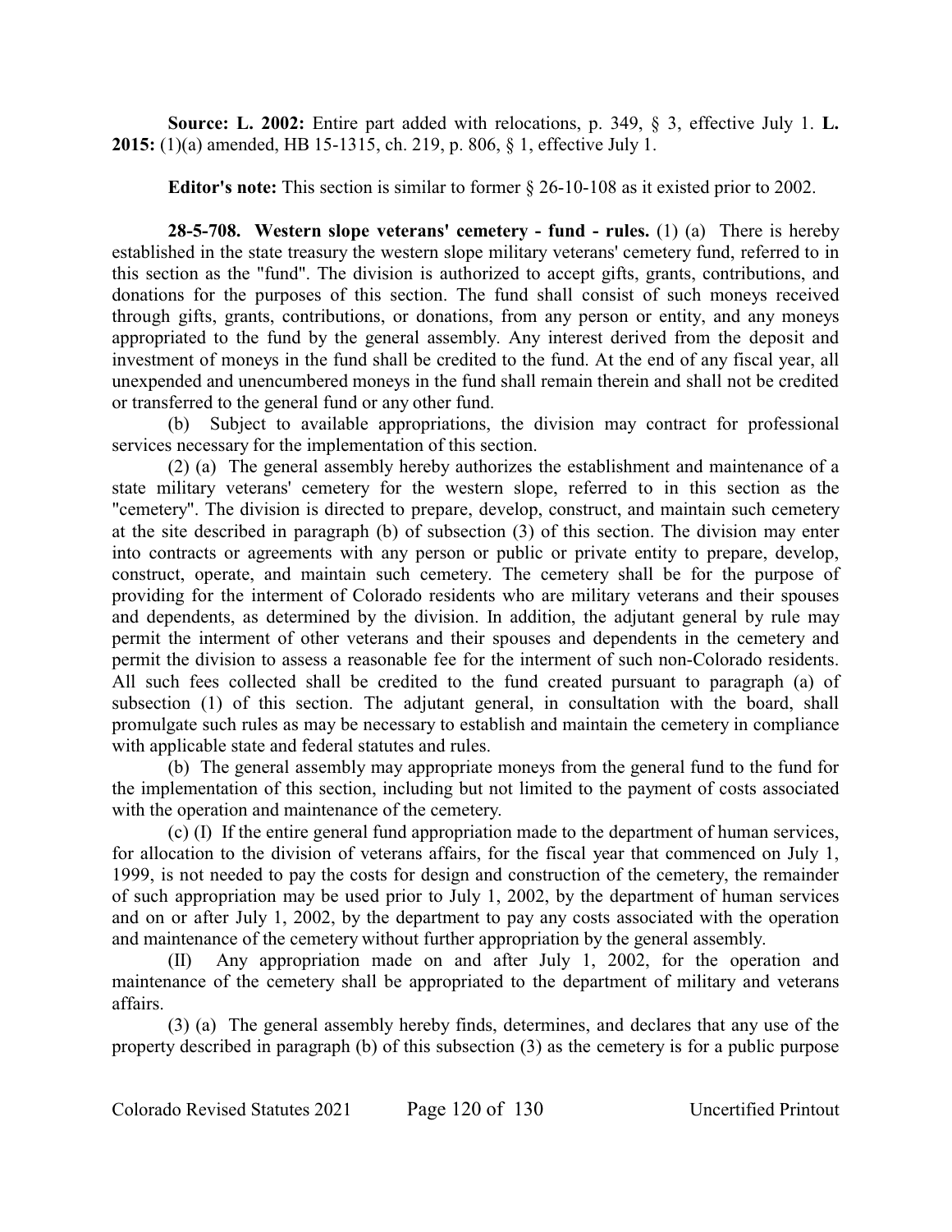**Source: L. 2002:** Entire part added with relocations, p. 349, § 3, effective July 1. **L. 2015:** (1)(a) amended, HB 15-1315, ch. 219, p. 806, § 1, effective July 1.

**Editor's note:** This section is similar to former § 26-10-108 as it existed prior to 2002.

**28-5-708. Western slope veterans' cemetery - fund - rules.** (1) (a) There is hereby established in the state treasury the western slope military veterans' cemetery fund, referred to in this section as the "fund". The division is authorized to accept gifts, grants, contributions, and donations for the purposes of this section. The fund shall consist of such moneys received through gifts, grants, contributions, or donations, from any person or entity, and any moneys appropriated to the fund by the general assembly. Any interest derived from the deposit and investment of moneys in the fund shall be credited to the fund. At the end of any fiscal year, all unexpended and unencumbered moneys in the fund shall remain therein and shall not be credited or transferred to the general fund or any other fund.

(b) Subject to available appropriations, the division may contract for professional services necessary for the implementation of this section.

(2) (a) The general assembly hereby authorizes the establishment and maintenance of a state military veterans' cemetery for the western slope, referred to in this section as the "cemetery". The division is directed to prepare, develop, construct, and maintain such cemetery at the site described in paragraph (b) of subsection (3) of this section. The division may enter into contracts or agreements with any person or public or private entity to prepare, develop, construct, operate, and maintain such cemetery. The cemetery shall be for the purpose of providing for the interment of Colorado residents who are military veterans and their spouses and dependents, as determined by the division. In addition, the adjutant general by rule may permit the interment of other veterans and their spouses and dependents in the cemetery and permit the division to assess a reasonable fee for the interment of such non-Colorado residents. All such fees collected shall be credited to the fund created pursuant to paragraph (a) of subsection (1) of this section. The adjutant general, in consultation with the board, shall promulgate such rules as may be necessary to establish and maintain the cemetery in compliance with applicable state and federal statutes and rules.

(b) The general assembly may appropriate moneys from the general fund to the fund for the implementation of this section, including but not limited to the payment of costs associated with the operation and maintenance of the cemetery.

(c) (I) If the entire general fund appropriation made to the department of human services, for allocation to the division of veterans affairs, for the fiscal year that commenced on July 1, 1999, is not needed to pay the costs for design and construction of the cemetery, the remainder of such appropriation may be used prior to July 1, 2002, by the department of human services and on or after July 1, 2002, by the department to pay any costs associated with the operation and maintenance of the cemetery without further appropriation by the general assembly.

(II) Any appropriation made on and after July 1, 2002, for the operation and maintenance of the cemetery shall be appropriated to the department of military and veterans affairs.

(3) (a) The general assembly hereby finds, determines, and declares that any use of the property described in paragraph (b) of this subsection (3) as the cemetery is for a public purpose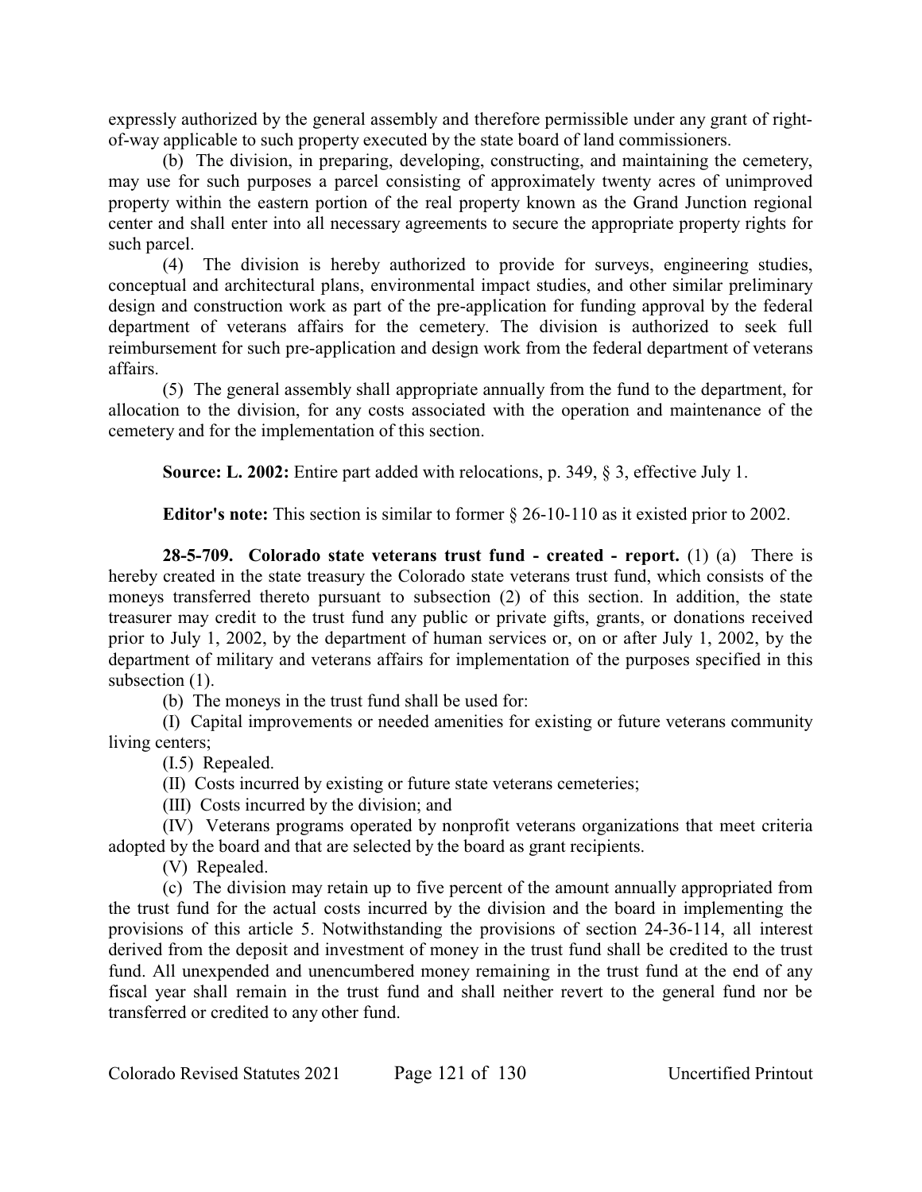expressly authorized by the general assembly and therefore permissible under any grant of right-of-way applicable to such property executed by the state board of land commissioners.

(b) The division, in preparing, developing, constructing, and maintaining the cemetery, may use for such purposes a parcel consisting of approximately twenty acres of unimproved property within the eastern portion of the real property known as the Grand Junction regional center and shall enter into all necessary agreements to secure the appropriate property rights for such parcel.

(4) The division is hereby authorized to provide for surveys, engineering studies, conceptual and architectural plans, environmental impact studies, and other similar preliminary design and construction work as part of the pre-application for funding approval by the federal department of veterans affairs for the cemetery. The division is authorized to seek full reimbursement for such pre-application and design work from the federal department of veterans affairs.

(5) The general assembly shall appropriate annually from the fund to the department, for allocation to the division, for any costs associated with the operation and maintenance of the cemetery and for the implementation of this section.

**Source: L. 2002:** Entire part added with relocations, p. 349, § 3, effective July 1.

**Editor's note:** This section is similar to former § 26-10-110 as it existed prior to 2002.

**28-5-709. Colorado state veterans trust fund - created - report.** (1) (a) There is hereby created in the state treasury the Colorado state veterans trust fund, which consists of the moneys transferred thereto pursuant to subsection (2) of this section. In addition, the state treasurer may credit to the trust fund any public or private gifts, grants, or donations received prior to July 1, 2002, by the department of human services or, on or after July 1, 2002, by the department of military and veterans affairs for implementation of the purposes specified in this subsection (1).

(b) The moneys in the trust fund shall be used for:

(I) Capital improvements or needed amenities for existing or future veterans community living centers;

(I.5) Repealed.

(II) Costs incurred by existing or future state veterans cemeteries;

(III) Costs incurred by the division; and

(IV) Veterans programs operated by nonprofit veterans organizations that meet criteria adopted by the board and that are selected by the board as grant recipients.

(V) Repealed.

(c) The division may retain up to five percent of the amount annually appropriated from the trust fund for the actual costs incurred by the division and the board in implementing the provisions of this article 5. Notwithstanding the provisions of section 24-36-114, all interest derived from the deposit and investment of money in the trust fund shall be credited to the trust fund. All unexpended and unencumbered money remaining in the trust fund at the end of any fiscal year shall remain in the trust fund and shall neither revert to the general fund nor be transferred or credited to any other fund.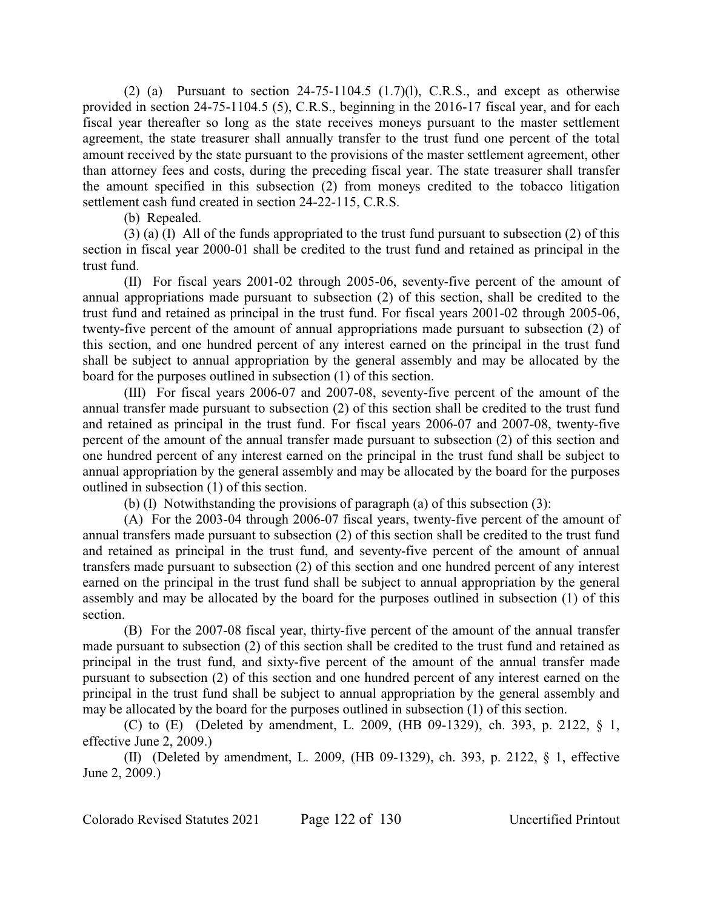(2) (a) Pursuant to section 24-75-1104.5 (1.7)(l), C.R.S., and except as otherwise provided in section 24-75-1104.5 (5), C.R.S., beginning in the 2016-17 fiscal year, and for each fiscal year thereafter so long as the state receives moneys pursuant to the master settlement agreement, the state treasurer shall annually transfer to the trust fund one percent of the total amount received by the state pursuant to the provisions of the master settlement agreement, other than attorney fees and costs, during the preceding fiscal year. The state treasurer shall transfer the amount specified in this subsection (2) from moneys credited to the tobacco litigation settlement cash fund created in section 24-22-115, C.R.S.

(b) Repealed.

(3) (a) (I) All of the funds appropriated to the trust fund pursuant to subsection (2) of this section in fiscal year 2000-01 shall be credited to the trust fund and retained as principal in the trust fund.

(II) For fiscal years 2001-02 through 2005-06, seventy-five percent of the amount of annual appropriations made pursuant to subsection (2) of this section, shall be credited to the trust fund and retained as principal in the trust fund. For fiscal years 2001-02 through 2005-06, twenty-five percent of the amount of annual appropriations made pursuant to subsection (2) of this section, and one hundred percent of any interest earned on the principal in the trust fund shall be subject to annual appropriation by the general assembly and may be allocated by the board for the purposes outlined in subsection (1) of this section.

(III) For fiscal years 2006-07 and 2007-08, seventy-five percent of the amount of the annual transfer made pursuant to subsection (2) of this section shall be credited to the trust fund and retained as principal in the trust fund. For fiscal years 2006-07 and 2007-08, twenty-five percent of the amount of the annual transfer made pursuant to subsection (2) of this section and one hundred percent of any interest earned on the principal in the trust fund shall be subject to annual appropriation by the general assembly and may be allocated by the board for the purposes outlined in subsection (1) of this section.

(b) (I) Notwithstanding the provisions of paragraph (a) of this subsection (3):

(A) For the 2003-04 through 2006-07 fiscal years, twenty-five percent of the amount of annual transfers made pursuant to subsection (2) of this section shall be credited to the trust fund and retained as principal in the trust fund, and seventy-five percent of the amount of annual transfers made pursuant to subsection (2) of this section and one hundred percent of any interest earned on the principal in the trust fund shall be subject to annual appropriation by the general assembly and may be allocated by the board for the purposes outlined in subsection (1) of this section.

(B) For the 2007-08 fiscal year, thirty-five percent of the amount of the annual transfer made pursuant to subsection (2) of this section shall be credited to the trust fund and retained as principal in the trust fund, and sixty-five percent of the amount of the annual transfer made pursuant to subsection (2) of this section and one hundred percent of any interest earned on the principal in the trust fund shall be subject to annual appropriation by the general assembly and may be allocated by the board for the purposes outlined in subsection (1) of this section.

(C) to (E) (Deleted by amendment, L. 2009, (HB 09-1329), ch. 393, p. 2122, § 1, effective June 2, 2009.)

(II) (Deleted by amendment, L. 2009, (HB 09-1329), ch. 393, p. 2122, § 1, effective June 2, 2009.)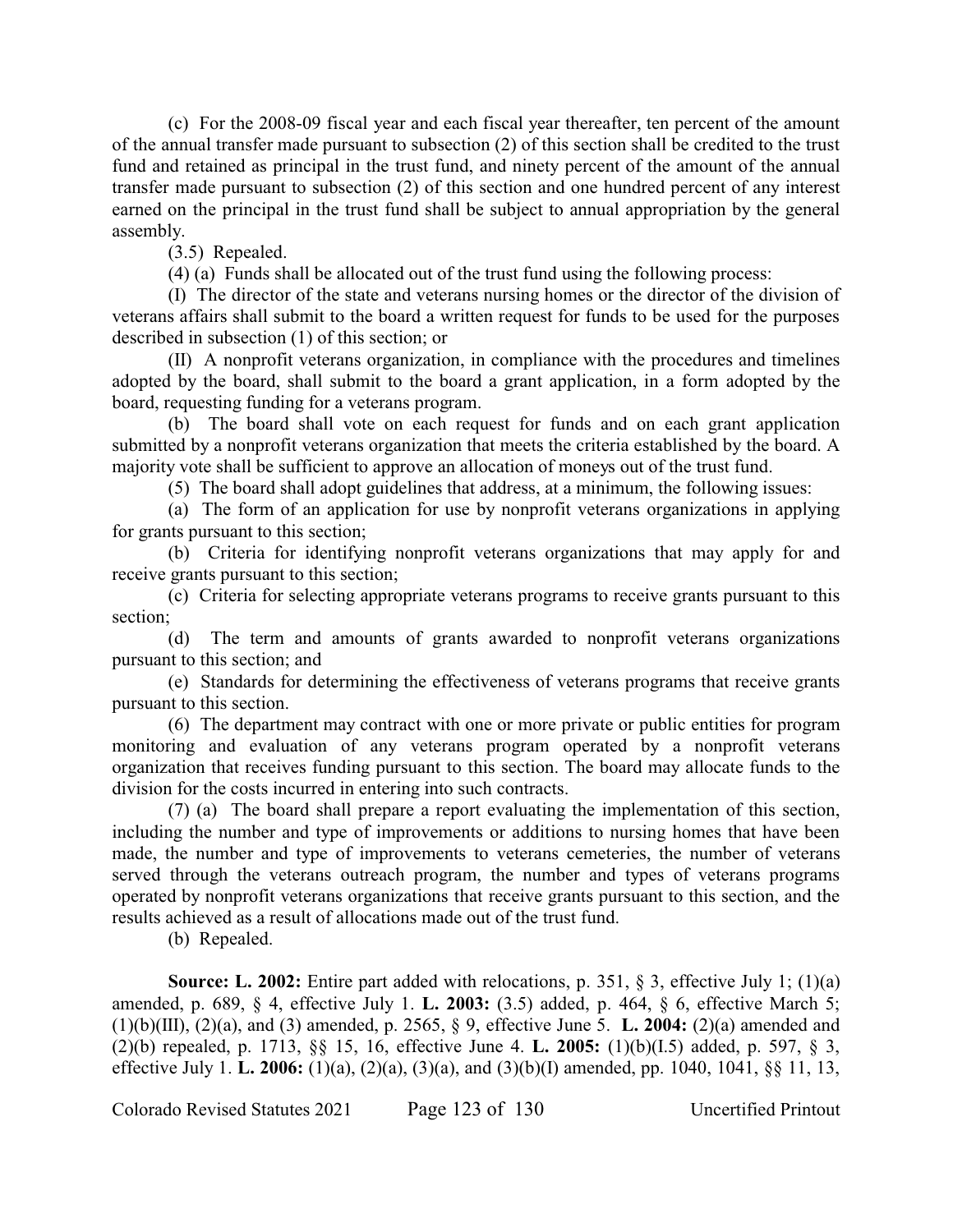(c) For the 2008-09 fiscal year and each fiscal year thereafter, ten percent of the amount of the annual transfer made pursuant to subsection (2) of this section shall be credited to the trust fund and retained as principal in the trust fund, and ninety percent of the amount of the annual transfer made pursuant to subsection (2) of this section and one hundred percent of any interest earned on the principal in the trust fund shall be subject to annual appropriation by the general assembly.

(3.5) Repealed.

(4) (a) Funds shall be allocated out of the trust fund using the following process:

(I) The director of the state and veterans nursing homes or the director of the division of veterans affairs shall submit to the board a written request for funds to be used for the purposes described in subsection (1) of this section; or

(II) A nonprofit veterans organization, in compliance with the procedures and timelines adopted by the board, shall submit to the board a grant application, in a form adopted by the board, requesting funding for a veterans program.

(b) The board shall vote on each request for funds and on each grant application submitted by a nonprofit veterans organization that meets the criteria established by the board. A majority vote shall be sufficient to approve an allocation of moneys out of the trust fund.

(5) The board shall adopt guidelines that address, at a minimum, the following issues:

(a) The form of an application for use by nonprofit veterans organizations in applying for grants pursuant to this section;

(b) Criteria for identifying nonprofit veterans organizations that may apply for and receive grants pursuant to this section;

(c) Criteria for selecting appropriate veterans programs to receive grants pursuant to this section;

(d) The term and amounts of grants awarded to nonprofit veterans organizations pursuant to this section; and

(e) Standards for determining the effectiveness of veterans programs that receive grants pursuant to this section.

(6) The department may contract with one or more private or public entities for program monitoring and evaluation of any veterans program operated by a nonprofit veterans organization that receives funding pursuant to this section. The board may allocate funds to the division for the costs incurred in entering into such contracts.

(7) (a) The board shall prepare a report evaluating the implementation of this section, including the number and type of improvements or additions to nursing homes that have been made, the number and type of improvements to veterans cemeteries, the number of veterans served through the veterans outreach program, the number and types of veterans programs operated by nonprofit veterans organizations that receive grants pursuant to this section, and the results achieved as a result of allocations made out of the trust fund.

(b) Repealed.

**Source: L. 2002:** Entire part added with relocations, p. 351, § 3, effective July 1; (1)(a) amended, p. 689, § 4, effective July 1. **L. 2003:** (3.5) added, p. 464, § 6, effective March 5; (1)(b)(III), (2)(a), and (3) amended, p. 2565, § 9, effective June 5. **L. 2004:** (2)(a) amended and (2)(b) repealed, p. 1713, §§ 15, 16, effective June 4. **L. 2005:** (1)(b)(I.5) added, p. 597, § 3, effective July 1. **L. 2006:** (1)(a), (2)(a), (3)(a), and (3)(b)(I) amended, pp. 1040, 1041, §§ 11, 13,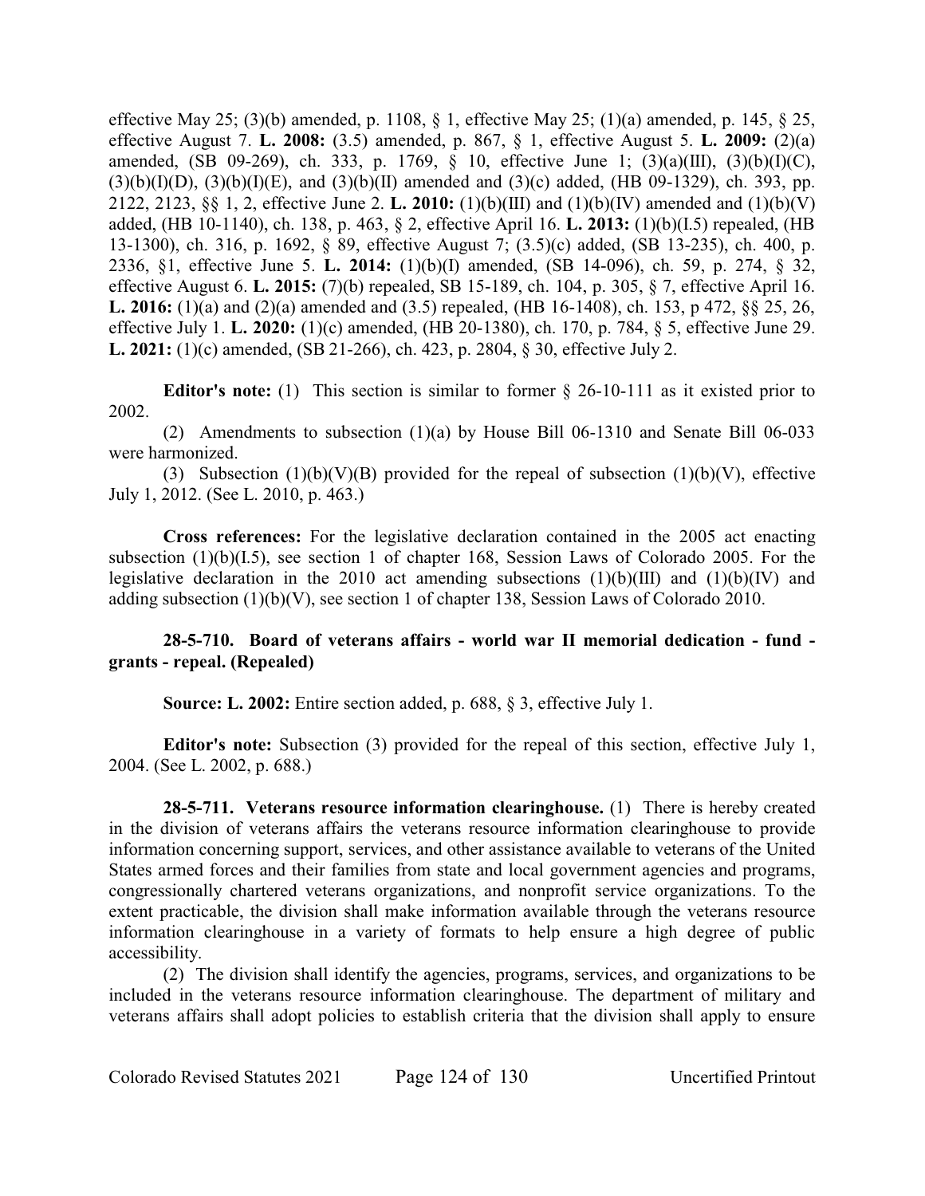effective May 25; (3)(b) amended, p. 1108, § 1, effective May 25; (1)(a) amended, p. 145, § 25, effective August 7. **L. 2008:** (3.5) amended, p. 867, § 1, effective August 5. **L. 2009:** (2)(a) amended, (SB 09-269), ch. 333, p. 1769, § 10, effective June 1; (3)(a)(III), (3)(b)(I)(C), (3)(b)(I)(D), (3)(b)(I)(E), and (3)(b)(II) amended and (3)(c) added, (HB 09-1329), ch. 393, pp. 2122, 2123, §§ 1, 2, effective June 2. **L. 2010:** (1)(b)(III) and (1)(b)(IV) amended and (1)(b)(V) added, (HB 10-1140), ch. 138, p. 463, § 2, effective April 16. **L. 2013:** (1)(b)(I.5) repealed, (HB 13-1300), ch. 316, p. 1692, § 89, effective August 7; (3.5)(c) added, (SB 13-235), ch. 400, p. 2336, §1, effective June 5. **L. 2014:** (1)(b)(I) amended, (SB 14-096), ch. 59, p. 274, § 32, effective August 6. **L. 2015:** (7)(b) repealed, SB 15-189, ch. 104, p. 305, § 7, effective April 16. **L. 2016:** (1)(a) and (2)(a) amended and (3.5) repealed, (HB 16-1408), ch. 153, p 472, §§ 25, 26, effective July 1. **L. 2020:** (1)(c) amended, (HB 20-1380), ch. 170, p. 784, § 5, effective June 29. **L. 2021:** (1)(c) amended, (SB 21-266), ch. 423, p. 2804, § 30, effective July 2.

**Editor's note:** (1) This section is similar to former § 26-10-111 as it existed prior to 2002.

(2) Amendments to subsection (1)(a) by House Bill 06-1310 and Senate Bill 06-033 were harmonized.

(3) Subsection (1)(b)(V)(B) provided for the repeal of subsection (1)(b)(V), effective July 1, 2012. (See L. 2010, p. 463.)

**Cross references:** For the legislative declaration contained in the 2005 act enacting subsection (1)(b)(I.5), see section 1 of chapter 168, Session Laws of Colorado 2005. For the legislative declaration in the 2010 act amending subsections (1)(b)(III) and (1)(b)(IV) and adding subsection (1)(b)(V), see section 1 of chapter 138, Session Laws of Colorado 2010.

**28-5-710. Board of veterans affairs - world war II memorial dedication - fund - grants - repeal. (Repealed)**

**Source: L. 2002:** Entire section added, p. 688, § 3, effective July 1.

**Editor's note:** Subsection (3) provided for the repeal of this section, effective July 1, 2004. (See L. 2002, p. 688.)

**28-5-711. Veterans resource information clearinghouse.** (1) There is hereby created in the division of veterans affairs the veterans resource information clearinghouse to provide information concerning support, services, and other assistance available to veterans of the United States armed forces and their families from state and local government agencies and programs, congressionally chartered veterans organizations, and nonprofit service organizations. To the extent practicable, the division shall make information available through the veterans resource information clearinghouse in a variety of formats to help ensure a high degree of public accessibility.

(2) The division shall identify the agencies, programs, services, and organizations to be included in the veterans resource information clearinghouse. The department of military and veterans affairs shall adopt policies to establish criteria that the division shall apply to ensure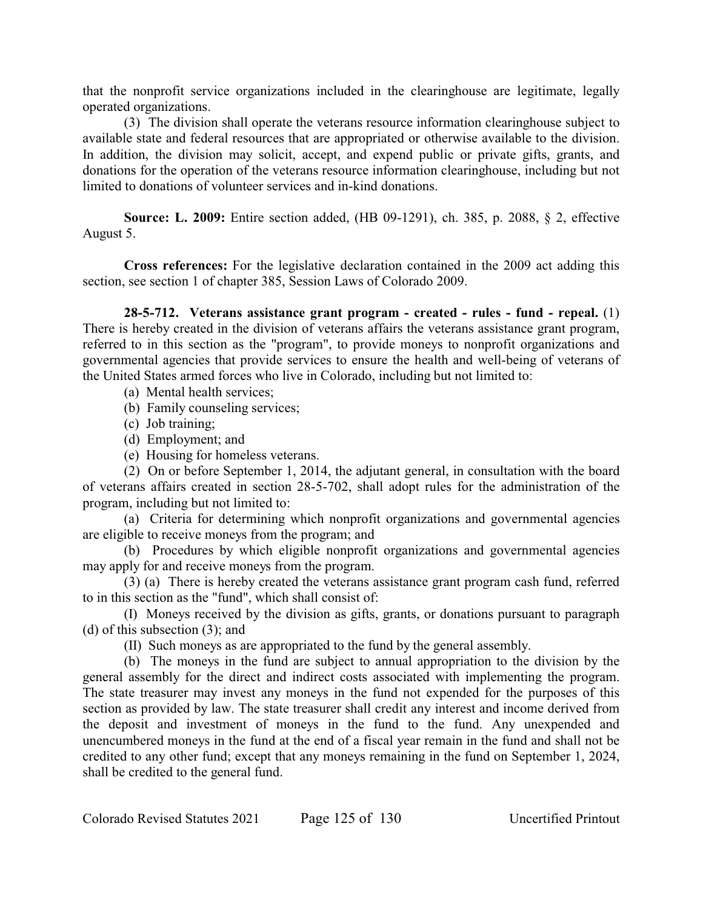that the nonprofit service organizations included in the clearinghouse are legitimate, legally operated organizations.

(3) The division shall operate the veterans resource information clearinghouse subject to available state and federal resources that are appropriated or otherwise available to the division. In addition, the division may solicit, accept, and expend public or private gifts, grants, and donations for the operation of the veterans resource information clearinghouse, including but not limited to donations of volunteer services and in-kind donations.

**Source: L. 2009:** Entire section added, (HB 09-1291), ch. 385, p. 2088, § 2, effective August 5.

**Cross references:** For the legislative declaration contained in the 2009 act adding this section, see section 1 of chapter 385, Session Laws of Colorado 2009.

**28-5-712. Veterans assistance grant program - created - rules - fund - repeal.** (1) There is hereby created in the division of veterans affairs the veterans assistance grant program, referred to in this section as the "program", to provide moneys to nonprofit organizations and governmental agencies that provide services to ensure the health and well-being of veterans of the United States armed forces who live in Colorado, including but not limited to:

(a) Mental health services;

(b) Family counseling services;

(c) Job training;

(d) Employment; and

(e) Housing for homeless veterans.

(2) On or before September 1, 2014, the adjutant general, in consultation with the board of veterans affairs created in section 28-5-702, shall adopt rules for the administration of the program, including but not limited to:

(a) Criteria for determining which nonprofit organizations and governmental agencies are eligible to receive moneys from the program; and

(b) Procedures by which eligible nonprofit organizations and governmental agencies may apply for and receive moneys from the program.

(3) (a) There is hereby created the veterans assistance grant program cash fund, referred to in this section as the "fund", which shall consist of:

(I) Moneys received by the division as gifts, grants, or donations pursuant to paragraph (d) of this subsection (3); and

(II) Such moneys as are appropriated to the fund by the general assembly.

(b) The moneys in the fund are subject to annual appropriation to the division by the general assembly for the direct and indirect costs associated with implementing the program. The state treasurer may invest any moneys in the fund not expended for the purposes of this section as provided by law. The state treasurer shall credit any interest and income derived from the deposit and investment of moneys in the fund to the fund. Any unexpended and unencumbered moneys in the fund at the end of a fiscal year remain in the fund and shall not be credited to any other fund; except that any moneys remaining in the fund on September 1, 2024, shall be credited to the general fund.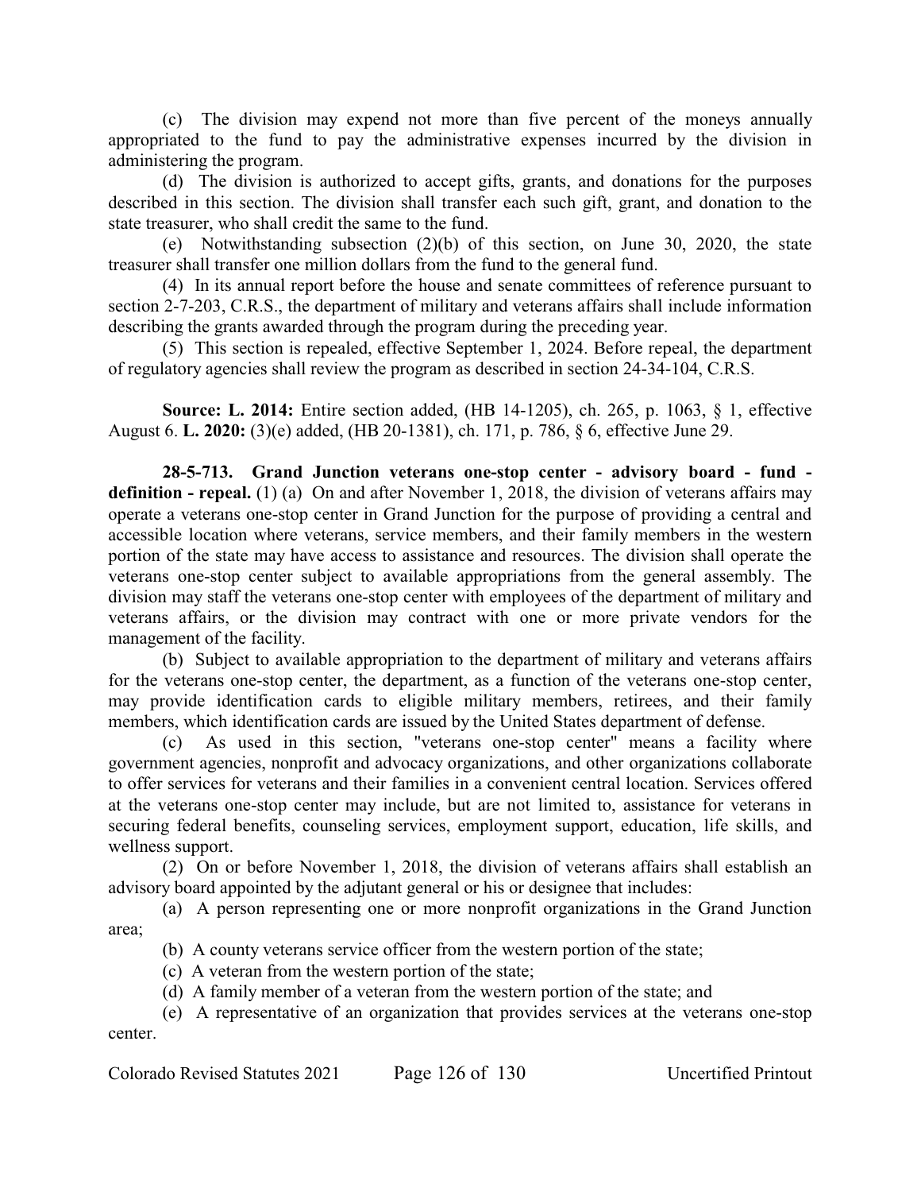(c) The division may expend not more than five percent of the moneys annually appropriated to the fund to pay the administrative expenses incurred by the division in administering the program.

(d) The division is authorized to accept gifts, grants, and donations for the purposes described in this section. The division shall transfer each such gift, grant, and donation to the state treasurer, who shall credit the same to the fund.

(e) Notwithstanding subsection (2)(b) of this section, on June 30, 2020, the state treasurer shall transfer one million dollars from the fund to the general fund.

(4) In its annual report before the house and senate committees of reference pursuant to section 2-7-203, C.R.S., the department of military and veterans affairs shall include information describing the grants awarded through the program during the preceding year.

(5) This section is repealed, effective September 1, 2024. Before repeal, the department of regulatory agencies shall review the program as described in section 24-34-104, C.R.S.

**Source: L. 2014:** Entire section added, (HB 14-1205), ch. 265, p. 1063, § 1, effective August 6. **L. 2020:** (3)(e) added, (HB 20-1381), ch. 171, p. 786, § 6, effective June 29.

**28-5-713. Grand Junction veterans one-stop center - advisory board - fund - definition - repeal.** (1) (a) On and after November 1, 2018, the division of veterans affairs may operate a veterans one-stop center in Grand Junction for the purpose of providing a central and accessible location where veterans, service members, and their family members in the western portion of the state may have access to assistance and resources. The division shall operate the veterans one-stop center subject to available appropriations from the general assembly. The division may staff the veterans one-stop center with employees of the department of military and veterans affairs, or the division may contract with one or more private vendors for the management of the facility.

(b) Subject to available appropriation to the department of military and veterans affairs for the veterans one-stop center, the department, as a function of the veterans one-stop center, may provide identification cards to eligible military members, retirees, and their family members, which identification cards are issued by the United States department of defense.

(c) As used in this section, "veterans one-stop center" means a facility where government agencies, nonprofit and advocacy organizations, and other organizations collaborate to offer services for veterans and their families in a convenient central location. Services offered at the veterans one-stop center may include, but are not limited to, assistance for veterans in securing federal benefits, counseling services, employment support, education, life skills, and wellness support.

(2) On or before November 1, 2018, the division of veterans affairs shall establish an advisory board appointed by the adjutant general or his or her designee that includes:

(a) A person representing one or more nonprofit organizations in the Grand Junction area;

(b) A county veterans service officer from the western portion of the state;

(c) A veteran from the western portion of the state;

(d) A family member of a veteran from the western portion of the state; and

(e) A representative of an organization that provides services at the veterans one-stop center.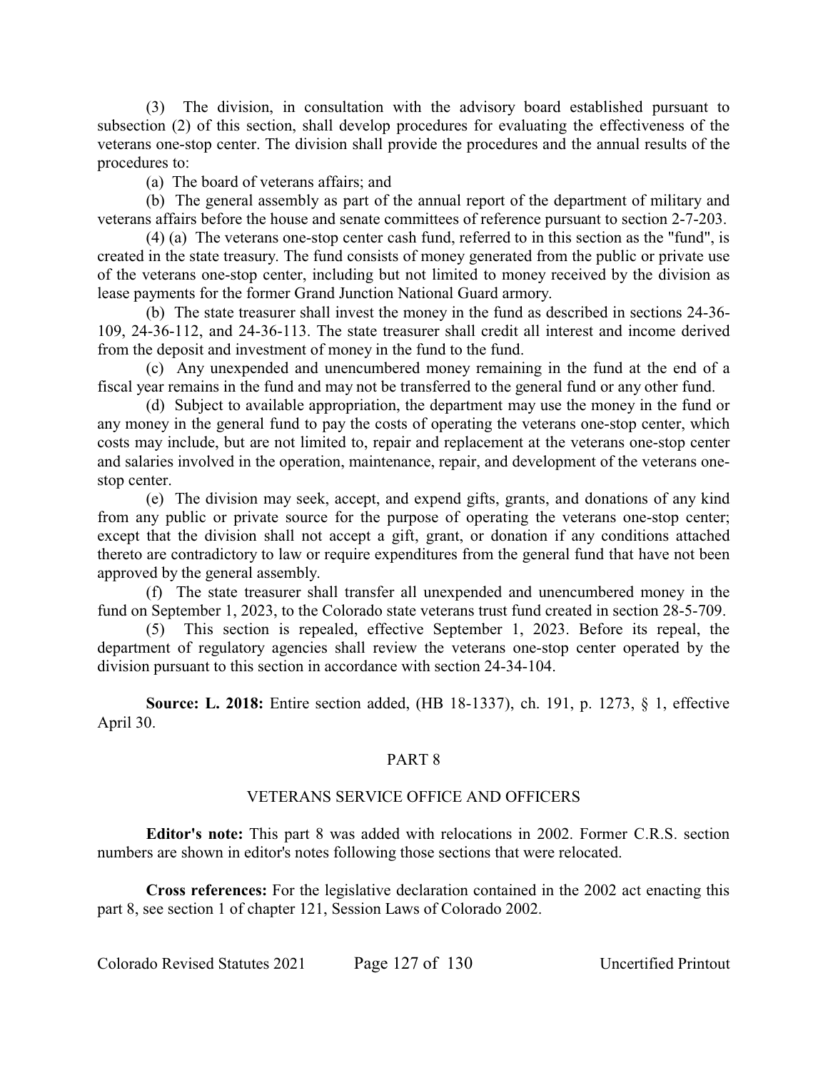(3) The division, in consultation with the advisory board established pursuant to subsection (2) of this section, shall develop procedures for evaluating the effectiveness of the veterans one-stop center. The division shall provide the procedures and the annual results of the procedures to:

(a) The board of veterans affairs; and

(b) The general assembly as part of the annual report of the department of military and veterans affairs before the house and senate committees of reference pursuant to section 2-7-203.

(4) (a) The veterans one-stop center cash fund, referred to in this section as the "fund", is created in the state treasury. The fund consists of money generated from the public or private use of the veterans one-stop center, including but not limited to money received by the division as lease payments for the former Grand Junction National Guard armory.

(b) The state treasurer shall invest the money in the fund as described in sections 24-36-109, 24-36-112, and 24-36-113. The state treasurer shall credit all interest and income derived from the deposit and investment of money in the fund to the fund.

(c) Any unexpended and unencumbered money remaining in the fund at the end of a fiscal year remains in the fund and may not be transferred to the general fund or any other fund.

(d) Subject to available appropriation, the department may use the money in the fund or any money in the general fund to pay the costs of operating the veterans one-stop center, which costs may include, but are not limited to, repair and replacement at the veterans one-stop center and salaries involved in the operation, maintenance, repair, and development of the veterans one-stop center.

(e) The division may seek, accept, and expend gifts, grants, and donations of any kind from any public or private source for the purpose of operating the veterans one-stop center; except that the division shall not accept a gift, grant, or donation if any conditions attached thereto are contradictory to law or require expenditures from the general fund that have not been approved by the general assembly.

(f) The state treasurer shall transfer all unexpended and unencumbered money in the fund on September 1, 2023, to the Colorado state veterans trust fund created in section 28-5-709.

(5) This section is repealed, effective September 1, 2023. Before its repeal, the department of regulatory agencies shall review the veterans one-stop center operated by the division pursuant to this section in accordance with section 24-34-104.

**Source: L. 2018:** Entire section added, (HB 18-1337), ch. 191, p. 1273, § 1, effective April 30.

## PART 8

## VETERANS SERVICE OFFICE AND OFFICERS

**Editor's note:** This part 8 was added with relocations in 2002. Former C.R.S. section numbers are shown in editor's notes following those sections that were relocated.

**Cross references:** For the legislative declaration contained in the 2002 act enacting this part 8, see section 1 of chapter 121, Session Laws of Colorado 2002.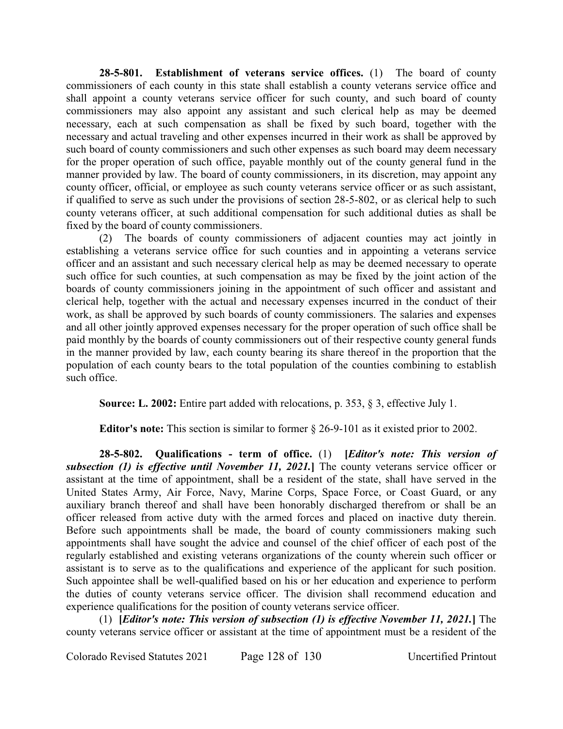**28-5-801. Establishment of veterans service offices.** (1) The board of county commissioners of each county in this state shall establish a county veterans service office and shall appoint a county veterans service officer for such county, and such board of county commissioners may also appoint any assistant and such clerical help as may be deemed necessary, each at such compensation as shall be fixed by such board, together with the necessary and actual traveling and other expenses incurred in their work as shall be approved by such board of county commissioners and such other expenses as such board may deem necessary for the proper operation of such office, payable monthly out of the county general fund in the manner provided by law. The board of county commissioners, in its discretion, may appoint any county officer, official, or employee as such county veterans service officer or as such assistant, if qualified to serve as such under the provisions of section 28-5-802, or as clerical help to such county veterans officer, at such additional compensation for such additional duties as shall be fixed by the board of county commissioners.

(2) The boards of county commissioners of adjacent counties may act jointly in establishing a veterans service office for such counties and in appointing a veterans service officer and an assistant and such necessary clerical help as may be deemed necessary to operate such office for such counties, at such compensation as may be fixed by the joint action of the boards of county commissioners joining in the appointment of such officer and assistant and clerical help, together with the actual and necessary expenses incurred in the conduct of their work, as shall be approved by such boards of county commissioners. The salaries and expenses and all other jointly approved expenses necessary for the proper operation of such office shall be paid monthly by the boards of county commissioners out of their respective county general funds in the manner provided by law, each county bearing its share thereof in the proportion that the population of each county bears to the total population of the counties combining to establish such office.

**Source: L. 2002:** Entire part added with relocations, p. 353, § 3, effective July 1.

**Editor's note:** This section is similar to former § 26-9-101 as it existed prior to 2002.

**28-5-802. Qualifications - term of office.** (1) **[*Editor's note: This version of subsection (1) is effective until November 11, 2021.*]** The county veterans service officer or assistant at the time of appointment, shall be a resident of the state, shall have served in the United States Army, Air Force, Navy, Marine Corps, Space Force, or Coast Guard, or any auxiliary branch thereof and shall have been honorably discharged therefrom or shall be an officer released from active duty with the armed forces and placed on inactive duty therein. Before such appointments shall be made, the board of county commissioners making such appointments shall have sought the advice and counsel of the chief officer of each post of the regularly established and existing veterans organizations of the county wherein such officer or assistant is to serve as to the qualifications and experience of the applicant for such position. Such appointee shall be well-qualified based on his or her education and experience to perform the duties of county veterans service officer. The division shall recommend education and experience qualifications for the position of county veterans service officer.

(1) **[*Editor's note: This version of subsection (1) is effective November 11, 2021.*]** The county veterans service officer or assistant at the time of appointment must be a resident of the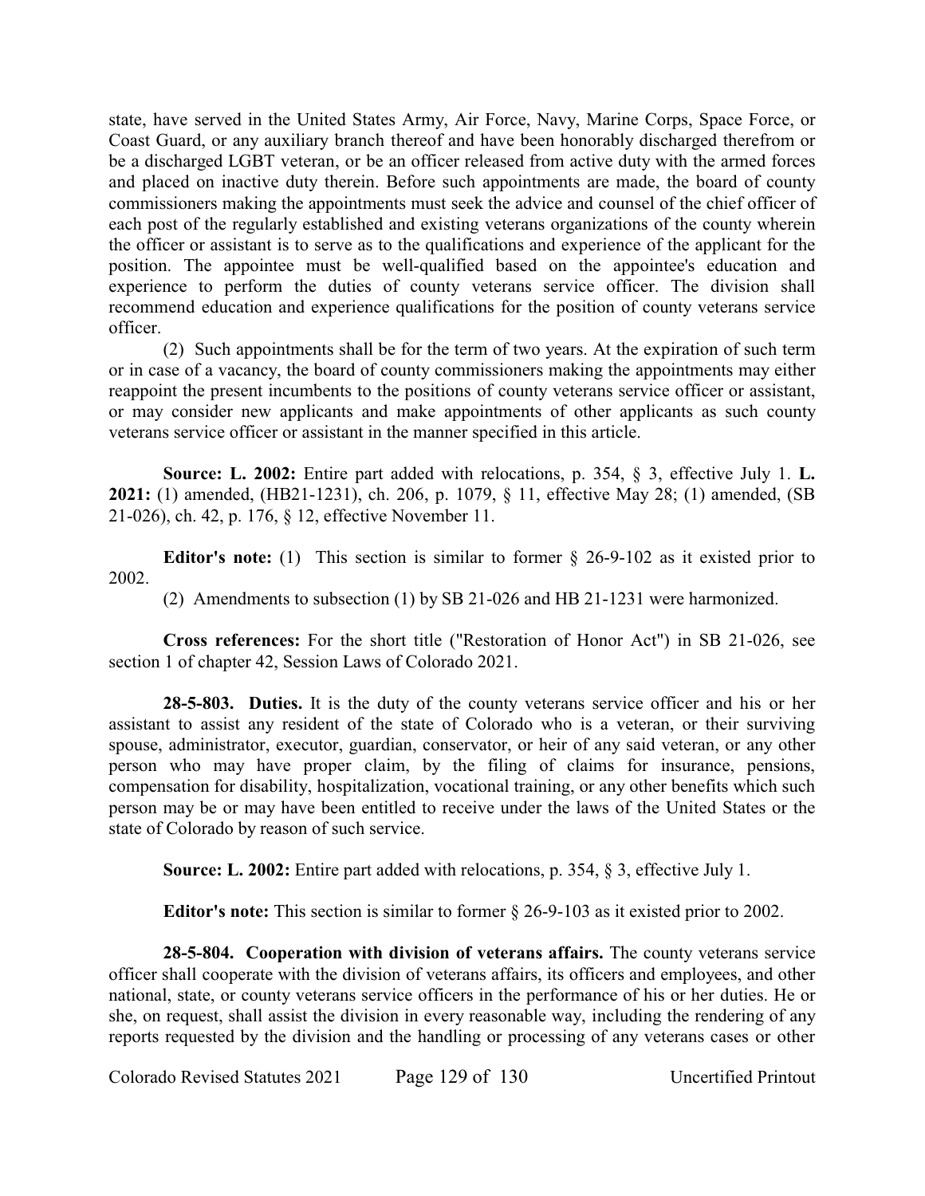state, have served in the United States Army, Air Force, Navy, Marine Corps, Space Force, or Coast Guard, or any auxiliary branch thereof and have been honorably discharged therefrom or be a discharged LGBT veteran, or be an officer released from active duty with the armed forces and placed on inactive duty therein. Before such appointments are made, the board of county commissioners making the appointments must seek the advice and counsel of the chief officer of each post of the regularly established and existing veterans organizations of the county wherein the officer or assistant is to serve as to the qualifications and experience of the applicant for the position. The appointee must be well-qualified based on the appointee's education and experience to perform the duties of county veterans service officer. The division shall recommend education and experience qualifications for the position of county veterans service officer.

(2) Such appointments shall be for the term of two years. At the expiration of such term or in case of a vacancy, the board of county commissioners making the appointments may either reappoint the present incumbents to the positions of county veterans service officer or assistant, or may consider new applicants and make appointments of other applicants as such county veterans service officer or assistant in the manner specified in this article.

**Source: L. 2002:** Entire part added with relocations, p. 354, § 3, effective July 1. **L. 2021:** (1) amended, (HB21-1231), ch. 206, p. 1079, § 11, effective May 28; (1) amended, (SB 21-026), ch. 42, p. 176, § 12, effective November 11.

**Editor's note:** (1) This section is similar to former § 26-9-102 as it existed prior to 2002.

(2) Amendments to subsection (1) by SB 21-026 and HB 21-1231 were harmonized.

**Cross references:** For the short title ("Restoration of Honor Act") in SB 21-026, see section 1 of chapter 42, Session Laws of Colorado 2021.

**28-5-803. Duties.** It is the duty of the county veterans service officer and his or her assistant to assist any resident of the state of Colorado who is a veteran, or their surviving spouse, administrator, executor, guardian, conservator, or heir of any said veteran, or any other person who may have proper claim, by the filing of claims for insurance, pensions, compensation for disability, hospitalization, vocational training, or any other benefits which such person may be or may have been entitled to receive under the laws of the United States or the state of Colorado by reason of such service.

**Source: L. 2002:** Entire part added with relocations, p. 354, § 3, effective July 1.

**Editor's note:** This section is similar to former § 26-9-103 as it existed prior to 2002.

**28-5-804. Cooperation with division of veterans affairs.** The county veterans service officer shall cooperate with the division of veterans affairs, its officers and employees, and other national, state, or county veterans service officers in the performance of his or her duties. He or she, on request, shall assist the division in every reasonable way, including the rendering of any reports requested by the division and the handling or processing of any veterans cases or other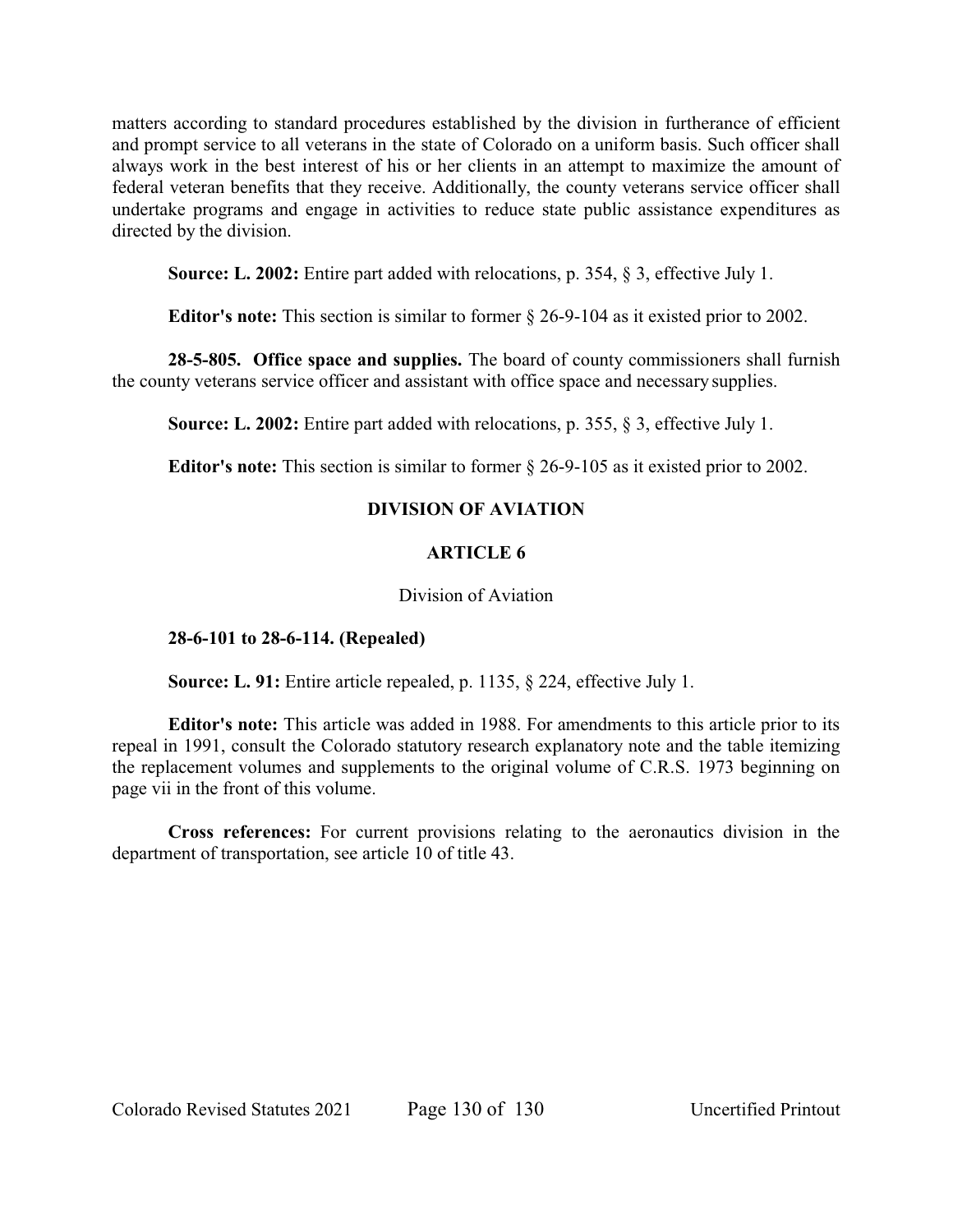matters according to standard procedures established by the division in furtherance of efficient and prompt service to all veterans in the state of Colorado on a uniform basis. Such officer shall always work in the best interest of his or her clients in an attempt to maximize the amount of federal veteran benefits that they receive. Additionally, the county veterans service officer shall undertake programs and engage in activities to reduce state public assistance expenditures as directed by the division.

**Source: L. 2002:** Entire part added with relocations, p. 354, § 3, effective July 1.

**Editor's note:** This section is similar to former § 26-9-104 as it existed prior to 2002.

**28-5-805. Office space and supplies.** The board of county commissioners shall furnish the county veterans service officer and assistant with office space and necessary supplies.

**Source: L. 2002:** Entire part added with relocations, p. 355, § 3, effective July 1.

**Editor's note:** This section is similar to former § 26-9-105 as it existed prior to 2002.

## DIVISION OF AVIATION

## ARTICLE 6

Division of Aviation

**28-6-101 to 28-6-114. (Repealed)**

**Source: L. 91:** Entire article repealed, p. 1135, § 224, effective July 1.

**Editor's note:** This article was added in 1988. For amendments to this article prior to its repeal in 1991, consult the Colorado statutory research explanatory note and the table itemizing the replacement volumes and supplements to the original volume of C.R.S. 1973 beginning on page vii in the front of this volume.

**Cross references:** For current provisions relating to the aeronautics division in the department of transportation, see article 10 of title 43.